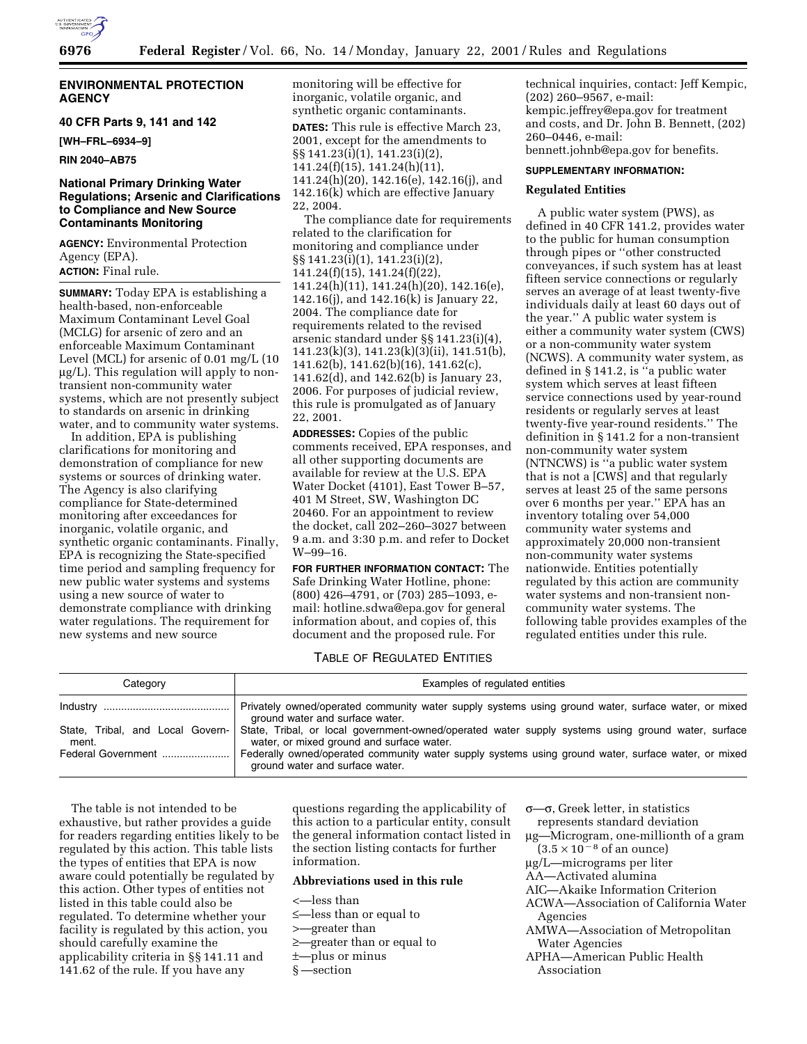## ENVIRONMENTAL PROTECTION AGENCY

### 40 CFR Parts 9, 141 and 142

**[WH–FRL–6934–9]**

**RIN 2040–AB75**

### National Primary Drinking Water Regulations; Arsenic and Clarifications to Compliance and New Source Contaminants Monitoring

**AGENCY:** Environmental Protection Agency (EPA).

**ACTION:** Final rule.

**SUMMARY:** Today EPA is establishing a health-based, non-enforceable Maximum Contaminant Level Goal (MCLG) for arsenic of zero and an enforceable Maximum Contaminant Level (MCL) for arsenic of 0.01 mg/L (10 µg/L). This regulation will apply to non-transient non-community water systems, which are not presently subject to standards on arsenic in drinking water, and to community water systems.

In addition, EPA is publishing clarifications for monitoring and demonstration of compliance for new systems or sources of drinking water. The Agency is also clarifying compliance for State-determined monitoring after exceedances for inorganic, volatile organic, and synthetic organic contaminants. Finally, EPA is recognizing the State-specified time period and sampling frequency for new public water systems and systems using a new source of water to demonstrate compliance with drinking water regulations. The requirement for new systems and new source monitoring will be effective for inorganic, volatile organic, and synthetic organic contaminants.

**DATES:** This rule is effective March 23, 2001, except for the amendments to §§ 141.23(i)(1), 141.23(i)(2), 141.24(f)(15), 141.24(h)(11), 141.24(h)(20), 142.16(e), 142.16(j), and 142.16(k) which are effective January 22, 2004.

The compliance date for requirements related to the clarification for monitoring and compliance under §§ 141.23(i)(1), 141.23(i)(2), 141.24(f)(15), 141.24(f)(22), 141.24(h)(11), 141.24(h)(20), 142.16(e), 142.16(j), and 142.16(k) is January 22, 2004. The compliance date for requirements related to the revised arsenic standard under §§ 141.23(i)(4), 141.23(k)(3), 141.23(k)(3)(ii), 141.51(b), 141.62(b), 141.62(b)(16), 141.62(c), 141.62(d), and 142.62(b) is January 23, 2006. For purposes of judicial review, this rule is promulgated as of January 22, 2001.

**ADDRESSES:** Copies of the public comments received, EPA responses, and all other supporting documents are available for review at the U.S. EPA Water Docket (4101), East Tower B–57, 401 M Street, SW, Washington DC 20460. For an appointment to review the docket, call 202–260–3027 between 9 a.m. and 3:30 p.m. and refer to Docket W–99–16.

**FOR FURTHER INFORMATION CONTACT:** The Safe Drinking Water Hotline, phone: (800) 426–4791, or (703) 285–1093, e-mail: hotline.sdwa@epa.gov for general information about, and copies of, this document and the proposed rule. For technical inquiries, contact: Jeff Kempic, (202) 260–9567, e-mail: kempic.jeffrey@epa.gov for treatment and costs, and Dr. John B. Bennett, (202) 260–0446, e-mail: bennett.johnb@epa.gov for benefits.

**SUPPLEMENTARY INFORMATION:**

#### Regulated Entities

A public water system (PWS), as defined in 40 CFR 141.2, provides water to the public for human consumption through pipes or ''other constructed conveyances, if such system has at least fifteen service connections or regularly serves an average of at least twenty-five individuals daily at least 60 days out of the year.'' A public water system is either a community water system (CWS) or a non-community water system (NCWS). A community water system, as defined in § 141.2, is ''a public water system which serves at least fifteen service connections used by year-round residents or regularly serves at least twenty-five year-round residents.'' The definition in § 141.2 for a non-transient non-community water system (NTNCWS) is ''a public water system that is not a [CWS] and that regularly serves at least 25 of the same persons over 6 months per year.'' EPA has an inventory totaling over 54,000 community water systems and approximately 20,000 non-transient non-community water systems nationwide. Entities potentially regulated by this action are community water systems and non-transient non-community water systems. The following table provides examples of the regulated entities under this rule.

TABLE OF REGULATED ENTITIES

| Category | Examples of regulated entities |
|---|---|
| Industry | Privately owned/operated community water supply systems using ground water, surface water, or mixed ground water and surface water. |
| State, Tribal, and Local Government. | State, Tribal, or local government-owned/operated water supply systems using ground water, surface water, or mixed ground and surface water. |
| Federal Government | Federally owned/operated community water supply systems using ground water, surface water, or mixed ground water and surface water. |

The table is not intended to be exhaustive, but rather provides a guide for readers regarding entities likely to be regulated by this action. This table lists the types of entities that EPA is now aware could potentially be regulated by this action. Other types of entities not listed in this table could also be regulated. To determine whether your facility is regulated by this action, you should carefully examine the applicability criteria in §§ 141.11 and 141.62 of the rule. If you have any questions regarding the applicability of this action to a particular entity, consult the general information contact listed in the section listing contacts for further information.

#### Abbreviations used in this rule

<—less than
≤—less than or equal to
>—greater than
≥—greater than or equal to
±—plus or minus
§ —section
σ—σ, Greek letter, in statistics represents standard deviation
µg—Microgram, one-millionth of a gram ($3.5 \times 10^{-8}$ of an ounce)
µg/L—micrograms per liter
AA—Activated alumina
AIC—Akaike Information Criterion
ACWA—Association of California Water Agencies
AMWA—Association of Metropolitan Water Agencies
APHA—American Public Health Association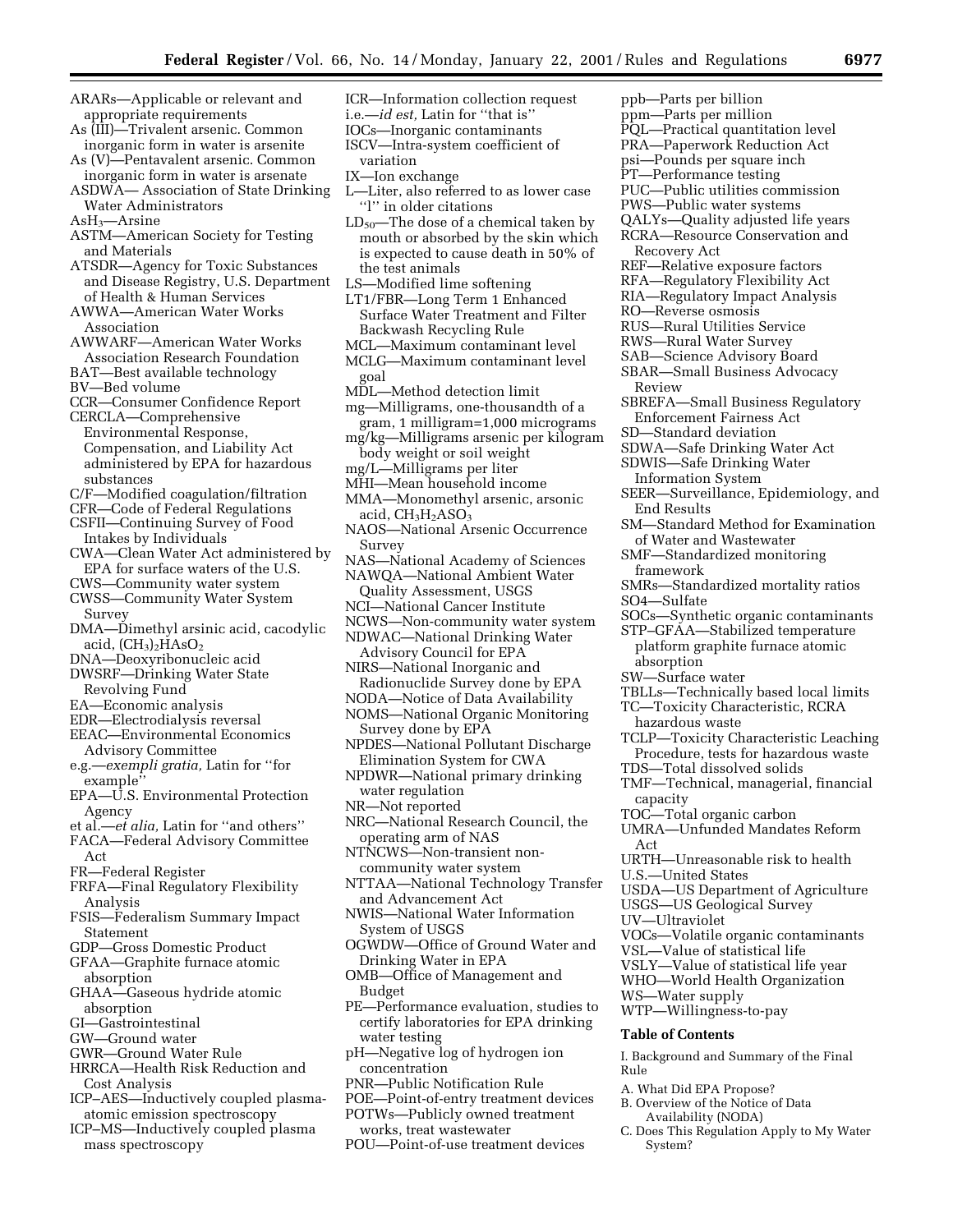ARARs—Applicable or relevant and appropriate requirements
As (III)—Trivalent arsenic. Common inorganic form in water is arsenite
As (V)—Pentavalent arsenic. Common inorganic form in water is arsenate
ASDWA— Association of State Drinking Water Administrators
$AsH_3$—Arsine
ASTM—American Society for Testing and Materials
ATSDR—Agency for Toxic Substances and Disease Registry, U.S. Department of Health & Human Services
AWWA—American Water Works Association
AWWARF—American Water Works Association Research Foundation
BAT—Best available technology
BV—Bed volume
CCR—Consumer Confidence Report
CERCLA—Comprehensive Environmental Response, Compensation, and Liability Act administered by EPA for hazardous substances
C/F—Modified coagulation/filtration
CFR—Code of Federal Regulations
CSFII—Continuing Survey of Food Intakes by Individuals
CWA—Clean Water Act administered by EPA for surface waters of the U.S.
CWS—Community water system
CWSS—Community Water System Survey
DMA—Dimethyl arsinic acid, cacodylic acid, $(CH_3)_2HAsO_2$
DNA—Deoxyribonucleic acid
DWSRF—Drinking Water State Revolving Fund
EA—Economic analysis
EDR—Electrodialysis reversal
EEAC—Environmental Economics Advisory Committee
e.g.—*exempli gratia,* Latin for ''for example''
EPA—U.S. Environmental Protection Agency
et al.—*et alia,* Latin for ''and others''
FACA—Federal Advisory Committee Act
FR—Federal Register
FRFA—Final Regulatory Flexibility Analysis
FSIS—Federalism Summary Impact Statement
GDP—Gross Domestic Product
GFAA—Graphite furnace atomic absorption
GHAA—Gaseous hydride atomic absorption
GI—Gastrointestinal
GW—Ground water
GWR—Ground Water Rule
HRRCA—Health Risk Reduction and Cost Analysis
ICP–AES—Inductively coupled plasma-atomic emission spectroscopy
ICP–MS—Inductively coupled plasma mass spectroscopy
ICR—Information collection request
i.e.—*id est,* Latin for ''that is''
IOCs—Inorganic contaminants
ISCV—Intra-system coefficient of variation
IX—Ion exchange
L—Liter, also referred to as lower case ''l'' in older citations
$LD_{50}$—The dose of a chemical taken by mouth or absorbed by the skin which is expected to cause death in 50% of the test animals
LS—Modified lime softening
LT1/FBR—Long Term 1 Enhanced Surface Water Treatment and Filter Backwash Recycling Rule
MCL—Maximum contaminant level
MCLG—Maximum contaminant level goal
MDL—Method detection limit
mg—Milligrams, one-thousandth of a gram, 1 milligram=1,000 micrograms
mg/kg—Milligrams arsenic per kilogram body weight or soil weight
mg/L—Milligrams per liter
MHI—Mean household income
MMA—Monomethyl arsenic, arsonic acid, $CH_3H_2ASO_3$
NAOS—National Arsenic Occurrence Survey
NAS—National Academy of Sciences
NAWQA—National Ambient Water Quality Assessment, USGS
NCI—National Cancer Institute
NCWS—Non-community water system
NDWAC—National Drinking Water Advisory Council for EPA
NIRS—National Inorganic and Radionuclide Survey done by EPA
NODA—Notice of Data Availability
NOMS—National Organic Monitoring Survey done by EPA
NPDES—National Pollutant Discharge Elimination System for CWA
NPDWR—National primary drinking water regulation
NR—Not reported
NRC—National Research Council, the operating arm of NAS
NTNCWS—Non-transient non-community water system
NTTAA—National Technology Transfer and Advancement Act
NWIS—National Water Information System of USGS
OGWDW—Office of Ground Water and Drinking Water in EPA
OMB—Office of Management and Budget
PE—Performance evaluation, studies to certify laboratories for EPA drinking water testing
pH—Negative log of hydrogen ion concentration
PNR—Public Notification Rule
POE—Point-of-entry treatment devices
POTWs—Publicly owned treatment works, treat wastewater
POU—Point-of-use treatment devices
ppb—Parts per billion
ppm—Parts per million
PQL—Practical quantitation level
PRA—Paperwork Reduction Act
psi—Pounds per square inch
PT—Performance testing
PUC—Public utilities commission
PWS—Public water systems
QALYs—Quality adjusted life years
RCRA—Resource Conservation and Recovery Act
REF—Relative exposure factors
RFA—Regulatory Flexibility Act
RIA—Regulatory Impact Analysis
RO—Reverse osmosis
RUS—Rural Utilities Service
RWS—Rural Water Survey
SAB—Science Advisory Board
SBAR—Small Business Advocacy Review
SBREFA—Small Business Regulatory Enforcement Fairness Act
SD—Standard deviation
SDWA—Safe Drinking Water Act
SDWIS—Safe Drinking Water Information System
SEER—Surveillance, Epidemiology, and End Results
SM—Standard Method for Examination of Water and Wastewater
SMF—Standardized monitoring framework
SMRs—Standardized mortality ratios
SO4—Sulfate
SOCs—Synthetic organic contaminants
STP–GFAA—Stabilized temperature platform graphite furnace atomic absorption
SW—Surface water
TBLLs—Technically based local limits
TC—Toxicity Characteristic, RCRA hazardous waste
TCLP—Toxicity Characteristic Leaching Procedure, tests for hazardous waste
TDS—Total dissolved solids
TMF—Technical, managerial, financial capacity
TOC—Total organic carbon
UMRA—Unfunded Mandates Reform Act
URTH—Unreasonable risk to health
U.S.—United States
USDA—US Department of Agriculture
USGS—US Geological Survey
UV—Ultraviolet
VOCs—Volatile organic contaminants
VSL—Value of statistical life
VSLY—Value of statistical life year
WHO—World Health Organization
WS—Water supply
WTP—Willingness-to-pay

**Table of Contents**

I. Background and Summary of the Final Rule

A. What Did EPA Propose?
B. Overview of the Notice of Data Availability (NODA)
C. Does This Regulation Apply to My Water System?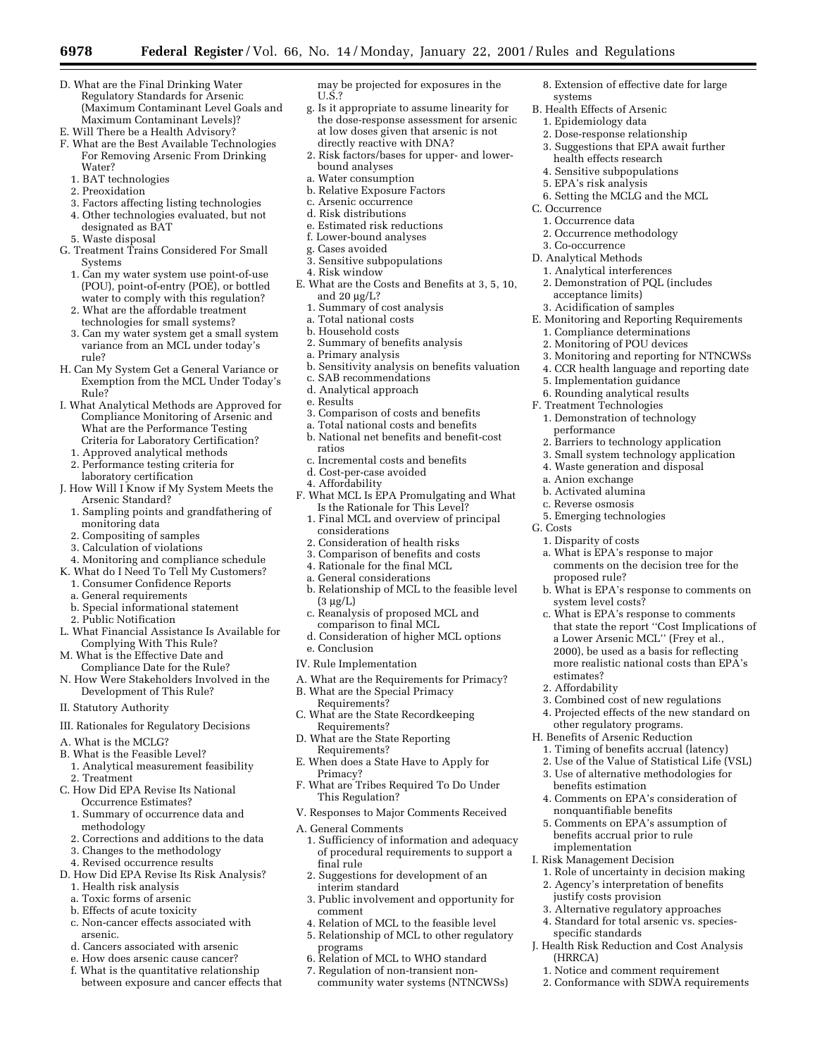D. What are the Final Drinking Water Regulatory Standards for Arsenic (Maximum Contaminant Level Goals and Maximum Contaminant Levels)?
E. Will There be a Health Advisory?
F. What are the Best Available Technologies For Removing Arsenic From Drinking Water?
  1. BAT technologies
  2. Preoxidation
  3. Factors affecting listing technologies
  4. Other technologies evaluated, but not designated as BAT
  5. Waste disposal
G. Treatment Trains Considered For Small Systems
  1. Can my water system use point-of-use (POU), point-of-entry (POE), or bottled water to comply with this regulation?
  2. What are the affordable treatment technologies for small systems?
  3. Can my water system get a small system variance from an MCL under today's rule?
H. Can My System Get a General Variance or Exemption from the MCL Under Today's Rule?
I. What Analytical Methods are Approved for Compliance Monitoring of Arsenic and What are the Performance Testing Criteria for Laboratory Certification?
  1. Approved analytical methods
  2. Performance testing criteria for laboratory certification
J. How Will I Know if My System Meets the Arsenic Standard?
  1. Sampling points and grandfathering of monitoring data
  2. Compositing of samples
  3. Calculation of violations
  4. Monitoring and compliance schedule
K. What do I Need To Tell My Customers?
  1. Consumer Confidence Reports
  a. General requirements
  b. Special informational statement
  2. Public Notification
L. What Financial Assistance Is Available for Complying With This Rule?
M. What is the Effective Date and Compliance Date for the Rule?
N. How Were Stakeholders Involved in the Development of This Rule?

II. Statutory Authority

III. Rationales for Regulatory Decisions

A. What is the MCLG?
B. What is the Feasible Level?
  1. Analytical measurement feasibility
  2. Treatment
C. How Did EPA Revise Its National Occurrence Estimates?
  1. Summary of occurrence data and methodology
  2. Corrections and additions to the data
  3. Changes to the methodology
  4. Revised occurrence results
D. How Did EPA Revise Its Risk Analysis?
  1. Health risk analysis
  a. Toxic forms of arsenic
  b. Effects of acute toxicity
  c. Non-cancer effects associated with arsenic.
  d. Cancers associated with arsenic
  e. How does arsenic cause cancer?
  f. What is the quantitative relationship between exposure and cancer effects that may be projected for exposures in the U.S.?
  g. Is it appropriate to assume linearity for the dose-response assessment for arsenic at low doses given that arsenic is not directly reactive with DNA?
  2. Risk factors/bases for upper- and lower-bound analyses
  a. Water consumption
  b. Relative Exposure Factors
  c. Arsenic occurrence
  d. Risk distributions
  e. Estimated risk reductions
  f. Lower-bound analyses
  g. Cases avoided
  3. Sensitive subpopulations
  4. Risk window
E. What are the Costs and Benefits at 3, 5, 10, and 20 μg/L?
  1. Summary of cost analysis
  a. Total national costs
  b. Household costs
  2. Summary of benefits analysis
  a. Primary analysis
  b. Sensitivity analysis on benefits valuation
  c. SAB recommendations
  d. Analytical approach
  e. Results
  3. Comparison of costs and benefits
  a. Total national costs and benefits
  b. National net benefits and benefit-cost ratios
  c. Incremental costs and benefits
  d. Cost-per-case avoided
  4. Affordability
F. What MCL Is EPA Promulgating and What Is the Rationale for This Level?
  1. Final MCL and overview of principal considerations
  2. Consideration of health risks
  3. Comparison of benefits and costs
  4. Rationale for the final MCL
  a. General considerations
  b. Relationship of MCL to the feasible level (3 μg/L)
  c. Reanalysis of proposed MCL and comparison to final MCL
  d. Consideration of higher MCL options
  e. Conclusion

IV. Rule Implementation

A. What are the Requirements for Primacy?
B. What are the Special Primacy Requirements?
C. What are the State Recordkeeping Requirements?
D. What are the State Reporting Requirements?
E. When does a State Have to Apply for Primacy?
F. What are Tribes Required To Do Under This Regulation?

V. Responses to Major Comments Received

A. General Comments
  1. Sufficiency of information and adequacy of procedural requirements to support a final rule
  2. Suggestions for development of an interim standard
  3. Public involvement and opportunity for comment
  4. Relation of MCL to the feasible level
  5. Relationship of MCL to other regulatory programs
  6. Relation of MCL to WHO standard
  7. Regulation of non-transient non-community water systems (NTNCWSs)
  8. Extension of effective date for large systems
B. Health Effects of Arsenic
  1. Epidemiology data
  2. Dose-response relationship
  3. Suggestions that EPA await further health effects research
  4. Sensitive subpopulations
  5. EPA's risk analysis
  6. Setting the MCLG and the MCL
C. Occurrence
  1. Occurrence data
  2. Occurrence methodology
  3. Co-occurrence
D. Analytical Methods
  1. Analytical interferences
  2. Demonstration of PQL (includes acceptance limits)
  3. Acidification of samples
E. Monitoring and Reporting Requirements
  1. Compliance determinations
  2. Monitoring of POU devices
  3. Monitoring and reporting for NTNCWSs
  4. CCR health language and reporting date
  5. Implementation guidance
  6. Rounding analytical results
F. Treatment Technologies
  1. Demonstration of technology performance
  2. Barriers to technology application
  3. Small system technology application
  4. Waste generation and disposal
  a. Anion exchange
  b. Activated alumina
  c. Reverse osmosis
  5. Emerging technologies
G. Costs
  1. Disparity of costs
  a. What is EPA's response to major comments on the decision tree for the proposed rule?
  b. What is EPA's response to comments on system level costs?
  c. What is EPA's response to comments that state the report "Cost Implications of a Lower Arsenic MCL" (Frey et al., 2000), be used as a basis for reflecting more realistic national costs than EPA's estimates?
  2. Affordability
  3. Combined cost of new regulations
  4. Projected effects of the new standard on other regulatory programs.
H. Benefits of Arsenic Reduction
  1. Timing of benefits accrual (latency)
  2. Use of the Value of Statistical Life (VSL)
  3. Use of alternative methodologies for benefits estimation
  4. Comments on EPA's consideration of nonquantifiable benefits
  5. Comments on EPA's assumption of benefits accrual prior to rule implementation
I. Risk Management Decision
  1. Role of uncertainty in decision making
  2. Agency's interpretation of benefits justify costs provision
  3. Alternative regulatory approaches
  4. Standard for total arsenic vs. species-specific standards
J. Health Risk Reduction and Cost Analysis (HRRCA)
  1. Notice and comment requirement
  2. Conformance with SDWA requirements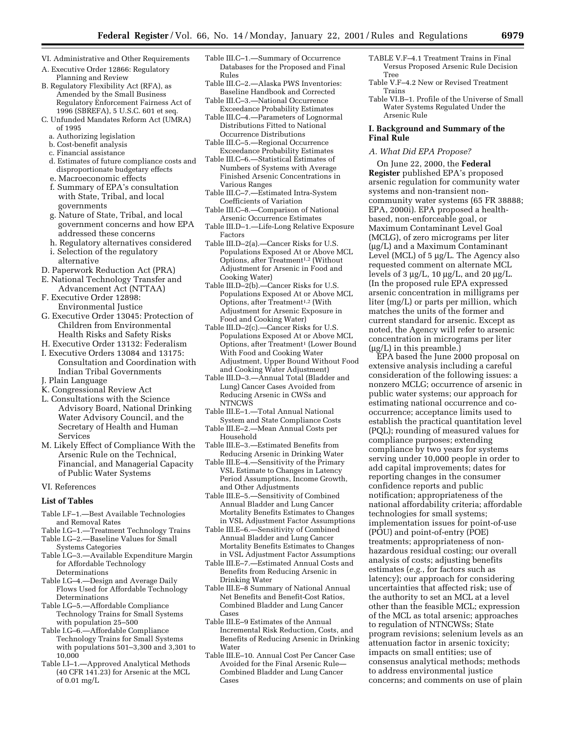VI. Administrative and Other Requirements

A. Executive Order 12866: Regulatory Planning and Review

B. Regulatory Flexibility Act (RFA), as Amended by the Small Business Regulatory Enforcement Fairness Act of 1996 (SBREFA), 5 U.S.C. 601 et seq.

C. Unfunded Mandates Reform Act (UMRA) of 1995

a. Authorizing legislation

b. Cost-benefit analysis

c. Financial assistance

d. Estimates of future compliance costs and disproportionate budgetary effects

e. Macroeconomic effects

f. Summary of EPA's consultation with State, Tribal, and local governments

g. Nature of State, Tribal, and local government concerns and how EPA addressed these concerns

h. Regulatory alternatives considered

i. Selection of the regulatory alternative

D. Paperwork Reduction Act (PRA)

E. National Technology Transfer and Advancement Act (NTTAA)

F. Executive Order 12898: Environmental Justice

G. Executive Order 13045: Protection of Children from Environmental Health Risks and Safety Risks

H. Executive Order 13132: Federalism

I. Executive Orders 13084 and 13175: Consultation and Coordination with Indian Tribal Governments

J. Plain Language

K. Congressional Review Act

L. Consultations with the Science Advisory Board, National Drinking Water Advisory Council, and the Secretary of Health and Human Services

M. Likely Effect of Compliance With the Arsenic Rule on the Technical, Financial, and Managerial Capacity of Public Water Systems

VI. References

**List of Tables**

Table I.F–1.—Best Available Technologies and Removal Rates

Table I.G–1.—Treatment Technology Trains

Table I.G–2.—Baseline Values for Small Systems Categories

Table I.G–3.—Available Expenditure Margin for Affordable Technology Determinations

Table I.G–4.—Design and Average Daily Flows Used for Affordable Technology Determinations

Table I.G–5.—Affordable Compliance Technology Trains for Small Systems with population 25–500

Table I.G–6.—Affordable Compliance Technology Trains for Small Systems with populations 501–3,300 and 3,301 to 10,000

Table I.I–1.—Approved Analytical Methods (40 CFR 141.23) for Arsenic at the MCL of 0.01 mg/L

Table III.C–1.—Summary of Occurrence Databases for the Proposed and Final Rules

Table III.C–2.—Alaska PWS Inventories: Baseline Handbook and Corrected

Table III.C–3.—National Occurrence Exceedance Probability Estimates

Table III.C–4.—Parameters of Lognormal Distributions Fitted to National Occurrence Distributions

Table III.C–5.—Regional Occurrence Exceedance Probability Estimates

Table III.C–6.—Statistical Estimates of Numbers of Systems with Average Finished Arsenic Concentrations in Various Ranges

Table III.C–7.—Estimated Intra-System Coefficients of Variation

Table III.C–8.—Comparison of National Arsenic Occurrence Estimates

Table III.D–1.—Life-Long Relative Exposure Factors

Table III.D–2(a).—Cancer Risks for U.S. Populations Exposed At or Above MCL Options, after Treatment[1,2] (Without Adjustment for Arsenic in Food and Cooking Water)

Table III.D–2(b).—Cancer Risks for U.S. Populations Exposed At or Above MCL Options, after Treatment[1,2] (With Adjustment for Arsenic Exposure in Food and Cooking Water)

Table III.D–2(c).—Cancer Risks for U.S. Populations Exposed At or Above MCL Options, after Treatment[1] (Lower Bound With Food and Cooking Water Adjustment, Upper Bound Without Food and Cooking Water Adjustment)

Table III.D–3.—Annual Total (Bladder and Lung) Cancer Cases Avoided from Reducing Arsenic in CWSs and NTNCWS

Table III.E–1.—Total Annual National System and State Compliance Costs

Table III.E–2.—Mean Annual Costs per Household

Table III.E–3.—Estimated Benefits from Reducing Arsenic in Drinking Water

Table III.E–4.—Sensitivity of the Primary VSL Estimate to Changes in Latency Period Assumptions, Income Growth, and Other Adjustments

Table III.E–5.—Sensitivity of Combined Annual Bladder and Lung Cancer Mortality Benefits Estimates to Changes in VSL Adjustment Factor Assumptions

Table III.E–6.—Sensitivity of Combined Annual Bladder and Lung Cancer Mortality Benefits Estimates to Changes in VSL Adjustment Factor Assumptions

Table III.E–7.—Estimated Annual Costs and Benefits from Reducing Arsenic in Drinking Water

Table III.E–8 Summary of National Annual Net Benefits and Benefit-Cost Ratios, Combined Bladder and Lung Cancer Cases

Table III.E–9 Estimates of the Annual Incremental Risk Reduction, Costs, and Benefits of Reducing Arsenic in Drinking Water

Table III.E–10. Annual Cost Per Cancer Case Avoided for the Final Arsenic Rule—Combined Bladder and Lung Cancer Cases

TABLE V.F–4.1 Treatment Trains in Final Versus Proposed Arsenic Rule Decision Tree

Table V.F–4.2 New or Revised Treatment Trains

Table VI.B–1. Profile of the Universe of Small Water Systems Regulated Under the Arsenic Rule

## I. Background and Summary of the Final Rule

### *A. What Did EPA Propose?*

On June 22, 2000, the **Federal Register** published EPA's proposed arsenic regulation for community water systems and non-transient non-community water systems (65 FR 38888; EPA, 2000i). EPA proposed a health-based, non-enforceable goal, or Maximum Contaminant Level Goal (MCLG), of zero micrograms per liter (µg/L) and a Maximum Contaminant Level (MCL) of 5 µg/L. The Agency also requested comment on alternate MCL levels of 3 µg/L, 10 µg/L, and 20 µg/L. (In the proposed rule EPA expressed arsenic concentration in milligrams per liter (mg/L) or parts per million, which matches the units of the former and current standard for arsenic. Except as noted, the Agency will refer to arsenic concentration in micrograms per liter (µg/L) in this preamble.)

EPA based the June 2000 proposal on extensive analysis including a careful consideration of the following issues: a nonzero MCLG; occurrence of arsenic in public water systems; our approach for estimating national occurrence and co-occurrence; acceptance limits used to establish the practical quantitation level (PQL); rounding of measured values for compliance purposes; extending compliance by two years for systems serving under 10,000 people in order to add capital improvements; dates for reporting changes in the consumer confidence reports and public notification; appropriateness of the national affordability criteria; affordable technologies for small systems; implementation issues for point-of-use (POU) and point-of-entry (POE) treatments; appropriateness of non-hazardous residual costing; our overall analysis of costs; adjusting benefits estimates (*e.g.*, for factors such as latency); our approach for considering uncertainties that affected risk; use of the authority to set an MCL at a level other than the feasible MCL; expression of the MCL as total arsenic; approaches to regulation of NTNCWSs; State program revisions; selenium levels as an attenuation factor in arsenic toxicity; impacts on small entities; use of consensus analytical methods; methods to address environmental justice concerns; and comments on use of plain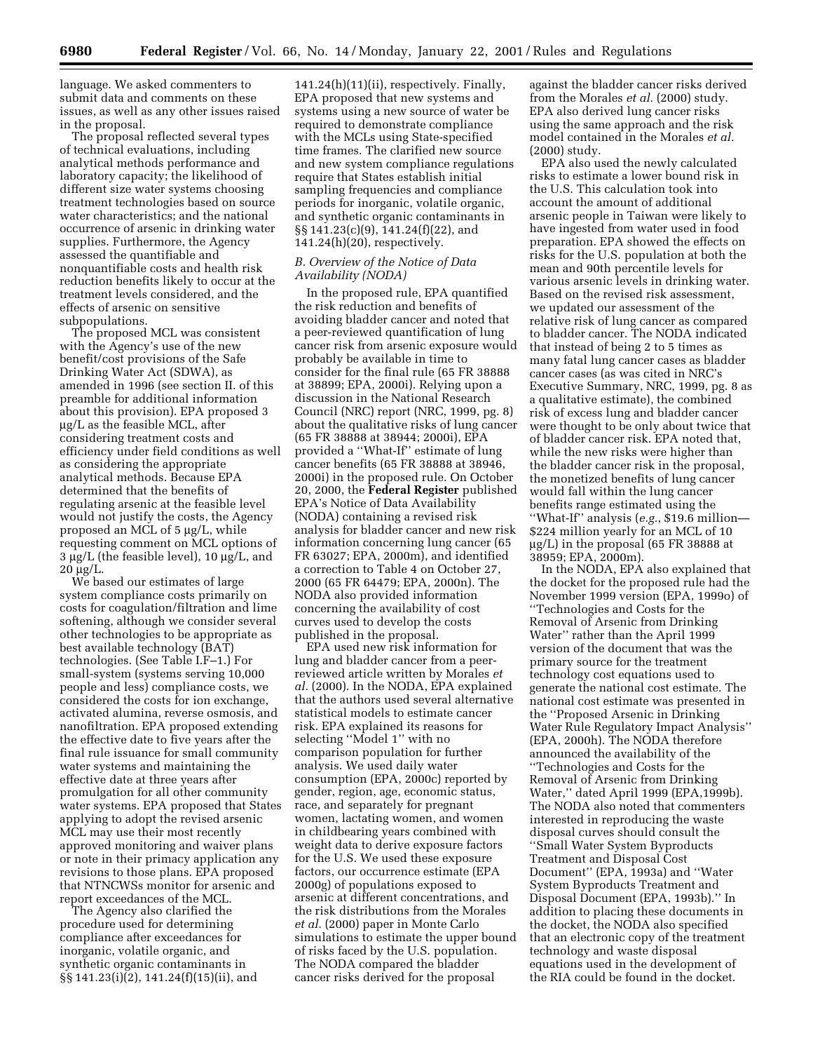language. We asked commenters to submit data and comments on these issues, as well as any other issues raised in the proposal.

The proposal reflected several types of technical evaluations, including analytical methods performance and laboratory capacity; the likelihood of different size water systems choosing treatment technologies based on source water characteristics; and the national occurrence of arsenic in drinking water supplies. Furthermore, the Agency assessed the quantifiable and nonquantifiable costs and health risk reduction benefits likely to occur at the treatment levels considered, and the effects of arsenic on sensitive subpopulations.

The proposed MCL was consistent with the Agency's use of the new benefit/cost provisions of the Safe Drinking Water Act (SDWA), as amended in 1996 (see section II. of this preamble for additional information about this provision). EPA proposed 3 µg/L as the feasible MCL, after considering treatment costs and efficiency under field conditions as well as considering the appropriate analytical methods. Because EPA determined that the benefits of regulating arsenic at the feasible level would not justify the costs, the Agency proposed an MCL of 5 µg/L, while requesting comment on MCL options of 3 µg/L (the feasible level), 10 µg/L, and 20 µg/L.

We based our estimates of large system compliance costs primarily on costs for coagulation/filtration and lime softening, although we consider several other technologies to be appropriate as best available technology (BAT) technologies. (See Table I.F–1.) For small-system (systems serving 10,000 people and less) compliance costs, we considered the costs for ion exchange, activated alumina, reverse osmosis, and nanofiltration. EPA proposed extending the effective date to five years after the final rule issuance for small community water systems and maintaining the effective date at three years after promulgation for all other community water systems. EPA proposed that States applying to adopt the revised arsenic MCL may use their most recently approved monitoring and waiver plans or note in their primacy application any revisions to those plans. EPA proposed that NTNCWSs monitor for arsenic and report exceedances of the MCL.

The Agency also clarified the procedure used for determining compliance after exceedances for inorganic, volatile organic, and synthetic organic contaminants in §§ 141.23(i)(2), 141.24(f)(15)(ii), and 141.24(h)(11)(ii), respectively. Finally, EPA proposed that new systems and systems using a new source of water be required to demonstrate compliance with the MCLs using State-specified time frames. The clarified new source and new system compliance regulations require that States establish initial sampling frequencies and compliance periods for inorganic, volatile organic, and synthetic organic contaminants in §§ 141.23(c)(9), 141.24(f)(22), and 141.24(h)(20), respectively.

### B. Overview of the Notice of Data Availability (NODA)

In the proposed rule, EPA quantified the risk reduction and benefits of avoiding bladder cancer and noted that a peer-reviewed quantification of lung cancer risk from arsenic exposure would probably be available in time to consider for the final rule (65 FR 38888 at 38899; EPA, 2000i). Relying upon a discussion in the National Research Council (NRC) report (NRC, 1999, pg. 8) about the qualitative risks of lung cancer (65 FR 38888 at 38944; 2000i), EPA provided a ''What-If'' estimate of lung cancer benefits (65 FR 38888 at 38946, 2000i) in the proposed rule. On October 20, 2000, the **Federal Register** published EPA's Notice of Data Availability (NODA) containing a revised risk analysis for bladder cancer and new risk information concerning lung cancer (65 FR 63027; EPA, 2000m), and identified a correction to Table 4 on October 27, 2000 (65 FR 64479; EPA, 2000n). The NODA also provided information concerning the availability of cost curves used to develop the costs published in the proposal.

EPA used new risk information for lung and bladder cancer from a peer-reviewed article written by Morales *et al.* (2000). In the NODA, EPA explained that the authors used several alternative statistical models to estimate cancer risk. EPA explained its reasons for selecting ''Model 1'' with no comparison population for further analysis. We used daily water consumption (EPA, 2000c) reported by gender, region, age, economic status, race, and separately for pregnant women, lactating women, and women in childbearing years combined with weight data to derive exposure factors for the U.S. We used these exposure factors, our occurrence estimate (EPA 2000g) of populations exposed to arsenic at different concentrations, and the risk distributions from the Morales *et al.* (2000) paper in Monte Carlo simulations to estimate the upper bound of risks faced by the U.S. population. The NODA compared the bladder cancer risks derived for the proposal against the bladder cancer risks derived from the Morales *et al.* (2000) study. EPA also derived lung cancer risks using the same approach and the risk model contained in the Morales *et al.* (2000) study.

EPA also used the newly calculated risks to estimate a lower bound risk in the U.S. This calculation took into account the amount of additional arsenic people in Taiwan were likely to have ingested from water used in food preparation. EPA showed the effects on risks for the U.S. population at both the mean and 90th percentile levels for various arsenic levels in drinking water. Based on the revised risk assessment, we updated our assessment of the relative risk of lung cancer as compared to bladder cancer. The NODA indicated that instead of being 2 to 5 times as many fatal lung cancer cases as bladder cancer cases (as was cited in NRC's Executive Summary, NRC, 1999, pg. 8 as a qualitative estimate), the combined risk of excess lung and bladder cancer were thought to be only about twice that of bladder cancer risk. EPA noted that, while the new risks were higher than the bladder cancer risk in the proposal, the monetized benefits of lung cancer would fall within the lung cancer benefits range estimated using the ''What-If'' analysis (*e.g.*, $19.6 million—$224 million yearly for an MCL of 10 µg/L) in the proposal (65 FR 38888 at 38959; EPA, 2000m).

In the NODA, EPA also explained that the docket for the proposed rule had the November 1999 version (EPA, 1999o) of ''Technologies and Costs for the Removal of Arsenic from Drinking Water'' rather than the April 1999 version of the document that was the primary source for the treatment technology cost equations used to generate the national cost estimate. The national cost estimate was presented in the ''Proposed Arsenic in Drinking Water Rule Regulatory Impact Analysis'' (EPA, 2000h). The NODA therefore announced the availability of the ''Technologies and Costs for the Removal of Arsenic from Drinking Water,'' dated April 1999 (EPA,1999b). The NODA also noted that commenters interested in reproducing the waste disposal curves should consult the ''Small Water System Byproducts Treatment and Disposal Cost Document'' (EPA, 1993a) and ''Water System Byproducts Treatment and Disposal Document (EPA, 1993b).'' In addition to placing these documents in the docket, the NODA also specified that an electronic copy of the treatment technology and waste disposal equations used in the development of the RIA could be found in the docket.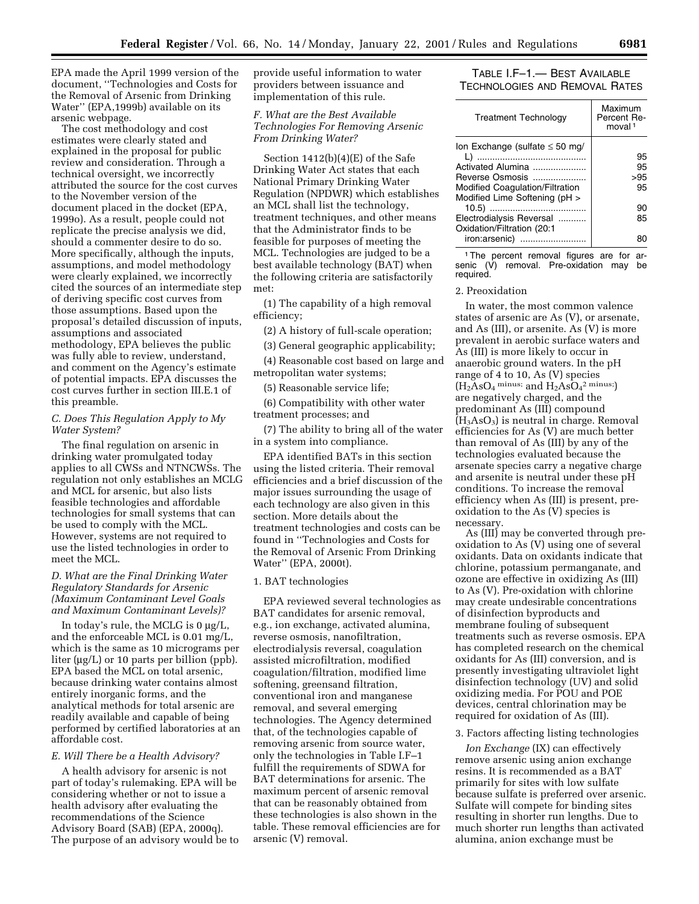EPA made the April 1999 version of the document, ''Technologies and Costs for the Removal of Arsenic from Drinking Water'' (EPA,1999b) available on its arsenic webpage.

The cost methodology and cost estimates were clearly stated and explained in the proposal for public review and consideration. Through a technical oversight, we incorrectly attributed the source for the cost curves to the November version of the document placed in the docket (EPA, 1999o). As a result, people could not replicate the precise analysis we did, should a commenter desire to do so. More specifically, although the inputs, assumptions, and model methodology were clearly explained, we incorrectly cited the sources of an intermediate step of deriving specific cost curves from those assumptions. Based upon the proposal's detailed discussion of inputs, assumptions and associated methodology, EPA believes the public was fully able to review, understand, and comment on the Agency's estimate of potential impacts. EPA discusses the cost curves further in section III.E.1 of this preamble.

### C. Does This Regulation Apply to My Water System?

The final regulation on arsenic in drinking water promulgated today applies to all CWSs and NTNCWSs. The regulation not only establishes an MCLG and MCL for arsenic, but also lists feasible technologies and affordable technologies for small systems that can be used to comply with the MCL. However, systems are not required to use the listed technologies in order to meet the MCL.

### D. What are the Final Drinking Water Regulatory Standards for Arsenic (Maximum Contaminant Level Goals and Maximum Contaminant Levels)?

In today's rule, the MCLG is 0 µg/L, and the enforceable MCL is 0.01 mg/L, which is the same as 10 micrograms per liter (µg/L) or 10 parts per billion (ppb). EPA based the MCL on total arsenic, because drinking water contains almost entirely inorganic forms, and the analytical methods for total arsenic are readily available and capable of being performed by certified laboratories at an affordable cost.

### E. Will There be a Health Advisory?

A health advisory for arsenic is not part of today's rulemaking. EPA will be considering whether or not to issue a health advisory after evaluating the recommendations of the Science Advisory Board (SAB) (EPA, 2000q). The purpose of an advisory would be to provide useful information to water providers between issuance and implementation of this rule.

### F. What are the Best Available Technologies For Removing Arsenic From Drinking Water?

Section 1412(b)(4)(E) of the Safe Drinking Water Act states that each National Primary Drinking Water Regulation (NPDWR) which establishes an MCL shall list the technology, treatment techniques, and other means that the Administrator finds to be feasible for purposes of meeting the MCL. Technologies are judged to be a best available technology (BAT) when the following criteria are satisfactorily met:

(1) The capability of a high removal efficiency;

(2) A history of full-scale operation;

(3) General geographic applicability;

(4) Reasonable cost based on large and metropolitan water systems;

(5) Reasonable service life;

(6) Compatibility with other water treatment processes; and

(7) The ability to bring all of the water in a system into compliance.

EPA identified BATs in this section using the listed criteria. Their removal efficiencies and a brief discussion of the major issues surrounding the usage of each technology are also given in this section. More details about the treatment technologies and costs can be found in ''Technologies and Costs for the Removal of Arsenic From Drinking Water'' (EPA, 2000t).

#### 1. BAT technologies

EPA reviewed several technologies as BAT candidates for arsenic removal, e.g., ion exchange, activated alumina, reverse osmosis, nanofiltration, electrodialysis reversal, coagulation assisted microfiltration, modified coagulation/filtration, modified lime softening, greensand filtration, conventional iron and manganese removal, and several emerging technologies. The Agency determined that, of the technologies capable of removing arsenic from source water, only the technologies in Table I.F–1 fulfill the requirements of SDWA for BAT determinations for arsenic. The maximum percent of arsenic removal that can be reasonably obtained from these technologies is also shown in the table. These removal efficiencies are for arsenic (V) removal.

TABLE I.F–1.— BEST AVAILABLE TECHNOLOGIES AND REMOVAL RATES

| Treatment Technology | Maximum Percent Removal [1] |
| --- | --- |
| Ion Exchange (sulfate ≤ 50 mg/L) | 95 |
| Activated Alumina | 95 |
| Reverse Osmosis | >95 |
| Modified Coagulation/Filtration | 95 |
| Modified Lime Softening (pH > 10.5) | 90 |
| Electrodialysis Reversal | 85 |
| Oxidation/Filtration (20:1 iron:arsenic) | 80 |

[1] The percent removal figures are for arsenic (V) removal. Pre-oxidation may be required.

#### 2. Preoxidation

In water, the most common valence states of arsenic are As (V), or arsenate, and As (III), or arsenite. As (V) is more prevalent in aerobic surface waters and As (III) is more likely to occur in anaerobic ground waters. In the pH range of 4 to 10, As (V) species ($H_2AsO_4^{-}$ and $H_2AsO_4^{2-}$) are negatively charged, and the predominant As (III) compound ($H_3AsO_3$) is neutral in charge. Removal efficiencies for As (V) are much better than removal of As (III) by any of the technologies evaluated because the arsenate species carry a negative charge and arsenite is neutral under these pH conditions. To increase the removal efficiency when As (III) is present, pre-oxidation to the As (V) species is necessary.

As (III) may be converted through pre-oxidation to As (V) using one of several oxidants. Data on oxidants indicate that chlorine, potassium permanganate, and ozone are effective in oxidizing As (III) to As (V). Pre-oxidation with chlorine may create undesirable concentrations of disinfection byproducts and membrane fouling of subsequent treatments such as reverse osmosis. EPA has completed research on the chemical oxidants for As (III) conversion, and is presently investigating ultraviolet light disinfection technology (UV) and solid oxidizing media. For POU and POE devices, central chlorination may be required for oxidation of As (III).

#### 3. Factors affecting listing technologies

*Ion Exchange* (IX) can effectively remove arsenic using anion exchange resins. It is recommended as a BAT primarily for sites with low sulfate because sulfate is preferred over arsenic. Sulfate will compete for binding sites resulting in shorter run lengths. Due to much shorter run lengths than activated alumina, anion exchange must be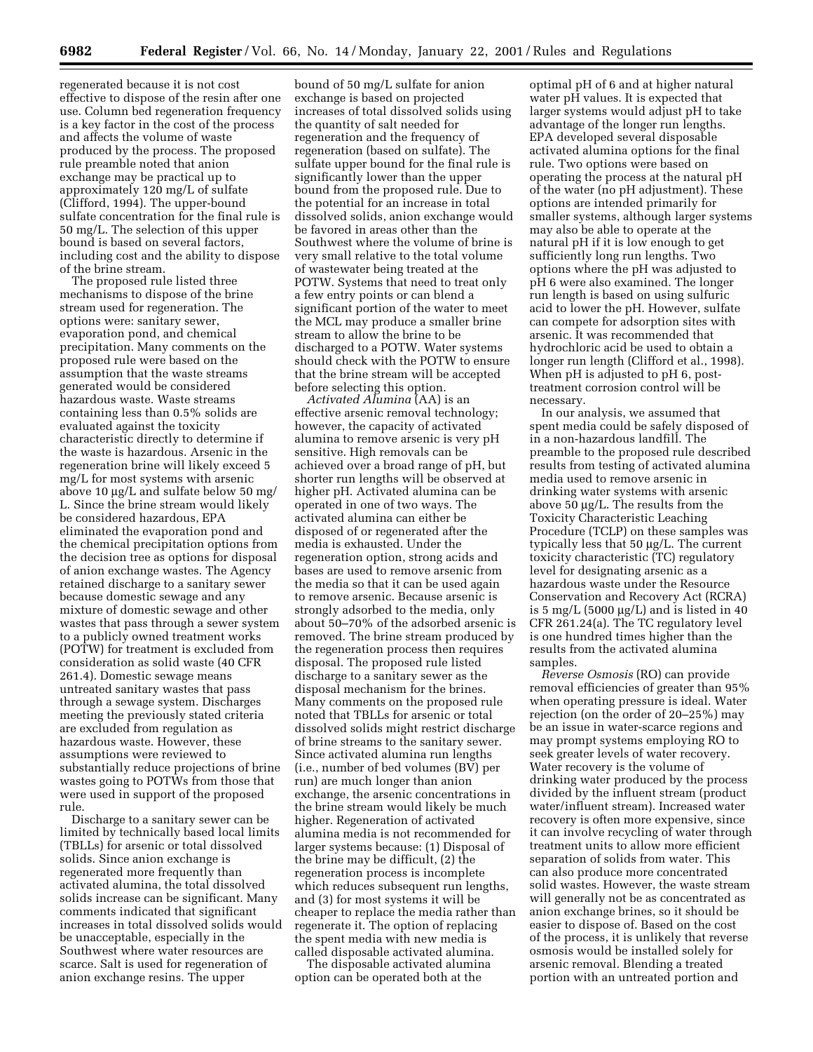regenerated because it is not cost effective to dispose of the resin after one use. Column bed regeneration frequency is a key factor in the cost of the process and affects the volume of waste produced by the process. The proposed rule preamble noted that anion exchange may be practical up to approximately 120 mg/L of sulfate (Clifford, 1994). The upper-bound sulfate concentration for the final rule is 50 mg/L. The selection of this upper bound is based on several factors, including cost and the ability to dispose of the brine stream.

The proposed rule listed three mechanisms to dispose of the brine stream used for regeneration. The options were: sanitary sewer, evaporation pond, and chemical precipitation. Many comments on the proposed rule were based on the assumption that the waste streams generated would be considered hazardous waste. Waste streams containing less than 0.5% solids are evaluated against the toxicity characteristic directly to determine if the waste is hazardous. Arsenic in the regeneration brine will likely exceed 5 mg/L for most systems with arsenic above 10 µg/L and sulfate below 50 mg/L. Since the brine stream would likely be considered hazardous, EPA eliminated the evaporation pond and the chemical precipitation options from the decision tree as options for disposal of anion exchange wastes. The Agency retained discharge to a sanitary sewer because domestic sewage and any mixture of domestic sewage and other wastes that pass through a sewer system to a publicly owned treatment works (POTW) for treatment is excluded from consideration as solid waste (40 CFR 261.4). Domestic sewage means untreated sanitary wastes that pass through a sewage system. Discharges meeting the previously stated criteria are excluded from regulation as hazardous waste. However, these assumptions were reviewed to substantially reduce projections of brine wastes going to POTWs from those that were used in support of the proposed rule.

Discharge to a sanitary sewer can be limited by technically based local limits (TBLLs) for arsenic or total dissolved solids. Since anion exchange is regenerated more frequently than activated alumina, the total dissolved solids increase can be significant. Many comments indicated that significant increases in total dissolved solids would be unacceptable, especially in the Southwest where water resources are scarce. Salt is used for regeneration of anion exchange resins. The upper bound of 50 mg/L sulfate for anion exchange is based on projected increases of total dissolved solids using the quantity of salt needed for regeneration and the frequency of regeneration (based on sulfate). The sulfate upper bound for the final rule is significantly lower than the upper bound from the proposed rule. Due to the potential for an increase in total dissolved solids, anion exchange would be favored in areas other than the Southwest where the volume of brine is very small relative to the total volume of wastewater being treated at the POTW. Systems that need to treat only a few entry points or can blend a significant portion of the water to meet the MCL may produce a smaller brine stream to allow the brine to be discharged to a POTW. Water systems should check with the POTW to ensure that the brine stream will be accepted before selecting this option.

*Activated Alumina* (AA) is an effective arsenic removal technology; however, the capacity of activated alumina to remove arsenic is very pH sensitive. High removals can be achieved over a broad range of pH, but shorter run lengths will be observed at higher pH. Activated alumina can be operated in one of two ways. The activated alumina can either be disposed of or regenerated after the media is exhausted. Under the regeneration option, strong acids and bases are used to remove arsenic from the media so that it can be used again to remove arsenic. Because arsenic is strongly adsorbed to the media, only about 50–70% of the adsorbed arsenic is removed. The brine stream produced by the regeneration process then requires disposal. The proposed rule listed discharge to a sanitary sewer as the disposal mechanism for the brines. Many comments on the proposed rule noted that TBLLs for arsenic or total dissolved solids might restrict discharge of brine streams to the sanitary sewer. Since activated alumina run lengths (i.e., number of bed volumes (BV) per run) are much longer than anion exchange, the arsenic concentrations in the brine stream would likely be much higher. Regeneration of activated alumina media is not recommended for larger systems because: (1) Disposal of the brine may be difficult, (2) the regeneration process is incomplete which reduces subsequent run lengths, and (3) for most systems it will be cheaper to replace the media rather than regenerate it. The option of replacing the spent media with new media is called disposable activated alumina.

The disposable activated alumina option can be operated both at the optimal pH of 6 and at higher natural water pH values. It is expected that larger systems would adjust pH to take advantage of the longer run lengths. EPA developed several disposable activated alumina options for the final rule. Two options were based on operating the process at the natural pH of the water (no pH adjustment). These options are intended primarily for smaller systems, although larger systems may also be able to operate at the natural pH if it is low enough to get sufficiently long run lengths. Two options where the pH was adjusted to pH 6 were also examined. The longer run length is based on using sulfuric acid to lower the pH. However, sulfate can compete for adsorption sites with arsenic. It was recommended that hydrochloric acid be used to obtain a longer run length (Clifford et al., 1998). When pH is adjusted to pH 6, post-treatment corrosion control will be necessary.

In our analysis, we assumed that spent media could be safely disposed of in a non-hazardous landfill. The preamble to the proposed rule described results from testing of activated alumina media used to remove arsenic in drinking water systems with arsenic above 50 µg/L. The results from the Toxicity Characteristic Leaching Procedure (TCLP) on these samples was typically less that 50 µg/L. The current toxicity characteristic (TC) regulatory level for designating arsenic as a hazardous waste under the Resource Conservation and Recovery Act (RCRA) is 5 mg/L (5000 µg/L) and is listed in 40 CFR 261.24(a). The TC regulatory level is one hundred times higher than the results from the activated alumina samples.

*Reverse Osmosis* (RO) can provide removal efficiencies of greater than 95% when operating pressure is ideal. Water rejection (on the order of 20–25%) may be an issue in water-scarce regions and may prompt systems employing RO to seek greater levels of water recovery. Water recovery is the volume of drinking water produced by the process divided by the influent stream (product water/influent stream). Increased water recovery is often more expensive, since it can involve recycling of water through treatment units to allow more efficient separation of solids from water. This can also produce more concentrated solid wastes. However, the waste stream will generally not be as concentrated as anion exchange brines, so it should be easier to dispose of. Based on the cost of the process, it is unlikely that reverse osmosis would be installed solely for arsenic removal. Blending a treated portion with an untreated portion and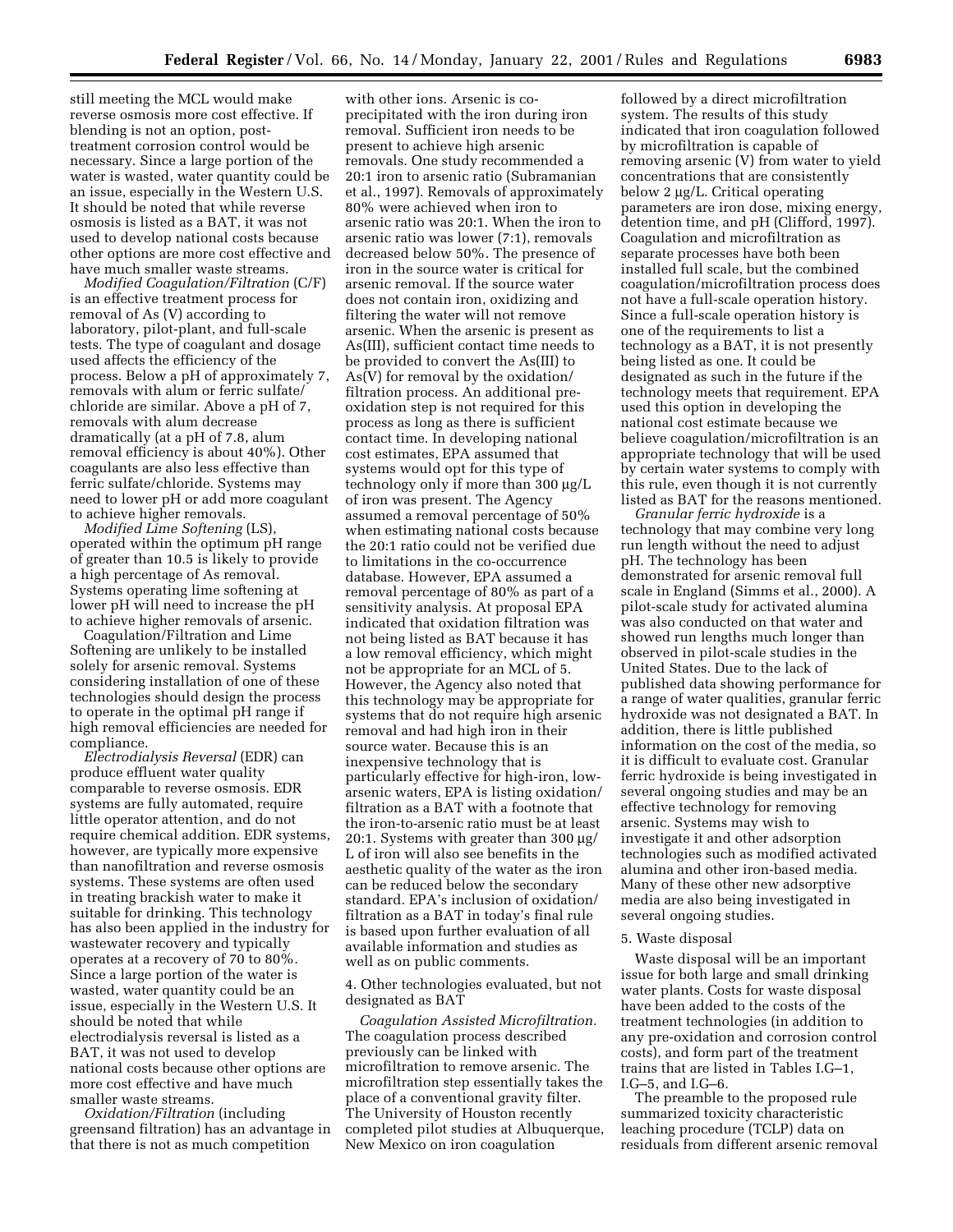still meeting the MCL would make reverse osmosis more cost effective. If blending is not an option, post-treatment corrosion control would be necessary. Since a large portion of the water is wasted, water quantity could be an issue, especially in the Western U.S. It should be noted that while reverse osmosis is listed as a BAT, it was not used to develop national costs because other options are more cost effective and have much smaller waste streams.

*Modified Coagulation/Filtration* (C/F) is an effective treatment process for removal of As (V) according to laboratory, pilot-plant, and full-scale tests. The type of coagulant and dosage used affects the efficiency of the process. Below a pH of approximately 7, removals with alum or ferric sulfate/chloride are similar. Above a pH of 7, removals with alum decrease dramatically (at a pH of 7.8, alum removal efficiency is about 40%). Other coagulants are also less effective than ferric sulfate/chloride. Systems may need to lower pH or add more coagulant to achieve higher removals.

*Modified Lime Softening* (LS), operated within the optimum pH range of greater than 10.5 is likely to provide a high percentage of As removal. Systems operating lime softening at lower pH will need to increase the pH to achieve higher removals of arsenic.

Coagulation/Filtration and Lime Softening are unlikely to be installed solely for arsenic removal. Systems considering installation of one of these technologies should design the process to operate in the optimal pH range if high removal efficiencies are needed for compliance.

*Electrodialysis Reversal* (EDR) can produce effluent water quality comparable to reverse osmosis. EDR systems are fully automated, require little operator attention, and do not require chemical addition. EDR systems, however, are typically more expensive than nanofiltration and reverse osmosis systems. These systems are often used in treating brackish water to make it suitable for drinking. This technology has also been applied in the industry for wastewater recovery and typically operates at a recovery of 70 to 80%. Since a large portion of the water is wasted, water quantity could be an issue, especially in the Western U.S. It should be noted that while electrodialysis reversal is listed as a BAT, it was not used to develop national costs because other options are more cost effective and have much smaller waste streams.

*Oxidation/Filtration* (including greensand filtration) has an advantage in that there is not as much competition with other ions. Arsenic is co-precipitated with the iron during iron removal. Sufficient iron needs to be present to achieve high arsenic removals. One study recommended a 20:1 iron to arsenic ratio (Subramanian et al., 1997). Removals of approximately 80% were achieved when iron to arsenic ratio was 20:1. When the iron to arsenic ratio was lower (7:1), removals decreased below 50%. The presence of iron in the source water is critical for arsenic removal. If the source water does not contain iron, oxidizing and filtering the water will not remove arsenic. When the arsenic is present as As(III), sufficient contact time needs to be provided to convert the As(III) to As(V) for removal by the oxidation/filtration process. An additional pre-oxidation step is not required for this process as long as there is sufficient contact time. In developing national cost estimates, EPA assumed that systems would opt for this type of technology only if more than 300 μg/L of iron was present. The Agency assumed a removal percentage of 50% when estimating national costs because the 20:1 ratio could not be verified due to limitations in the co-occurrence database. However, EPA assumed a removal percentage of 80% as part of a sensitivity analysis. At proposal EPA indicated that oxidation filtration was not being listed as BAT because it has a low removal efficiency, which might not be appropriate for an MCL of 5. However, the Agency also noted that this technology may be appropriate for systems that do not require high arsenic removal and had high iron in their source water. Because this is an inexpensive technology that is particularly effective for high-iron, low-arsenic waters, EPA is listing oxidation/filtration as a BAT with a footnote that the iron-to-arsenic ratio must be at least 20:1. Systems with greater than 300 μg/L of iron will also see benefits in the aesthetic quality of the water as the iron can be reduced below the secondary standard. EPA's inclusion of oxidation/filtration as a BAT in today's final rule is based upon further evaluation of all available information and studies as well as on public comments.

4. Other technologies evaluated, but not designated as BAT

*Coagulation Assisted Microfiltration.* The coagulation process described previously can be linked with microfiltration to remove arsenic. The microfiltration step essentially takes the place of a conventional gravity filter. The University of Houston recently completed pilot studies at Albuquerque, New Mexico on iron coagulation followed by a direct microfiltration system. The results of this study indicated that iron coagulation followed by microfiltration is capable of removing arsenic (V) from water to yield concentrations that are consistently below 2 μg/L. Critical operating parameters are iron dose, mixing energy, detention time, and pH (Clifford, 1997). Coagulation and microfiltration as separate processes have both been installed full scale, but the combined coagulation/microfiltration process does not have a full-scale operation history. Since a full-scale operation history is one of the requirements to list a technology as a BAT, it is not presently being listed as one. It could be designated as such in the future if the technology meets that requirement. EPA used this option in developing the national cost estimate because we believe coagulation/microfiltration is an appropriate technology that will be used by certain water systems to comply with this rule, even though it is not currently listed as BAT for the reasons mentioned.

*Granular ferric hydroxide* is a technology that may combine very long run length without the need to adjust pH. The technology has been demonstrated for arsenic removal full scale in England (Simms et al., 2000). A pilot-scale study for activated alumina was also conducted on that water and showed run lengths much longer than observed in pilot-scale studies in the United States. Due to the lack of published data showing performance for a range of water qualities, granular ferric hydroxide was not designated a BAT. In addition, there is little published information on the cost of the media, so it is difficult to evaluate cost. Granular ferric hydroxide is being investigated in several ongoing studies and may be an effective technology for removing arsenic. Systems may wish to investigate it and other adsorption technologies such as modified activated alumina and other iron-based media. Many of these other new adsorptive media are also being investigated in several ongoing studies.

5. Waste disposal

Waste disposal will be an important issue for both large and small drinking water plants. Costs for waste disposal have been added to the costs of the treatment technologies (in addition to any pre-oxidation and corrosion control costs), and form part of the treatment trains that are listed in Tables I.G–1, I.G–5, and I.G–6.

The preamble to the proposed rule summarized toxicity characteristic leaching procedure (TCLP) data on residuals from different arsenic removal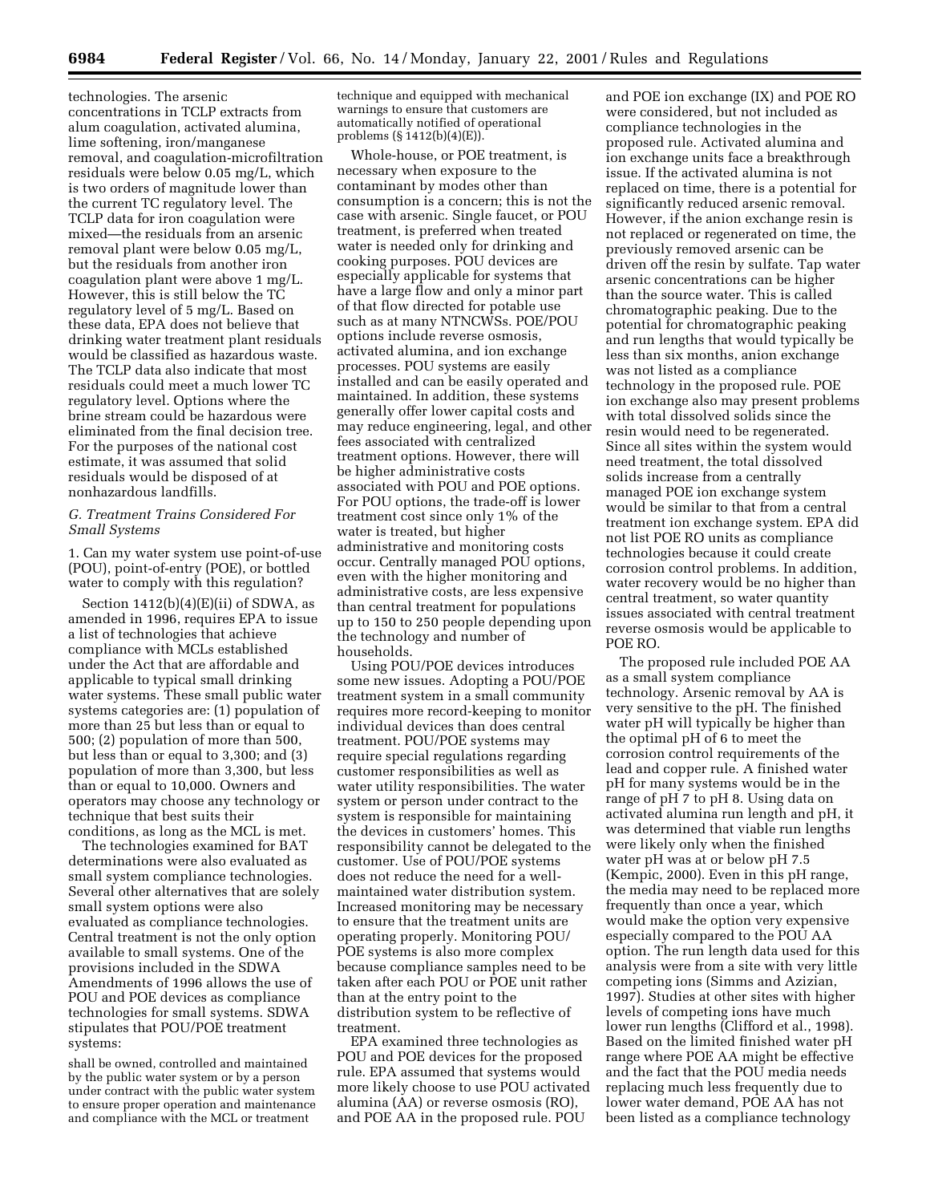technologies. The arsenic concentrations in TCLP extracts from alum coagulation, activated alumina, lime softening, iron/manganese removal, and coagulation-microfiltration residuals were below 0.05 mg/L, which is two orders of magnitude lower than the current TC regulatory level. The TCLP data for iron coagulation were mixed—the residuals from an arsenic removal plant were below 0.05 mg/L, but the residuals from another iron coagulation plant were above 1 mg/L. However, this is still below the TC regulatory level of 5 mg/L. Based on these data, EPA does not believe that drinking water treatment plant residuals would be classified as hazardous waste. The TCLP data also indicate that most residuals could meet a much lower TC regulatory level. Options where the brine stream could be hazardous were eliminated from the final decision tree. For the purposes of the national cost estimate, it was assumed that solid residuals would be disposed of at nonhazardous landfills.

### *G. Treatment Trains Considered For Small Systems*

1. Can my water system use point-of-use (POU), point-of-entry (POE), or bottled water to comply with this regulation?

Section 1412(b)(4)(E)(ii) of SDWA, as amended in 1996, requires EPA to issue a list of technologies that achieve compliance with MCLs established under the Act that are affordable and applicable to typical small drinking water systems. These small public water systems categories are: (1) population of more than 25 but less than or equal to 500; (2) population of more than 500, but less than or equal to 3,300; and (3) population of more than 3,300, but less than or equal to 10,000. Owners and operators may choose any technology or technique that best suits their conditions, as long as the MCL is met.

The technologies examined for BAT determinations were also evaluated as small system compliance technologies. Several other alternatives that are solely small system options were also evaluated as compliance technologies. Central treatment is not the only option available to small systems. One of the provisions included in the SDWA Amendments of 1996 allows the use of POU and POE devices as compliance technologies for small systems. SDWA stipulates that POU/POE treatment systems:

> shall be owned, controlled and maintained by the public water system or by a person under contract with the public water system to ensure proper operation and maintenance and compliance with the MCL or treatment technique and equipped with mechanical warnings to ensure that customers are automatically notified of operational problems (§ 1412(b)(4)(E)).

Whole-house, or POE treatment, is necessary when exposure to the contaminant by modes other than consumption is a concern; this is not the case with arsenic. Single faucet, or POU treatment, is preferred when treated water is needed only for drinking and cooking purposes. POU devices are especially applicable for systems that have a large flow and only a minor part of that flow directed for potable use such as at many NTNCWSs. POE/POU options include reverse osmosis, activated alumina, and ion exchange processes. POU systems are easily installed and can be easily operated and maintained. In addition, these systems generally offer lower capital costs and may reduce engineering, legal, and other fees associated with centralized treatment options. However, there will be higher administrative costs associated with POU and POE options. For POU options, the trade-off is lower treatment cost since only 1% of the water is treated, but higher administrative and monitoring costs occur. Centrally managed POU options, even with the higher monitoring and administrative costs, are less expensive than central treatment for populations up to 150 to 250 people depending upon the technology and number of households.

Using POU/POE devices introduces some new issues. Adopting a POU/POE treatment system in a small community requires more record-keeping to monitor individual devices than does central treatment. POU/POE systems may require special regulations regarding customer responsibilities as well as water utility responsibilities. The water system or person under contract to the system is responsible for maintaining the devices in customers' homes. This responsibility cannot be delegated to the customer. Use of POU/POE systems does not reduce the need for a well-maintained water distribution system. Increased monitoring may be necessary to ensure that the treatment units are operating properly. Monitoring POU/POE systems is also more complex because compliance samples need to be taken after each POU or POE unit rather than at the entry point to the distribution system to be reflective of treatment.

EPA examined three technologies as POU and POE devices for the proposed rule. EPA assumed that systems would more likely choose to use POU activated alumina (AA) or reverse osmosis (RO), and POE AA in the proposed rule. POU and POE ion exchange (IX) and POE RO were considered, but not included as compliance technologies in the proposed rule. Activated alumina and ion exchange units face a breakthrough issue. If the activated alumina is not replaced on time, there is a potential for significantly reduced arsenic removal. However, if the anion exchange resin is not replaced or regenerated on time, the previously removed arsenic can be driven off the resin by sulfate. Tap water arsenic concentrations can be higher than the source water. This is called chromatographic peaking. Due to the potential for chromatographic peaking and run lengths that would typically be less than six months, anion exchange was not listed as a compliance technology in the proposed rule. POE ion exchange also may present problems with total dissolved solids since the resin would need to be regenerated. Since all sites within the system would need treatment, the total dissolved solids increase from a centrally managed POE ion exchange system would be similar to that from a central treatment ion exchange system. EPA did not list POE RO units as compliance technologies because it could create corrosion control problems. In addition, water recovery would be no higher than central treatment, so water quantity issues associated with central treatment reverse osmosis would be applicable to POE RO.

The proposed rule included POE AA as a small system compliance technology. Arsenic removal by AA is very sensitive to the pH. The finished water pH will typically be higher than the optimal pH of 6 to meet the corrosion control requirements of the lead and copper rule. A finished water pH for many systems would be in the range of pH 7 to pH 8. Using data on activated alumina run length and pH, it was determined that viable run lengths were likely only when the finished water pH was at or below pH 7.5 (Kempic, 2000). Even in this pH range, the media may need to be replaced more frequently than once a year, which would make the option very expensive especially compared to the POU AA option. The run length data used for this analysis were from a site with very little competing ions (Simms and Azizian, 1997). Studies at other sites with higher levels of competing ions have much lower run lengths (Clifford et al., 1998). Based on the limited finished water pH range where POE AA might be effective and the fact that the POU media needs replacing much less frequently due to lower water demand, POE AA has not been listed as a compliance technology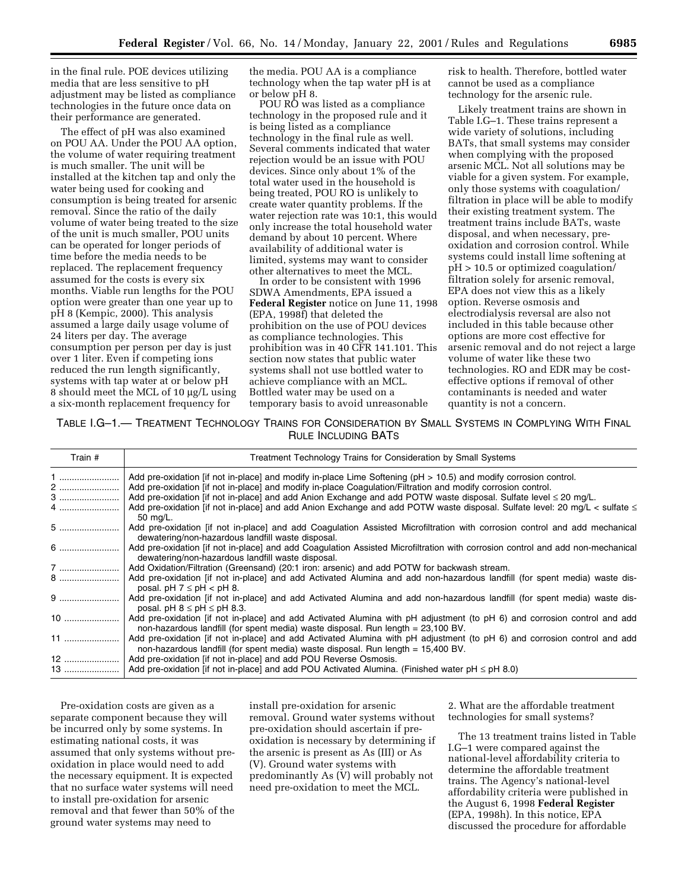in the final rule. POE devices utilizing media that are less sensitive to pH adjustment may be listed as compliance technologies in the future once data on their performance are generated.

The effect of pH was also examined on POU AA. Under the POU AA option, the volume of water requiring treatment is much smaller. The unit will be installed at the kitchen tap and only the water being used for cooking and consumption is being treated for arsenic removal. Since the ratio of the daily volume of water being treated to the size of the unit is much smaller, POU units can be operated for longer periods of time before the media needs to be replaced. The replacement frequency assumed for the costs is every six months. Viable run lengths for the POU option were greater than one year up to pH 8 (Kempic, 2000). This analysis assumed a large daily usage volume of 24 liters per day. The average consumption per person per day is just over 1 liter. Even if competing ions reduced the run length significantly, systems with tap water at or below pH 8 should meet the MCL of 10 µg/L using a six-month replacement frequency for the media. POU AA is a compliance technology when the tap water pH is at or below pH 8.

POU RO was listed as a compliance technology in the proposed rule and it is being listed as a compliance technology in the final rule as well. Several comments indicated that water rejection would be an issue with POU devices. Since only about 1% of the total water used in the household is being treated, POU RO is unlikely to create water quantity problems. If the water rejection rate was 10:1, this would only increase the total household water demand by about 10 percent. Where availability of additional water is limited, systems may want to consider other alternatives to meet the MCL.

In order to be consistent with 1996 SDWA Amendments, EPA issued a **Federal Register** notice on June 11, 1998 (EPA, 1998f) that deleted the prohibition on the use of POU devices as compliance technologies. This prohibition was in 40 CFR 141.101. This section now states that public water systems shall not use bottled water to achieve compliance with an MCL. Bottled water may be used on a temporary basis to avoid unreasonable risk to health. Therefore, bottled water cannot be used as a compliance technology for the arsenic rule.

Likely treatment trains are shown in Table I.G–1. These trains represent a wide variety of solutions, including BATs, that small systems may consider when complying with the proposed arsenic MCL. Not all solutions may be viable for a given system. For example, only those systems with coagulation/filtration in place will be able to modify their existing treatment system. The treatment trains include BATs, waste disposal, and when necessary, pre-oxidation and corrosion control. While systems could install lime softening at pH > 10.5 or optimized coagulation/filtration solely for arsenic removal, EPA does not view this as a likely option. Reverse osmosis and electrodialysis reversal are also not included in this table because other options are more cost effective for arsenic removal and do not reject a large volume of water like these two technologies. RO and EDR may be cost-effective options if removal of other contaminants is needed and water quantity is not a concern.

TABLE I.G–1.— TREATMENT TECHNOLOGY TRAINS FOR CONSIDERATION BY SMALL SYSTEMS IN COMPLYING WITH FINAL RULE INCLUDING BATS

| Train # | Treatment Technology Trains for Consideration by Small Systems |
|---|---|
| 1 | Add pre-oxidation [if not in-place] and modify in-place Lime Softening (pH > 10.5) and modify corrosion control. |
| 2 | Add pre-oxidation [if not in-place] and modify in-place Coagulation/Filtration and modify corrosion control. |
| 3 | Add pre-oxidation [if not in-place] and add Anion Exchange and add POTW waste disposal. Sulfate level ≤ 20 mg/L. |
| 4 | Add pre-oxidation [if not in-place] and add Anion Exchange and add POTW waste disposal. Sulfate level: 20 mg/L < sulfate ≤ 50 mg/L. |
| 5 | Add pre-oxidation [if not in-place] and add Coagulation Assisted Microfiltration with corrosion control and add mechanical dewatering/non-hazardous landfill waste disposal. |
| 6 | Add pre-oxidation [if not in-place] and add Coagulation Assisted Microfiltration with corrosion control and add non-mechanical dewatering/non-hazardous landfill waste disposal. |
| 7 | Add Oxidation/Filtration (Greensand) (20:1 iron: arsenic) and add POTW for backwash stream. |
| 8 | Add pre-oxidation [if not in-place] and add Activated Alumina and add non-hazardous landfill (for spent media) waste disposal. pH 7 ≤ pH < pH 8. |
| 9 | Add pre-oxidation [if not in-place] and add Activated Alumina and add non-hazardous landfill (for spent media) waste disposal. pH 8 ≤ pH ≤ pH 8.3. |
| 10 | Add pre-oxidation [if not in-place] and add Activated Alumina with pH adjustment (to pH 6) and corrosion control and add non-hazardous landfill (for spent media) waste disposal. Run length = 23,100 BV. |
| 11 | Add pre-oxidation [if not in-place] and add Activated Alumina with pH adjustment (to pH 6) and corrosion control and add non-hazardous landfill (for spent media) waste disposal. Run length = 15,400 BV. |
| 12 | Add pre-oxidation [if not in-place] and add POU Reverse Osmosis. |
| 13 | Add pre-oxidation [if not in-place] and add POU Activated Alumina. (Finished water pH ≤ pH 8.0) |

Pre-oxidation costs are given as a separate component because they will be incurred only by some systems. In estimating national costs, it was assumed that only systems without pre-oxidation in place would need to add the necessary equipment. It is expected that no surface water systems will need to install pre-oxidation for arsenic removal and that fewer than 50% of the ground water systems may need to install pre-oxidation for arsenic removal. Ground water systems without pre-oxidation should ascertain if pre-oxidation is necessary by determining if the arsenic is present as As (III) or As (V). Ground water systems with predominantly As (V) will probably not need pre-oxidation to meet the MCL.

2. What are the affordable treatment technologies for small systems?

The 13 treatment trains listed in Table I.G–1 were compared against the national-level affordability criteria to determine the affordable treatment trains. The Agency's national-level affordability criteria were published in the August 6, 1998 **Federal Register** (EPA, 1998h). In this notice, EPA discussed the procedure for affordable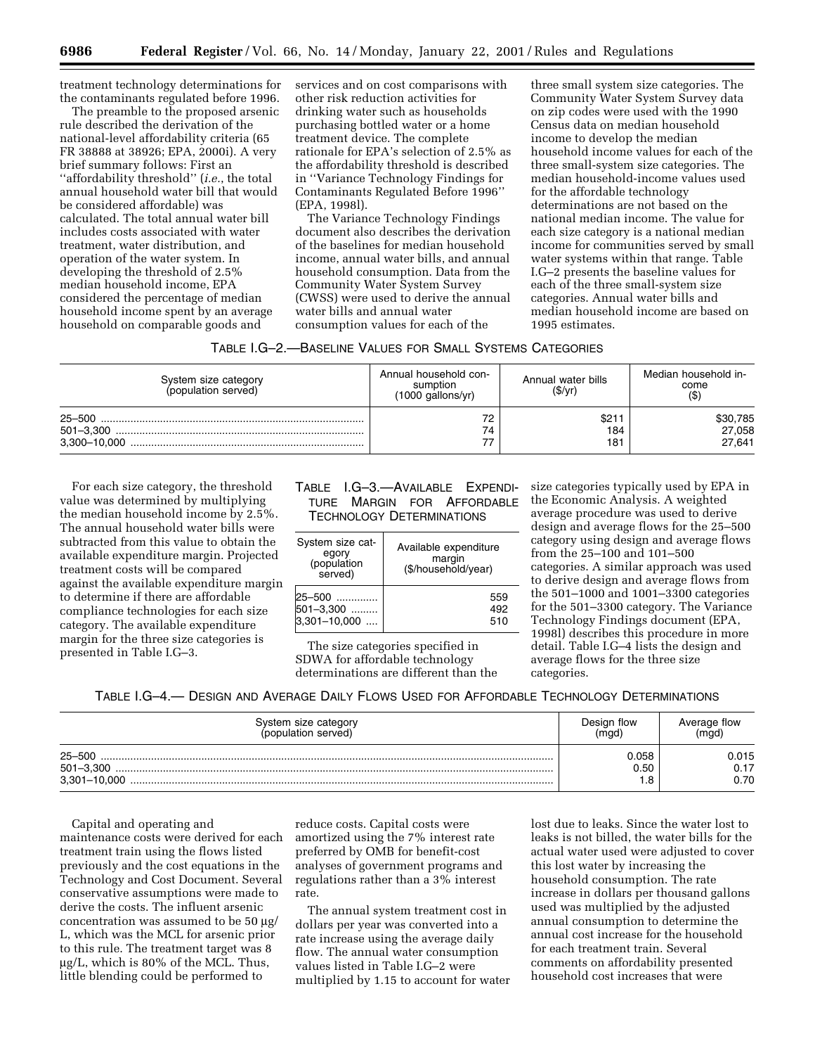treatment technology determinations for the contaminants regulated before 1996.

The preamble to the proposed arsenic rule described the derivation of the national-level affordability criteria (65 FR 38888 at 38926; EPA, 2000i). A very brief summary follows: First an ''affordability threshold'' (*i.e.*, the total annual household water bill that would be considered affordable) was calculated. The total annual water bill includes costs associated with water treatment, water distribution, and operation of the water system. In developing the threshold of 2.5% median household income, EPA considered the percentage of median household income spent by an average household on comparable goods and services and on cost comparisons with other risk reduction activities for drinking water such as households purchasing bottled water or a home treatment device. The complete rationale for EPA's selection of 2.5% as the affordability threshold is described in ''Variance Technology Findings for Contaminants Regulated Before 1996'' (EPA, 1998l).

The Variance Technology Findings document also describes the derivation of the baselines for median household income, annual water bills, and annual household consumption. Data from the Community Water System Survey (CWSS) were used to derive the annual water bills and annual water consumption values for each of the three small system size categories. The Community Water System Survey data on zip codes were used with the 1990 Census data on median household income to develop the median household income values for each of the three small-system size categories. The median household-income values used for the affordable technology determinations are not based on the national median income. The value for each size category is a national median income for communities served by small water systems within that range. Table I.G–2 presents the baseline values for each of the three small-system size categories. Annual water bills and median household income are based on 1995 estimates.

TABLE I.G–2.—BASELINE VALUES FOR SMALL SYSTEMS CATEGORIES

| System size category (population served) | Annual household consumption (1000 gallons/yr) | Annual water bills ($/yr) | Median household income ($) |
|---|---|---|---|
| 25–500 | 72 | $211 | $30,785 |
| 501–3,300 | 74 | 184 | 27,058 |
| 3,300–10,000 | 77 | 181 | 27,641 |

For each size category, the threshold value was determined by multiplying the median household income by 2.5%. The annual household water bills were subtracted from this value to obtain the available expenditure margin. Projected treatment costs will be compared against the available expenditure margin to determine if there are affordable compliance technologies for each size category. The available expenditure margin for the three size categories is presented in Table I.G–3.

TABLE I.G–3.—AVAILABLE EXPENDITURE MARGIN FOR AFFORDABLE TECHNOLOGY DETERMINATIONS

| System size category (population served) | Available expenditure margin ($/household/year) |
|---|---|
| 25–500 | 559 |
| 501–3,300 | 492 |
| 3,301–10,000 | 510 |

The size categories specified in SDWA for affordable technology determinations are different than the size categories typically used by EPA in the Economic Analysis. A weighted average procedure was used to derive design and average flows for the 25–500 category using design and average flows from the 25–100 and 101–500 categories. A similar approach was used to derive design and average flows from the 501–1000 and 1001–3300 categories for the 501–3300 category. The Variance Technology Findings document (EPA, 1998l) describes this procedure in more detail. Table I.G–4 lists the design and average flows for the three size categories.

TABLE I.G–4.— DESIGN AND AVERAGE DAILY FLOWS USED FOR AFFORDABLE TECHNOLOGY DETERMINATIONS

| System size category (population served) | Design flow (mgd) | Average flow (mgd) |
|---|---|---|
| 25–500 | 0.058 | 0.015 |
| 501–3,300 | 0.50 | 0.17 |
| 3,301–10,000 | 1.8 | 0.70 |

Capital and operating and maintenance costs were derived for each treatment train using the flows listed previously and the cost equations in the Technology and Cost Document. Several conservative assumptions were made to derive the costs. The influent arsenic concentration was assumed to be 50 μg/L, which was the MCL for arsenic prior to this rule. The treatment target was 8 μg/L, which is 80% of the MCL. Thus, little blending could be performed to reduce costs. Capital costs were amortized using the 7% interest rate preferred by OMB for benefit-cost analyses of government programs and regulations rather than a 3% interest rate.

The annual system treatment cost in dollars per year was converted into a rate increase using the average daily flow. The annual water consumption values listed in Table I.G–2 were multiplied by 1.15 to account for water lost due to leaks. Since the water lost to leaks is not billed, the water bills for the actual water used were adjusted to cover this lost water by increasing the household consumption. The rate increase in dollars per thousand gallons used was multiplied by the adjusted annual consumption to determine the annual cost increase for the household for each treatment train. Several comments on affordability presented household cost increases that were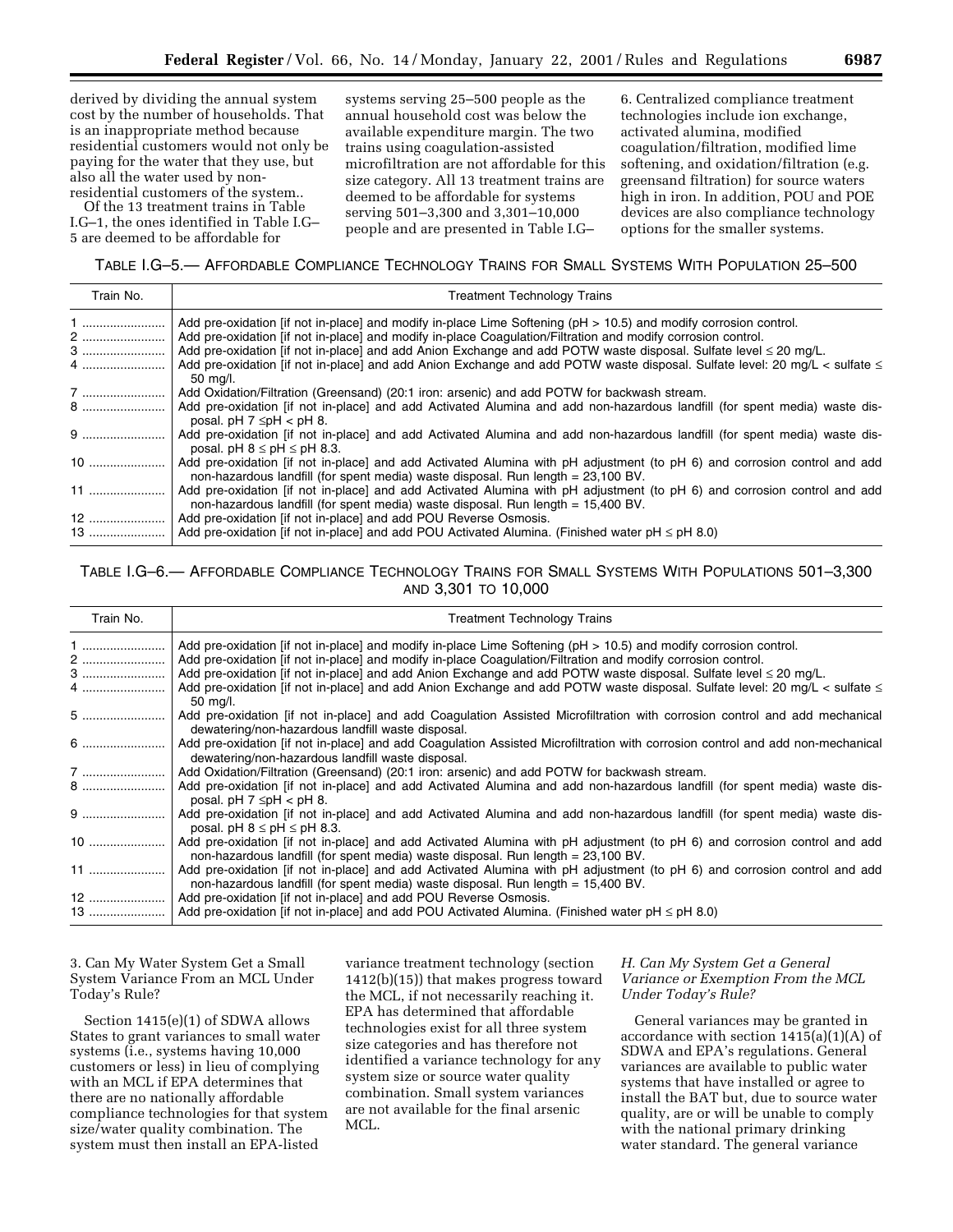derived by dividing the annual system cost by the number of households. That is an inappropriate method because residential customers would not only be paying for the water that they use, but also all the water used by non-residential customers of the system..

Of the 13 treatment trains in Table I.G–1, the ones identified in Table I.G–5 are deemed to be affordable for systems serving 25–500 people as the annual household cost was below the available expenditure margin. The two trains using coagulation-assisted microfiltration are not affordable for this size category. All 13 treatment trains are deemed to be affordable for systems serving 501–3,300 and 3,301–10,000 people and are presented in Table I.G–6. Centralized compliance treatment technologies include ion exchange, activated alumina, modified coagulation/filtration, modified lime softening, and oxidation/filtration (e.g. greensand filtration) for source waters high in iron. In addition, POU and POE devices are also compliance technology options for the smaller systems.

TABLE I.G–5.— AFFORDABLE COMPLIANCE TECHNOLOGY TRAINS FOR SMALL SYSTEMS WITH POPULATION 25–500

| Train No. | Treatment Technology Trains |
|---|---|
| 1 | Add pre-oxidation [if not in-place] and modify in-place Lime Softening (pH > 10.5) and modify corrosion control. |
| 2 | Add pre-oxidation [if not in-place] and modify in-place Coagulation/Filtration and modify corrosion control. |
| 3 | Add pre-oxidation [if not in-place] and add Anion Exchange and add POTW waste disposal. Sulfate level ≤ 20 mg/L. |
| 4 | Add pre-oxidation [if not in-place] and add Anion Exchange and add POTW waste disposal. Sulfate level: 20 mg/L < sulfate ≤ 50 mg/l. |
| 7 | Add Oxidation/Filtration (Greensand) (20:1 iron: arsenic) and add POTW for backwash stream. |
| 8 | Add pre-oxidation [if not in-place] and add Activated Alumina and add non-hazardous landfill (for spent media) waste disposal. pH 7 ≤pH < pH 8. |
| 9 | Add pre-oxidation [if not in-place] and add Activated Alumina and add non-hazardous landfill (for spent media) waste disposal. pH 8 ≤ pH ≤ pH 8.3. |
| 10 | Add pre-oxidation [if not in-place] and add Activated Alumina with pH adjustment (to pH 6) and corrosion control and add non-hazardous landfill (for spent media) waste disposal. Run length = 23,100 BV. |
| 11 | Add pre-oxidation [if not in-place] and add Activated Alumina with pH adjustment (to pH 6) and corrosion control and add non-hazardous landfill (for spent media) waste disposal. Run length = 15,400 BV. |
| 12 | Add pre-oxidation [if not in-place] and add POU Reverse Osmosis. |
| 13 | Add pre-oxidation [if not in-place] and add POU Activated Alumina. (Finished water pH ≤ pH 8.0) |

TABLE I.G–6.— AFFORDABLE COMPLIANCE TECHNOLOGY TRAINS FOR SMALL SYSTEMS WITH POPULATIONS 501–3,300 AND 3,301 TO 10,000

| Train No. | Treatment Technology Trains |
|---|---|
| 1 | Add pre-oxidation [if not in-place] and modify in-place Lime Softening (pH > 10.5) and modify corrosion control. |
| 2 | Add pre-oxidation [if not in-place] and modify in-place Coagulation/Filtration and modify corrosion control. |
| 3 | Add pre-oxidation [if not in-place] and add Anion Exchange and add POTW waste disposal. Sulfate level ≤ 20 mg/L. |
| 4 | Add pre-oxidation [if not in-place] and add Anion Exchange and add POTW waste disposal. Sulfate level: 20 mg/L < sulfate ≤ 50 mg/l. |
| 5 | Add pre-oxidation [if not in-place] and add Coagulation Assisted Microfiltration with corrosion control and add mechanical dewatering/non-hazardous landfill waste disposal. |
| 6 | Add pre-oxidation [if not in-place] and add Coagulation Assisted Microfiltration with corrosion control and add non-mechanical dewatering/non-hazardous landfill waste disposal. |
| 7 | Add Oxidation/Filtration (Greensand) (20:1 iron: arsenic) and add POTW for backwash stream. |
| 8 | Add pre-oxidation [if not in-place] and add Activated Alumina and add non-hazardous landfill (for spent media) waste disposal. pH 7 ≤pH < pH 8. |
| 9 | Add pre-oxidation [if not in-place] and add Activated Alumina and add non-hazardous landfill (for spent media) waste disposal. pH 8 ≤ pH ≤ pH 8.3. |
| 10 | Add pre-oxidation [if not in-place] and add Activated Alumina with pH adjustment (to pH 6) and corrosion control and add non-hazardous landfill (for spent media) waste disposal. Run length = 23,100 BV. |
| 11 | Add pre-oxidation [if not in-place] and add Activated Alumina with pH adjustment (to pH 6) and corrosion control and add non-hazardous landfill (for spent media) waste disposal. Run length = 15,400 BV. |
| 12 | Add pre-oxidation [if not in-place] and add POU Reverse Osmosis. |
| 13 | Add pre-oxidation [if not in-place] and add POU Activated Alumina. (Finished water pH ≤ pH 8.0) |

3. Can My Water System Get a Small System Variance From an MCL Under Today's Rule?

Section 1415(e)(1) of SDWA allows States to grant variances to small water systems (i.e., systems having 10,000 customers or less) in lieu of complying with an MCL if EPA determines that there are no nationally affordable compliance technologies for that system size/water quality combination. The system must then install an EPA-listed variance treatment technology (section 1412(b)(15)) that makes progress toward the MCL, if not necessarily reaching it. EPA has determined that affordable technologies exist for all three system size categories and has therefore not identified a variance technology for any system size or source water quality combination. Small system variances are not available for the final arsenic MCL.

### *H. Can My System Get a General Variance or Exemption From the MCL Under Today's Rule?*

General variances may be granted in accordance with section 1415(a)(1)(A) of SDWA and EPA's regulations. General variances are available to public water systems that have installed or agree to install the BAT but, due to source water quality, are or will be unable to comply with the national primary drinking water standard. The general variance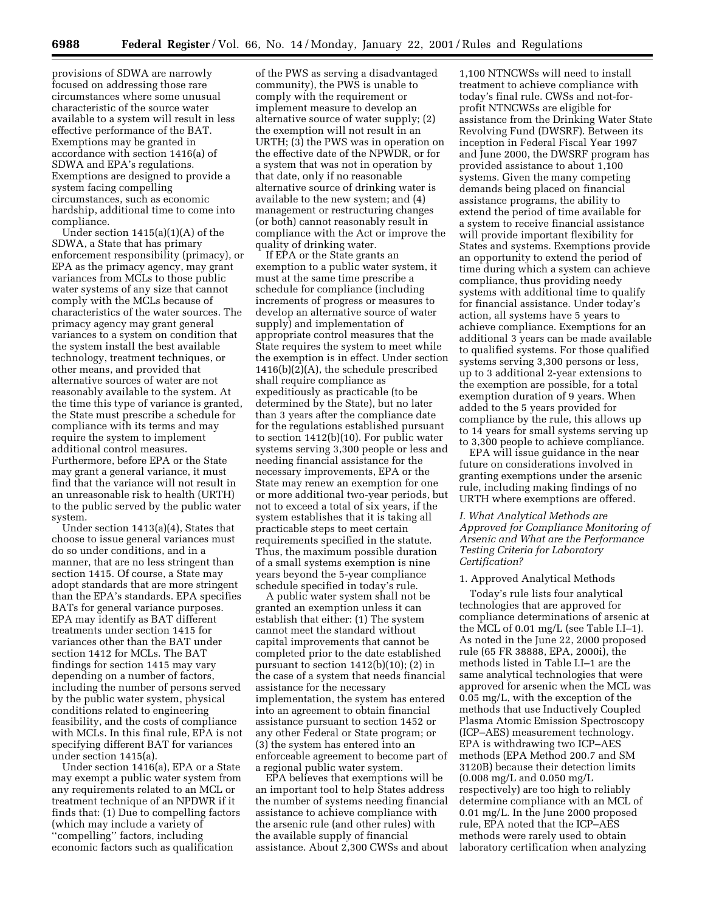provisions of SDWA are narrowly focused on addressing those rare circumstances where some unusual characteristic of the source water available to a system will result in less effective performance of the BAT. Exemptions may be granted in accordance with section 1416(a) of SDWA and EPA's regulations. Exemptions are designed to provide a system facing compelling circumstances, such as economic hardship, additional time to come into compliance.

Under section 1415(a)(1)(A) of the SDWA, a State that has primary enforcement responsibility (primacy), or EPA as the primacy agency, may grant variances from MCLs to those public water systems of any size that cannot comply with the MCLs because of characteristics of the water sources. The primacy agency may grant general variances to a system on condition that the system install the best available technology, treatment techniques, or other means, and provided that alternative sources of water are not reasonably available to the system. At the time this type of variance is granted, the State must prescribe a schedule for compliance with its terms and may require the system to implement additional control measures. Furthermore, before EPA or the State may grant a general variance, it must find that the variance will not result in an unreasonable risk to health (URTH) to the public served by the public water system.

Under section 1413(a)(4), States that choose to issue general variances must do so under conditions, and in a manner, that are no less stringent than section 1415. Of course, a State may adopt standards that are more stringent than the EPA's standards. EPA specifies BATs for general variance purposes. EPA may identify as BAT different treatments under section 1415 for variances other than the BAT under section 1412 for MCLs. The BAT findings for section 1415 may vary depending on a number of factors, including the number of persons served by the public water system, physical conditions related to engineering feasibility, and the costs of compliance with MCLs. In this final rule, EPA is not specifying different BAT for variances under section 1415(a).

Under section 1416(a), EPA or a State may exempt a public water system from any requirements related to an MCL or treatment technique of an NPDWR if it finds that: (1) Due to compelling factors (which may include a variety of ''compelling'' factors, including economic factors such as qualification of the PWS as serving a disadvantaged community), the PWS is unable to comply with the requirement or implement measure to develop an alternative source of water supply; (2) the exemption will not result in an URTH; (3) the PWS was in operation on the effective date of the NPWDR, or for a system that was not in operation by that date, only if no reasonable alternative source of drinking water is available to the new system; and (4) management or restructuring changes (or both) cannot reasonably result in compliance with the Act or improve the quality of drinking water.

If EPA or the State grants an exemption to a public water system, it must at the same time prescribe a schedule for compliance (including increments of progress or measures to develop an alternative source of water supply) and implementation of appropriate control measures that the State requires the system to meet while the exemption is in effect. Under section 1416(b)(2)(A), the schedule prescribed shall require compliance as expeditiously as practicable (to be determined by the State), but no later than 3 years after the compliance date for the regulations established pursuant to section 1412(b)(10). For public water systems serving 3,300 people or less and needing financial assistance for the necessary improvements, EPA or the State may renew an exemption for one or more additional two-year periods, but not to exceed a total of six years, if the system establishes that it is taking all practicable steps to meet certain requirements specified in the statute. Thus, the maximum possible duration of a small systems exemption is nine years beyond the 5-year compliance schedule specified in today's rule.

A public water system shall not be granted an exemption unless it can establish that either: (1) The system cannot meet the standard without capital improvements that cannot be completed prior to the date established pursuant to section 1412(b)(10); (2) in the case of a system that needs financial assistance for the necessary implementation, the system has entered into an agreement to obtain financial assistance pursuant to section 1452 or any other Federal or State program; or (3) the system has entered into an enforceable agreement to become part of a regional public water system.

EPA believes that exemptions will be an important tool to help States address the number of systems needing financial assistance to achieve compliance with the arsenic rule (and other rules) with the available supply of financial assistance. About 2,300 CWSs and about 1,100 NTNCWSs will need to install treatment to achieve compliance with today's final rule. CWSs and not-for-profit NTNCWSs are eligible for assistance from the Drinking Water State Revolving Fund (DWSRF). Between its inception in Federal Fiscal Year 1997 and June 2000, the DWSRF program has provided assistance to about 1,100 systems. Given the many competing demands being placed on financial assistance programs, the ability to extend the period of time available for a system to receive financial assistance will provide important flexibility for States and systems. Exemptions provide an opportunity to extend the period of time during which a system can achieve compliance, thus providing needy systems with additional time to qualify for financial assistance. Under today's action, all systems have 5 years to achieve compliance. Exemptions for an additional 3 years can be made available to qualified systems. For those qualified systems serving 3,300 persons or less, up to 3 additional 2-year extensions to the exemption are possible, for a total exemption duration of 9 years. When added to the 5 years provided for compliance by the rule, this allows up to 14 years for small systems serving up to 3,300 people to achieve compliance.

EPA will issue guidance in the near future on considerations involved in granting exemptions under the arsenic rule, including making findings of no URTH where exemptions are offered.

### *I. What Analytical Methods are Approved for Compliance Monitoring of Arsenic and What are the Performance Testing Criteria for Laboratory Certification?*

#### 1. Approved Analytical Methods

Today's rule lists four analytical technologies that are approved for compliance determinations of arsenic at the MCL of 0.01 mg/L (see Table I.I–1). As noted in the June 22, 2000 proposed rule (65 FR 38888, EPA, 2000i), the methods listed in Table I.I–1 are the same analytical technologies that were approved for arsenic when the MCL was 0.05 mg/L, with the exception of the methods that use Inductively Coupled Plasma Atomic Emission Spectroscopy (ICP–AES) measurement technology. EPA is withdrawing two ICP–AES methods (EPA Method 200.7 and SM 3120B) because their detection limits (0.008 mg/L and 0.050 mg/L respectively) are too high to reliably determine compliance with an MCL of 0.01 mg/L. In the June 2000 proposed rule, EPA noted that the ICP–AES methods were rarely used to obtain laboratory certification when analyzing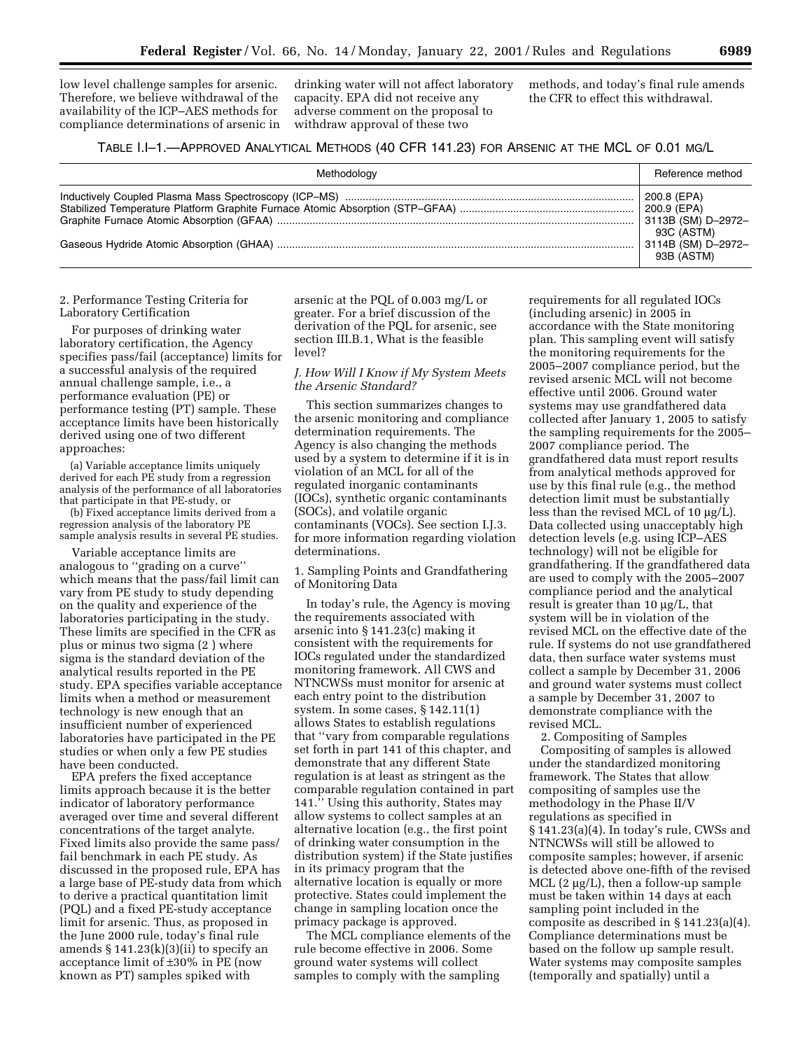low level challenge samples for arsenic. Therefore, we believe withdrawal of the availability of the ICP–AES methods for compliance determinations of arsenic in drinking water will not affect laboratory capacity. EPA did not receive any adverse comment on the proposal to withdraw approval of these two methods, and today's final rule amends the CFR to effect this withdrawal.

TABLE I.I–1.—APPROVED ANALYTICAL METHODS (40 CFR 141.23) FOR ARSENIC AT THE MCL OF 0.01 MG/L

| Methodology | Reference method |
|---|---|
| Inductively Coupled Plasma Mass Spectroscopy (ICP–MS) | 200.8 (EPA) |
| Stabilized Temperature Platform Graphite Furnace Atomic Absorption (STP–GFAA) | 200.9 (EPA) |
| Graphite Furnace Atomic Absorption (GFAA) | 3113B (SM) D–2972–93C (ASTM) |
| Gaseous Hydride Atomic Absorption (GHAA) | 3114B (SM) D–2972–93B (ASTM) |

2. Performance Testing Criteria for Laboratory Certification

For purposes of drinking water laboratory certification, the Agency specifies pass/fail (acceptance) limits for a successful analysis of the required annual challenge sample, i.e., a performance evaluation (PE) or performance testing (PT) sample. These acceptance limits have been historically derived using one of two different approaches:

(a) Variable acceptance limits uniquely derived for each PE study from a regression analysis of the performance of all laboratories that participate in that PE-study, or

(b) Fixed acceptance limits derived from a regression analysis of the laboratory PE sample analysis results in several PE studies.

Variable acceptance limits are analogous to ''grading on a curve'' which means that the pass/fail limit can vary from PE study to study depending on the quality and experience of the laboratories participating in the study. These limits are specified in the CFR as plus or minus two sigma (2 ) where sigma is the standard deviation of the analytical results reported in the PE study. EPA specifies variable acceptance limits when a method or measurement technology is new enough that an insufficient number of experienced laboratories have participated in the PE studies or when only a few PE studies have been conducted.

EPA prefers the fixed acceptance limits approach because it is the better indicator of laboratory performance averaged over time and several different concentrations of the target analyte. Fixed limits also provide the same pass/fail benchmark in each PE study. As discussed in the proposed rule, EPA has a large base of PE-study data from which to derive a practical quantitation limit (PQL) and a fixed PE-study acceptance limit for arsenic. Thus, as proposed in the June 2000 rule, today's final rule amends § 141.23(k)(3)(ii) to specify an acceptance limit of ±30% in PE (now known as PT) samples spiked with arsenic at the PQL of 0.003 mg/L or greater. For a brief discussion of the derivation of the PQL for arsenic, see section III.B.1, What is the feasible level?

### *J. How Will I Know if My System Meets the Arsenic Standard?*

This section summarizes changes to the arsenic monitoring and compliance determination requirements. The Agency is also changing the methods used by a system to determine if it is in violation of an MCL for all of the regulated inorganic contaminants (IOCs), synthetic organic contaminants (SOCs), and volatile organic contaminants (VOCs). See section I.J.3. for more information regarding violation determinations.

1. Sampling Points and Grandfathering of Monitoring Data

In today's rule, the Agency is moving the requirements associated with arsenic into § 141.23(c) making it consistent with the requirements for IOCs regulated under the standardized monitoring framework. All CWS and NTNCWSs must monitor for arsenic at each entry point to the distribution system. In some cases, § 142.11(1) allows States to establish regulations that ''vary from comparable regulations set forth in part 141 of this chapter, and demonstrate that any different State regulation is at least as stringent as the comparable regulation contained in part 141.'' Using this authority, States may allow systems to collect samples at an alternative location (e.g., the first point of drinking water consumption in the distribution system) if the State justifies in its primacy program that the alternative location is equally or more protective. States could implement the change in sampling location once the primacy package is approved.

The MCL compliance elements of the rule become effective in 2006. Some ground water systems will collect samples to comply with the sampling requirements for all regulated IOCs (including arsenic) in 2005 in accordance with the State monitoring plan. This sampling event will satisfy the monitoring requirements for the 2005–2007 compliance period, but the revised arsenic MCL will not become effective until 2006. Ground water systems may use grandfathered data collected after January 1, 2005 to satisfy the sampling requirements for the 2005–2007 compliance period. The grandfathered data must report results from analytical methods approved for use by this final rule (e.g., the method detection limit must be substantially less than the revised MCL of 10 µg/L). Data collected using unacceptably high detection levels (e.g. using ICP–AES technology) will not be eligible for grandfathering. If the grandfathered data are used to comply with the 2005–2007 compliance period and the analytical result is greater than 10 µg/L, that system will be in violation of the revised MCL on the effective date of the rule. If systems do not use grandfathered data, then surface water systems must collect a sample by December 31, 2006 and ground water systems must collect a sample by December 31, 2007 to demonstrate compliance with the revised MCL.

2. Compositing of Samples

Compositing of samples is allowed under the standardized monitoring framework. The States that allow compositing of samples use the methodology in the Phase II/V regulations as specified in § 141.23(a)(4). In today's rule, CWSs and NTNCWSs will still be allowed to composite samples; however, if arsenic is detected above one-fifth of the revised MCL (2 µg/L), then a follow-up sample must be taken within 14 days at each sampling point included in the composite as described in § 141.23(a)(4). Compliance determinations must be based on the follow up sample result. Water systems may composite samples (temporally and spatially) until a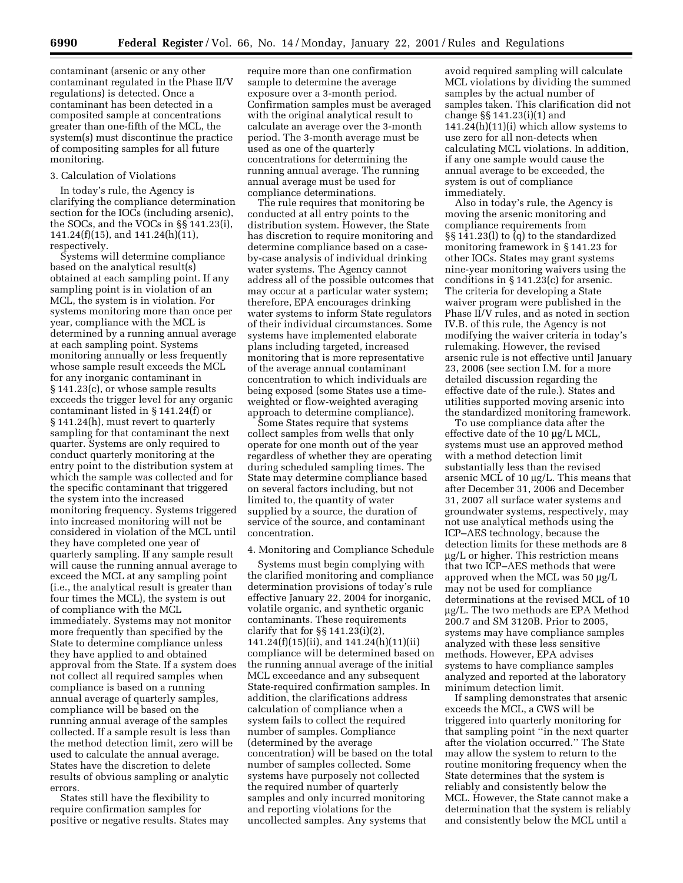contaminant (arsenic or any other contaminant regulated in the Phase II/V regulations) is detected. Once a contaminant has been detected in a composited sample at concentrations greater than one-fifth of the MCL, the system(s) must discontinue the practice of compositing samples for all future monitoring.

3. Calculation of Violations

In today's rule, the Agency is clarifying the compliance determination section for the IOCs (including arsenic), the SOCs, and the VOCs in §§ 141.23(i), 141.24(f)(15), and 141.24(h)(11), respectively.

Systems will determine compliance based on the analytical result(s) obtained at each sampling point. If any sampling point is in violation of an MCL, the system is in violation. For systems monitoring more than once per year, compliance with the MCL is determined by a running annual average at each sampling point. Systems monitoring annually or less frequently whose sample result exceeds the MCL for any inorganic contaminant in § 141.23(c), or whose sample results exceeds the trigger level for any organic contaminant listed in § 141.24(f) or § 141.24(h), must revert to quarterly sampling for that contaminant the next quarter. Systems are only required to conduct quarterly monitoring at the entry point to the distribution system at which the sample was collected and for the specific contaminant that triggered the system into the increased monitoring frequency. Systems triggered into increased monitoring will not be considered in violation of the MCL until they have completed one year of quarterly sampling. If any sample result will cause the running annual average to exceed the MCL at any sampling point (i.e., the analytical result is greater than four times the MCL), the system is out of compliance with the MCL immediately. Systems may not monitor more frequently than specified by the State to determine compliance unless they have applied to and obtained approval from the State. If a system does not collect all required samples when compliance is based on a running annual average of quarterly samples, compliance will be based on the running annual average of the samples collected. If a sample result is less than the method detection limit, zero will be used to calculate the annual average. States have the discretion to delete results of obvious sampling or analytic errors.

States still have the flexibility to require confirmation samples for positive or negative results. States may require more than one confirmation sample to determine the average exposure over a 3-month period. Confirmation samples must be averaged with the original analytical result to calculate an average over the 3-month period. The 3-month average must be used as one of the quarterly concentrations for determining the running annual average. The running annual average must be used for compliance determinations.

The rule requires that monitoring be conducted at all entry points to the distribution system. However, the State has discretion to require monitoring and determine compliance based on a case-by-case analysis of individual drinking water systems. The Agency cannot address all of the possible outcomes that may occur at a particular water system; therefore, EPA encourages drinking water systems to inform State regulators of their individual circumstances. Some systems have implemented elaborate plans including targeted, increased monitoring that is more representative of the average annual contaminant concentration to which individuals are being exposed (some States use a time-weighted or flow-weighted averaging approach to determine compliance).

Some States require that systems collect samples from wells that only operate for one month out of the year regardless of whether they are operating during scheduled sampling times. The State may determine compliance based on several factors including, but not limited to, the quantity of water supplied by a source, the duration of service of the source, and contaminant concentration.

4. Monitoring and Compliance Schedule

Systems must begin complying with the clarified monitoring and compliance determination provisions of today's rule effective January 22, 2004 for inorganic, volatile organic, and synthetic organic contaminants. These requirements clarify that for §§ 141.23(i)(2), 141.24(f)(15)(ii), and 141.24(h)(11)(ii) compliance will be determined based on the running annual average of the initial MCL exceedance and any subsequent State-required confirmation samples. In addition, the clarifications address calculation of compliance when a system fails to collect the required number of samples. Compliance (determined by the average concentration) will be based on the total number of samples collected. Some systems have purposely not collected the required number of quarterly samples and only incurred monitoring and reporting violations for the uncollected samples. Any systems that avoid required sampling will calculate MCL violations by dividing the summed samples by the actual number of samples taken. This clarification did not change §§ 141.23(i)(1) and 141.24(h)(11)(i) which allow systems to use zero for all non-detects when calculating MCL violations. In addition, if any one sample would cause the annual average to be exceeded, the system is out of compliance immediately.

Also in today's rule, the Agency is moving the arsenic monitoring and compliance requirements from §§ 141.23(l) to (q) to the standardized monitoring framework in § 141.23 for other IOCs. States may grant systems nine-year monitoring waivers using the conditions in § 141.23(c) for arsenic. The criteria for developing a State waiver program were published in the Phase II/V rules, and as noted in section IV.B. of this rule, the Agency is not modifying the waiver criteria in today's rulemaking. However, the revised arsenic rule is not effective until January 23, 2006 (see section I.M. for a more detailed discussion regarding the effective date of the rule.). States and utilities supported moving arsenic into the standardized monitoring framework.

To use compliance data after the effective date of the 10 μg/L MCL, systems must use an approved method with a method detection limit substantially less than the revised arsenic MCL of 10 μg/L. This means that after December 31, 2006 and December 31, 2007 all surface water systems and groundwater systems, respectively, may not use analytical methods using the ICP–AES technology, because the detection limits for these methods are 8 μg/L or higher. This restriction means that two ICP–AES methods that were approved when the MCL was 50 μg/L may not be used for compliance determinations at the revised MCL of 10 μg/L. The two methods are EPA Method 200.7 and SM 3120B. Prior to 2005, systems may have compliance samples analyzed with these less sensitive methods. However, EPA advises systems to have compliance samples analyzed and reported at the laboratory minimum detection limit.

If sampling demonstrates that arsenic exceeds the MCL, a CWS will be triggered into quarterly monitoring for that sampling point "in the next quarter after the violation occurred." The State may allow the system to return to the routine monitoring frequency when the State determines that the system is reliably and consistently below the MCL. However, the State cannot make a determination that the system is reliably and consistently below the MCL until a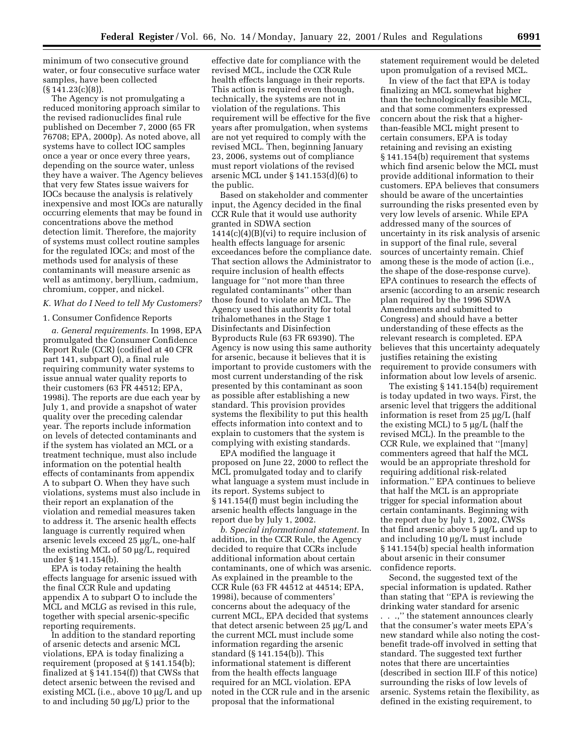minimum of two consecutive ground water, or four consecutive surface water samples, have been collected (§ 141.23(c)(8)).

The Agency is not promulgating a reduced monitoring approach similar to the revised radionuclides final rule published on December 7, 2000 (65 FR 76708; EPA, 2000p). As noted above, all systems have to collect IOC samples once a year or once every three years, depending on the source water, unless they have a waiver. The Agency believes that very few States issue waivers for IOCs because the analysis is relatively inexpensive and most IOCs are naturally occurring elements that may be found in concentrations above the method detection limit. Therefore, the majority of systems must collect routine samples for the regulated IOCs; and most of the methods used for analysis of these contaminants will measure arsenic as well as antimony, beryllium, cadmium, chromium, copper, and nickel.

### *K. What do I Need to tell My Customers?*

#### 1. Consumer Confidence Reports

*a. General requirements.* In 1998, EPA promulgated the Consumer Confidence Report Rule (CCR) (codified at 40 CFR part 141, subpart O), a final rule requiring community water systems to issue annual water quality reports to their customers (63 FR 44512; EPA, 1998i). The reports are due each year by July 1, and provide a snapshot of water quality over the preceding calendar year. The reports include information on levels of detected contaminants and if the system has violated an MCL or a treatment technique, must also include information on the potential health effects of contaminants from appendix A to subpart O. When they have such violations, systems must also include in their report an explanation of the violation and remedial measures taken to address it. The arsenic health effects language is currently required when arsenic levels exceed 25 μg/L, one-half the existing MCL of 50 μg/L, required under § 141.154(b).

EPA is today retaining the health effects language for arsenic issued with the final CCR Rule and updating appendix A to subpart O to include the MCL and MCLG as revised in this rule, together with special arsenic-specific reporting requirements.

In addition to the standard reporting of arsenic detects and arsenic MCL violations, EPA is today finalizing a requirement (proposed at § 141.154(b); finalized at § 141.154(f)) that CWSs that detect arsenic between the revised and existing MCL (i.e., above 10 μg/L and up to and including 50 μg/L) prior to the effective date for compliance with the revised MCL, include the CCR Rule health effects language in their reports. This action is required even though, technically, the systems are not in violation of the regulations. This requirement will be effective for the five years after promulgation, when systems are not yet required to comply with the revised MCL. Then, beginning January 23, 2006, systems out of compliance must report violations of the revised arsenic MCL under § 141.153(d)(6) to the public.

Based on stakeholder and commenter input, the Agency decided in the final CCR Rule that it would use authority granted in SDWA section 1414(c)(4)(B)(vi) to require inclusion of health effects language for arsenic exceedances before the compliance date. That section allows the Administrator to require inclusion of health effects language for ''not more than three regulated contaminants'' other than those found to violate an MCL. The Agency used this authority for total trihalomethanes in the Stage 1 Disinfectants and Disinfection Byproducts Rule (63 FR 69390). The Agency is now using this same authority for arsenic, because it believes that it is important to provide customers with the most current understanding of the risk presented by this contaminant as soon as possible after establishing a new standard. This provision provides systems the flexibility to put this health effects information into context and to explain to customers that the system is complying with existing standards.

EPA modified the language it proposed on June 22, 2000 to reflect the MCL promulgated today and to clarify what language a system must include in its report. Systems subject to § 141.154(f) must begin including the arsenic health effects language in the report due by July 1, 2002.

*b. Special informational statement.* In addition, in the CCR Rule, the Agency decided to require that CCRs include additional information about certain contaminants, one of which was arsenic. As explained in the preamble to the CCR Rule (63 FR 44512 at 44514; EPA, 1998i), because of commenters' concerns about the adequacy of the current MCL, EPA decided that systems that detect arsenic between 25 μg/L and the current MCL must include some information regarding the arsenic standard (§ 141.154(b)). This informational statement is different from the health effects language required for an MCL violation. EPA noted in the CCR rule and in the arsenic proposal that the informational statement requirement would be deleted upon promulgation of a revised MCL.

In view of the fact that EPA is today finalizing an MCL somewhat higher than the technologically feasible MCL, and that some commenters expressed concern about the risk that a higher-than-feasible MCL might present to certain consumers, EPA is today retaining and revising an existing § 141.154(b) requirement that systems which find arsenic below the MCL must provide additional information to their customers. EPA believes that consumers should be aware of the uncertainties surrounding the risks presented even by very low levels of arsenic. While EPA addressed many of the sources of uncertainty in its risk analysis of arsenic in support of the final rule, several sources of uncertainty remain. Chief among these is the mode of action (i.e., the shape of the dose-response curve). EPA continues to research the effects of arsenic (according to an arsenic research plan required by the 1996 SDWA Amendments and submitted to Congress) and should have a better understanding of these effects as the relevant research is completed. EPA believes that this uncertainty adequately justifies retaining the existing requirement to provide consumers with information about low levels of arsenic.

The existing § 141.154(b) requirement is today updated in two ways. First, the arsenic level that triggers the additional information is reset from 25 μg/L (half the existing MCL) to 5 μg/L (half the revised MCL). In the preamble to the CCR Rule, we explained that ''[many] commenters agreed that half the MCL would be an appropriate threshold for requiring additional risk-related information.'' EPA continues to believe that half the MCL is an appropriate trigger for special information about certain contaminants. Beginning with the report due by July 1, 2002, CWSs that find arsenic above 5 μg/L and up to and including 10 μg/L must include § 141.154(b) special health information about arsenic in their consumer confidence reports.

Second, the suggested text of the special information is updated. Rather than stating that ''EPA is reviewing the drinking water standard for arsenic . . .,'' the statement announces clearly that the consumer's water meets EPA's new standard while also noting the cost-benefit trade-off involved in setting that standard. The suggested text further notes that there are uncertainties (described in section III.F of this notice) surrounding the risks of low levels of arsenic. Systems retain the flexibility, as defined in the existing requirement, to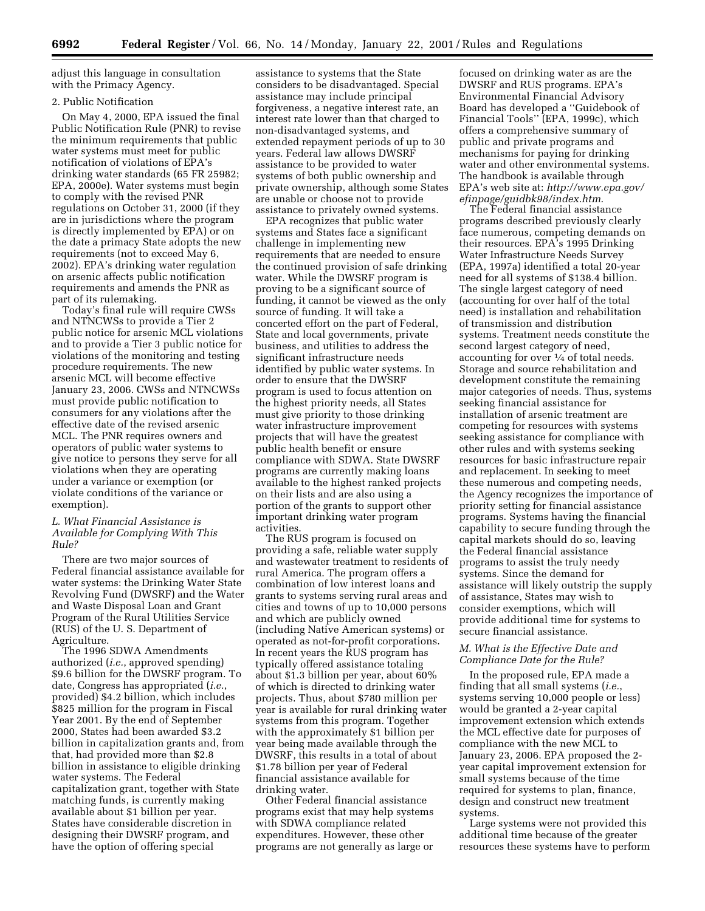adjust this language in consultation with the Primacy Agency.

2. Public Notification

On May 4, 2000, EPA issued the final Public Notification Rule (PNR) to revise the minimum requirements that public water systems must meet for public notification of violations of EPA's drinking water standards (65 FR 25982; EPA, 2000e). Water systems must begin to comply with the revised PNR regulations on October 31, 2000 (if they are in jurisdictions where the program is directly implemented by EPA) or on the date a primacy State adopts the new requirements (not to exceed May 6, 2002). EPA's drinking water regulation on arsenic affects public notification requirements and amends the PNR as part of its rulemaking.

Today's final rule will require CWSs and NTNCWSs to provide a Tier 2 public notice for arsenic MCL violations and to provide a Tier 3 public notice for violations of the monitoring and testing procedure requirements. The new arsenic MCL will become effective January 23, 2006. CWSs and NTNCWSs must provide public notification to consumers for any violations after the effective date of the revised arsenic MCL. The PNR requires owners and operators of public water systems to give notice to persons they serve for all violations when they are operating under a variance or exemption (or violate conditions of the variance or exemption).

### *L. What Financial Assistance is Available for Complying With This Rule?*

There are two major sources of Federal financial assistance available for water systems: the Drinking Water State Revolving Fund (DWSRF) and the Water and Waste Disposal Loan and Grant Program of the Rural Utilities Service (RUS) of the U. S. Department of Agriculture.

The 1996 SDWA Amendments authorized (*i.e.*, approved spending) $9.6 billion for the DWSRF program. To date, Congress has appropriated (*i.e.*, provided) $4.2 billion, which includes $825 million for the program in Fiscal Year 2001. By the end of September 2000, States had been awarded $3.2 billion in capitalization grants and, from that, had provided more than $2.8 billion in assistance to eligible drinking water systems. The Federal capitalization grant, together with State matching funds, is currently making available about $1 billion per year. States have considerable discretion in designing their DWSRF program, and have the option of offering special assistance to systems that the State considers to be disadvantaged. Special assistance may include principal forgiveness, a negative interest rate, an interest rate lower than that charged to non-disadvantaged systems, and extended repayment periods of up to 30 years. Federal law allows DWSRF assistance to be provided to water systems of both public ownership and private ownership, although some States are unable or choose not to provide assistance to privately owned systems.

EPA recognizes that public water systems and States face a significant challenge in implementing new requirements that are needed to ensure the continued provision of safe drinking water. While the DWSRF program is proving to be a significant source of funding, it cannot be viewed as the only source of funding. It will take a concerted effort on the part of Federal, State and local governments, private business, and utilities to address the significant infrastructure needs identified by public water systems. In order to ensure that the DWSRF program is used to focus attention on the highest priority needs, all States must give priority to those drinking water infrastructure improvement projects that will have the greatest public health benefit or ensure compliance with SDWA. State DWSRF programs are currently making loans available to the highest ranked projects on their lists and are also using a portion of the grants to support other important drinking water program activities.

The RUS program is focused on providing a safe, reliable water supply and wastewater treatment to residents of rural America. The program offers a combination of low interest loans and grants to systems serving rural areas and cities and towns of up to 10,000 persons and which are publicly owned (including Native American systems) or operated as not-for-profit corporations. In recent years the RUS program has typically offered assistance totaling about $1.3 billion per year, about 60% of which is directed to drinking water projects. Thus, about $780 million per year is available for rural drinking water systems from this program. Together with the approximately $1 billion per year being made available through the DWSRF, this results in a total of about $1.78 billion per year of Federal financial assistance available for drinking water.

Other Federal financial assistance programs exist that may help systems with SDWA compliance related expenditures. However, these other programs are not generally as large or focused on drinking water as are the DWSRF and RUS programs. EPA's Environmental Financial Advisory Board has developed a ''Guidebook of Financial Tools'' (EPA, 1999c), which offers a comprehensive summary of public and private programs and mechanisms for paying for drinking water and other environmental systems. The handbook is available through EPA's web site at: *http://www.epa.gov/efinpage/guidbk98/index.htm*.

The Federal financial assistance programs described previously clearly face numerous, competing demands on their resources. EPA's 1995 Drinking Water Infrastructure Needs Survey (EPA, 1997a) identified a total 20-year need for all systems of $138.4 billion. The single largest category of need (accounting for over half of the total need) is installation and rehabilitation of transmission and distribution systems. Treatment needs constitute the second largest category of need, accounting for over ¼ of total needs. Storage and source rehabilitation and development constitute the remaining major categories of needs. Thus, systems seeking financial assistance for installation of arsenic treatment are competing for resources with systems seeking assistance for compliance with other rules and with systems seeking resources for basic infrastructure repair and replacement. In seeking to meet these numerous and competing needs, the Agency recognizes the importance of priority setting for financial assistance programs. Systems having the financial capability to secure funding through the capital markets should do so, leaving the Federal financial assistance programs to assist the truly needy systems. Since the demand for assistance will likely outstrip the supply of assistance, States may wish to consider exemptions, which will provide additional time for systems to secure financial assistance.

### *M. What is the Effective Date and Compliance Date for the Rule?*

In the proposed rule, EPA made a finding that all small systems (*i.e.*, systems serving 10,000 people or less) would be granted a 2-year capital improvement extension which extends the MCL effective date for purposes of compliance with the new MCL to January 23, 2006. EPA proposed the 2-year capital improvement extension for small systems because of the time required for systems to plan, finance, design and construct new treatment systems.

Large systems were not provided this additional time because of the greater resources these systems have to perform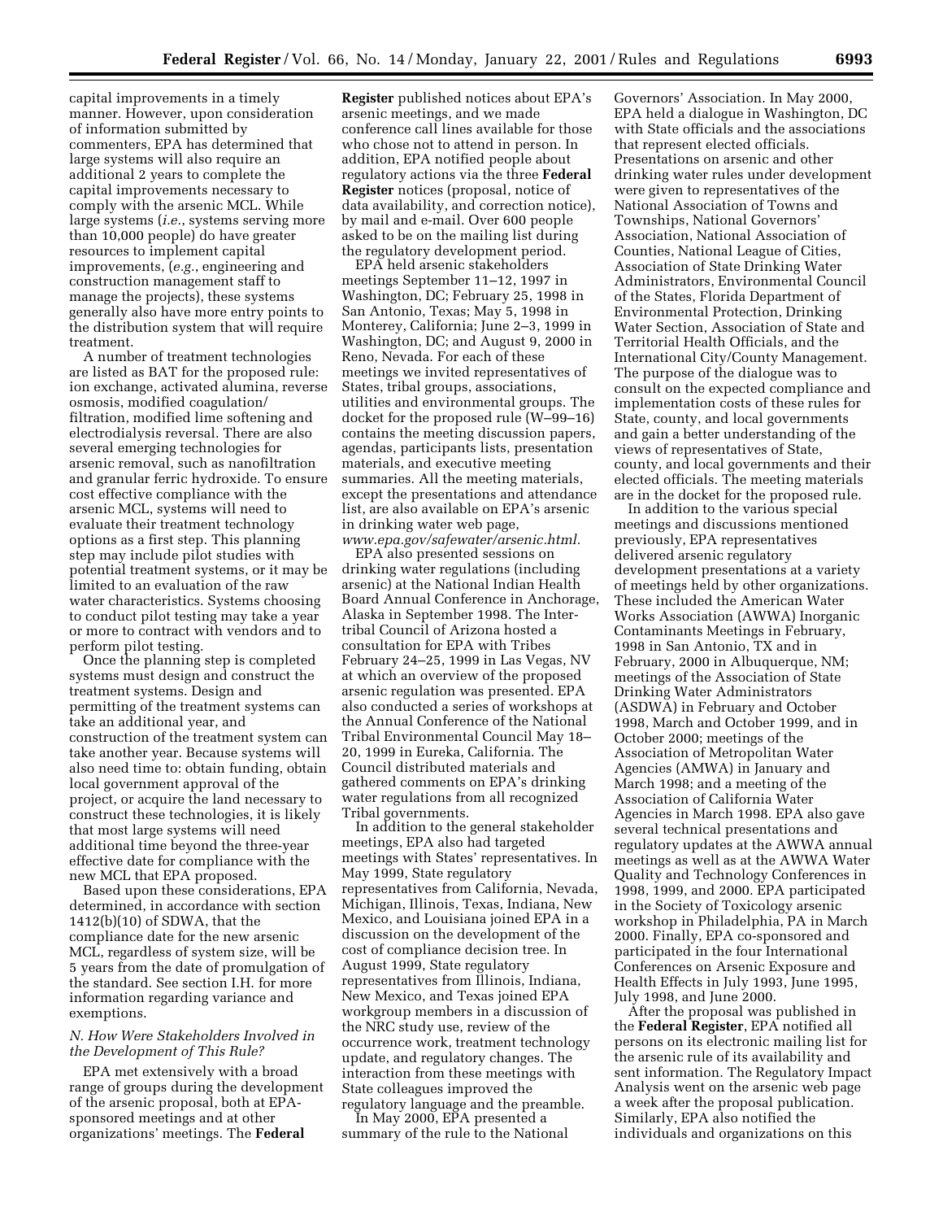capital improvements in a timely manner. However, upon consideration of information submitted by commenters, EPA has determined that large systems will also require an additional 2 years to complete the capital improvements necessary to comply with the arsenic MCL. While large systems (*i.e.*, systems serving more than 10,000 people) do have greater resources to implement capital improvements, (*e.g.*, engineering and construction management staff to manage the projects), these systems generally also have more entry points to the distribution system that will require treatment.

A number of treatment technologies are listed as BAT for the proposed rule: ion exchange, activated alumina, reverse osmosis, modified coagulation/filtration, modified lime softening and electrodialysis reversal. There are also several emerging technologies for arsenic removal, such as nanofiltration and granular ferric hydroxide. To ensure cost effective compliance with the arsenic MCL, systems will need to evaluate their treatment technology options as a first step. This planning step may include pilot studies with potential treatment systems, or it may be limited to an evaluation of the raw water characteristics. Systems choosing to conduct pilot testing may take a year or more to contract with vendors and to perform pilot testing.

Once the planning step is completed systems must design and construct the treatment systems. Design and permitting of the treatment systems can take an additional year, and construction of the treatment system can take another year. Because systems will also need time to: obtain funding, obtain local government approval of the project, or acquire the land necessary to construct these technologies, it is likely that most large systems will need additional time beyond the three-year effective date for compliance with the new MCL that EPA proposed.

Based upon these considerations, EPA determined, in accordance with section 1412(b)(10) of SDWA, that the compliance date for the new arsenic MCL, regardless of system size, will be 5 years from the date of promulgation of the standard. See section I.H. for more information regarding variance and exemptions.

### *N. How Were Stakeholders Involved in the Development of This Rule?*

EPA met extensively with a broad range of groups during the development of the arsenic proposal, both at EPA-sponsored meetings and at other organizations' meetings. The **Federal Register** published notices about EPA's arsenic meetings, and we made conference call lines available for those who chose not to attend in person. In addition, EPA notified people about regulatory actions via the three **Federal Register** notices (proposal, notice of data availability, and correction notice), by mail and e-mail. Over 600 people asked to be on the mailing list during the regulatory development period.

EPA held arsenic stakeholders meetings September 11–12, 1997 in Washington, DC; February 25, 1998 in San Antonio, Texas; May 5, 1998 in Monterey, California; June 2–3, 1999 in Washington, DC; and August 9, 2000 in Reno, Nevada. For each of these meetings we invited representatives of States, tribal groups, associations, utilities and environmental groups. The docket for the proposed rule (W–99–16) contains the meeting discussion papers, agendas, participants lists, presentation materials, and executive meeting summaries. All the meeting materials, except the presentations and attendance list, are also available on EPA's arsenic in drinking water web page, *www.epa.gov/safewater/arsenic.html.*

EPA also presented sessions on drinking water regulations (including arsenic) at the National Indian Health Board Annual Conference in Anchorage, Alaska in September 1998. The Inter-tribal Council of Arizona hosted a consultation for EPA with Tribes February 24–25, 1999 in Las Vegas, NV at which an overview of the proposed arsenic regulation was presented. EPA also conducted a series of workshops at the Annual Conference of the National Tribal Environmental Council May 18–20, 1999 in Eureka, California. The Council distributed materials and gathered comments on EPA's drinking water regulations from all recognized Tribal governments.

In addition to the general stakeholder meetings, EPA also had targeted meetings with States' representatives. In May 1999, State regulatory representatives from California, Nevada, Michigan, Illinois, Texas, Indiana, New Mexico, and Louisiana joined EPA in a discussion on the development of the cost of compliance decision tree. In August 1999, State regulatory representatives from Illinois, Indiana, New Mexico, and Texas joined EPA workgroup members in a discussion of the NRC study use, review of the occurrence work, treatment technology update, and regulatory changes. The interaction from these meetings with State colleagues improved the regulatory language and the preamble.

In May 2000, EPA presented a summary of the rule to the National Governors' Association. In May 2000, EPA held a dialogue in Washington, DC with State officials and the associations that represent elected officials. Presentations on arsenic and other drinking water rules under development were given to representatives of the National Association of Towns and Townships, National Governors' Association, National Association of Counties, National League of Cities, Association of State Drinking Water Administrators, Environmental Council of the States, Florida Department of Environmental Protection, Drinking Water Section, Association of State and Territorial Health Officials, and the International City/County Management. The purpose of the dialogue was to consult on the expected compliance and implementation costs of these rules for State, county, and local governments and gain a better understanding of the views of representatives of State, county, and local governments and their elected officials. The meeting materials are in the docket for the proposed rule.

In addition to the various special meetings and discussions mentioned previously, EPA representatives delivered arsenic regulatory development presentations at a variety of meetings held by other organizations. These included the American Water Works Association (AWWA) Inorganic Contaminants Meetings in February, 1998 in San Antonio, TX and in February, 2000 in Albuquerque, NM; meetings of the Association of State Drinking Water Administrators (ASDWA) in February and October 1998, March and October 1999, and in October 2000; meetings of the Association of Metropolitan Water Agencies (AMWA) in January and March 1998; and a meeting of the Association of California Water Agencies in March 1998. EPA also gave several technical presentations and regulatory updates at the AWWA annual meetings as well as at the AWWA Water Quality and Technology Conferences in 1998, 1999, and 2000. EPA participated in the Society of Toxicology arsenic workshop in Philadelphia, PA in March 2000. Finally, EPA co-sponsored and participated in the four International Conferences on Arsenic Exposure and Health Effects in July 1993, June 1995, July 1998, and June 2000.

After the proposal was published in the **Federal Register**, EPA notified all persons on its electronic mailing list for the arsenic rule of its availability and sent information. The Regulatory Impact Analysis went on the arsenic web page a week after the proposal publication. Similarly, EPA also notified the individuals and organizations on this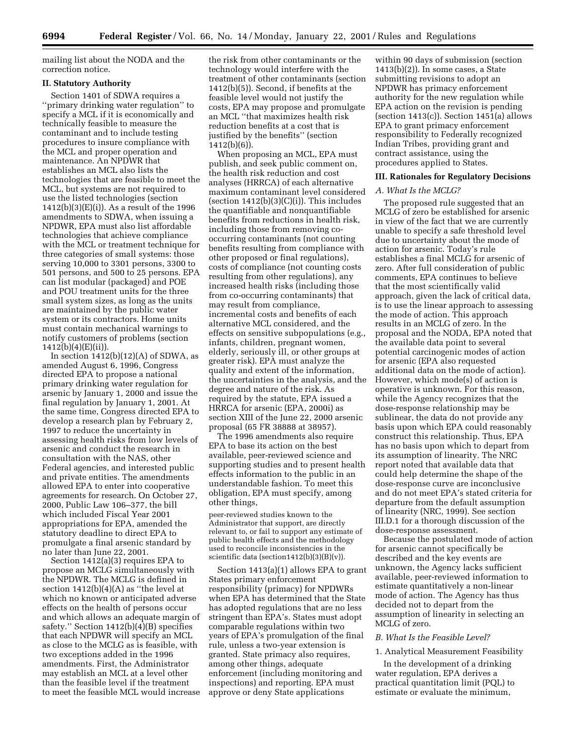mailing list about the NODA and the correction notice.

**II. Statutory Authority**

Section 1401 of SDWA requires a ''primary drinking water regulation'' to specify a MCL if it is economically and technically feasible to measure the contaminant and to include testing procedures to insure compliance with the MCL and proper operation and maintenance. An NPDWR that establishes an MCL also lists the technologies that are feasible to meet the MCL, but systems are not required to use the listed technologies (section 1412(b)(3)(E)(i)). As a result of the 1996 amendments to SDWA, when issuing a NPDWR, EPA must also list affordable technologies that achieve compliance with the MCL or treatment technique for three categories of small systems: those serving 10,000 to 3301 persons, 3300 to 501 persons, and 500 to 25 persons. EPA can list modular (packaged) and POE and POU treatment units for the three small system sizes, as long as the units are maintained by the public water system or its contractors. Home units must contain mechanical warnings to notify customers of problems (section 1412(b)(4)(E)(ii)).

In section 1412(b)(12)(A) of SDWA, as amended August 6, 1996, Congress directed EPA to propose a national primary drinking water regulation for arsenic by January 1, 2000 and issue the final regulation by January 1, 2001. At the same time, Congress directed EPA to develop a research plan by February 2, 1997 to reduce the uncertainty in assessing health risks from low levels of arsenic and conduct the research in consultation with the NAS, other Federal agencies, and interested public and private entities. The amendments allowed EPA to enter into cooperative agreements for research. On October 27, 2000, Public Law 106–377, the bill which included Fiscal Year 2001 appropriations for EPA, amended the statutory deadline to direct EPA to promulgate a final arsenic standard by no later than June 22, 2001.

Section 1412(a)(3) requires EPA to propose an MCLG simultaneously with the NPDWR. The MCLG is defined in section 1412(b)(4)(A) as ''the level at which no known or anticipated adverse effects on the health of persons occur and which allows an adequate margin of safety.'' Section 1412(b)(4)(B) specifies that each NPDWR will specify an MCL as close to the MCLG as is feasible, with two exceptions added in the 1996 amendments. First, the Administrator may establish an MCL at a level other than the feasible level if the treatment to meet the feasible MCL would increase the risk from other contaminants or the technology would interfere with the treatment of other contaminants (section 1412(b)(5)). Second, if benefits at the feasible level would not justify the costs, EPA may propose and promulgate an MCL ''that maximizes health risk reduction benefits at a cost that is justified by the benefits'' (section 1412(b)(6)).

When proposing an MCL, EPA must publish, and seek public comment on, the health risk reduction and cost analyses (HRRCA) of each alternative maximum contaminant level considered (section 1412(b)(3)(C)(i)). This includes the quantifiable and nonquantifiable benefits from reductions in health risk, including those from removing co-occurring contaminants (not counting benefits resulting from compliance with other proposed or final regulations), costs of compliance (not counting costs resulting from other regulations), any increased health risks (including those from co-occurring contaminants) that may result from compliance, incremental costs and benefits of each alternative MCL considered, and the effects on sensitive subpopulations (e.g., infants, children, pregnant women, elderly, seriously ill, or other groups at greater risk). EPA must analyze the quality and extent of the information, the uncertainties in the analysis, and the degree and nature of the risk. As required by the statute, EPA issued a HRRCA for arsenic (EPA, 2000i) as section XIII of the June 22, 2000 arsenic proposal (65 FR 38888 at 38957).

The 1996 amendments also require EPA to base its action on the best available, peer-reviewed science and supporting studies and to present health effects information to the public in an understandable fashion. To meet this obligation, EPA must specify, among other things,

> peer-reviewed studies known to the Administrator that support, are directly relevant to, or fail to support any estimate of public health effects and the methodology used to reconcile inconsistencies in the scientific data (section1412(b)(3)(B)(v)).

Section 1413(a)(1) allows EPA to grant States primary enforcement responsibility (primacy) for NPDWRs when EPA has determined that the State has adopted regulations that are no less stringent than EPA's. States must adopt comparable regulations within two years of EPA's promulgation of the final rule, unless a two-year extension is granted. State primacy also requires, among other things, adequate enforcement (including monitoring and inspections) and reporting. EPA must approve or deny State applications within 90 days of submission (section 1413(b)(2)). In some cases, a State submitting revisions to adopt an NPDWR has primacy enforcement authority for the new regulation while EPA action on the revision is pending (section 1413(c)). Section 1451(a) allows EPA to grant primacy enforcement responsibility to Federally recognized Indian Tribes, providing grant and contract assistance, using the procedures applied to States.

**III. Rationales for Regulatory Decisions**

*A. What Is the MCLG?*

The proposed rule suggested that an MCLG of zero be established for arsenic in view of the fact that we are currently unable to specify a safe threshold level due to uncertainty about the mode of action for arsenic. Today's rule establishes a final MCLG for arsenic of zero. After full consideration of public comments, EPA continues to believe that the most scientifically valid approach, given the lack of critical data, is to use the linear approach to assessing the mode of action. This approach results in an MCLG of zero. In the proposal and the NODA, EPA noted that the available data point to several potential carcinogenic modes of action for arsenic (EPA also requested additional data on the mode of action). However, which mode(s) of action is operative is unknown. For this reason, while the Agency recognizes that the dose-response relationship may be sublinear, the data do not provide any basis upon which EPA could reasonably construct this relationship. Thus, EPA has no basis upon which to depart from its assumption of linearity. The NRC report noted that available data that could help determine the shape of the dose-response curve are inconclusive and do not meet EPA's stated criteria for departure from the default assumption of linearity (NRC, 1999). See section III.D.1 for a thorough discussion of the dose-response assessment.

Because the postulated mode of action for arsenic cannot specifically be described and the key events are unknown, the Agency lacks sufficient available, peer-reviewed information to estimate quantitatively a non-linear mode of action. The Agency has thus decided not to depart from the assumption of linearity in selecting an MCLG of zero.

*B. What Is the Feasible Level?*

1. Analytical Measurement Feasibility

In the development of a drinking water regulation, EPA derives a practical quantitation limit (PQL) to estimate or evaluate the minimum,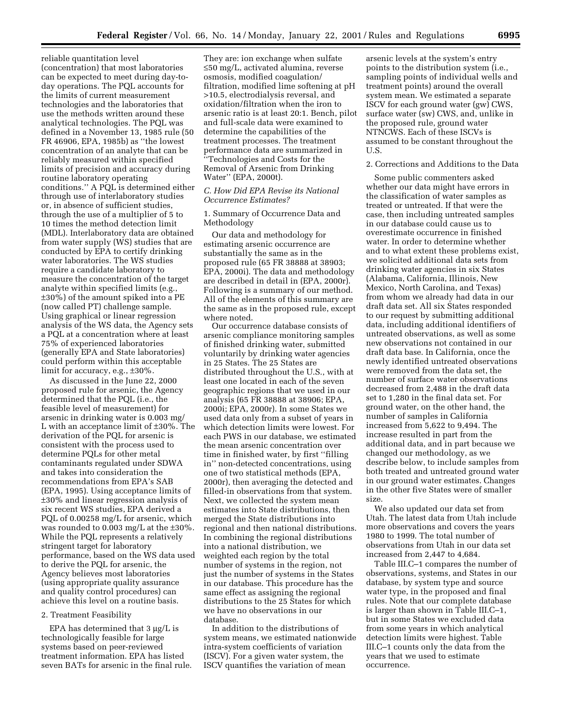reliable quantitation level (concentration) that most laboratories can be expected to meet during day-to-day operations. The PQL accounts for the limits of current measurement technologies and the laboratories that use the methods written around these analytical technologies. The PQL was defined in a November 13, 1985 rule (50 FR 46906, EPA, 1985b) as ''the lowest concentration of an analyte that can be reliably measured within specified limits of precision and accuracy during routine laboratory operating conditions.'' A PQL is determined either through use of interlaboratory studies or, in absence of sufficient studies, through the use of a multiplier of 5 to 10 times the method detection limit (MDL). Interlaboratory data are obtained from water supply (WS) studies that are conducted by EPA to certify drinking water laboratories. The WS studies require a candidate laboratory to measure the concentration of the target analyte within specified limits (e.g., ±30%) of the amount spiked into a PE (now called PT) challenge sample. Using graphical or linear regression analysis of the WS data, the Agency sets a PQL at a concentration where at least 75% of experienced laboratories (generally EPA and State laboratories) could perform within this acceptable limit for accuracy, e.g., ±30%.

As discussed in the June 22, 2000 proposed rule for arsenic, the Agency determined that the PQL (i.e., the feasible level of measurement) for arsenic in drinking water is 0.003 mg/L with an acceptance limit of ±30%. The derivation of the PQL for arsenic is consistent with the process used to determine PQLs for other metal contaminants regulated under SDWA and takes into consideration the recommendations from EPA's SAB (EPA, 1995). Using acceptance limits of ±30% and linear regression analysis of six recent WS studies, EPA derived a PQL of 0.00258 mg/L for arsenic, which was rounded to 0.003 mg/L at the ±30%. While the PQL represents a relatively stringent target for laboratory performance, based on the WS data used to derive the PQL for arsenic, the Agency believes most laboratories (using appropriate quality assurance and quality control procedures) can achieve this level on a routine basis.

2. Treatment Feasibility

EPA has determined that 3 μg/L is technologically feasible for large systems based on peer-reviewed treatment information. EPA has listed seven BATs for arsenic in the final rule. They are: ion exchange when sulfate ≤50 mg/L, activated alumina, reverse osmosis, modified coagulation/filtration, modified lime softening at pH >10.5, electrodialysis reversal, and oxidation/filtration when the iron to arsenic ratio is at least 20:1. Bench, pilot and full-scale data were examined to determine the capabilities of the treatment processes. The treatment performance data are summarized in ''Technologies and Costs for the Removal of Arsenic from Drinking Water'' (EPA, 2000t).

*C. How Did EPA Revise its National Occurrence Estimates?*

1. Summary of Occurrence Data and Methodology

Our data and methodology for estimating arsenic occurrence are substantially the same as in the proposed rule (65 FR 38888 at 38903; EPA, 2000i). The data and methodology are described in detail in (EPA, 2000r). Following is a summary of our method. All of the elements of this summary are the same as in the proposed rule, except where noted.

Our occurrence database consists of arsenic compliance monitoring samples of finished drinking water, submitted voluntarily by drinking water agencies in 25 States. The 25 States are distributed throughout the U.S., with at least one located in each of the seven geographic regions that we used in our analysis (65 FR 38888 at 38906; EPA, 2000i; EPA, 2000r). In some States we used data only from a subset of years in which detection limits were lowest. For each PWS in our database, we estimated the mean arsenic concentration over time in finished water, by first ''filling in'' non-detected concentrations, using one of two statistical methods (EPA, 2000r), then averaging the detected and filled-in observations from that system. Next, we collected the system mean estimates into State distributions, then merged the State distributions into regional and then national distributions. In combining the regional distributions into a national distribution, we weighted each region by the total number of systems in the region, not just the number of systems in the States in our database. This procedure has the same effect as assigning the regional distributions to the 25 States for which we have no observations in our database.

In addition to the distributions of system means, we estimated nationwide intra-system coefficients of variation (ISCV). For a given water system, the ISCV quantifies the variation of mean arsenic levels at the system's entry points to the distribution system (i.e., sampling points of individual wells and treatment points) around the overall system mean. We estimated a separate ISCV for each ground water (gw) CWS, surface water (sw) CWS, and, unlike in the proposed rule, ground water NTNCWS. Each of these ISCVs is assumed to be constant throughout the U.S.

2. Corrections and Additions to the Data

Some public commenters asked whether our data might have errors in the classification of water samples as treated or untreated. If that were the case, then including untreated samples in our database could cause us to overestimate occurrence in finished water. In order to determine whether and to what extent these problems exist, we solicited additional data sets from drinking water agencies in six States (Alabama, California, Illinois, New Mexico, North Carolina, and Texas) from whom we already had data in our draft data set. All six States responded to our request by submitting additional data, including additional identifiers of untreated observations, as well as some new observations not contained in our draft data base. In California, once the newly identified untreated observations were removed from the data set, the number of surface water observations decreased from 2,488 in the draft data set to 1,280 in the final data set. For ground water, on the other hand, the number of samples in California increased from 5,622 to 9,494. The increase resulted in part from the additional data, and in part because we changed our methodology, as we describe below, to include samples from both treated and untreated ground water in our ground water estimates. Changes in the other five States were of smaller size.

We also updated our data set from Utah. The latest data from Utah include more observations and covers the years 1980 to 1999. The total number of observations from Utah in our data set increased from 2,447 to 4,684.

Table III.C–1 compares the number of observations, systems, and States in our database, by system type and source water type, in the proposed and final rules. Note that our complete database is larger than shown in Table III.C–1, but in some States we excluded data from some years in which analytical detection limits were highest. Table III.C–1 counts only the data from the years that we used to estimate occurrence.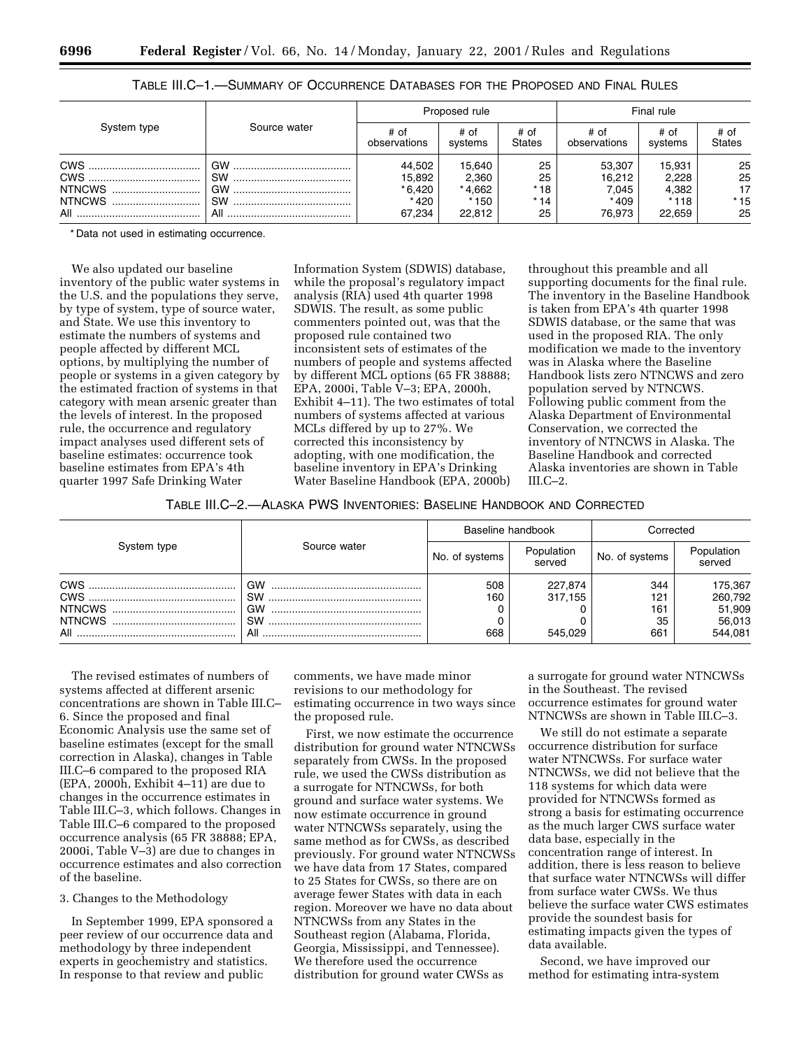TABLE III.C–1.—SUMMARY OF OCCURRENCE DATABASES FOR THE PROPOSED AND FINAL RULES

| System type | Source water | Proposed rule | | | Final rule | | |
|---|---|---|---|---|---|---|---|
| | | # of observations | # of systems | # of States | # of observations | # of systems | # of States |
| CWS | GW | 44,502 | 15,640 | 25 | 53,307 | 15,931 | 25 |
| CWS | SW | 15,892 | 2,360 | 25 | 16,212 | 2,228 | 25 |
| NTNCWS | GW | *6,420 | *4,662 | *18 | 7,045 | 4,382 | 17 |
| NTNCWS | SW | *420 | *150 | *14 | *409 | *118 | *15 |
| All | All | 67,234 | 22,812 | 25 | 76,973 | 22,659 | 25 |

* Data not used in estimating occurrence.

We also updated our baseline inventory of the public water systems in the U.S. and the populations they serve, by type of system, type of source water, and State. We use this inventory to estimate the numbers of systems and people affected by different MCL options, by multiplying the number of people or systems in a given category by the estimated fraction of systems in that category with mean arsenic greater than the levels of interest. In the proposed rule, the occurrence and regulatory impact analyses used different sets of baseline estimates: occurrence took baseline estimates from EPA's 4th quarter 1997 Safe Drinking Water Information System (SDWIS) database, while the proposal's regulatory impact analysis (RIA) used 4th quarter 1998 SDWIS. The result, as some public commenters pointed out, was that the proposed rule contained two inconsistent sets of estimates of the numbers of people and systems affected by different MCL options (65 FR 38888; EPA, 2000i, Table V–3; EPA, 2000h, Exhibit 4–11). The two estimates of total numbers of systems affected at various MCLs differed by up to 27%. We corrected this inconsistency by adopting, with one modification, the baseline inventory in EPA's Drinking Water Baseline Handbook (EPA, 2000b) throughout this preamble and all supporting documents for the final rule. The inventory in the Baseline Handbook is taken from EPA's 4th quarter 1998 SDWIS database, or the same that was used in the proposed RIA. The only modification we made to the inventory was in Alaska where the Baseline Handbook lists zero NTNCWS and zero population served by NTNCWS. Following public comment from the Alaska Department of Environmental Conservation, we corrected the inventory of NTNCWS in Alaska. The Baseline Handbook and corrected Alaska inventories are shown in Table III.C–2.

TABLE III.C–2.—ALASKA PWS INVENTORIES: BASELINE HANDBOOK AND CORRECTED

| System type | Source water | Baseline handbook | | Corrected | |
|---|---|---|---|---|---|
| | | No. of systems | Population served | No. of systems | Population served |
| CWS | GW | 508 | 227,874 | 344 | 175,367 |
| CWS | SW | 160 | 317,155 | 121 | 260,792 |
| NTNCWS | GW | 0 | 0 | 161 | 51,909 |
| NTNCWS | SW | 0 | 0 | 35 | 56,013 |
| All | All | 668 | 545,029 | 661 | 544,081 |

The revised estimates of numbers of systems affected at different arsenic concentrations are shown in Table III.C–6. Since the proposed and final Economic Analysis use the same set of baseline estimates (except for the small correction in Alaska), changes in Table III.C–6 compared to the proposed RIA (EPA, 2000h, Exhibit 4–11) are due to changes in the occurrence estimates in Table III.C–3, which follows. Changes in Table III.C–6 compared to the proposed occurrence analysis (65 FR 38888; EPA, 2000i, Table V–3) are due to changes in occurrence estimates and also correction of the baseline.

3. Changes to the Methodology

In September 1999, EPA sponsored a peer review of our occurrence data and methodology by three independent experts in geochemistry and statistics. In response to that review and public comments, we have made minor revisions to our methodology for estimating occurrence in two ways since the proposed rule.

First, we now estimate the occurrence distribution for ground water NTNCWSs separately from CWSs. In the proposed rule, we used the CWSs distribution as a surrogate for NTNCWSs, for both ground and surface water systems. We now estimate occurrence in ground water NTNCWSs separately, using the same method as for CWSs, as described previously. For ground water NTNCWSs we have data from 17 States, compared to 25 States for CWSs, so there are on average fewer States with data in each region. Moreover we have no data about NTNCWSs from any States in the Southeast region (Alabama, Florida, Georgia, Mississippi, and Tennessee). We therefore used the occurrence distribution for ground water CWSs as a surrogate for ground water NTNCWSs in the Southeast. The revised occurrence estimates for ground water NTNCWSs are shown in Table III.C–3.

We still do not estimate a separate occurrence distribution for surface water NTNCWSs. For surface water NTNCWSs, we did not believe that the 118 systems for which data were provided for NTNCWSs formed as strong a basis for estimating occurrence as the much larger CWS surface water data base, especially in the concentration range of interest. In addition, there is less reason to believe that surface water NTNCWSs will differ from surface water CWSs. We thus believe the surface water CWS estimates provide the soundest basis for estimating impacts given the types of data available.

Second, we have improved our method for estimating intra-system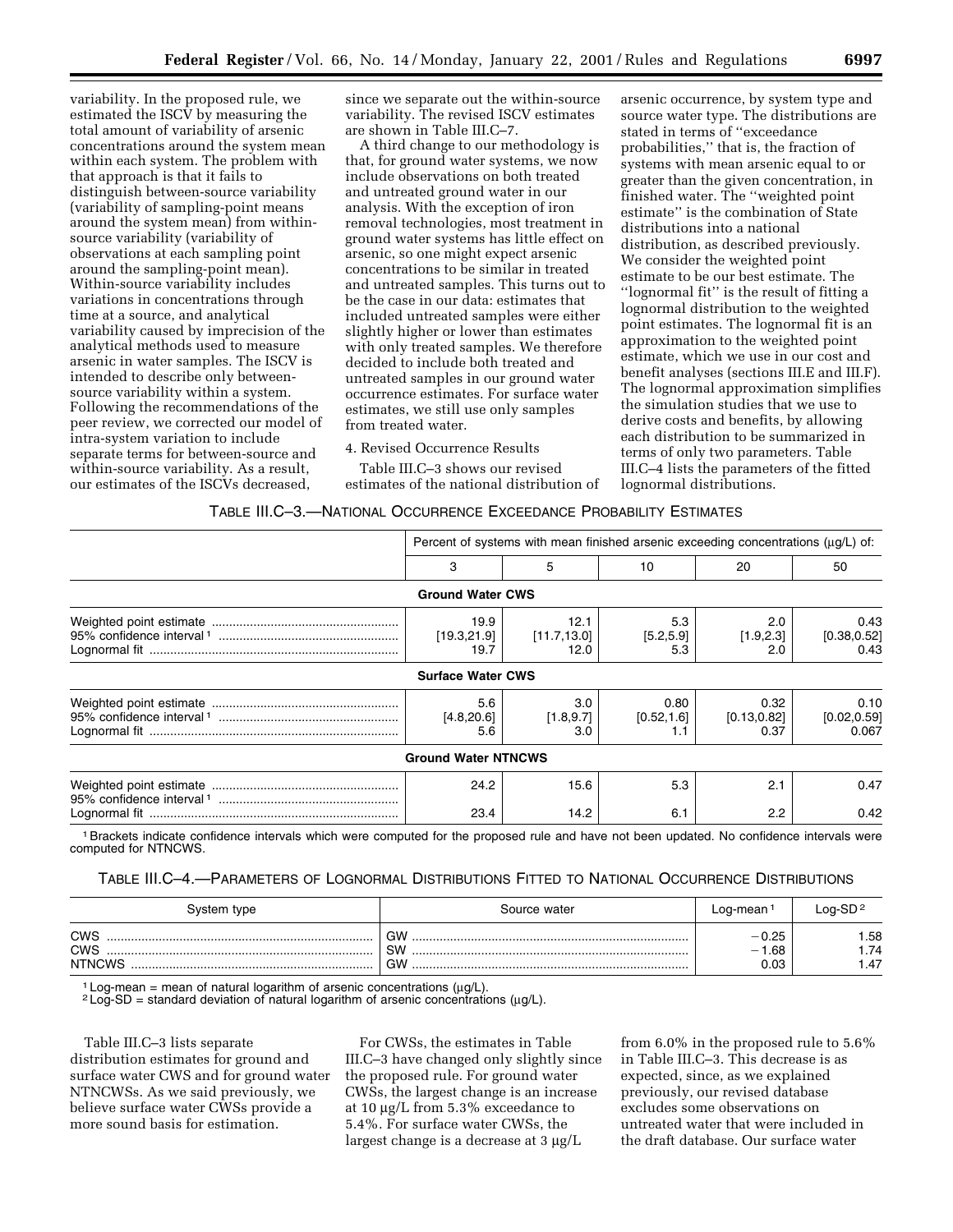variability. In the proposed rule, we estimated the ISCV by measuring the total amount of variability of arsenic concentrations around the system mean within each system. The problem with that approach is that it fails to distinguish between-source variability (variability of sampling-point means around the system mean) from within-source variability (variability of observations at each sampling point around the sampling-point mean). Within-source variability includes variations in concentrations through time at a source, and analytical variability caused by imprecision of the analytical methods used to measure arsenic in water samples. The ISCV is intended to describe only between-source variability within a system. Following the recommendations of the peer review, we corrected our model of intra-system variation to include separate terms for between-source and within-source variability. As a result, our estimates of the ISCVs decreased, since we separate out the within-source variability. The revised ISCV estimates are shown in Table III.C–7.

A third change to our methodology is that, for ground water systems, we now include observations on both treated and untreated ground water in our analysis. With the exception of iron removal technologies, most treatment in ground water systems has little effect on arsenic, so one might expect arsenic concentrations to be similar in treated and untreated samples. This turns out to be the case in our data: estimates that included untreated samples were either slightly higher or lower than estimates with only treated samples. We therefore decided to include both treated and untreated samples in our ground water occurrence estimates. For surface water estimates, we still use only samples from treated water.

4. Revised Occurrence Results

Table III.C–3 shows our revised estimates of the national distribution of arsenic occurrence, by system type and source water type. The distributions are stated in terms of ''exceedance probabilities,'' that is, the fraction of systems with mean arsenic equal to or greater than the given concentration, in finished water. The ''weighted point estimate'' is the combination of State distributions into a national distribution, as described previously. We consider the weighted point estimate to be our best estimate. The ''lognormal fit'' is the result of fitting a lognormal distribution to the weighted point estimates. The lognormal fit is an approximation to the weighted point estimate, which we use in our cost and benefit analyses (sections III.E and III.F). The lognormal approximation simplifies the simulation studies that we use to derive costs and benefits, by allowing each distribution to be summarized in terms of only two parameters. Table III.C–4 lists the parameters of the fitted lognormal distributions.

TABLE III.C–3.—NATIONAL OCCURRENCE EXCEEDANCE PROBABILITY ESTIMATES

| | Percent of systems with mean finished arsenic exceeding concentrations (µg/L) of: | | | | |
|---|---|---|---|---|---|
| | 3 | 5 | 10 | 20 | 50 |
| **Ground Water CWS** | | | | | |
| Weighted point estimate | 19.9 | 12.1 | 5.3 | 2.0 | 0.43 |
| 95% confidence interval [1] | [19.3,21.9] | [11.7,13.0] | [5.2,5.9] | [1.9,2.3] | [0.38,0.52] |
| Lognormal fit | 19.7 | 12.0 | 5.3 | 2.0 | 0.43 |
| **Surface Water CWS** | | | | | |
| Weighted point estimate | 5.6 | 3.0 | 0.80 | 0.32 | 0.10 |
| 95% confidence interval [1] | [4.8,20.6] | [1.8,9.7] | [0.52,1.6] | [0.13,0.82] | [0.02,0.59] |
| Lognormal fit | 5.6 | 3.0 | 1.1 | 0.37 | 0.067 |
| **Ground Water NTNCWS** | | | | | |
| Weighted point estimate | 24.2 | 15.6 | 5.3 | 2.1 | 0.47 |
| 95% confidence interval [1] | | | | | |
| Lognormal fit | 23.4 | 14.2 | 6.1 | 2.2 | 0.42 |

[1] Brackets indicate confidence intervals which were computed for the proposed rule and have not been updated. No confidence intervals were computed for NTNCWS.

TABLE III.C–4.—PARAMETERS OF LOGNORMAL DISTRIBUTIONS FITTED TO NATIONAL OCCURRENCE DISTRIBUTIONS

| System type | Source water | Log-mean [1] | Log-SD [2] |
|---|---|---|---|
| CWS | GW | −0.25 | 1.58 |
| CWS | SW | −1.68 | 1.74 |
| NTNCWS | GW | 0.03 | 1.47 |

[1] Log-mean = mean of natural logarithm of arsenic concentrations (µg/L).
[2] Log-SD = standard deviation of natural logarithm of arsenic concentrations (µg/L).

Table III.C–3 lists separate distribution estimates for ground and surface water CWS and for ground water NTNCWSs. As we said previously, we believe surface water CWSs provide a more sound basis for estimation.

For CWSs, the estimates in Table III.C–3 have changed only slightly since the proposed rule. For ground water CWSs, the largest change is an increase at 10 µg/L from 5.3% exceedance to 5.4%. For surface water CWSs, the largest change is a decrease at 3 µg/L from 6.0% in the proposed rule to 5.6% in Table III.C–3. This decrease is as expected, since, as we explained previously, our revised database excludes some observations on untreated water that were included in the draft database. Our surface water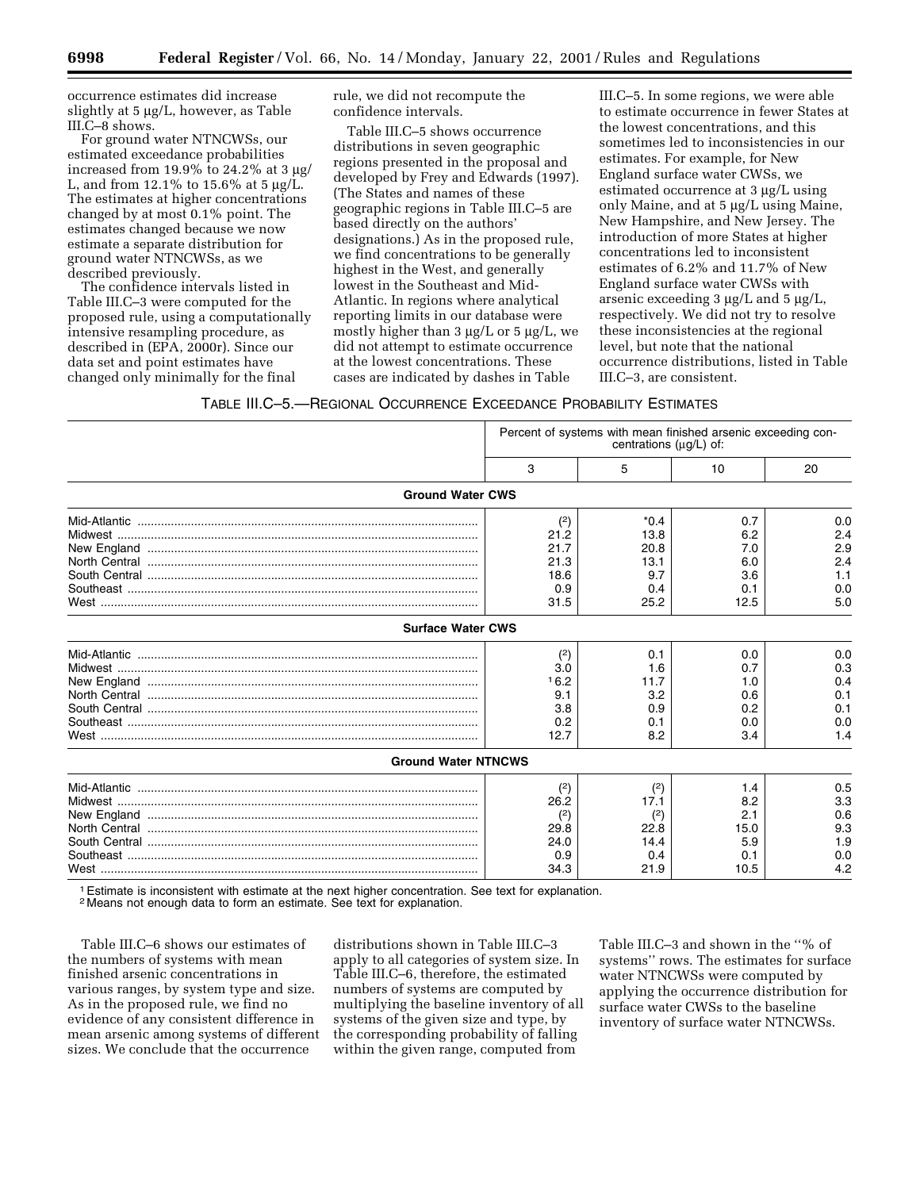occurrence estimates did increase slightly at 5 µg/L, however, as Table III.C–8 shows.

For ground water NTNCWSs, our estimated exceedance probabilities increased from 19.9% to 24.2% at 3 µg/L, and from 12.1% to 15.6% at 5 µg/L. The estimates at higher concentrations changed by at most 0.1% point. The estimates changed because we now estimate a separate distribution for ground water NTNCWSs, as we described previously.

The confidence intervals listed in Table III.C–3 were computed for the proposed rule, using a computationally intensive resampling procedure, as described in (EPA, 2000r). Since our data set and point estimates have changed only minimally for the final rule, we did not recompute the confidence intervals.

Table III.C–5 shows occurrence distributions in seven geographic regions presented in the proposal and developed by Frey and Edwards (1997). (The States and names of these geographic regions in Table III.C–5 are based directly on the authors' designations.) As in the proposed rule, we find concentrations to be generally highest in the West, and generally lowest in the Southeast and Mid-Atlantic. In regions where analytical reporting limits in our database were mostly higher than 3 µg/L or 5 µg/L, we did not attempt to estimate occurrence at the lowest concentrations. These cases are indicated by dashes in Table III.C–5. In some regions, we were able to estimate occurrence in fewer States at the lowest concentrations, and this sometimes led to inconsistencies in our estimates. For example, for New England surface water CWSs, we estimated occurrence at 3 µg/L using only Maine, and at 5 µg/L using Maine, New Hampshire, and New Jersey. The introduction of more States at higher concentrations led to inconsistent estimates of 6.2% and 11.7% of New England surface water CWSs with arsenic exceeding 3 µg/L and 5 µg/L, respectively. We did not try to resolve these inconsistencies at the regional level, but note that the national occurrence distributions, listed in Table III.C–3, are consistent.

TABLE III.C–5.—REGIONAL OCCURRENCE EXCEEDANCE PROBABILITY ESTIMATES

| | Percent of systems with mean finished arsenic exceeding concentrations (µg/L) of: | | | |
|---|---|---|---|---|
| | 3 | 5 | 10 | 20 |
| **Ground Water CWS** | | | | |
| Mid-Atlantic | ([2]) | *0.4 | 0.7 | 0.0 |
| Midwest | 21.2 | 13.8 | 6.2 | 2.4 |
| New England | 21.7 | 20.8 | 7.0 | 2.9 |
| North Central | 21.3 | 13.1 | 6.0 | 2.4 |
| South Central | 18.6 | 9.7 | 3.6 | 1.1 |
| Southeast | 0.9 | 0.4 | 0.1 | 0.0 |
| West | 31.5 | 25.2 | 12.5 | 5.0 |
| **Surface Water CWS** | | | | |
| Mid-Atlantic | ([2]) | 0.1 | 0.0 | 0.0 |
| Midwest | 3.0 | 1.6 | 0.7 | 0.3 |
| New England | [1]6.2 | 11.7 | 1.0 | 0.4 |
| North Central | 9.1 | 3.2 | 0.6 | 0.1 |
| South Central | 3.8 | 0.9 | 0.2 | 0.1 |
| Southeast | 0.2 | 0.1 | 0.0 | 0.0 |
| West | 12.7 | 8.2 | 3.4 | 1.4 |
| **Ground Water NTNCWS** | | | | |
| Mid-Atlantic | ([2]) | ([2]) | 1.4 | 0.5 |
| Midwest | 26.2 | 17.1 | 8.2 | 3.3 |
| New England | ([2]) | ([2]) | 2.1 | 0.6 |
| North Central | 29.8 | 22.8 | 15.0 | 9.3 |
| South Central | 24.0 | 14.4 | 5.9 | 1.9 |
| Southeast | 0.9 | 0.4 | 0.1 | 0.0 |
| West | 34.3 | 21.9 | 10.5 | 4.2 |

[1] Estimate is inconsistent with estimate at the next higher concentration. See text for explanation.
[2] Means not enough data to form an estimate. See text for explanation.

Table III.C–6 shows our estimates of the numbers of systems with mean finished arsenic concentrations in various ranges, by system type and size. As in the proposed rule, we find no evidence of any consistent difference in mean arsenic among systems of different sizes. We conclude that the occurrence distributions shown in Table III.C–3 apply to all categories of system size. In Table III.C–6, therefore, the estimated numbers of systems are computed by multiplying the baseline inventory of all systems of the given size and type, by the corresponding probability of falling within the given range, computed from Table III.C–3 and shown in the "% of systems" rows. The estimates for surface water NTNCWSs were computed by applying the occurrence distribution for surface water CWSs to the baseline inventory of surface water NTNCWSs.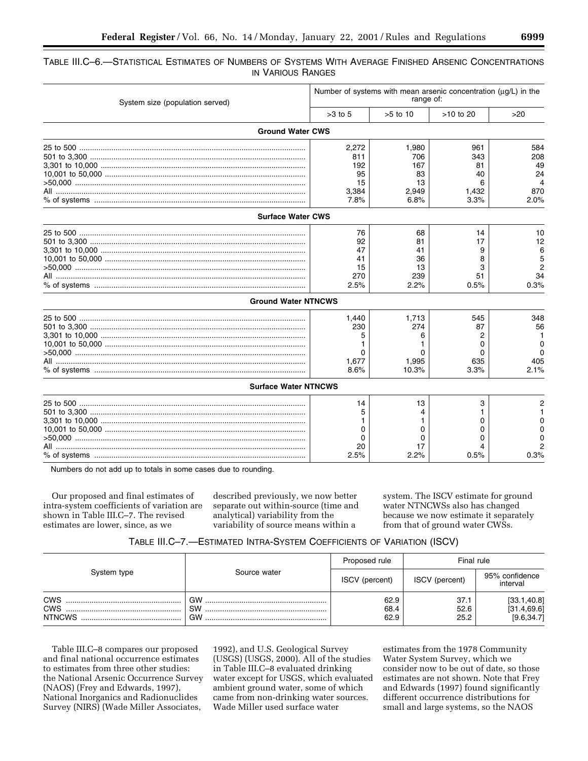TABLE III.C–6.—STATISTICAL ESTIMATES OF NUMBERS OF SYSTEMS WITH AVERAGE FINISHED ARSENIC CONCENTRATIONS IN VARIOUS RANGES

| System size (population served) | Number of systems with mean arsenic concentration (µg/L) in the range of: | | | |
|---|---|---|---|---|
| | >3 to 5 | >5 to 10 | >10 to 20 | >20 |
| **Ground Water CWS** | | | | |
| 25 to 500 | 2,272 | 1,980 | 961 | 584 |
| 501 to 3,300 | 811 | 706 | 343 | 208 |
| 3,301 to 10,000 | 192 | 167 | 81 | 49 |
| 10,001 to 50,000 | 95 | 83 | 40 | 24 |
| >50,000 | 15 | 13 | 6 | 4 |
| All | 3,384 | 2,949 | 1,432 | 870 |
| % of systems | 7.8% | 6.8% | 3.3% | 2.0% |
| **Surface Water CWS** | | | | |
| 25 to 500 | 76 | 68 | 14 | 10 |
| 501 to 3,300 | 92 | 81 | 17 | 12 |
| 3,301 to 10,000 | 47 | 41 | 9 | 6 |
| 10,001 to 50,000 | 41 | 36 | 8 | 5 |
| >50,000 | 15 | 13 | 3 | 2 |
| All | 270 | 239 | 51 | 34 |
| % of systems | 2.5% | 2.2% | 0.5% | 0.3% |
| **Ground Water NTNCWS** | | | | |
| 25 to 500 | 1,440 | 1,713 | 545 | 348 |
| 501 to 3,300 | 230 | 274 | 87 | 56 |
| 3,301 to 10,000 | 5 | 6 | 2 | 1 |
| 10,001 to 50,000 | 1 | 1 | 0 | 0 |
| >50,000 | 0 | 0 | 0 | 0 |
| All | 1,677 | 1,995 | 635 | 405 |
| % of systems | 8.6% | 10.3% | 3.3% | 2.1% |
| **Surface Water NTNCWS** | | | | |
| 25 to 500 | 14 | 13 | 3 | 2 |
| 501 to 3,300 | 5 | 4 | 1 | 1 |
| 3,301 to 10,000 | 1 | 1 | 0 | 0 |
| 10,001 to 50,000 | 0 | 0 | 0 | 0 |
| >50,000 | 0 | 0 | 0 | 0 |
| All | 20 | 17 | 4 | 2 |
| % of systems | 2.5% | 2.2% | 0.5% | 0.3% |

Numbers do not add up to totals in some cases due to rounding.

Our proposed and final estimates of intra-system coefficients of variation are shown in Table III.C–7. The revised estimates are lower, since, as we described previously, we now better separate out within-source (time and analytical) variability from the variability of source means within a system. The ISCV estimate for ground water NTNCWSs also has changed because we now estimate it separately from that of ground water CWSs.

TABLE III.C–7.—ESTIMATED INTRA-SYSTEM COEFFICIENTS OF VARIATION (ISCV)

| System type | Source water | Proposed rule | Final rule | |
|---|---|---|---|---|
| | | ISCV (percent) | ISCV (percent) | 95% confidence interval |
| CWS | GW | 62.9 | 37.1 | [33.1,40.8] |
| CWS | SW | 68.4 | 52.6 | [31.4,69.6] |
| NTNCWS | GW | 62.9 | 25.2 | [9.6,34.7] |

Table III.C–8 compares our proposed and final national occurrence estimates to estimates from three other studies: the National Arsenic Occurrence Survey (NAOS) (Frey and Edwards, 1997), National Inorganics and Radionuclides Survey (NIRS) (Wade Miller Associates, 1992), and U.S. Geological Survey (USGS) (USGS, 2000). All of the studies in Table III.C–8 evaluated drinking water except for USGS, which evaluated ambient ground water, some of which came from non-drinking water sources. Wade Miller used surface water estimates from the 1978 Community Water System Survey, which we consider now to be out of date, so those estimates are not shown. Note that Frey and Edwards (1997) found significantly different occurrence distributions for small and large systems, so the NAOS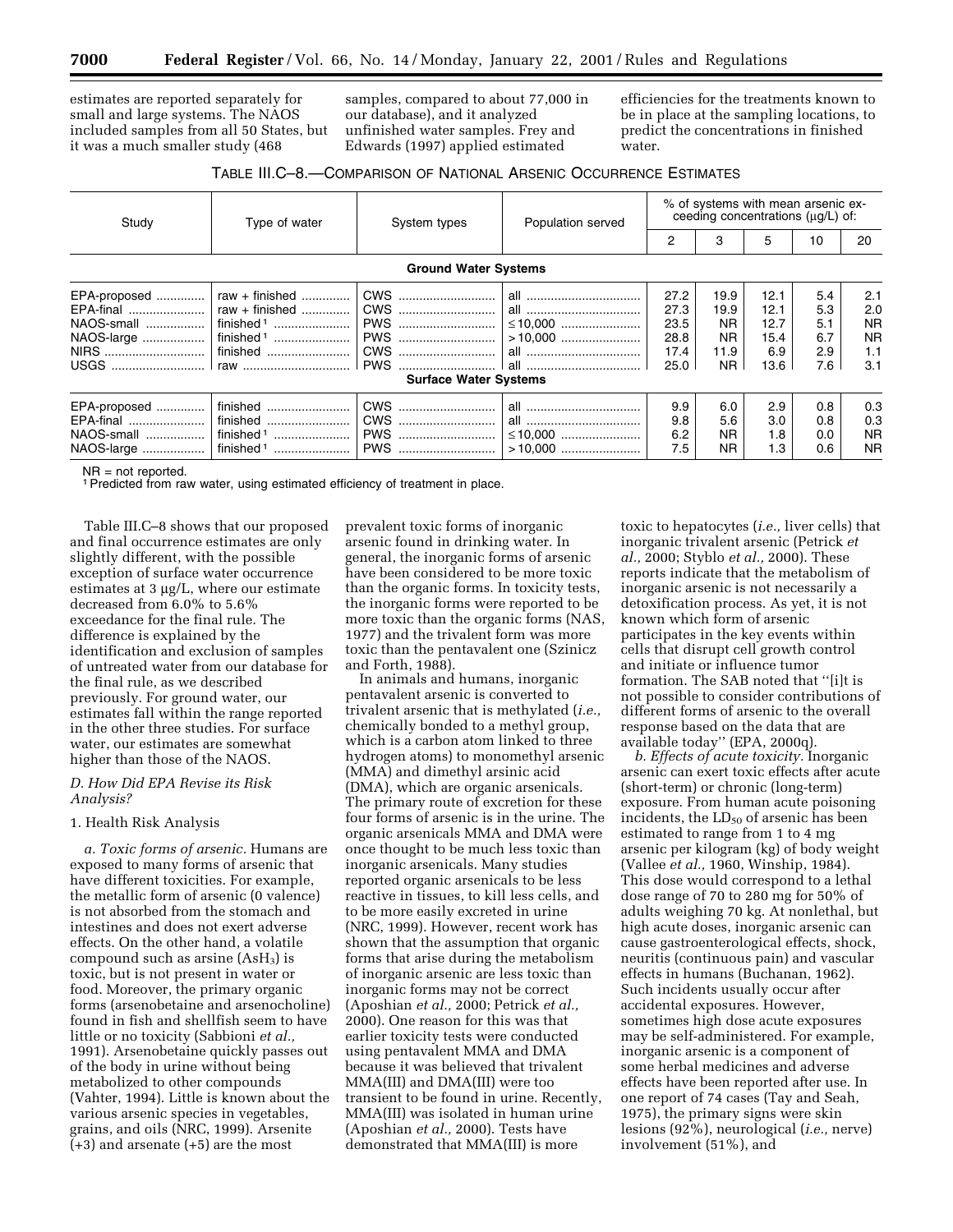estimates are reported separately for small and large systems. The NAOS included samples from all 50 States, but it was a much smaller study (468 samples, compared to about 77,000 in our database), and it analyzed unfinished water samples. Frey and Edwards (1997) applied estimated efficiencies for the treatments known to be in place at the sampling locations, to predict the concentrations in finished water.

TABLE III.C–8.—COMPARISON OF NATIONAL ARSENIC OCCURRENCE ESTIMATES

| Study | Type of water | System types | Population served | % of systems with mean arsenic exceeding concentrations (µg/L) of: | | | | |
|---|---|---|---|---|---|---|---|---|
| | | | | 2 | 3 | 5 | 10 | 20 |
| **Ground Water Systems** | | | | | | | | |
| EPA-proposed | raw + finished | CWS | all | 27.2 | 19.9 | 12.1 | 5.4 | 2.1 |
| EPA-final | raw + finished | CWS | all | 27.3 | 19.9 | 12.1 | 5.3 | 2.0 |
| NAOS-small | finished [1] | PWS | ≤10,000 | 23.5 | NR | 12.7 | 5.1 | NR |
| NAOS-large | finished [1] | PWS | >10,000 | 28.8 | NR | 15.4 | 6.7 | NR |
| NIRS | finished | CWS | all | 17.4 | 11.9 | 6.9 | 2.9 | 1.1 |
| USGS | raw | PWS | all | 25.0 | NR | 13.6 | 7.6 | 3.1 |
| **Surface Water Systems** | | | | | | | | |
| EPA-proposed | finished | CWS | all | 9.9 | 6.0 | 2.9 | 0.8 | 0.3 |
| EPA-final | finished | CWS | all | 9.8 | 5.6 | 3.0 | 0.8 | 0.3 |
| NAOS-small | finished [1] | PWS | ≤10,000 | 6.2 | NR | 1.8 | 0.0 | NR |
| NAOS-large | finished [1] | PWS | >10,000 | 7.5 | NR | 1.3 | 0.6 | NR |

NR = not reported.

[1] Predicted from raw water, using estimated efficiency of treatment in place.

Table III.C–8 shows that our proposed and final occurrence estimates are only slightly different, with the possible exception of surface water occurrence estimates at 3 µg/L, where our estimate decreased from 6.0% to 5.6% exceedance for the final rule. The difference is explained by the identification and exclusion of samples of untreated water from our database for the final rule, as we described previously. For ground water, our estimates fall within the range reported in the other three studies. For surface water, our estimates are somewhat higher than those of the NAOS.

### D. How Did EPA Revise its Risk Analysis?

#### 1. Health Risk Analysis

*a. Toxic forms of arsenic.* Humans are exposed to many forms of arsenic that have different toxicities. For example, the metallic form of arsenic (0 valence) is not absorbed from the stomach and intestines and does not exert adverse effects. On the other hand, a volatile compound such as arsine ($AsH_3$) is toxic, but is not present in water or food. Moreover, the primary organic forms (arsenobetaine and arsenocholine) found in fish and shellfish seem to have little or no toxicity (Sabbioni *et al.,* 1991). Arsenobetaine quickly passes out of the body in urine without being metabolized to other compounds (Vahter, 1994). Little is known about the various arsenic species in vegetables, grains, and oils (NRC, 1999). Arsenite (+3) and arsenate (+5) are the most prevalent toxic forms of inorganic arsenic found in drinking water. In general, the inorganic forms of arsenic have been considered to be more toxic than the organic forms. In toxicity tests, the inorganic forms were reported to be more toxic than the organic forms (NAS, 1977) and the trivalent form was more toxic than the pentavalent one (Szinicz and Forth, 1988).

In animals and humans, inorganic pentavalent arsenic is converted to trivalent arsenic that is methylated (*i.e.,* chemically bonded to a methyl group, which is a carbon atom linked to three hydrogen atoms) to monomethyl arsenic (MMA) and dimethyl arsinic acid (DMA), which are organic arsenicals. The primary route of excretion for these four forms of arsenic is in the urine. The organic arsenicals MMA and DMA were once thought to be much less toxic than inorganic arsenicals. Many studies reported organic arsenicals to be less reactive in tissues, to kill less cells, and to be more easily excreted in urine (NRC, 1999). However, recent work has shown that the assumption that organic forms that arise during the metabolism of inorganic arsenic are less toxic than inorganic forms may not be correct (Aposhian *et al.,* 2000; Petrick *et al.,* 2000). One reason for this was that earlier toxicity tests were conducted using pentavalent MMA and DMA because it was believed that trivalent MMA(III) and DMA(III) were too transient to be found in urine. Recently, MMA(III) was isolated in human urine (Aposhian *et al.,* 2000). Tests have demonstrated that MMA(III) is more toxic to hepatocytes (*i.e.,* liver cells) that inorganic trivalent arsenic (Petrick *et al.,* 2000; Styblo *et al.,* 2000). These reports indicate that the metabolism of inorganic arsenic is not necessarily a detoxification process. As yet, it is not known which form of arsenic participates in the key events within cells that disrupt cell growth control and initiate or influence tumor formation. The SAB noted that ''[i]t is not possible to consider contributions of different forms of arsenic to the overall response based on the data that are available today'' (EPA, 2000q).

*b. Effects of acute toxicity.* Inorganic arsenic can exert toxic effects after acute (short-term) or chronic (long-term) exposure. From human acute poisoning incidents, the $LD_{50}$ of arsenic has been estimated to range from 1 to 4 mg arsenic per kilogram (kg) of body weight (Vallee *et al.,* 1960, Winship, 1984). This dose would correspond to a lethal dose range of 70 to 280 mg for 50% of adults weighing 70 kg. At nonlethal, but high acute doses, inorganic arsenic can cause gastroenterological effects, shock, neuritis (continuous pain) and vascular effects in humans (Buchanan, 1962). Such incidents usually occur after accidental exposures. However, sometimes high dose acute exposures may be self-administered. For example, inorganic arsenic is a component of some herbal medicines and adverse effects have been reported after use. In one report of 74 cases (Tay and Seah, 1975), the primary signs were skin lesions (92%), neurological (*i.e.,* nerve) involvement (51%), and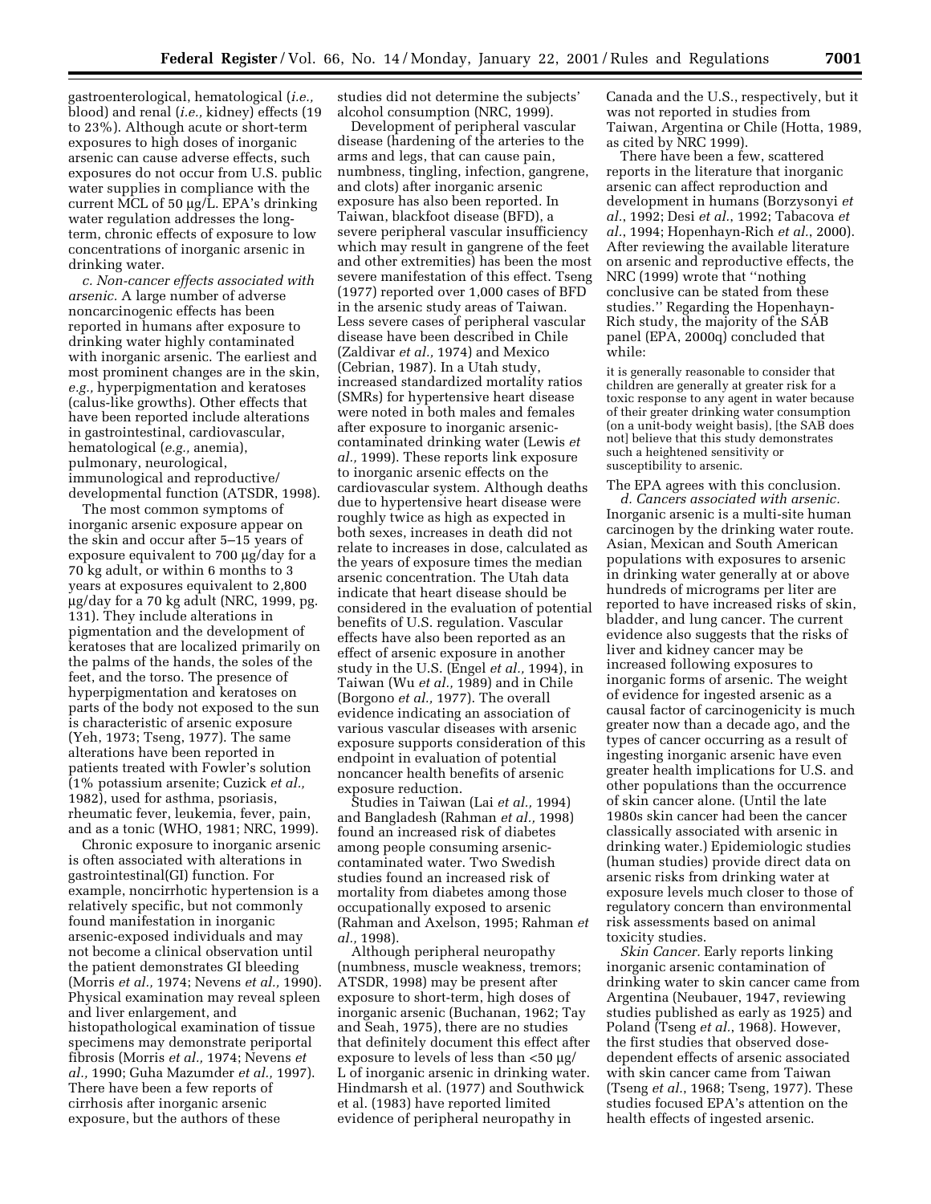gastroenterological, hematological (*i.e.,* blood) and renal (*i.e.,* kidney) effects (19 to 23%). Although acute or short-term exposures to high doses of inorganic arsenic can cause adverse effects, such exposures do not occur from U.S. public water supplies in compliance with the current MCL of 50 µg/L. EPA's drinking water regulation addresses the long-term, chronic effects of exposure to low concentrations of inorganic arsenic in drinking water.

*c. Non-cancer effects associated with arsenic.* A large number of adverse noncarcinogenic effects has been reported in humans after exposure to drinking water highly contaminated with inorganic arsenic. The earliest and most prominent changes are in the skin, *e.g.,* hyperpigmentation and keratoses (calus-like growths). Other effects that have been reported include alterations in gastrointestinal, cardiovascular, hematological (*e.g.,* anemia), pulmonary, neurological, immunological and reproductive/developmental function (ATSDR, 1998).

The most common symptoms of inorganic arsenic exposure appear on the skin and occur after 5–15 years of exposure equivalent to 700 µg/day for a 70 kg adult, or within 6 months to 3 years at exposures equivalent to 2,800 µg/day for a 70 kg adult (NRC, 1999, pg. 131). They include alterations in pigmentation and the development of keratoses that are localized primarily on the palms of the hands, the soles of the feet, and the torso. The presence of hyperpigmentation and keratoses on parts of the body not exposed to the sun is characteristic of arsenic exposure (Yeh, 1973; Tseng, 1977). The same alterations have been reported in patients treated with Fowler's solution (1% potassium arsenite; Cuzick *et al.,* 1982), used for asthma, psoriasis, rheumatic fever, leukemia, fever, pain, and as a tonic (WHO, 1981; NRC, 1999).

Chronic exposure to inorganic arsenic is often associated with alterations in gastrointestinal(GI) function. For example, noncirrhotic hypertension is a relatively specific, but not commonly found manifestation in inorganic arsenic-exposed individuals and may not become a clinical observation until the patient demonstrates GI bleeding (Morris *et al.,* 1974; Nevens *et al.,* 1990). Physical examination may reveal spleen and liver enlargement, and histopathological examination of tissue specimens may demonstrate periportal fibrosis (Morris *et al.,* 1974; Nevens *et al.,* 1990; Guha Mazumder *et al.,* 1997). There have been a few reports of cirrhosis after inorganic arsenic exposure, but the authors of these studies did not determine the subjects' alcohol consumption (NRC, 1999).

Development of peripheral vascular disease (hardening of the arteries to the arms and legs, that can cause pain, numbness, tingling, infection, gangrene, and clots) after inorganic arsenic exposure has also been reported. In Taiwan, blackfoot disease (BFD), a severe peripheral vascular insufficiency which may result in gangrene of the feet and other extremities) has been the most severe manifestation of this effect. Tseng (1977) reported over 1,000 cases of BFD in the arsenic study areas of Taiwan. Less severe cases of peripheral vascular disease have been described in Chile (Zaldivar *et al.,* 1974) and Mexico (Cebrian, 1987). In a Utah study, increased standardized mortality ratios (SMRs) for hypertensive heart disease were noted in both males and females after exposure to inorganic arsenic-contaminated drinking water (Lewis *et al.,* 1999). These reports link exposure to inorganic arsenic effects on the cardiovascular system. Although deaths due to hypertensive heart disease were roughly twice as high as expected in both sexes, increases in death did not relate to increases in dose, calculated as the years of exposure times the median arsenic concentration. The Utah data indicate that heart disease should be considered in the evaluation of potential benefits of U.S. regulation. Vascular effects have also been reported as an effect of arsenic exposure in another study in the U.S. (Engel *et al.,* 1994), in Taiwan (Wu *et al.,* 1989) and in Chile (Borgono *et al.,* 1977). The overall evidence indicating an association of various vascular diseases with arsenic exposure supports consideration of this endpoint in evaluation of potential noncancer health benefits of arsenic exposure reduction.

Studies in Taiwan (Lai *et al.,* 1994) and Bangladesh (Rahman *et al.,* 1998) found an increased risk of diabetes among people consuming arsenic-contaminated water. Two Swedish studies found an increased risk of mortality from diabetes among those occupationally exposed to arsenic (Rahman and Axelson, 1995; Rahman *et al.,* 1998).

Although peripheral neuropathy (numbness, muscle weakness, tremors; ATSDR, 1998) may be present after exposure to short-term, high doses of inorganic arsenic (Buchanan, 1962; Tay and Seah, 1975), there are no studies that definitely document this effect after exposure to levels of less than <50 µg/L of inorganic arsenic in drinking water. Hindmarsh et al. (1977) and Southwick et al. (1983) have reported limited evidence of peripheral neuropathy in Canada and the U.S., respectively, but it was not reported in studies from Taiwan, Argentina or Chile (Hotta, 1989, as cited by NRC 1999).

There have been a few, scattered reports in the literature that inorganic arsenic can affect reproduction and development in humans (Borzysonyi *et al.*, 1992; Desi *et al.,* 1992; Tabacova *et al.*, 1994; Hopenhayn-Rich *et al.*, 2000). After reviewing the available literature on arsenic and reproductive effects, the NRC (1999) wrote that ''nothing conclusive can be stated from these studies.'' Regarding the Hopenhayn-Rich study, the majority of the SAB panel (EPA, 2000q) concluded that while:

> it is generally reasonable to consider that children are generally at greater risk for a toxic response to any agent in water because of their greater drinking water consumption (on a unit-body weight basis), [the SAB does not] believe that this study demonstrates such a heightened sensitivity or susceptibility to arsenic.

The EPA agrees with this conclusion.

*d. Cancers associated with arsenic.* Inorganic arsenic is a multi-site human carcinogen by the drinking water route. Asian, Mexican and South American populations with exposures to arsenic in drinking water generally at or above hundreds of micrograms per liter are reported to have increased risks of skin, bladder, and lung cancer. The current evidence also suggests that the risks of liver and kidney cancer may be increased following exposures to inorganic forms of arsenic. The weight of evidence for ingested arsenic as a causal factor of carcinogenicity is much greater now than a decade ago, and the types of cancer occurring as a result of ingesting inorganic arsenic have even greater health implications for U.S. and other populations than the occurrence of skin cancer alone. (Until the late 1980s skin cancer had been the cancer classically associated with arsenic in drinking water.) Epidemiologic studies (human studies) provide direct data on arsenic risks from drinking water at exposure levels much closer to those of regulatory concern than environmental risk assessments based on animal toxicity studies.

*Skin Cancer.* Early reports linking inorganic arsenic contamination of drinking water to skin cancer came from Argentina (Neubauer, 1947, reviewing studies published as early as 1925) and Poland (Tseng *et al.*, 1968). However, the first studies that observed dose-dependent effects of arsenic associated with skin cancer came from Taiwan (Tseng *et al.*, 1968; Tseng, 1977). These studies focused EPA's attention on the health effects of ingested arsenic.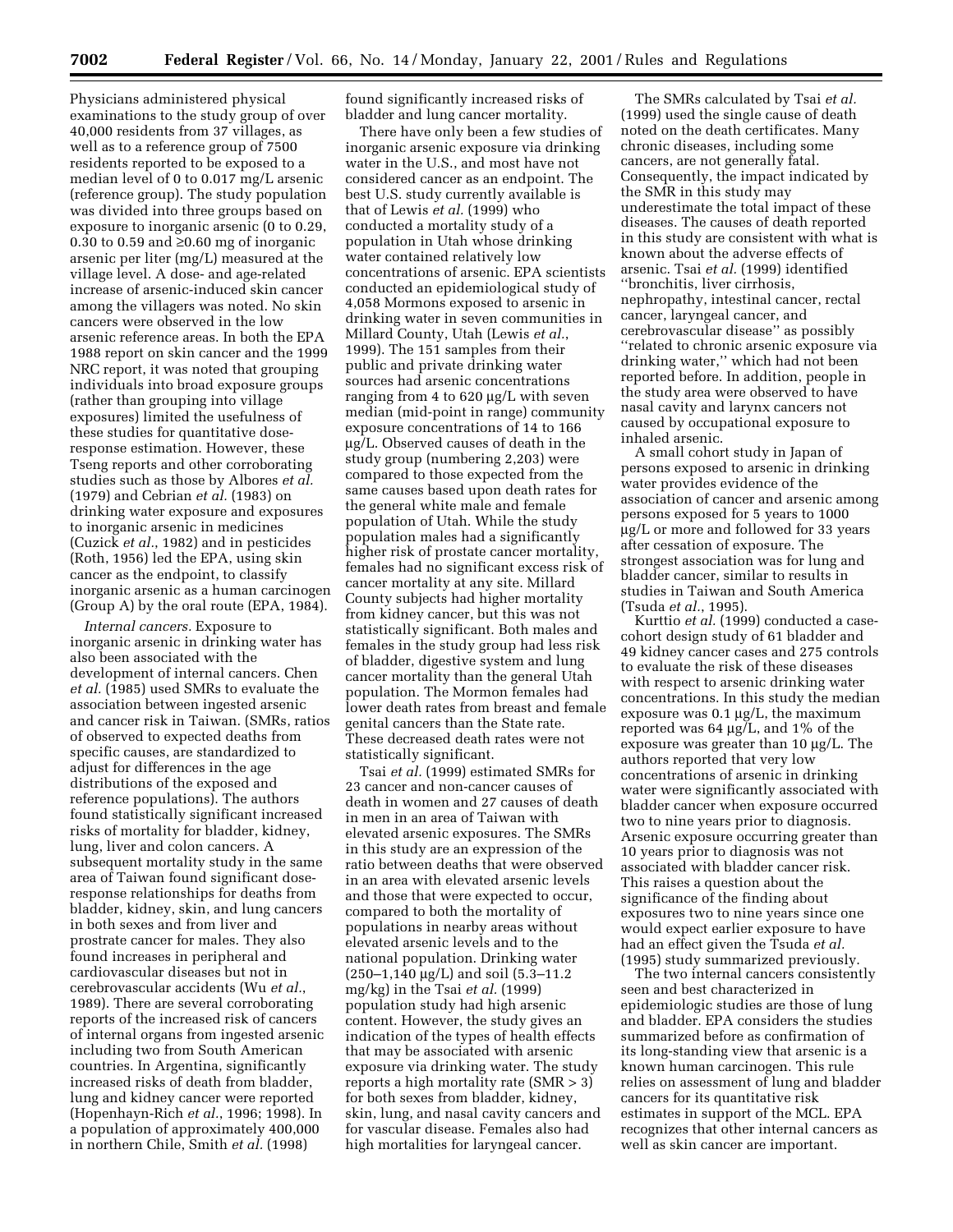Physicians administered physical examinations to the study group of over 40,000 residents from 37 villages, as well as to a reference group of 7500 residents reported to be exposed to a median level of 0 to 0.017 mg/L arsenic (reference group). The study population was divided into three groups based on exposure to inorganic arsenic (0 to 0.29, 0.30 to 0.59 and ≥0.60 mg of inorganic arsenic per liter (mg/L) measured at the village level. A dose- and age-related increase of arsenic-induced skin cancer among the villagers was noted. No skin cancers were observed in the low arsenic reference areas. In both the EPA 1988 report on skin cancer and the 1999 NRC report, it was noted that grouping individuals into broad exposure groups (rather than grouping into village exposures) limited the usefulness of these studies for quantitative dose-response estimation. However, these Tseng reports and other corroborating studies such as those by Albores *et al.* (1979) and Cebrian *et al.* (1983) on drinking water exposure and exposures to inorganic arsenic in medicines (Cuzick *et al.*, 1982) and in pesticides (Roth, 1956) led the EPA, using skin cancer as the endpoint, to classify inorganic arsenic as a human carcinogen (Group A) by the oral route (EPA, 1984).

*Internal cancers.* Exposure to inorganic arsenic in drinking water has also been associated with the development of internal cancers. Chen *et al.* (1985) used SMRs to evaluate the association between ingested arsenic and cancer risk in Taiwan. (SMRs, ratios of observed to expected deaths from specific causes, are standardized to adjust for differences in the age distributions of the exposed and reference populations). The authors found statistically significant increased risks of mortality for bladder, kidney, lung, liver and colon cancers. A subsequent mortality study in the same area of Taiwan found significant dose-response relationships for deaths from bladder, kidney, skin, and lung cancers in both sexes and from liver and prostrate cancer for males. They also found increases in peripheral and cardiovascular diseases but not in cerebrovascular accidents (Wu *et al.*, 1989). There are several corroborating reports of the increased risk of cancers of internal organs from ingested arsenic including two from South American countries. In Argentina, significantly increased risks of death from bladder, lung and kidney cancer were reported (Hopenhayn-Rich *et al.*, 1996; 1998). In a population of approximately 400,000 in northern Chile, Smith *et al.* (1998) found significantly increased risks of bladder and lung cancer mortality.

There have only been a few studies of inorganic arsenic exposure via drinking water in the U.S., and most have not considered cancer as an endpoint. The best U.S. study currently available is that of Lewis *et al.* (1999) who conducted a mortality study of a population in Utah whose drinking water contained relatively low concentrations of arsenic. EPA scientists conducted an epidemiological study of 4,058 Mormons exposed to arsenic in drinking water in seven communities in Millard County, Utah (Lewis *et al.*, 1999). The 151 samples from their public and private drinking water sources had arsenic concentrations ranging from 4 to 620 µg/L with seven median (mid-point in range) community exposure concentrations of 14 to 166 µg/L. Observed causes of death in the study group (numbering 2,203) were compared to those expected from the same causes based upon death rates for the general white male and female population of Utah. While the study population males had a significantly higher risk of prostate cancer mortality, females had no significant excess risk of cancer mortality at any site. Millard County subjects had higher mortality from kidney cancer, but this was not statistically significant. Both males and females in the study group had less risk of bladder, digestive system and lung cancer mortality than the general Utah population. The Mormon females had lower death rates from breast and female genital cancers than the State rate. These decreased death rates were not statistically significant.

Tsai *et al.* (1999) estimated SMRs for 23 cancer and non-cancer causes of death in women and 27 causes of death in men in an area of Taiwan with elevated arsenic exposures. The SMRs in this study are an expression of the ratio between deaths that were observed in an area with elevated arsenic levels and those that were expected to occur, compared to both the mortality of populations in nearby areas without elevated arsenic levels and to the national population. Drinking water (250–1,140 µg/L) and soil (5.3–11.2 mg/kg) in the Tsai *et al.* (1999) population study had high arsenic content. However, the study gives an indication of the types of health effects that may be associated with arsenic exposure via drinking water. The study reports a high mortality rate (SMR > 3) for both sexes from bladder, kidney, skin, lung, and nasal cavity cancers and for vascular disease. Females also had high mortalities for laryngeal cancer.

The SMRs calculated by Tsai *et al.* (1999) used the single cause of death noted on the death certificates. Many chronic diseases, including some cancers, are not generally fatal. Consequently, the impact indicated by the SMR in this study may underestimate the total impact of these diseases. The causes of death reported in this study are consistent with what is known about the adverse effects of arsenic. Tsai *et al.* (1999) identified "bronchitis, liver cirrhosis, nephropathy, intestinal cancer, rectal cancer, laryngeal cancer, and cerebrovascular disease" as possibly "related to chronic arsenic exposure via drinking water," which had not been reported before. In addition, people in the study area were observed to have nasal cavity and larynx cancers not caused by occupational exposure to inhaled arsenic.

A small cohort study in Japan of persons exposed to arsenic in drinking water provides evidence of the association of cancer and arsenic among persons exposed for 5 years to 1000 µg/L or more and followed for 33 years after cessation of exposure. The strongest association was for lung and bladder cancer, similar to results in studies in Taiwan and South America (Tsuda *et al.*, 1995).

Kurttio *et al.* (1999) conducted a case-cohort design study of 61 bladder and 49 kidney cancer cases and 275 controls to evaluate the risk of these diseases with respect to arsenic drinking water concentrations. In this study the median exposure was 0.1 µg/L, the maximum reported was 64 µg/L, and 1% of the exposure was greater than 10 µg/L. The authors reported that very low concentrations of arsenic in drinking water were significantly associated with bladder cancer when exposure occurred two to nine years prior to diagnosis. Arsenic exposure occurring greater than 10 years prior to diagnosis was not associated with bladder cancer risk. This raises a question about the significance of the finding about exposures two to nine years since one would expect earlier exposure to have had an effect given the Tsuda *et al.* (1995) study summarized previously.

The two internal cancers consistently seen and best characterized in epidemiologic studies are those of lung and bladder. EPA considers the studies summarized before as confirmation of its long-standing view that arsenic is a known human carcinogen. This rule relies on assessment of lung and bladder cancers for its quantitative risk estimates in support of the MCL. EPA recognizes that other internal cancers as well as skin cancer are important.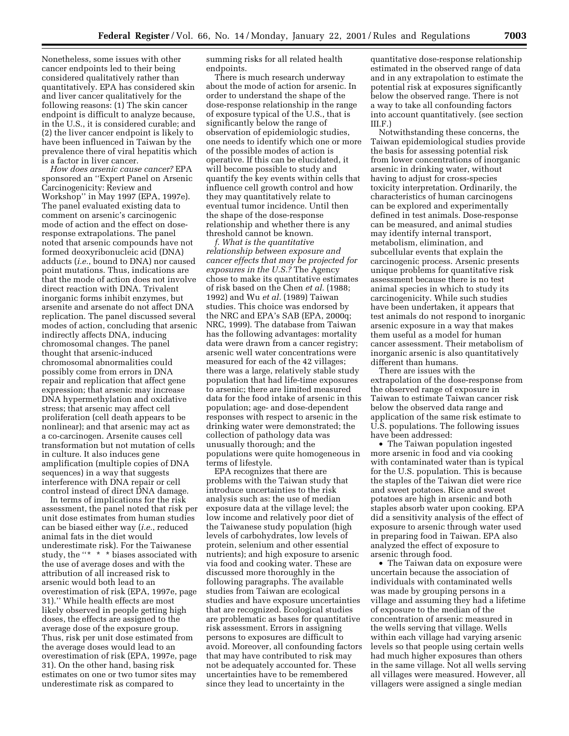Nonetheless, some issues with other cancer endpoints led to their being considered qualitatively rather than quantitatively. EPA has considered skin and liver cancer qualitatively for the following reasons: (1) The skin cancer endpoint is difficult to analyze because, in the U.S., it is considered curable; and (2) the liver cancer endpoint is likely to have been influenced in Taiwan by the prevalence there of viral hepatitis which is a factor in liver cancer.

*How does arsenic cause cancer?* EPA sponsored an ''Expert Panel on Arsenic Carcinogenicity: Review and Workshop'' in May 1997 (EPA, 1997e). The panel evaluated existing data to comment on arsenic's carcinogenic mode of action and the effect on dose-response extrapolations. The panel noted that arsenic compounds have not formed deoxyribonucleic acid (DNA) adducts (*i.e.*, bound to DNA) nor caused point mutations. Thus, indications are that the mode of action does not involve direct reaction with DNA. Trivalent inorganic forms inhibit enzymes, but arsenite and arsenate do not affect DNA replication. The panel discussed several modes of action, concluding that arsenic indirectly affects DNA, inducing chromosomal changes. The panel thought that arsenic-induced chromosomal abnormalities could possibly come from errors in DNA repair and replication that affect gene expression; that arsenic may increase DNA hypermethylation and oxidative stress; that arsenic may affect cell proliferation (cell death appears to be nonlinear); and that arsenic may act as a co-carcinogen. Arsenite causes cell transformation but not mutation of cells in culture. It also induces gene amplification (multiple copies of DNA sequences) in a way that suggests interference with DNA repair or cell control instead of direct DNA damage.

In terms of implications for the risk assessment, the panel noted that risk per unit dose estimates from human studies can be biased either way (*i.e.*, reduced animal fats in the diet would underestimate risk). For the Taiwanese study, the ''* * * biases associated with the use of average doses and with the attribution of all increased risk to arsenic would both lead to an overestimation of risk (EPA, 1997e, page 31).'' While health effects are most likely observed in people getting high doses, the effects are assigned to the average dose of the exposure group. Thus, risk per unit dose estimated from the average doses would lead to an overestimation of risk (EPA, 1997e, page 31). On the other hand, basing risk estimates on one or two tumor sites may underestimate risk as compared to summing risks for all related health endpoints.

There is much research underway about the mode of action for arsenic. In order to understand the shape of the dose-response relationship in the range of exposure typical of the U.S., that is significantly below the range of observation of epidemiologic studies, one needs to identify which one or more of the possible modes of action is operative. If this can be elucidated, it will become possible to study and quantify the key events within cells that influence cell growth control and how they may quantitatively relate to eventual tumor incidence. Until then the shape of the dose-response relationship and whether there is any threshold cannot be known.

*f. What is the quantitative relationship between exposure and cancer effects that may be projected for exposures in the U.S.?* The Agency chose to make its quantitative estimates of risk based on the Chen *et al.* (1988; 1992) and Wu *et al.* (1989) Taiwan studies. This choice was endorsed by the NRC and EPA's SAB (EPA, 2000q; NRC, 1999). The database from Taiwan has the following advantages: mortality data were drawn from a cancer registry; arsenic well water concentrations were measured for each of the 42 villages; there was a large, relatively stable study population that had life-time exposures to arsenic; there are limited measured data for the food intake of arsenic in this population; age- and dose-dependent responses with respect to arsenic in the drinking water were demonstrated; the collection of pathology data was unusually thorough; and the populations were quite homogeneous in terms of lifestyle.

EPA recognizes that there are problems with the Taiwan study that introduce uncertainties to the risk analysis such as: the use of median exposure data at the village level; the low income and relatively poor diet of the Taiwanese study population (high levels of carbohydrates, low levels of protein, selenium and other essential nutrients); and high exposure to arsenic via food and cooking water. These are discussed more thoroughly in the following paragraphs. The available studies from Taiwan are ecological studies and have exposure uncertainties that are recognized. Ecological studies are problematic as bases for quantitative risk assessment. Errors in assigning persons to exposures are difficult to avoid. Moreover, all confounding factors that may have contributed to risk may not be adequately accounted for. These uncertainties have to be remembered since they lead to uncertainty in the quantitative dose-response relationship estimated in the observed range of data and in any extrapolation to estimate the potential risk at exposures significantly below the observed range. There is not a way to take all confounding factors into account quantitatively. (see section III.F.)

Notwithstanding these concerns, the Taiwan epidemiological studies provide the basis for assessing potential risk from lower concentrations of inorganic arsenic in drinking water, without having to adjust for cross-species toxicity interpretation. Ordinarily, the characteristics of human carcinogens can be explored and experimentally defined in test animals. Dose-response can be measured, and animal studies may identify internal transport, metabolism, elimination, and subcellular events that explain the carcinogenic process. Arsenic presents unique problems for quantitative risk assessment because there is no test animal species in which to study its carcinogenicity. While such studies have been undertaken, it appears that test animals do not respond to inorganic arsenic exposure in a way that makes them useful as a model for human cancer assessment. Their metabolism of inorganic arsenic is also quantitatively different than humans.

There are issues with the extrapolation of the dose-response from the observed range of exposure in Taiwan to estimate Taiwan cancer risk below the observed data range and application of the same risk estimate to U.S. populations. The following issues have been addressed:

- The Taiwan population ingested more arsenic in food and via cooking with contaminated water than is typical for the U.S. population. This is because the staples of the Taiwan diet were rice and sweet potatoes. Rice and sweet potatoes are high in arsenic and both staples absorb water upon cooking. EPA did a sensitivity analysis of the effect of exposure to arsenic through water used in preparing food in Taiwan. EPA also analyzed the effect of exposure to arsenic through food.
- The Taiwan data on exposure were uncertain because the association of individuals with contaminated wells was made by grouping persons in a village and assuming they had a lifetime of exposure to the median of the concentration of arsenic measured in the wells serving that village. Wells within each village had varying arsenic levels so that people using certain wells had much higher exposures than others in the same village. Not all wells serving all villages were measured. However, all villagers were assigned a single median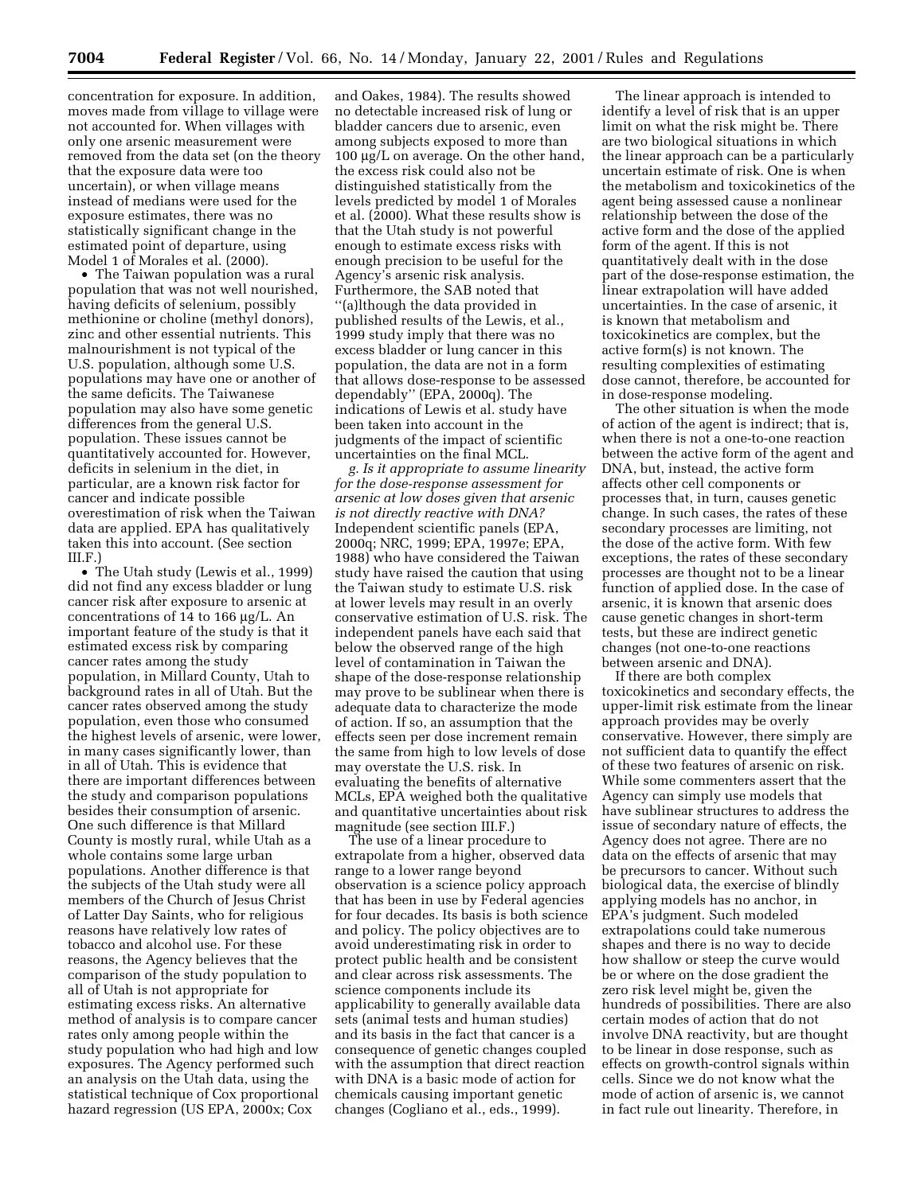concentration for exposure. In addition, moves made from village to village were not accounted for. When villages with only one arsenic measurement were removed from the data set (on the theory that the exposure data were too uncertain), or when village means instead of medians were used for the exposure estimates, there was no statistically significant change in the estimated point of departure, using Model 1 of Morales et al. (2000).

- The Taiwan population was a rural population that was not well nourished, having deficits of selenium, possibly methionine or choline (methyl donors), zinc and other essential nutrients. This malnourishment is not typical of the U.S. population, although some U.S. populations may have one or another of the same deficits. The Taiwanese population may also have some genetic differences from the general U.S. population. These issues cannot be quantitatively accounted for. However, deficits in selenium in the diet, in particular, are a known risk factor for cancer and indicate possible overestimation of risk when the Taiwan data are applied. EPA has qualitatively taken this into account. (See section III.F.)
- The Utah study (Lewis et al., 1999) did not find any excess bladder or lung cancer risk after exposure to arsenic at concentrations of 14 to 166 µg/L. An important feature of the study is that it estimated excess risk by comparing cancer rates among the study population, in Millard County, Utah to background rates in all of Utah. But the cancer rates observed among the study population, even those who consumed the highest levels of arsenic, were lower, in many cases significantly lower, than in all of Utah. This is evidence that there are important differences between the study and comparison populations besides their consumption of arsenic. One such difference is that Millard County is mostly rural, while Utah as a whole contains some large urban populations. Another difference is that the subjects of the Utah study were all members of the Church of Jesus Christ of Latter Day Saints, who for religious reasons have relatively low rates of tobacco and alcohol use. For these reasons, the Agency believes that the comparison of the study population to all of Utah is not appropriate for estimating excess risks. An alternative method of analysis is to compare cancer rates only among people within the study population who had high and low exposures. The Agency performed such an analysis on the Utah data, using the statistical technique of Cox proportional hazard regression (US EPA, 2000x; Cox and Oakes, 1984). The results showed no detectable increased risk of lung or bladder cancers due to arsenic, even among subjects exposed to more than 100 µg/L on average. On the other hand, the excess risk could also not be distinguished statistically from the levels predicted by model 1 of Morales et al. (2000). What these results show is that the Utah study is not powerful enough to estimate excess risks with enough precision to be useful for the Agency's arsenic risk analysis. Furthermore, the SAB noted that "(a)lthough the data provided in published results of the Lewis, et al., 1999 study imply that there was no excess bladder or lung cancer in this population, the data are not in a form that allows dose-response to be assessed dependably" (EPA, 2000q). The indications of Lewis et al. study have been taken into account in the judgments of the impact of scientific uncertainties on the final MCL.

*g. Is it appropriate to assume linearity for the dose-response assessment for arsenic at low doses given that arsenic is not directly reactive with DNA?* Independent scientific panels (EPA, 2000q; NRC, 1999; EPA, 1997e; EPA, 1988) who have considered the Taiwan study have raised the caution that using the Taiwan study to estimate U.S. risk at lower levels may result in an overly conservative estimation of U.S. risk. The independent panels have each said that below the observed range of the high level of contamination in Taiwan the shape of the dose-response relationship may prove to be sublinear when there is adequate data to characterize the mode of action. If so, an assumption that the effects seen per dose increment remain the same from high to low levels of dose may overstate the U.S. risk. In evaluating the benefits of alternative MCLs, EPA weighed both the qualitative and quantitative uncertainties about risk magnitude (see section III.F.)

The use of a linear procedure to extrapolate from a higher, observed data range to a lower range beyond observation is a science policy approach that has been in use by Federal agencies for four decades. Its basis is both science and policy. The policy objectives are to avoid underestimating risk in order to protect public health and be consistent and clear across risk assessments. The science components include its applicability to generally available data sets (animal tests and human studies) and its basis in the fact that cancer is a consequence of genetic changes coupled with the assumption that direct reaction with DNA is a basic mode of action for chemicals causing important genetic changes (Cogliano et al., eds., 1999).

The linear approach is intended to identify a level of risk that is an upper limit on what the risk might be. There are two biological situations in which the linear approach can be a particularly uncertain estimate of risk. One is when the metabolism and toxicokinetics of the agent being assessed cause a nonlinear relationship between the dose of the active form and the dose of the applied form of the agent. If this is not quantitatively dealt with in the dose part of the dose-response estimation, the linear extrapolation will have added uncertainties. In the case of arsenic, it is known that metabolism and toxicokinetics are complex, but the active form(s) is not known. The resulting complexities of estimating dose cannot, therefore, be accounted for in dose-response modeling.

The other situation is when the mode of action of the agent is indirect; that is, when there is not a one-to-one reaction between the active form of the agent and DNA, but, instead, the active form affects other cell components or processes that, in turn, causes genetic change. In such cases, the rates of these secondary processes are limiting, not the dose of the active form. With few exceptions, the rates of these secondary processes are thought not to be a linear function of applied dose. In the case of arsenic, it is known that arsenic does cause genetic changes in short-term tests, but these are indirect genetic changes (not one-to-one reactions between arsenic and DNA).

If there are both complex toxicokinetics and secondary effects, the upper-limit risk estimate from the linear approach provides may be overly conservative. However, there simply are not sufficient data to quantify the effect of these two features of arsenic on risk. While some commenters assert that the Agency can simply use models that have sublinear structures to address the issue of secondary nature of effects, the Agency does not agree. There are no data on the effects of arsenic that may be precursors to cancer. Without such biological data, the exercise of blindly applying models has no anchor, in EPA's judgment. Such modeled extrapolations could take numerous shapes and there is no way to decide how shallow or steep the curve would be or where on the dose gradient the zero risk level might be, given the hundreds of possibilities. There are also certain modes of action that do not involve DNA reactivity, but are thought to be linear in dose response, such as effects on growth-control signals within cells. Since we do not know what the mode of action of arsenic is, we cannot in fact rule out linearity. Therefore, in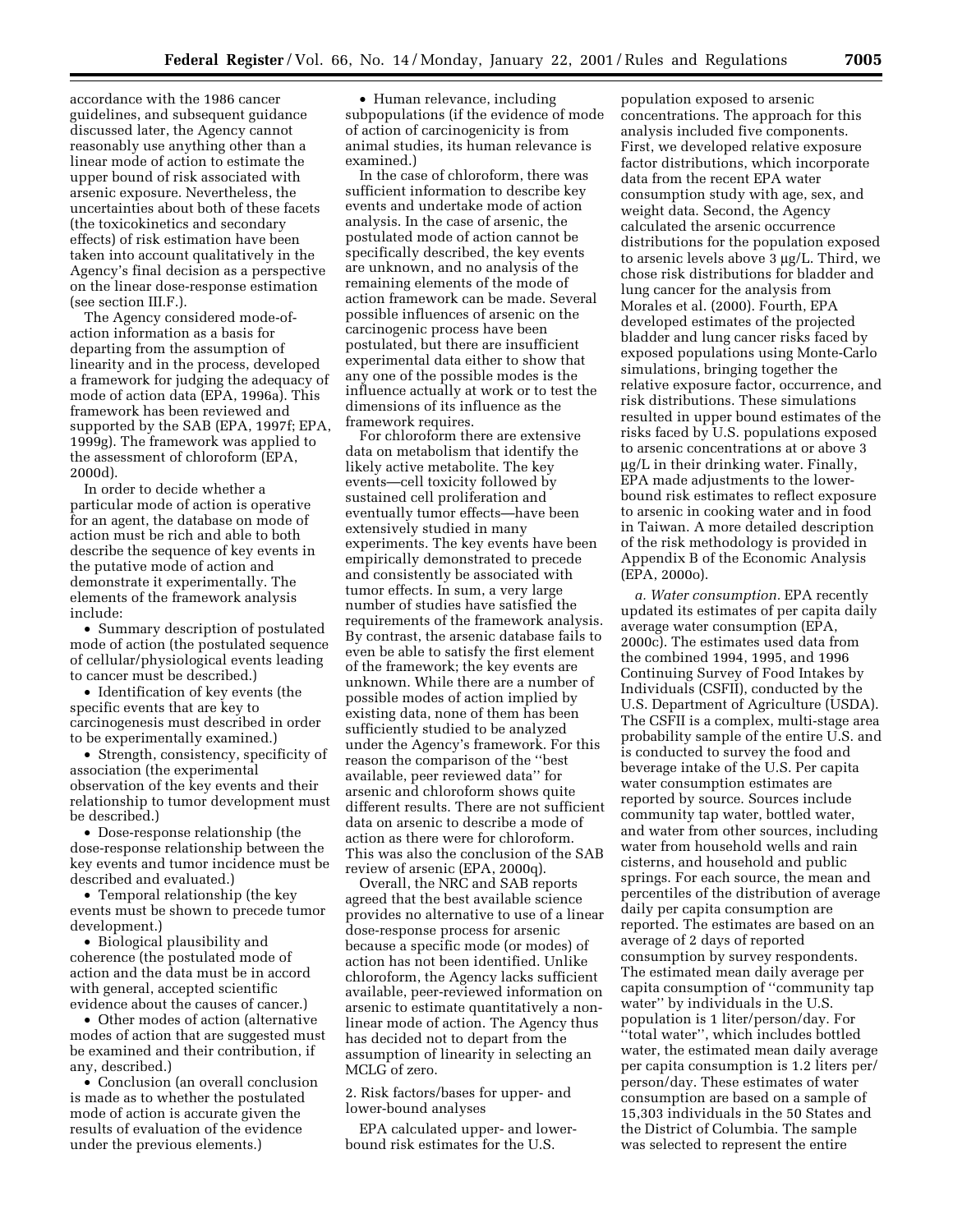accordance with the 1986 cancer guidelines, and subsequent guidance discussed later, the Agency cannot reasonably use anything other than a linear mode of action to estimate the upper bound of risk associated with arsenic exposure. Nevertheless, the uncertainties about both of these facets (the toxicokinetics and secondary effects) of risk estimation have been taken into account qualitatively in the Agency's final decision as a perspective on the linear dose-response estimation (see section III.F.).

The Agency considered mode-of-action information as a basis for departing from the assumption of linearity and in the process, developed a framework for judging the adequacy of mode of action data (EPA, 1996a). This framework has been reviewed and supported by the SAB (EPA, 1997f; EPA, 1999g). The framework was applied to the assessment of chloroform (EPA, 2000d).

In order to decide whether a particular mode of action is operative for an agent, the database on mode of action must be rich and able to both describe the sequence of key events in the putative mode of action and demonstrate it experimentally. The elements of the framework analysis include:

- Summary description of postulated mode of action (the postulated sequence of cellular/physiological events leading to cancer must be described.)
- Identification of key events (the specific events that are key to carcinogenesis must described in order to be experimentally examined.)
- Strength, consistency, specificity of association (the experimental observation of the key events and their relationship to tumor development must be described.)
- Dose-response relationship (the dose-response relationship between the key events and tumor incidence must be described and evaluated.)
- Temporal relationship (the key events must be shown to precede tumor development.)
- Biological plausibility and coherence (the postulated mode of action and the data must be in accord with general, accepted scientific evidence about the causes of cancer.)
- Other modes of action (alternative modes of action that are suggested must be examined and their contribution, if any, described.)
- Conclusion (an overall conclusion is made as to whether the postulated mode of action is accurate given the results of evaluation of the evidence under the previous elements.)
- Human relevance, including subpopulations (if the evidence of mode of action of carcinogenicity is from animal studies, its human relevance is examined.)

In the case of chloroform, there was sufficient information to describe key events and undertake mode of action analysis. In the case of arsenic, the postulated mode of action cannot be specifically described, the key events are unknown, and no analysis of the remaining elements of the mode of action framework can be made. Several possible influences of arsenic on the carcinogenic process have been postulated, but there are insufficient experimental data either to show that any one of the possible modes is the influence actually at work or to test the dimensions of its influence as the framework requires.

For chloroform there are extensive data on metabolism that identify the likely active metabolite. The key events—cell toxicity followed by sustained cell proliferation and eventually tumor effects—have been extensively studied in many experiments. The key events have been empirically demonstrated to precede and consistently be associated with tumor effects. In sum, a very large number of studies have satisfied the requirements of the framework analysis. By contrast, the arsenic database fails to even be able to satisfy the first element of the framework; the key events are unknown. While there are a number of possible modes of action implied by existing data, none of them has been sufficiently studied to be analyzed under the Agency's framework. For this reason the comparison of the "best available, peer reviewed data" for arsenic and chloroform shows quite different results. There are not sufficient data on arsenic to describe a mode of action as there were for chloroform. This was also the conclusion of the SAB review of arsenic (EPA, 2000q).

Overall, the NRC and SAB reports agreed that the best available science provides no alternative to use of a linear dose-response process for arsenic because a specific mode (or modes) of action has not been identified. Unlike chloroform, the Agency lacks sufficient available, peer-reviewed information on arsenic to estimate quantitatively a non-linear mode of action. The Agency thus has decided not to depart from the assumption of linearity in selecting an MCLG of zero.

2. Risk factors/bases for upper- and lower-bound analyses

EPA calculated upper- and lower-bound risk estimates for the U.S. population exposed to arsenic concentrations. The approach for this analysis included five components. First, we developed relative exposure factor distributions, which incorporate data from the recent EPA water consumption study with age, sex, and weight data. Second, the Agency calculated the arsenic occurrence distributions for the population exposed to arsenic levels above 3 μg/L. Third, we chose risk distributions for bladder and lung cancer for the analysis from Morales et al. (2000). Fourth, EPA developed estimates of the projected bladder and lung cancer risks faced by exposed populations using Monte-Carlo simulations, bringing together the relative exposure factor, occurrence, and risk distributions. These simulations resulted in upper bound estimates of the risks faced by U.S. populations exposed to arsenic concentrations at or above 3 μg/L in their drinking water. Finally, EPA made adjustments to the lower-bound risk estimates to reflect exposure to arsenic in cooking water and in food in Taiwan. A more detailed description of the risk methodology is provided in Appendix B of the Economic Analysis (EPA, 2000o).

*a. Water consumption.* EPA recently updated its estimates of per capita daily average water consumption (EPA, 2000c). The estimates used data from the combined 1994, 1995, and 1996 Continuing Survey of Food Intakes by Individuals (CSFII), conducted by the U.S. Department of Agriculture (USDA). The CSFII is a complex, multi-stage area probability sample of the entire U.S. and is conducted to survey the food and beverage intake of the U.S. Per capita water consumption estimates are reported by source. Sources include community tap water, bottled water, and water from other sources, including water from household wells and rain cisterns, and household and public springs. For each source, the mean and percentiles of the distribution of average daily per capita consumption are reported. The estimates are based on an average of 2 days of reported consumption by survey respondents. The estimated mean daily average per capita consumption of "community tap water" by individuals in the U.S. population is 1 liter/person/day. For "total water", which includes bottled water, the estimated mean daily average per capita consumption is 1.2 liters per/person/day. These estimates of water consumption are based on a sample of 15,303 individuals in the 50 States and the District of Columbia. The sample was selected to represent the entire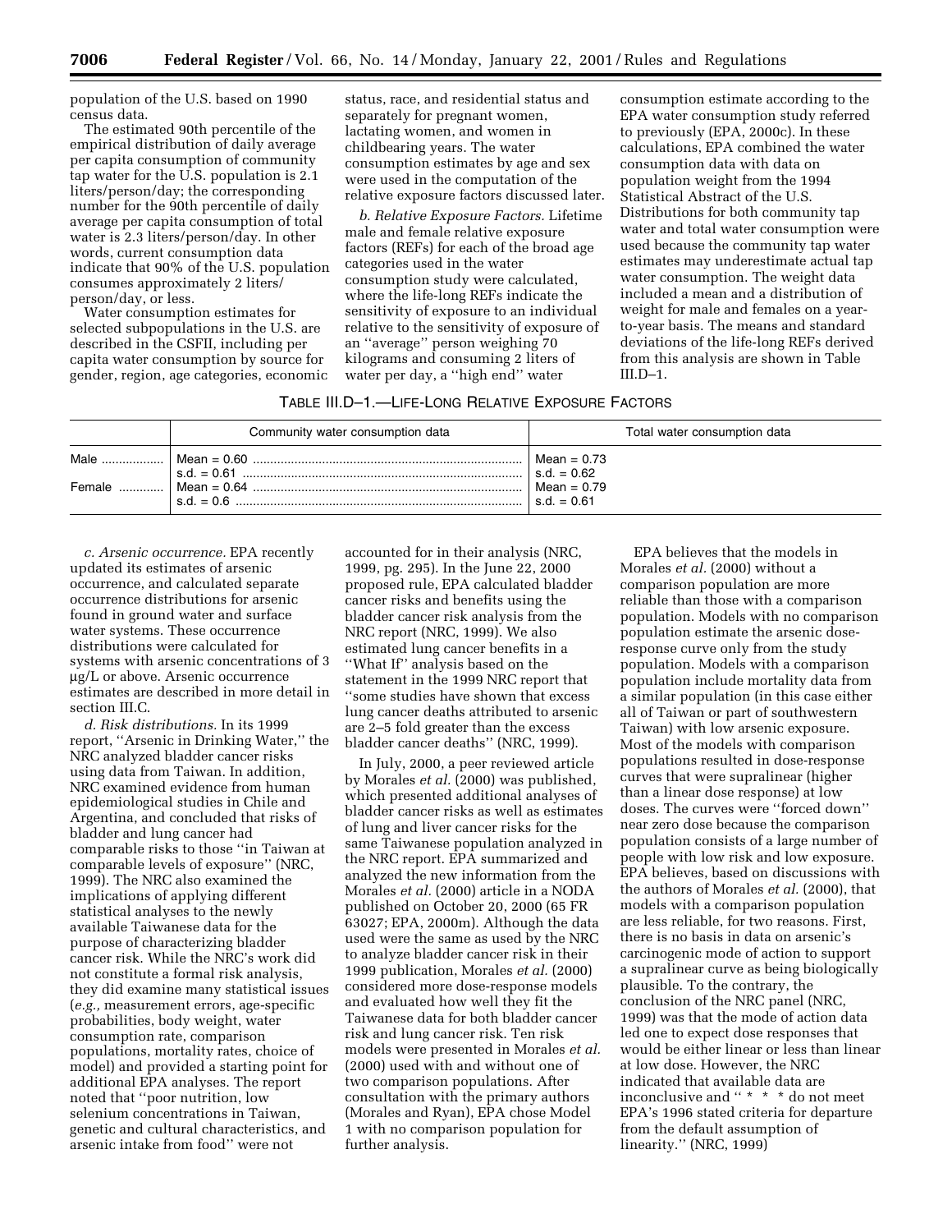population of the U.S. based on 1990 census data.

The estimated 90th percentile of the empirical distribution of daily average per capita consumption of community tap water for the U.S. population is 2.1 liters/person/day; the corresponding number for the 90th percentile of daily average per capita consumption of total water is 2.3 liters/person/day. In other words, current consumption data indicate that 90% of the U.S. population consumes approximately 2 liters/person/day, or less.

Water consumption estimates for selected subpopulations in the U.S. are described in the CSFII, including per capita water consumption by source for gender, region, age categories, economic status, race, and residential status and separately for pregnant women, lactating women, and women in childbearing years. The water consumption estimates by age and sex were used in the computation of the relative exposure factors discussed later.

*b. Relative Exposure Factors.* Lifetime male and female relative exposure factors (REFs) for each of the broad age categories used in the water consumption study were calculated, where the life-long REFs indicate the sensitivity of exposure to an individual relative to the sensitivity of exposure of an ''average'' person weighing 70 kilograms and consuming 2 liters of water per day, a ''high end'' water consumption estimate according to the EPA water consumption study referred to previously (EPA, 2000c). In these calculations, EPA combined the water consumption data with data on population weight from the 1994 Statistical Abstract of the U.S. Distributions for both community tap water and total water consumption were used because the community tap water estimates may underestimate actual tap water consumption. The weight data included a mean and a distribution of weight for male and females on a year-to-year basis. The means and standard deviations of the life-long REFs derived from this analysis are shown in Table III.D–1.

TABLE III.D–1.—LIFE-LONG RELATIVE EXPOSURE FACTORS

| | Community water consumption data | Total water consumption data |
|---|---|---|
| Male | Mean = 0.60<br>s.d. = 0.61 | Mean = 0.73<br>s.d. = 0.62 |
| Female | Mean = 0.64<br>s.d. = 0.6 | Mean = 0.79<br>s.d. = 0.61 |

*c. Arsenic occurrence.* EPA recently updated its estimates of arsenic occurrence, and calculated separate occurrence distributions for arsenic found in ground water and surface water systems. These occurrence distributions were calculated for systems with arsenic concentrations of 3 µg/L or above. Arsenic occurrence estimates are described in more detail in section III.C.

*d. Risk distributions.* In its 1999 report, ''Arsenic in Drinking Water,'' the NRC analyzed bladder cancer risks using data from Taiwan. In addition, NRC examined evidence from human epidemiological studies in Chile and Argentina, and concluded that risks of bladder and lung cancer had comparable risks to those ''in Taiwan at comparable levels of exposure'' (NRC, 1999). The NRC also examined the implications of applying different statistical analyses to the newly available Taiwanese data for the purpose of characterizing bladder cancer risk. While the NRC's work did not constitute a formal risk analysis, they did examine many statistical issues (*e.g.,* measurement errors, age-specific probabilities, body weight, water consumption rate, comparison populations, mortality rates, choice of model) and provided a starting point for additional EPA analyses. The report noted that ''poor nutrition, low selenium concentrations in Taiwan, genetic and cultural characteristics, and arsenic intake from food'' were not accounted for in their analysis (NRC, 1999, pg. 295). In the June 22, 2000 proposed rule, EPA calculated bladder cancer risks and benefits using the bladder cancer risk analysis from the NRC report (NRC, 1999). We also estimated lung cancer benefits in a ''What If'' analysis based on the statement in the 1999 NRC report that ''some studies have shown that excess lung cancer deaths attributed to arsenic are 2–5 fold greater than the excess bladder cancer deaths'' (NRC, 1999).

In July, 2000, a peer reviewed article by Morales *et al.* (2000) was published, which presented additional analyses of bladder cancer risks as well as estimates of lung and liver cancer risks for the same Taiwanese population analyzed in the NRC report. EPA summarized and analyzed the new information from the Morales *et al.* (2000) article in a NODA published on October 20, 2000 (65 FR 63027; EPA, 2000m). Although the data used were the same as used by the NRC to analyze bladder cancer risk in their 1999 publication, Morales *et al.* (2000) considered more dose-response models and evaluated how well they fit the Taiwanese data for both bladder cancer risk and lung cancer risk. Ten risk models were presented in Morales *et al.* (2000) used with and without one of two comparison populations. After consultation with the primary authors (Morales and Ryan), EPA chose Model 1 with no comparison population for further analysis.

EPA believes that the models in Morales *et al.* (2000) without a comparison population are more reliable than those with a comparison population. Models with no comparison population estimate the arsenic dose-response curve only from the study population. Models with a comparison population include mortality data from a similar population (in this case either all of Taiwan or part of southwestern Taiwan) with low arsenic exposure. Most of the models with comparison populations resulted in dose-response curves that were supralinear (higher than a linear dose response) at low doses. The curves were ''forced down'' near zero dose because the comparison population consists of a large number of people with low risk and low exposure. EPA believes, based on discussions with the authors of Morales *et al.* (2000), that models with a comparison population are less reliable, for two reasons. First, there is no basis in data on arsenic's carcinogenic mode of action to support a supralinear curve as being biologically plausible. To the contrary, the conclusion of the NRC panel (NRC, 1999) was that the mode of action data led one to expect dose responses that would be either linear or less than linear at low dose. However, the NRC indicated that available data are inconclusive and '' * * * do not meet EPA's 1996 stated criteria for departure from the default assumption of linearity.'' (NRC, 1999)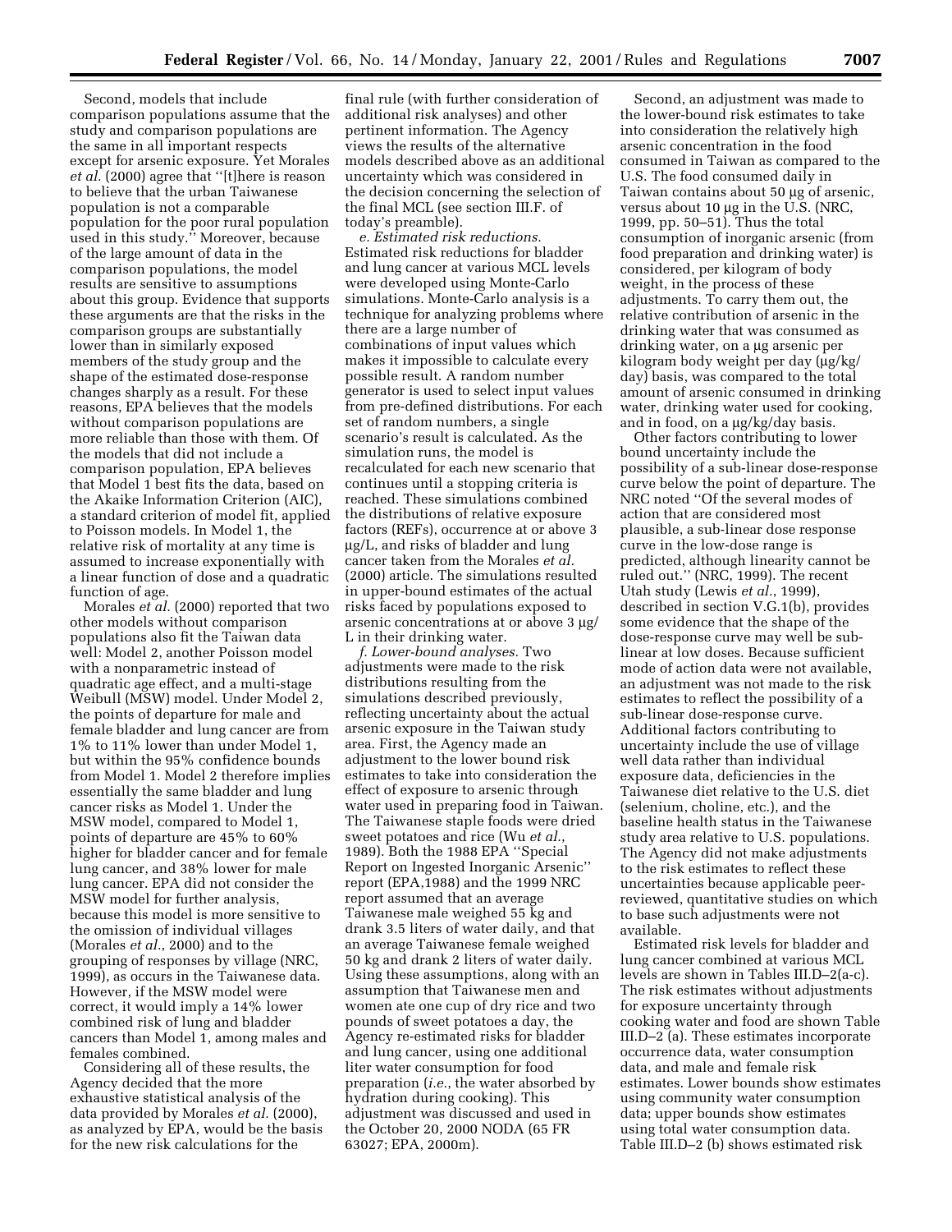Second, models that include comparison populations assume that the study and comparison populations are the same in all important respects except for arsenic exposure. Yet Morales *et al.* (2000) agree that ''[t]here is reason to believe that the urban Taiwanese population is not a comparable population for the poor rural population used in this study.'' Moreover, because of the large amount of data in the comparison populations, the model results are sensitive to assumptions about this group. Evidence that supports these arguments are that the risks in the comparison groups are substantially lower than in similarly exposed members of the study group and the shape of the estimated dose-response changes sharply as a result. For these reasons, EPA believes that the models without comparison populations are more reliable than those with them. Of the models that did not include a comparison population, EPA believes that Model 1 best fits the data, based on the Akaike Information Criterion (AIC), a standard criterion of model fit, applied to Poisson models. In Model 1, the relative risk of mortality at any time is assumed to increase exponentially with a linear function of dose and a quadratic function of age.

Morales *et al.* (2000) reported that two other models without comparison populations also fit the Taiwan data well: Model 2, another Poisson model with a nonparametric instead of quadratic age effect, and a multi-stage Weibull (MSW) model. Under Model 2, the points of departure for male and female bladder and lung cancer are from 1% to 11% lower than under Model 1, but within the 95% confidence bounds from Model 1. Model 2 therefore implies essentially the same bladder and lung cancer risks as Model 1. Under the MSW model, compared to Model 1, points of departure are 45% to 60% higher for bladder cancer and for female lung cancer, and 38% lower for male lung cancer. EPA did not consider the MSW model for further analysis, because this model is more sensitive to the omission of individual villages (Morales *et al.*, 2000) and to the grouping of responses by village (NRC, 1999), as occurs in the Taiwanese data. However, if the MSW model were correct, it would imply a 14% lower combined risk of lung and bladder cancers than Model 1, among males and females combined.

Considering all of these results, the Agency decided that the more exhaustive statistical analysis of the data provided by Morales *et al.* (2000), as analyzed by EPA, would be the basis for the new risk calculations for the final rule (with further consideration of additional risk analyses) and other pertinent information. The Agency views the results of the alternative models described above as an additional uncertainty which was considered in the decision concerning the selection of the final MCL (see section III.F. of today's preamble).

*e. Estimated risk reductions.* Estimated risk reductions for bladder and lung cancer at various MCL levels were developed using Monte-Carlo simulations. Monte-Carlo analysis is a technique for analyzing problems where there are a large number of combinations of input values which makes it impossible to calculate every possible result. A random number generator is used to select input values from pre-defined distributions. For each set of random numbers, a single scenario's result is calculated. As the simulation runs, the model is recalculated for each new scenario that continues until a stopping criteria is reached. These simulations combined the distributions of relative exposure factors (REFs), occurrence at or above 3 µg/L, and risks of bladder and lung cancer taken from the Morales *et al.* (2000) article. The simulations resulted in upper-bound estimates of the actual risks faced by populations exposed to arsenic concentrations at or above 3 µg/L in their drinking water.

*f. Lower-bound analyses.* Two adjustments were made to the risk distributions resulting from the simulations described previously, reflecting uncertainty about the actual arsenic exposure in the Taiwan study area. First, the Agency made an adjustment to the lower bound risk estimates to take into consideration the effect of exposure to arsenic through water used in preparing food in Taiwan. The Taiwanese staple foods were dried sweet potatoes and rice (Wu *et al.*, 1989). Both the 1988 EPA ''Special Report on Ingested Inorganic Arsenic'' report (EPA,1988) and the 1999 NRC report assumed that an average Taiwanese male weighed 55 kg and drank 3.5 liters of water daily, and that an average Taiwanese female weighed 50 kg and drank 2 liters of water daily. Using these assumptions, along with an assumption that Taiwanese men and women ate one cup of dry rice and two pounds of sweet potatoes a day, the Agency re-estimated risks for bladder and lung cancer, using one additional liter water consumption for food preparation (*i.e.*, the water absorbed by hydration during cooking). This adjustment was discussed and used in the October 20, 2000 NODA (65 FR 63027; EPA, 2000m).

Second, an adjustment was made to the lower-bound risk estimates to take into consideration the relatively high arsenic concentration in the food consumed in Taiwan as compared to the U.S. The food consumed daily in Taiwan contains about 50 µg of arsenic, versus about 10 µg in the U.S. (NRC, 1999, pp. 50–51). Thus the total consumption of inorganic arsenic (from food preparation and drinking water) is considered, per kilogram of body weight, in the process of these adjustments. To carry them out, the relative contribution of arsenic in the drinking water that was consumed as drinking water, on a µg arsenic per kilogram body weight per day (µg/kg/day) basis, was compared to the total amount of arsenic consumed in drinking water, drinking water used for cooking, and in food, on a µg/kg/day basis.

Other factors contributing to lower bound uncertainty include the possibility of a sub-linear dose-response curve below the point of departure. The NRC noted ''Of the several modes of action that are considered most plausible, a sub-linear dose response curve in the low-dose range is predicted, although linearity cannot be ruled out.'' (NRC, 1999). The recent Utah study (Lewis *et al.*, 1999), described in section V.G.1(b), provides some evidence that the shape of the dose-response curve may well be sub-linear at low doses. Because sufficient mode of action data were not available, an adjustment was not made to the risk estimates to reflect the possibility of a sub-linear dose-response curve. Additional factors contributing to uncertainty include the use of village well data rather than individual exposure data, deficiencies in the Taiwanese diet relative to the U.S. diet (selenium, choline, etc.), and the baseline health status in the Taiwanese study area relative to U.S. populations. The Agency did not make adjustments to the risk estimates to reflect these uncertainties because applicable peer-reviewed, quantitative studies on which to base such adjustments were not available.

Estimated risk levels for bladder and lung cancer combined at various MCL levels are shown in Tables III.D–2(a-c). The risk estimates without adjustments for exposure uncertainty through cooking water and food are shown Table III.D–2 (a). These estimates incorporate occurrence data, water consumption data, and male and female risk estimates. Lower bounds show estimates using community water consumption data; upper bounds show estimates using total water consumption data. Table III.D–2 (b) shows estimated risk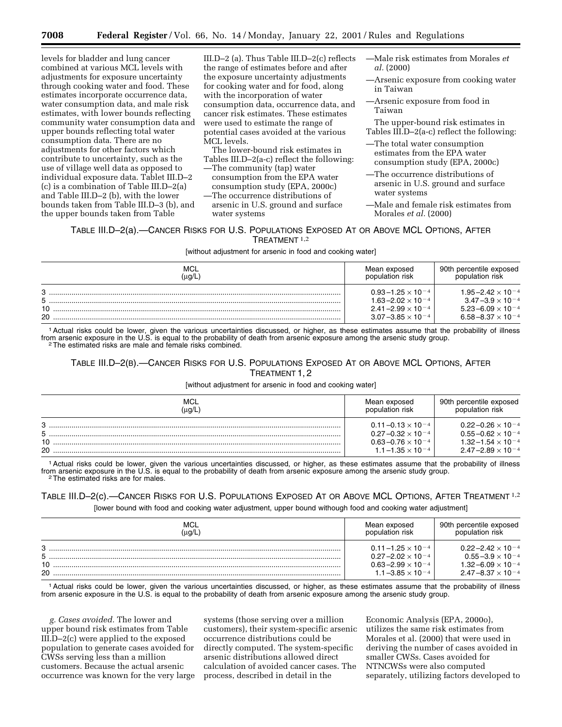levels for bladder and lung cancer combined at various MCL levels with adjustments for exposure uncertainty through cooking water and food. These estimates incorporate occurrence data, water consumption data, and male risk estimates, with lower bounds reflecting community water consumption data and upper bounds reflecting total water consumption data. There are no adjustments for other factors which contribute to uncertainty, such as the use of village well data as opposed to individual exposure data. Tablet III.D–2 (c) is a combination of Table III.D–2(a) and Table III.D–2 (b), with the lower bounds taken from Table III.D–3 (b), and the upper bounds taken from Table III.D–2 (a). Thus Table III.D–2(c) reflects the range of estimates before and after the exposure uncertainty adjustments for cooking water and for food, along with the incorporation of water consumption data, occurrence data, and cancer risk estimates. These estimates were used to estimate the range of potential cases avoided at the various MCL levels.

The lower-bound risk estimates in Tables III.D–2(a-c) reflect the following:

—The community (tap) water consumption from the EPA water consumption study (EPA, 2000c)
—The occurrence distributions of arsenic in U.S. ground and surface water systems
—Male risk estimates from Morales *et al.* (2000)
—Arsenic exposure from cooking water in Taiwan
—Arsenic exposure from food in Taiwan

The upper-bound risk estimates in Tables III.D–2(a-c) reflect the following:

—The total water consumption estimates from the EPA water consumption study (EPA, 2000c)
—The occurrence distributions of arsenic in U.S. ground and surface water systems
—Male and female risk estimates from Morales *et al.* (2000)

TABLE III.D–2(a).—CANCER RISKS FOR U.S. POPULATIONS EXPOSED AT OR ABOVE MCL OPTIONS, AFTER TREATMENT [1,2]

[without adjustment for arsenic in food and cooking water]

| MCL (μg/L) | Mean exposed population risk | 90th percentile exposed population risk |
|---|---|---|
| 3 | $0.93–1.25 \times 10^{-4}$ | $1.95–2.42 \times 10^{-4}$ |
| 5 | $1.63–2.02 \times 10^{-4}$ | $3.47–3.9 \times 10^{-4}$ |
| 10 | $2.41–2.99 \times 10^{-4}$ | $5.23–6.09 \times 10^{-4}$ |
| 20 | $3.07–3.85 \times 10^{-4}$ | $6.58–8.37 \times 10^{-4}$ |

[1] Actual risks could be lower, given the various uncertainties discussed, or higher, as these estimates assume that the probability of illness from arsenic exposure in the U.S. is equal to the probability of death from arsenic exposure among the arsenic study group.
[2] The estimated risks are male and female risks combined.

TABLE III.D–2(B).—CANCER RISKS FOR U.S. POPULATIONS EXPOSED AT OR ABOVE MCL OPTIONS, AFTER TREATMENT [1, 2]

[without adjustment for arsenic in food and cooking water]

| MCL (μg/L) | Mean exposed population risk | 90th percentile exposed population risk |
|---|---|---|
| 3 | $0.11–0.13 \times 10^{-4}$ | $0.22–0.26 \times 10^{-4}$ |
| 5 | $0.27–0.32 \times 10^{-4}$ | $0.55–0.62 \times 10^{-4}$ |
| 10 | $0.63–0.76 \times 10^{-4}$ | $1.32–1.54 \times 10^{-4}$ |
| 20 | $1.1–1.35 \times 10^{-4}$ | $2.47–2.89 \times 10^{-4}$ |

[1] Actual risks could be lower, given the various uncertainties discussed, or higher, as these estimates assume that the probability of illness from arsenic exposure in the U.S. is equal to the probability of death from arsenic exposure among the arsenic study group.
[2] The estimated risks are for males.

TABLE III.D–2(c).—CANCER RISKS FOR U.S. POPULATIONS EXPOSED AT OR ABOVE MCL OPTIONS, AFTER TREATMENT [1,2]

[lower bound with food and cooking water adjustment, upper bound withough food and cooking water adjustment]

| MCL (μg/L) | Mean exposed population risk | 90th percentile exposed population risk |
|---|---|---|
| 3 | $0.11–1.25 \times 10^{-4}$ | $0.22–2.42 \times 10^{-4}$ |
| 5 | $0.27–2.02 \times 10^{-4}$ | $0.55–3.9 \times 10^{-4}$ |
| 10 | $0.63–2.99 \times 10^{-4}$ | $1.32–6.09 \times 10^{-4}$ |
| 20 | $1.1–3.85 \times 10^{-4}$ | $2.47–8.37 \times 10^{-4}$ |

[1] Actual risks could be lower, given the various uncertainties discussed, or higher, as these estimates assume that the probability of illness from arsenic exposure in the U.S. is equal to the probability of death from arsenic exposure among the arsenic study group.

*g. Cases avoided.* The lower and upper bound risk estimates from Table III.D–2(c) were applied to the exposed population to generate cases avoided for CWSs serving less than a million customers. Because the actual arsenic occurrence was known for the very large systems (those serving over a million customers), their system-specific arsenic occurrence distributions could be directly computed. The system-specific arsenic distributions allowed direct calculation of avoided cancer cases. The process, described in detail in the Economic Analysis (EPA, 2000o), utilizes the same risk estimates from Morales et al. (2000) that were used in deriving the number of cases avoided in smaller CWSs. Cases avoided for NTNCWSs were also computed separately, utilizing factors developed to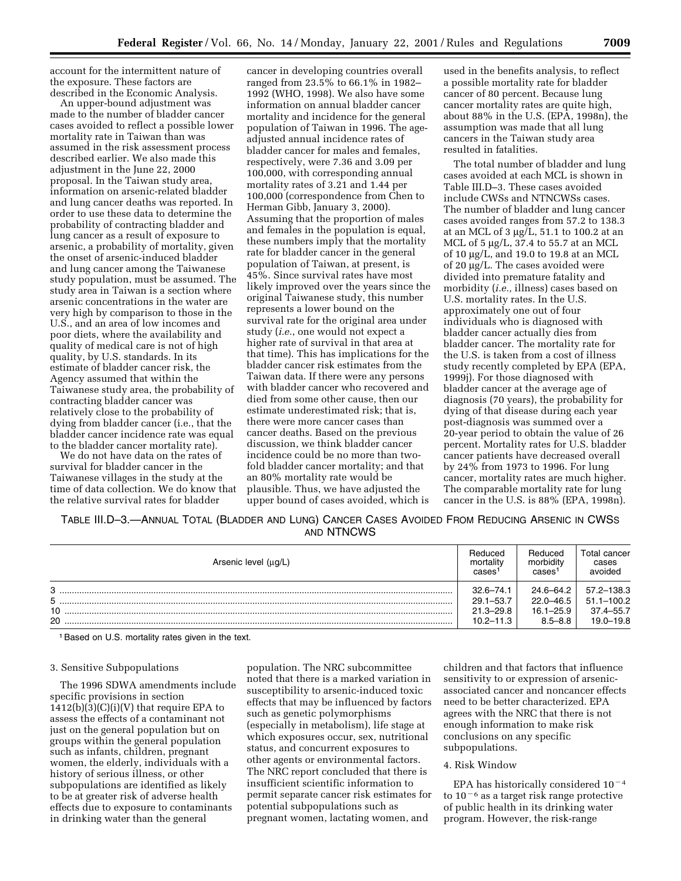account for the intermittent nature of the exposure. These factors are described in the Economic Analysis.

An upper-bound adjustment was made to the number of bladder cancer cases avoided to reflect a possible lower mortality rate in Taiwan than was assumed in the risk assessment process described earlier. We also made this adjustment in the June 22, 2000 proposal. In the Taiwan study area, information on arsenic-related bladder and lung cancer deaths was reported. In order to use these data to determine the probability of contracting bladder and lung cancer as a result of exposure to arsenic, a probability of mortality, given the onset of arsenic-induced bladder and lung cancer among the Taiwanese study population, must be assumed. The study area in Taiwan is a section where arsenic concentrations in the water are very high by comparison to those in the U.S., and an area of low incomes and poor diets, where the availability and quality of medical care is not of high quality, by U.S. standards. In its estimate of bladder cancer risk, the Agency assumed that within the Taiwanese study area, the probability of contracting bladder cancer was relatively close to the probability of dying from bladder cancer (i.e., that the bladder cancer incidence rate was equal to the bladder cancer mortality rate).

We do not have data on the rates of survival for bladder cancer in the Taiwanese villages in the study at the time of data collection. We do know that the relative survival rates for bladder cancer in developing countries overall ranged from 23.5% to 66.1% in 1982–1992 (WHO, 1998). We also have some information on annual bladder cancer mortality and incidence for the general population of Taiwan in 1996. The age-adjusted annual incidence rates of bladder cancer for males and females, respectively, were 7.36 and 3.09 per 100,000, with corresponding annual mortality rates of 3.21 and 1.44 per 100,000 (correspondence from Chen to Herman Gibb, January 3, 2000). Assuming that the proportion of males and females in the population is equal, these numbers imply that the mortality rate for bladder cancer in the general population of Taiwan, at present, is 45%. Since survival rates have most likely improved over the years since the original Taiwanese study, this number represents a lower bound on the survival rate for the original area under study (*i.e.*, one would not expect a higher rate of survival in that area at that time). This has implications for the bladder cancer risk estimates from the Taiwan data. If there were any persons with bladder cancer who recovered and died from some other cause, then our estimate underestimated risk; that is, there were more cancer cases than cancer deaths. Based on the previous discussion, we think bladder cancer incidence could be no more than two-fold bladder cancer mortality; and that an 80% mortality rate would be plausible. Thus, we have adjusted the upper bound of cases avoided, which is used in the benefits analysis, to reflect a possible mortality rate for bladder cancer of 80 percent. Because lung cancer mortality rates are quite high, about 88% in the U.S. (EPA, 1998n), the assumption was made that all lung cancers in the Taiwan study area resulted in fatalities.

The total number of bladder and lung cases avoided at each MCL is shown in Table III.D–3. These cases avoided include CWSs and NTNCWSs cases. The number of bladder and lung cancer cases avoided ranges from 57.2 to 138.3 at an MCL of 3 μg/L, 51.1 to 100.2 at an MCL of 5 μg/L, 37.4 to 55.7 at an MCL of 10 μg/L, and 19.0 to 19.8 at an MCL of 20 μg/L. The cases avoided were divided into premature fatality and morbidity (*i.e.*, illness) cases based on U.S. mortality rates. In the U.S. approximately one out of four individuals who is diagnosed with bladder cancer actually dies from bladder cancer. The mortality rate for the U.S. is taken from a cost of illness study recently completed by EPA (EPA, 1999j). For those diagnosed with bladder cancer at the average age of diagnosis (70 years), the probability for dying of that disease during each year post-diagnosis was summed over a 20-year period to obtain the value of 26 percent. Mortality rates for U.S. bladder cancer patients have decreased overall by 24% from 1973 to 1996. For lung cancer, mortality rates are much higher. The comparable mortality rate for lung cancer in the U.S. is 88% (EPA, 1998n).

TABLE III.D–3.—ANNUAL TOTAL (BLADDER AND LUNG) CANCER CASES AVOIDED FROM REDUCING ARSENIC IN CWSS AND NTNCWS

| Arsenic level (μg/L) | Reduced mortality cases[1] | Reduced morbidity cases[1] | Total cancer cases avoided |
|---|---|---|---|
| 3 | 32.6–74.1 | 24.6–64.2 | 57.2–138.3 |
| 5 | 29.1–53.7 | 22.0–46.5 | 51.1–100.2 |
| 10 | 21.3–29.8 | 16.1–25.9 | 37.4–55.7 |
| 20 | 10.2–11.3 | 8.5–8.8 | 19.0–19.8 |

[1] Based on U.S. mortality rates given in the text.

### 3. Sensitive Subpopulations

The 1996 SDWA amendments include specific provisions in section 1412(b)(3)(C)(i)(V) that require EPA to assess the effects of a contaminant not just on the general population but on groups within the general population such as infants, children, pregnant women, the elderly, individuals with a history of serious illness, or other subpopulations are identified as likely to be at greater risk of adverse health effects due to exposure to contaminants in drinking water than the general population. The NRC subcommittee noted that there is a marked variation in susceptibility to arsenic-induced toxic effects that may be influenced by factors such as genetic polymorphisms (especially in metabolism), life stage at which exposures occur, sex, nutritional status, and concurrent exposures to other agents or environmental factors. The NRC report concluded that there is insufficient scientific information to permit separate cancer risk estimates for potential subpopulations such as pregnant women, lactating women, and children and that factors that influence sensitivity to or expression of arsenic-associated cancer and noncancer effects need to be better characterized. EPA agrees with the NRC that there is not enough information to make risk conclusions on any specific subpopulations.

### 4. Risk Window

EPA has historically considered $10^{-4}$ to $10^{-6}$ as a target risk range protective of public health in its drinking water program. However, the risk-range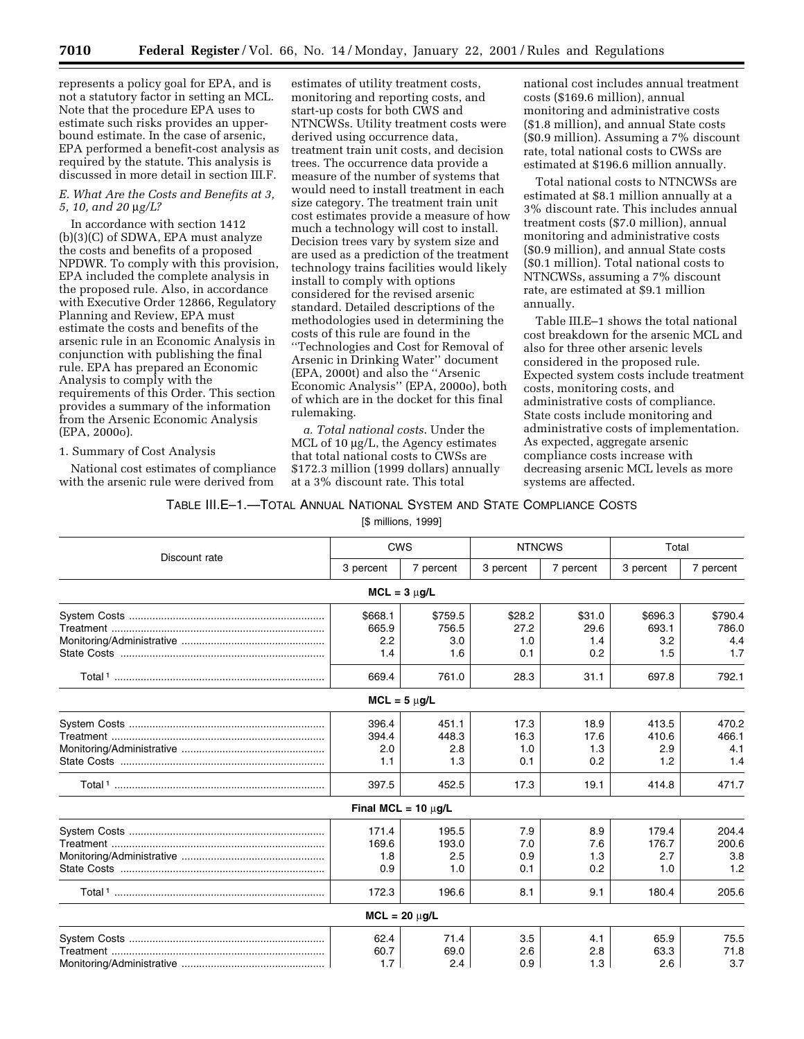represents a policy goal for EPA, and is not a statutory factor in setting an MCL. Note that the procedure EPA uses to estimate such risks provides an upper-bound estimate. In the case of arsenic, EPA performed a benefit-cost analysis as required by the statute. This analysis is discussed in more detail in section III.F.

### *E. What Are the Costs and Benefits at 3, 5, 10, and 20 µg/L?*

In accordance with section 1412 (b)(3)(C) of SDWA, EPA must analyze the costs and benefits of a proposed NPDWR. To comply with this provision, EPA included the complete analysis in the proposed rule. Also, in accordance with Executive Order 12866, Regulatory Planning and Review, EPA must estimate the costs and benefits of the arsenic rule in an Economic Analysis in conjunction with publishing the final rule. EPA has prepared an Economic Analysis to comply with the requirements of this Order. This section provides a summary of the information from the Arsenic Economic Analysis (EPA, 2000o).

1. Summary of Cost Analysis

National cost estimates of compliance with the arsenic rule were derived from estimates of utility treatment costs, monitoring and reporting costs, and start-up costs for both CWS and NTNCWSs. Utility treatment costs were derived using occurrence data, treatment train unit costs, and decision trees. The occurrence data provide a measure of the number of systems that would need to install treatment in each size category. The treatment train unit cost estimates provide a measure of how much a technology will cost to install. Decision trees vary by system size and are used as a prediction of the treatment technology trains facilities would likely install to comply with options considered for the revised arsenic standard. Detailed descriptions of the methodologies used in determining the costs of this rule are found in the ''Technologies and Cost for Removal of Arsenic in Drinking Water'' document (EPA, 2000t) and also the ''Arsenic Economic Analysis'' (EPA, 2000o), both of which are in the docket for this final rulemaking.

*a. Total national costs.* Under the MCL of 10 µg/L, the Agency estimates that total national costs to CWSs are $172.3 million (1999 dollars) annually at a 3% discount rate. This total national cost includes annual treatment costs ($169.6 million), annual monitoring and administrative costs ($1.8 million), and annual State costs ($0.9 million). Assuming a 7% discount rate, total national costs to CWSs are estimated at $196.6 million annually.

Total national costs to NTNCWSs are estimated at $8.1 million annually at a 3% discount rate. This includes annual treatment costs ($7.0 million), annual monitoring and administrative costs ($0.9 million), and annual State costs ($0.1 million). Total national costs to NTNCWSs, assuming a 7% discount rate, are estimated at $9.1 million annually.

Table III.E–1 shows the total national cost breakdown for the arsenic MCL and also for three other arsenic levels considered in the proposed rule. Expected system costs include treatment costs, monitoring costs, and administrative costs of compliance. State costs include monitoring and administrative costs of implementation. As expected, aggregate arsenic compliance costs increase with decreasing arsenic MCL levels as more systems are affected.

TABLE III.E–1.—TOTAL ANNUAL NATIONAL SYSTEM AND STATE COMPLIANCE COSTS

[$ millions, 1999]

| Discount rate | CWS | | NTNCWS | | Total | |
|---|---|---|---|---|---|---|
| | 3 percent | 7 percent | 3 percent | 7 percent | 3 percent | 7 percent |
| **MCL = 3 µg/L** | | | | | | |
| System Costs | $668.1 | $759.5 | $28.2 | $31.0 | $696.3 | $790.4 |
| Treatment | 665.9 | 756.5 | 27.2 | 29.6 | 693.1 | 786.0 |
| Monitoring/Administrative | 2.2 | 3.0 | 1.0 | 1.4 | 3.2 | 4.4 |
| State Costs | 1.4 | 1.6 | 0.1 | 0.2 | 1.5 | 1.7 |
| Total [1] | 669.4 | 761.0 | 28.3 | 31.1 | 697.8 | 792.1 |
| **MCL = 5 µg/L** | | | | | | |
| System Costs | 396.4 | 451.1 | 17.3 | 18.9 | 413.5 | 470.2 |
| Treatment | 394.4 | 448.3 | 16.3 | 17.6 | 410.6 | 466.1 |
| Monitoring/Administrative | 2.0 | 2.8 | 1.0 | 1.3 | 2.9 | 4.1 |
| State Costs | 1.1 | 1.3 | 0.1 | 0.2 | 1.2 | 1.4 |
| Total [1] | 397.5 | 452.5 | 17.3 | 19.1 | 414.8 | 471.7 |
| **Final MCL = 10 µg/L** | | | | | | |
| System Costs | 171.4 | 195.5 | 7.9 | 8.9 | 179.4 | 204.4 |
| Treatment | 169.6 | 193.0 | 7.0 | 7.6 | 176.7 | 200.6 |
| Monitoring/Administrative | 1.8 | 2.5 | 0.9 | 1.3 | 2.7 | 3.8 |
| State Costs | 0.9 | 1.0 | 0.1 | 0.2 | 1.0 | 1.2 |
| Total [1] | 172.3 | 196.6 | 8.1 | 9.1 | 180.4 | 205.6 |
| **MCL = 20 µg/L** | | | | | | |
| System Costs | 62.4 | 71.4 | 3.5 | 4.1 | 65.9 | 75.5 |
| Treatment | 60.7 | 69.0 | 2.6 | 2.8 | 63.3 | 71.8 |
| Monitoring/Administrative | 1.7 | 2.4 | 0.9 | 1.3 | 2.6 | 3.7 |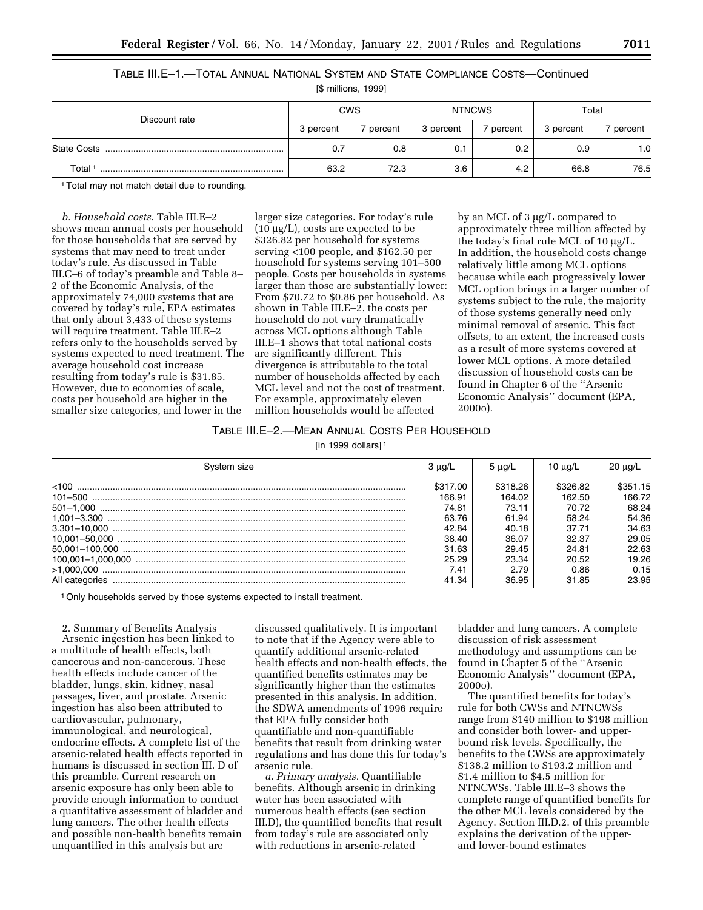TABLE III.E–1.—TOTAL ANNUAL NATIONAL SYSTEM AND STATE COMPLIANCE COSTS—Continued

[$ millions, 1999]

| Discount rate | CWS | | NTNCWS | | Total | |
|---|---|---|---|---|---|---|
| | 3 percent | 7 percent | 3 percent | 7 percent | 3 percent | 7 percent |
| State Costs | 0.7 | 0.8 | 0.1 | 0.2 | 0.9 | 1.0 |
| Total [1] | 63.2 | 72.3 | 3.6 | 4.2 | 66.8 | 76.5 |

[1] Total may not match detail due to rounding.

*b. Household costs.* Table III.E–2 shows mean annual costs per household for those households that are served by systems that may need to treat under today's rule. As discussed in Table III.C–6 of today's preamble and Table 8–2 of the Economic Analysis, of the approximately 74,000 systems that are covered by today's rule, EPA estimates that only about 3,433 of these systems will require treatment. Table III.E–2 refers only to the households served by systems expected to need treatment. The average household cost increase resulting from today's rule is $31.85. However, due to economies of scale, costs per household are higher in the smaller size categories, and lower in the larger size categories. For today's rule (10 μg/L), costs are expected to be $326.82 per household for systems serving <100 people, and $162.50 per household for systems serving 101–500 people. Costs per households in systems larger than those are substantially lower: From $70.72 to $0.86 per household. As shown in Table III.E–2, the costs per household do not vary dramatically across MCL options although Table III.E–1 shows that total national costs are significantly different. This divergence is attributable to the total number of households affected by each MCL level and not the cost of treatment. For example, approximately eleven million households would be affected by an MCL of 3 μg/L compared to approximately three million affected by the today's final rule MCL of 10 μg/L. In addition, the household costs change relatively little among MCL options because while each progressively lower MCL option brings in a larger number of systems subject to the rule, the majority of those systems generally need only minimal removal of arsenic. This fact offsets, to an extent, the increased costs as a result of more systems covered at lower MCL options. A more detailed discussion of household costs can be found in Chapter 6 of the ''Arsenic Economic Analysis'' document (EPA, 2000o).

TABLE III.E–2.—MEAN ANNUAL COSTS PER HOUSEHOLD

[in 1999 dollars] [1]

| System size | 3 μg/L | 5 μg/L | 10 μg/L | 20 μg/L |
|---|---|---|---|---|
| <100 | $317.00 | $318.26 | $326.82 | $351.15 |
| 101–500 | 166.91 | 164.02 | 162.50 | 166.72 |
| 501–1,000 | 74.81 | 73.11 | 70.72 | 68.24 |
| 1,001–3.300 | 63.76 | 61.94 | 58.24 | 54.36 |
| 3.301–10,000 | 42.84 | 40.18 | 37.71 | 34.63 |
| 10,001–50,000 | 38.40 | 36.07 | 32.37 | 29.05 |
| 50,001–100,000 | 31.63 | 29.45 | 24.81 | 22.63 |
| 100,001–1,000,000 | 25.29 | 23.34 | 20.52 | 19.26 |
| >1,000,000 | 7.41 | 2.79 | 0.86 | 0.15 |
| All categories | 41.34 | 36.95 | 31.85 | 23.95 |

[1] Only households served by those systems expected to install treatment.

2. Summary of Benefits Analysis

Arsenic ingestion has been linked to a multitude of health effects, both cancerous and non-cancerous. These health effects include cancer of the bladder, lungs, skin, kidney, nasal passages, liver, and prostate. Arsenic ingestion has also been attributed to cardiovascular, pulmonary, immunological, and neurological, endocrine effects. A complete list of the arsenic-related health effects reported in humans is discussed in section III. D of this preamble. Current research on arsenic exposure has only been able to provide enough information to conduct a quantitative assessment of bladder and lung cancers. The other health effects and possible non-health benefits remain unquantified in this analysis but are discussed qualitatively. It is important to note that if the Agency were able to quantify additional arsenic-related health effects and non-health effects, the quantified benefits estimates may be significantly higher than the estimates presented in this analysis. In addition, the SDWA amendments of 1996 require that EPA fully consider both quantifiable and non-quantifiable benefits that result from drinking water regulations and has done this for today's arsenic rule.

*a. Primary analysis.* Quantifiable benefits. Although arsenic in drinking water has been associated with numerous health effects (see section III.D), the quantified benefits that result from today's rule are associated only with reductions in arsenic-related bladder and lung cancers. A complete discussion of risk assessment methodology and assumptions can be found in Chapter 5 of the ''Arsenic Economic Analysis'' document (EPA, 2000o).

The quantified benefits for today's rule for both CWSs and NTNCWSs range from $140 million to $198 million and consider both lower- and upper-bound risk levels. Specifically, the benefits to the CWSs are approximately $138.2 million to $193.2 million and $1.4 million to $4.5 million for NTNCWSs. Table III.E–3 shows the complete range of quantified benefits for the other MCL levels considered by the Agency. Section III.D.2. of this preamble explains the derivation of the upper- and lower-bound estimates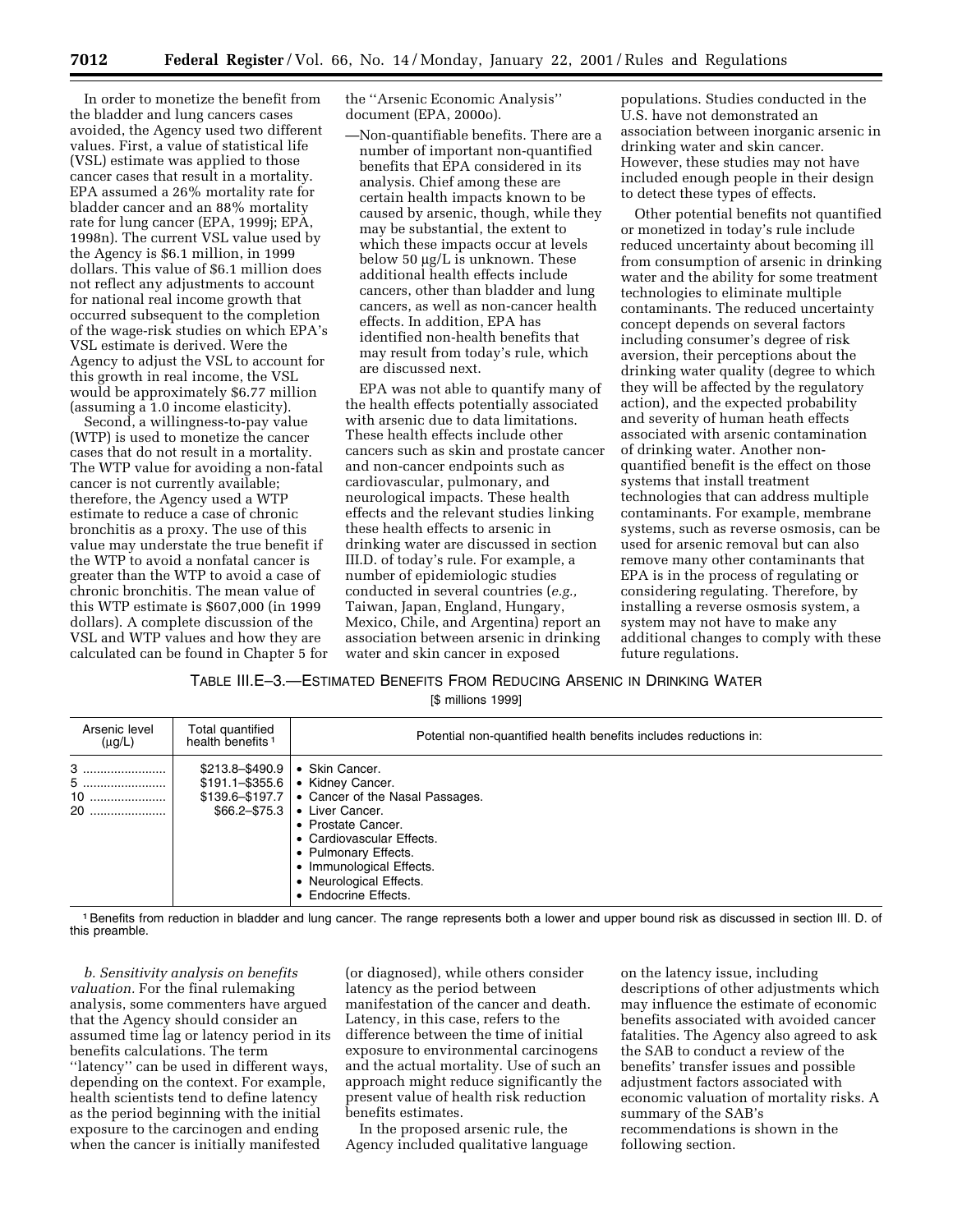In order to monetize the benefit from the bladder and lung cancers cases avoided, the Agency used two different values. First, a value of statistical life (VSL) estimate was applied to those cancer cases that result in a mortality. EPA assumed a 26% mortality rate for bladder cancer and an 88% mortality rate for lung cancer (EPA, 1999j; EPA, 1998n). The current VSL value used by the Agency is $6.1 million, in 1999 dollars. This value of $6.1 million does not reflect any adjustments to account for national real income growth that occurred subsequent to the completion of the wage-risk studies on which EPA's VSL estimate is derived. Were the Agency to adjust the VSL to account for this growth in real income, the VSL would be approximately $6.77 million (assuming a 1.0 income elasticity).

Second, a willingness-to-pay value (WTP) is used to monetize the cancer cases that do not result in a mortality. The WTP value for avoiding a non-fatal cancer is not currently available; therefore, the Agency used a WTP estimate to reduce a case of chronic bronchitis as a proxy. The use of this value may understate the true benefit if the WTP to avoid a nonfatal cancer is greater than the WTP to avoid a case of chronic bronchitis. The mean value of this WTP estimate is $607,000 (in 1999 dollars). A complete discussion of the VSL and WTP values and how they are calculated can be found in Chapter 5 for the ''Arsenic Economic Analysis'' document (EPA, 2000o).

—Non-quantifiable benefits. There are a number of important non-quantified benefits that EPA considered in its analysis. Chief among these are certain health impacts known to be caused by arsenic, though, while they may be substantial, the extent to which these impacts occur at levels below 50 μg/L is unknown. These additional health effects include cancers, other than bladder and lung cancers, as well as non-cancer health effects. In addition, EPA has identified non-health benefits that may result from today's rule, which are discussed next.

EPA was not able to quantify many of the health effects potentially associated with arsenic due to data limitations. These health effects include other cancers such as skin and prostate cancer and non-cancer endpoints such as cardiovascular, pulmonary, and neurological impacts. These health effects and the relevant studies linking these health effects to arsenic in drinking water are discussed in section III.D. of today's rule. For example, a number of epidemiologic studies conducted in several countries (*e.g.,* Taiwan, Japan, England, Hungary, Mexico, Chile, and Argentina) report an association between arsenic in drinking water and skin cancer in exposed populations. Studies conducted in the U.S. have not demonstrated an association between inorganic arsenic in drinking water and skin cancer. However, these studies may not have included enough people in their design to detect these types of effects.

Other potential benefits not quantified or monetized in today's rule include reduced uncertainty about becoming ill from consumption of arsenic in drinking water and the ability for some treatment technologies to eliminate multiple contaminants. The reduced uncertainty concept depends on several factors including consumer's degree of risk aversion, their perceptions about the drinking water quality (degree to which they will be affected by the regulatory action), and the expected probability and severity of human heath effects associated with arsenic contamination of drinking water. Another non-quantified benefit is the effect on those systems that install treatment technologies that can address multiple contaminants. For example, membrane systems, such as reverse osmosis, can be used for arsenic removal but can also remove many other contaminants that EPA is in the process of regulating or considering regulating. Therefore, by installing a reverse osmosis system, a system may not have to make any additional changes to comply with these future regulations.

TABLE III.E–3.—ESTIMATED BENEFITS FROM REDUCING ARSENIC IN DRINKING WATER

[$ millions 1999]

| Arsenic level (μg/L) | Total quantified health benefits [1] | Potential non-quantified health benefits includes reductions in: |
|---|---|---|
| 3 | $213.8–$490.9 | • Skin Cancer. |
| 5 | $191.1–$355.6 | • Kidney Cancer. |
| 10 | $139.6–$197.7 | • Cancer of the Nasal Passages. |
| 20 | $66.2–$75.3 | • Liver Cancer. |
| | | • Prostate Cancer. |
| | | • Cardiovascular Effects. |
| | | • Pulmonary Effects. |
| | | • Immunological Effects. |
| | | • Neurological Effects. |
| | | • Endocrine Effects. |

[1] Benefits from reduction in bladder and lung cancer. The range represents both a lower and upper bound risk as discussed in section III. D. of this preamble.

*b. Sensitivity analysis on benefits valuation.* For the final rulemaking analysis, some commenters have argued that the Agency should consider an assumed time lag or latency period in its benefits calculations. The term ''latency'' can be used in different ways, depending on the context. For example, health scientists tend to define latency as the period beginning with the initial exposure to the carcinogen and ending when the cancer is initially manifested (or diagnosed), while others consider latency as the period between manifestation of the cancer and death. Latency, in this case, refers to the difference between the time of initial exposure to environmental carcinogens and the actual mortality. Use of such an approach might reduce significantly the present value of health risk reduction benefits estimates.

In the proposed arsenic rule, the Agency included qualitative language on the latency issue, including descriptions of other adjustments which may influence the estimate of economic benefits associated with avoided cancer fatalities. The Agency also agreed to ask the SAB to conduct a review of the benefits' transfer issues and possible adjustment factors associated with economic valuation of mortality risks. A summary of the SAB's recommendations is shown in the following section.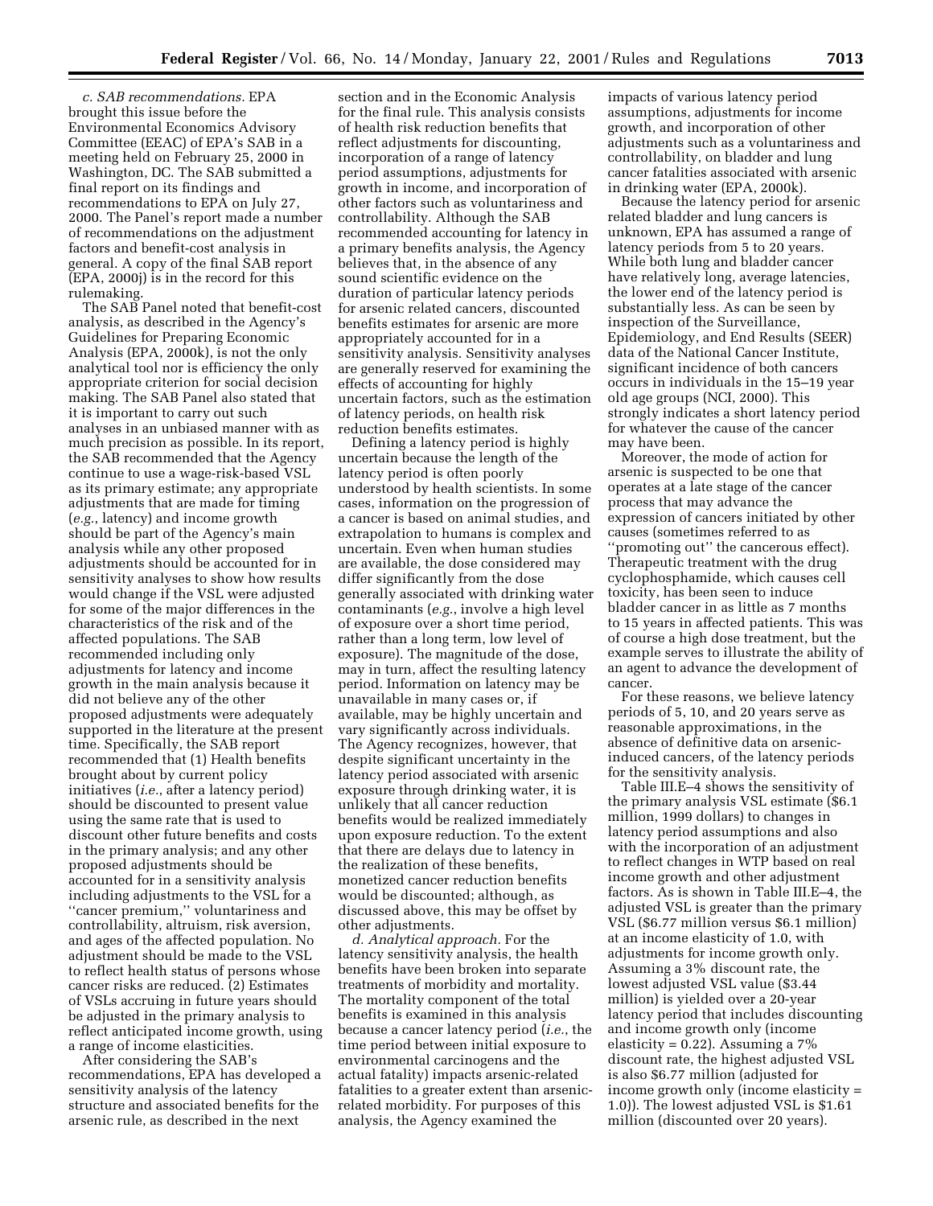*c. SAB recommendations.* EPA brought this issue before the Environmental Economics Advisory Committee (EEAC) of EPA's SAB in a meeting held on February 25, 2000 in Washington, DC. The SAB submitted a final report on its findings and recommendations to EPA on July 27, 2000. The Panel's report made a number of recommendations on the adjustment factors and benefit-cost analysis in general. A copy of the final SAB report (EPA, 2000j) is in the record for this rulemaking.

The SAB Panel noted that benefit-cost analysis, as described in the Agency's Guidelines for Preparing Economic Analysis (EPA, 2000k), is not the only analytical tool nor is efficiency the only appropriate criterion for social decision making. The SAB Panel also stated that it is important to carry out such analyses in an unbiased manner with as much precision as possible. In its report, the SAB recommended that the Agency continue to use a wage-risk-based VSL as its primary estimate; any appropriate adjustments that are made for timing (*e.g.*, latency) and income growth should be part of the Agency's main analysis while any other proposed adjustments should be accounted for in sensitivity analyses to show how results would change if the VSL were adjusted for some of the major differences in the characteristics of the risk and of the affected populations. The SAB recommended including only adjustments for latency and income growth in the main analysis because it did not believe any of the other proposed adjustments were adequately supported in the literature at the present time. Specifically, the SAB report recommended that (1) Health benefits brought about by current policy initiatives (*i.e.*, after a latency period) should be discounted to present value using the same rate that is used to discount other future benefits and costs in the primary analysis; and any other proposed adjustments should be accounted for in a sensitivity analysis including adjustments to the VSL for a ''cancer premium,'' voluntariness and controllability, altruism, risk aversion, and ages of the affected population. No adjustment should be made to the VSL to reflect health status of persons whose cancer risks are reduced. (2) Estimates of VSLs accruing in future years should be adjusted in the primary analysis to reflect anticipated income growth, using a range of income elasticities.

After considering the SAB's recommendations, EPA has developed a sensitivity analysis of the latency structure and associated benefits for the arsenic rule, as described in the next section and in the Economic Analysis for the final rule. This analysis consists of health risk reduction benefits that reflect adjustments for discounting, incorporation of a range of latency period assumptions, adjustments for growth in income, and incorporation of other factors such as voluntariness and controllability. Although the SAB recommended accounting for latency in a primary benefits analysis, the Agency believes that, in the absence of any sound scientific evidence on the duration of particular latency periods for arsenic related cancers, discounted benefits estimates for arsenic are more appropriately accounted for in a sensitivity analysis. Sensitivity analyses are generally reserved for examining the effects of accounting for highly uncertain factors, such as the estimation of latency periods, on health risk reduction benefits estimates.

Defining a latency period is highly uncertain because the length of the latency period is often poorly understood by health scientists. In some cases, information on the progression of a cancer is based on animal studies, and extrapolation to humans is complex and uncertain. Even when human studies are available, the dose considered may differ significantly from the dose generally associated with drinking water contaminants (*e.g.*, involve a high level of exposure over a short time period, rather than a long term, low level of exposure). The magnitude of the dose, may in turn, affect the resulting latency period. Information on latency may be unavailable in many cases or, if available, may be highly uncertain and vary significantly across individuals. The Agency recognizes, however, that despite significant uncertainty in the latency period associated with arsenic exposure through drinking water, it is unlikely that all cancer reduction benefits would be realized immediately upon exposure reduction. To the extent that there are delays due to latency in the realization of these benefits, monetized cancer reduction benefits would be discounted; although, as discussed above, this may be offset by other adjustments.

*d. Analytical approach.* For the latency sensitivity analysis, the health benefits have been broken into separate treatments of morbidity and mortality. The mortality component of the total benefits is examined in this analysis because a cancer latency period (*i.e.*, the time period between initial exposure to environmental carcinogens and the actual fatality) impacts arsenic-related fatalities to a greater extent than arsenic-related morbidity. For purposes of this analysis, the Agency examined the impacts of various latency period assumptions, adjustments for income growth, and incorporation of other adjustments such as a voluntariness and controllability, on bladder and lung cancer fatalities associated with arsenic in drinking water (EPA, 2000k).

Because the latency period for arsenic related bladder and lung cancers is unknown, EPA has assumed a range of latency periods from 5 to 20 years. While both lung and bladder cancer have relatively long, average latencies, the lower end of the latency period is substantially less. As can be seen by inspection of the Surveillance, Epidemiology, and End Results (SEER) data of the National Cancer Institute, significant incidence of both cancers occurs in individuals in the 15–19 year old age groups (NCI, 2000). This strongly indicates a short latency period for whatever the cause of the cancer may have been.

Moreover, the mode of action for arsenic is suspected to be one that operates at a late stage of the cancer process that may advance the expression of cancers initiated by other causes (sometimes referred to as ''promoting out'' the cancerous effect). Therapeutic treatment with the drug cyclophosphamide, which causes cell toxicity, has been seen to induce bladder cancer in as little as 7 months to 15 years in affected patients. This was of course a high dose treatment, but the example serves to illustrate the ability of an agent to advance the development of cancer.

For these reasons, we believe latency periods of 5, 10, and 20 years serve as reasonable approximations, in the absence of definitive data on arsenic-induced cancers, of the latency periods for the sensitivity analysis.

Table III.E–4 shows the sensitivity of the primary analysis VSL estimate ($6.1 million, 1999 dollars) to changes in latency period assumptions and also with the incorporation of an adjustment to reflect changes in WTP based on real income growth and other adjustment factors. As is shown in Table III.E–4, the adjusted VSL is greater than the primary VSL ($6.77 million versus $6.1 million) at an income elasticity of 1.0, with adjustments for income growth only. Assuming a 3% discount rate, the lowest adjusted VSL value ($3.44 million) is yielded over a 20-year latency period that includes discounting and income growth only (income elasticity = 0.22). Assuming a 7% discount rate, the highest adjusted VSL is also $6.77 million (adjusted for income growth only (income elasticity = 1.0)). The lowest adjusted VSL is $1.61 million (discounted over 20 years).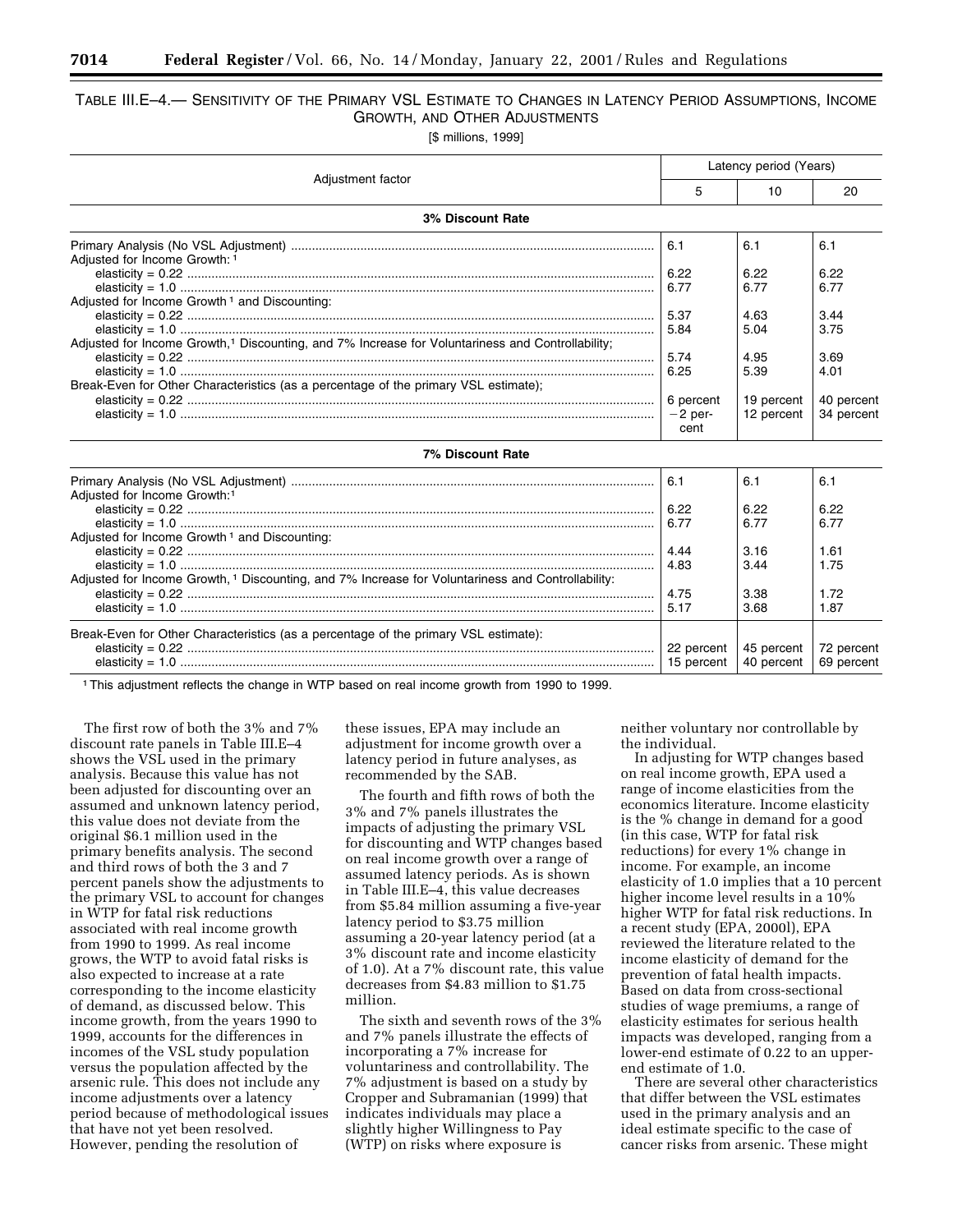TABLE III.E–4.— SENSITIVITY OF THE PRIMARY VSL ESTIMATE TO CHANGES IN LATENCY PERIOD ASSUMPTIONS, INCOME GROWTH, AND OTHER ADJUSTMENTS

[$ millions, 1999]

| Adjustment factor | Latency period (Years) | | |
|---|---|---|---|
| | 5 | 10 | 20 |
| **3% Discount Rate** | | | |
| Primary Analysis (No VSL Adjustment) | 6.1 | 6.1 | 6.1 |
| Adjusted for Income Growth: [1] | | | |
| elasticity = 0.22 | 6.22 | 6.22 | 6.22 |
| elasticity = 1.0 | 6.77 | 6.77 | 6.77 |
| Adjusted for Income Growth [1] and Discounting: | | | |
| elasticity = 0.22 | 5.37 | 4.63 | 3.44 |
| elasticity = 1.0 | 5.84 | 5.04 | 3.75 |
| Adjusted for Income Growth,[1] Discounting, and 7% Increase for Voluntariness and Controllability; | | | |
| elasticity = 0.22 | 5.74 | 4.95 | 3.69 |
| elasticity = 1.0 | 6.25 | 5.39 | 4.01 |
| Break-Even for Other Characteristics (as a percentage of the primary VSL estimate); | | | |
| elasticity = 0.22 | 6 percent | 19 percent | 40 percent |
| elasticity = 1.0 | −2 percent | 12 percent | 34 percent |
| **7% Discount Rate** | | | |
| Primary Analysis (No VSL Adjustment) | 6.1 | 6.1 | 6.1 |
| Adjusted for Income Growth:[1] | | | |
| elasticity = 0.22 | 6.22 | 6.22 | 6.22 |
| elasticity = 1.0 | 6.77 | 6.77 | 6.77 |
| Adjusted for Income Growth [1] and Discounting: | | | |
| elasticity = 0.22 | 4.44 | 3.16 | 1.61 |
| elasticity = 1.0 | 4.83 | 3.44 | 1.75 |
| Adjusted for Income Growth, [1] Discounting, and 7% Increase for Voluntariness and Controllability: | | | |
| elasticity = 0.22 | 4.75 | 3.38 | 1.72 |
| elasticity = 1.0 | 5.17 | 3.68 | 1.87 |
| Break-Even for Other Characteristics (as a percentage of the primary VSL estimate): | | | |
| elasticity = 0.22 | 22 percent | 45 percent | 72 percent |
| elasticity = 1.0 | 15 percent | 40 percent | 69 percent |

[1] This adjustment reflects the change in WTP based on real income growth from 1990 to 1999.

The first row of both the 3% and 7% discount rate panels in Table III.E–4 shows the VSL used in the primary analysis. Because this value has not been adjusted for discounting over an assumed and unknown latency period, this value does not deviate from the original $6.1 million used in the primary benefits analysis. The second and third rows of both the 3 and 7 percent panels show the adjustments to the primary VSL to account for changes in WTP for fatal risk reductions associated with real income growth from 1990 to 1999. As real income grows, the WTP to avoid fatal risks is also expected to increase at a rate corresponding to the income elasticity of demand, as discussed below. This income growth, from the years 1990 to 1999, accounts for the differences in incomes of the VSL study population versus the population affected by the arsenic rule. This does not include any income adjustments over a latency period because of methodological issues that have not yet been resolved. However, pending the resolution of these issues, EPA may include an adjustment for income growth over a latency period in future analyses, as recommended by the SAB.

The fourth and fifth rows of both the 3% and 7% panels illustrates the impacts of adjusting the primary VSL for discounting and WTP changes based on real income growth over a range of assumed latency periods. As is shown in Table III.E–4, this value decreases from $5.84 million assuming a five-year latency period to $3.75 million assuming a 20-year latency period (at a 3% discount rate and income elasticity of 1.0). At a 7% discount rate, this value decreases from $4.83 million to $1.75 million.

The sixth and seventh rows of the 3% and 7% panels illustrate the effects of incorporating a 7% increase for voluntariness and controllability. The 7% adjustment is based on a study by Cropper and Subramanian (1999) that indicates individuals may place a slightly higher Willingness to Pay (WTP) on risks where exposure is neither voluntary nor controllable by the individual.

In adjusting for WTP changes based on real income growth, EPA used a range of income elasticities from the economics literature. Income elasticity is the % change in demand for a good (in this case, WTP for fatal risk reductions) for every 1% change in income. For example, an income elasticity of 1.0 implies that a 10 percent higher income level results in a 10% higher WTP for fatal risk reductions. In a recent study (EPA, 2000l), EPA reviewed the literature related to the income elasticity of demand for the prevention of fatal health impacts. Based on data from cross-sectional studies of wage premiums, a range of elasticity estimates for serious health impacts was developed, ranging from a lower-end estimate of 0.22 to an upper-end estimate of 1.0.

There are several other characteristics that differ between the VSL estimates used in the primary analysis and an ideal estimate specific to the case of cancer risks from arsenic. These might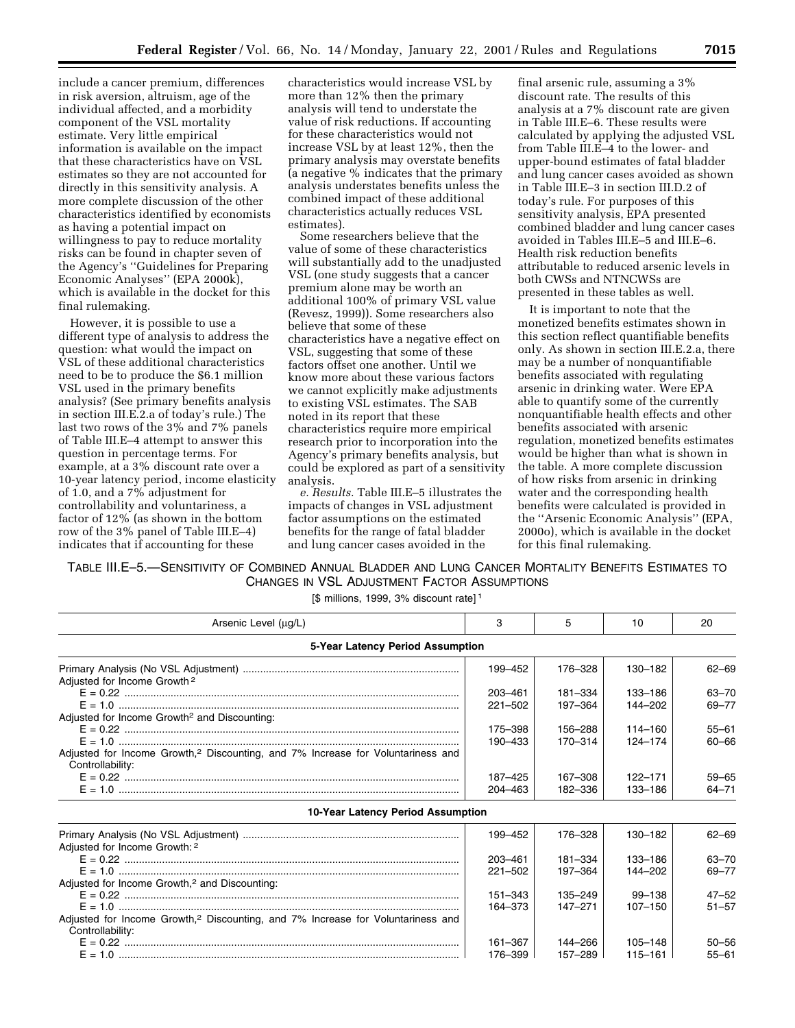include a cancer premium, differences in risk aversion, altruism, age of the individual affected, and a morbidity component of the VSL mortality estimate. Very little empirical information is available on the impact that these characteristics have on VSL estimates so they are not accounted for directly in this sensitivity analysis. A more complete discussion of the other characteristics identified by economists as having a potential impact on willingness to pay to reduce mortality risks can be found in chapter seven of the Agency's ''Guidelines for Preparing Economic Analyses'' (EPA 2000k), which is available in the docket for this final rulemaking.

However, it is possible to use a different type of analysis to address the question: what would the impact on VSL of these additional characteristics need to be to produce the $6.1 million VSL used in the primary benefits analysis? (See primary benefits analysis in section III.E.2.a of today's rule.) The last two rows of the 3% and 7% panels of Table III.E–4 attempt to answer this question in percentage terms. For example, at a 3% discount rate over a 10-year latency period, income elasticity of 1.0, and a 7% adjustment for controllability and voluntariness, a factor of 12% (as shown in the bottom row of the 3% panel of Table III.E–4) indicates that if accounting for these characteristics would increase VSL by more than 12% then the primary analysis will tend to understate the value of risk reductions. If accounting for these characteristics would not increase VSL by at least 12%, then the primary analysis may overstate benefits (a negative % indicates that the primary analysis understates benefits unless the combined impact of these additional characteristics actually reduces VSL estimates).

Some researchers believe that the value of some of these characteristics will substantially add to the unadjusted VSL (one study suggests that a cancer premium alone may be worth an additional 100% of primary VSL value (Revesz, 1999)). Some researchers also believe that some of these characteristics have a negative effect on VSL, suggesting that some of these factors offset one another. Until we know more about these various factors we cannot explicitly make adjustments to existing VSL estimates. The SAB noted in its report that these characteristics require more empirical research prior to incorporation into the Agency's primary benefits analysis, but could be explored as part of a sensitivity analysis.

*e. Results.* Table III.E–5 illustrates the impacts of changes in VSL adjustment factor assumptions on the estimated benefits for the range of fatal bladder and lung cancer cases avoided in the final arsenic rule, assuming a 3% discount rate. The results of this analysis at a 7% discount rate are given in Table III.E–6. These results were calculated by applying the adjusted VSL from Table III.E–4 to the lower- and upper-bound estimates of fatal bladder and lung cancer cases avoided as shown in Table III.E–3 in section III.D.2 of today's rule. For purposes of this sensitivity analysis, EPA presented combined bladder and lung cancer cases avoided in Tables III.E–5 and III.E–6. Health risk reduction benefits attributable to reduced arsenic levels in both CWSs and NTNCWSs are presented in these tables as well.

It is important to note that the monetized benefits estimates shown in this section reflect quantifiable benefits only. As shown in section III.E.2.a, there may be a number of nonquantifiable benefits associated with regulating arsenic in drinking water. Were EPA able to quantify some of the currently nonquantifiable health effects and other benefits associated with arsenic regulation, monetized benefits estimates would be higher than what is shown in the table. A more complete discussion of how risks from arsenic in drinking water and the corresponding health benefits were calculated is provided in the ''Arsenic Economic Analysis'' (EPA, 2000o), which is available in the docket for this final rulemaking.

TABLE III.E–5.—SENSITIVITY OF COMBINED ANNUAL BLADDER AND LUNG CANCER MORTALITY BENEFITS ESTIMATES TO CHANGES IN VSL ADJUSTMENT FACTOR ASSUMPTIONS

[$ millions, 1999, 3% discount rate][1]

| Arsenic Level (μg/L) | 3 | 5 | 10 | 20 |
|---|---|---|---|---|
| **5-Year Latency Period Assumption** | | | | |
| Primary Analysis (No VSL Adjustment) | 199–452 | 176–328 | 130–182 | 62–69 |
| Adjusted for Income Growth[2] | | | | |
| E = 0.22 | 203–461 | 181–334 | 133–186 | 63–70 |
| E = 1.0 | 221–502 | 197–364 | 144–202 | 69–77 |
| Adjusted for Income Growth[2] and Discounting: | | | | |
| E = 0.22 | 175–398 | 156–288 | 114–160 | 55–61 |
| E = 1.0 | 190–433 | 170–314 | 124–174 | 60–66 |
| Adjusted for Income Growth,[2] Discounting, and 7% Increase for Voluntariness and Controllability: | | | | |
| E = 0.22 | 187–425 | 167–308 | 122–171 | 59–65 |
| E = 1.0 | 204–463 | 182–336 | 133–186 | 64–71 |
| **10-Year Latency Period Assumption** | | | | |
| Primary Analysis (No VSL Adjustment) | 199–452 | 176–328 | 130–182 | 62–69 |
| Adjusted for Income Growth:[2] | | | | |
| E = 0.22 | 203–461 | 181–334 | 133–186 | 63–70 |
| E = 1.0 | 221–502 | 197–364 | 144–202 | 69–77 |
| Adjusted for Income Growth,[2] and Discounting: | | | | |
| E = 0.22 | 151–343 | 135–249 | 99–138 | 47–52 |
| E = 1.0 | 164–373 | 147–271 | 107–150 | 51–57 |
| Adjusted for Income Growth,[2] Discounting, and 7% Increase for Voluntariness and Controllability: | | | | |
| E = 0.22 | 161–367 | 144–266 | 105–148 | 50–56 |
| E = 1.0 | 176–399 | 157–289 | 115–161 | 55–61 |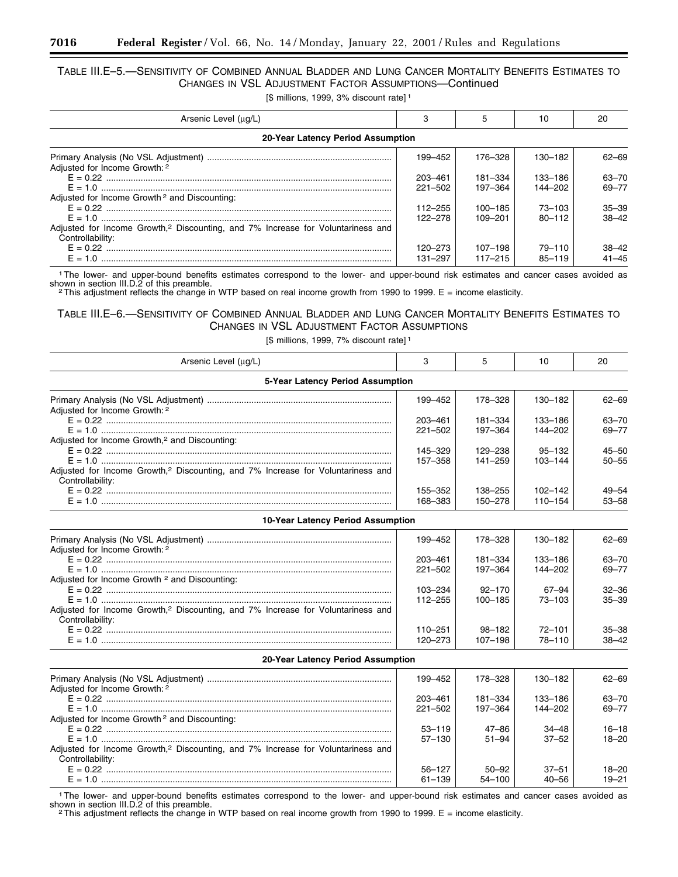TABLE III.E–5.—SENSITIVITY OF COMBINED ANNUAL BLADDER AND LUNG CANCER MORTALITY BENEFITS ESTIMATES TO CHANGES IN VSL ADJUSTMENT FACTOR ASSUMPTIONS—Continued

[$ millions, 1999, 3% discount rate][1]

| Arsenic Level (μg/L) | 3 | 5 | 10 | 20 |
|---|---|---|---|---|
| **20-Year Latency Period Assumption** | | | | |
| Primary Analysis (No VSL Adjustment) | 199–452 | 176–328 | 130–182 | 62–69 |
| Adjusted for Income Growth:[2] | | | | |
| E = 0.22 | 203–461 | 181–334 | 133–186 | 63–70 |
| E = 1.0 | 221–502 | 197–364 | 144–202 | 69–77 |
| Adjusted for Income Growth[2] and Discounting: | | | | |
| E = 0.22 | 112–255 | 100–185 | 73–103 | 35–39 |
| E = 1.0 | 122–278 | 109–201 | 80–112 | 38–42 |
| Adjusted for Income Growth,[2] Discounting, and 7% Increase for Voluntariness and Controllability: | | | | |
| E = 0.22 | 120–273 | 107–198 | 79–110 | 38–42 |
| E = 1.0 | 131–297 | 117–215 | 85–119 | 41–45 |

[1] The lower- and upper-bound benefits estimates correspond to the lower- and upper-bound risk estimates and cancer cases avoided as shown in section III.D.2 of this preamble.

[2] This adjustment reflects the change in WTP based on real income growth from 1990 to 1999. E = income elasticity.

TABLE III.E–6.—SENSITIVITY OF COMBINED ANNUAL BLADDER AND LUNG CANCER MORTALITY BENEFITS ESTIMATES TO CHANGES IN VSL ADJUSTMENT FACTOR ASSUMPTIONS

[$ millions, 1999, 7% discount rate][1]

| Arsenic Level (μg/L) | 3 | 5 | 10 | 20 |
|---|---|---|---|---|
| **5-Year Latency Period Assumption** | | | | |
| Primary Analysis (No VSL Adjustment) | 199–452 | 178–328 | 130–182 | 62–69 |
| Adjusted for Income Growth:[2] | | | | |
| E = 0.22 | 203–461 | 181–334 | 133–186 | 63–70 |
| E = 1.0 | 221–502 | 197–364 | 144–202 | 69–77 |
| Adjusted for Income Growth,[2] and Discounting: | | | | |
| E = 0.22 | 145–329 | 129–238 | 95–132 | 45–50 |
| E = 1.0 | 157–358 | 141–259 | 103–144 | 50–55 |
| Adjusted for Income Growth,[2] Discounting, and 7% Increase for Voluntariness and Controllability: | | | | |
| E = 0.22 | 155–352 | 138–255 | 102–142 | 49–54 |
| E = 1.0 | 168–383 | 150–278 | 110–154 | 53–58 |
| **10-Year Latency Period Assumption** | | | | |
| Primary Analysis (No VSL Adjustment) | 199–452 | 178–328 | 130–182 | 62–69 |
| Adjusted for Income Growth:[2] | | | | |
| E = 0.22 | 203–461 | 181–334 | 133–186 | 63–70 |
| E = 1.0 | 221–502 | 197–364 | 144–202 | 69–77 |
| Adjusted for Income Growth[2] and Discounting: | | | | |
| E = 0.22 | 103–234 | 92–170 | 67–94 | 32–36 |
| E = 1.0 | 112–255 | 100–185 | 73–103 | 35–39 |
| Adjusted for Income Growth,[2] Discounting, and 7% Increase for Voluntariness and Controllability: | | | | |
| E = 0.22 | 110–251 | 98–182 | 72–101 | 35–38 |
| E = 1.0 | 120–273 | 107–198 | 78–110 | 38–42 |
| **20-Year Latency Period Assumption** | | | | |
| Primary Analysis (No VSL Adjustment) | 199–452 | 178–328 | 130–182 | 62–69 |
| Adjusted for Income Growth:[2] | | | | |
| E = 0.22 | 203–461 | 181–334 | 133–186 | 63–70 |
| E = 1.0 | 221–502 | 197–364 | 144–202 | 69–77 |
| Adjusted for Income Growth[2] and Discounting: | | | | |
| E = 0.22 | 53–119 | 47–86 | 34–48 | 16–18 |
| E = 1.0 | 57–130 | 51–94 | 37–52 | 18–20 |
| Adjusted for Income Growth,[2] Discounting, and 7% Increase for Voluntariness and Controllability: | | | | |
| E = 0.22 | 56–127 | 50–92 | 37–51 | 18–20 |
| E = 1.0 | 61–139 | 54–100 | 40–56 | 19–21 |

[1] The lower- and upper-bound benefits estimates correspond to the lower- and upper-bound risk estimates and cancer cases avoided as shown in section III.D.2 of this preamble.

[2] This adjustment reflects the change in WTP based on real income growth from 1990 to 1999. E = income elasticity.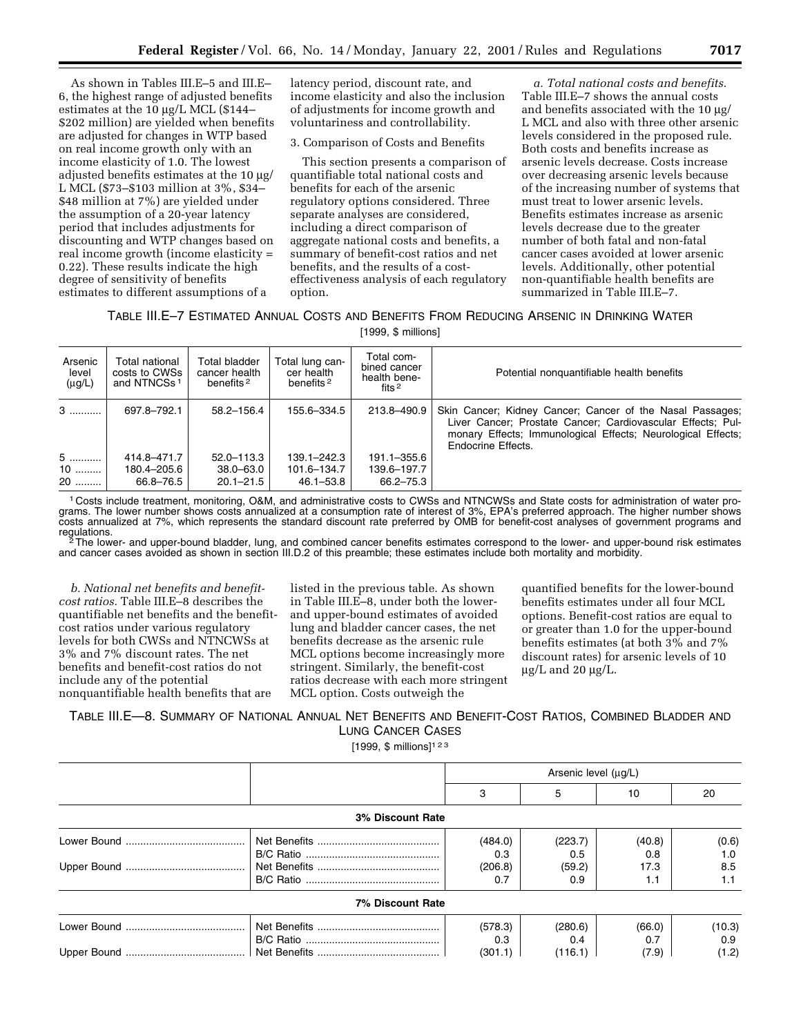As shown in Tables III.E–5 and III.E–6, the highest range of adjusted benefits estimates at the 10 µg/L MCL ($144–$202 million) are yielded when benefits are adjusted for changes in WTP based on real income growth only with an income elasticity of 1.0. The lowest adjusted benefits estimates at the 10 µg/L MCL ($73–$103 million at 3%, $34–$48 million at 7%) are yielded under the assumption of a 20-year latency period that includes adjustments for discounting and WTP changes based on real income growth (income elasticity = 0.22). These results indicate the high degree of sensitivity of benefits estimates to different assumptions of a latency period, discount rate, and income elasticity and also the inclusion of adjustments for income growth and voluntariness and controllability.

3. Comparison of Costs and Benefits

This section presents a comparison of quantifiable total national costs and benefits for each of the arsenic regulatory options considered. Three separate analyses are considered, including a direct comparison of aggregate national costs and benefits, a summary of benefit-cost ratios and net benefits, and the results of a cost-effectiveness analysis of each regulatory option.

*a. Total national costs and benefits.* Table III.E–7 shows the annual costs and benefits associated with the 10 µg/L MCL and also with three other arsenic levels considered in the proposed rule. Both costs and benefits increase as arsenic levels decrease. Costs increase over decreasing arsenic levels because of the increasing number of systems that must treat to lower arsenic levels. Benefits estimates increase as arsenic levels decrease due to the greater number of both fatal and non-fatal cancer cases avoided at lower arsenic levels. Additionally, other potential non-quantifiable health benefits are summarized in Table III.E–7.

TABLE III.E–7 ESTIMATED ANNUAL COSTS AND BENEFITS FROM REDUCING ARSENIC IN DRINKING WATER

[1999, $ millions]

| Arsenic level (µg/L) | Total national costs to CWSs and NTNCSs [1] | Total bladder cancer health benefits [2] | Total lung cancer health benefits [2] | Total combined cancer health benefits [2] | Potential nonquantifiable health benefits |
|---|---|---|---|---|---|
| 3 | 697.8–792.1 | 58.2–156.4 | 155.6–334.5 | 213.8–490.9 | Skin Cancer; Kidney Cancer; Cancer of the Nasal Passages; Liver Cancer; Prostate Cancer; Cardiovascular Effects; Pulmonary Effects; Immunological Effects; Neurological Effects; Endocrine Effects. |
| 5 | 414.8–471.7 | 52.0–113.3 | 139.1–242.3 | 191.1–355.6 | |
| 10 | 180.4–205.6 | 38.0–63.0 | 101.6–134.7 | 139.6–197.7 | |
| 20 | 66.8–76.5 | 20.1–21.5 | 46.1–53.8 | 66.2–75.3 | |

[1] Costs include treatment, monitoring, O&M, and administrative costs to CWSs and NTNCWSs and State costs for administration of water programs. The lower number shows costs annualized at a consumption rate of interest of 3%, EPA's preferred approach. The higher number shows costs annualized at 7%, which represents the standard discount rate preferred by OMB for benefit-cost analyses of government programs and regulations.

[2] The lower- and upper-bound bladder, lung, and combined cancer benefits estimates correspond to the lower- and upper-bound risk estimates and cancer cases avoided as shown in section III.D.2 of this preamble; these estimates include both mortality and morbidity.

*b. National net benefits and benefit-cost ratios.* Table III.E–8 describes the quantifiable net benefits and the benefit-cost ratios under various regulatory levels for both CWSs and NTNCWSs at 3% and 7% discount rates. The net benefits and benefit-cost ratios do not include any of the potential nonquantifiable health benefits that are listed in the previous table. As shown in Table III.E–8, under both the lower- and upper-bound estimates of avoided lung and bladder cancer cases, the net benefits decrease as the arsenic rule MCL options become increasingly more stringent. Similarly, the benefit-cost ratios decrease with each more stringent MCL option. Costs outweigh the quantified benefits for the lower-bound benefits estimates under all four MCL options. Benefit-cost ratios are equal to or greater than 1.0 for the upper-bound benefits estimates (at both 3% and 7% discount rates) for arsenic levels of 10 µg/L and 20 µg/L.

TABLE III.E—8. SUMMARY OF NATIONAL ANNUAL NET BENEFITS AND BENEFIT-COST RATIOS, COMBINED BLADDER AND LUNG CANCER CASES

[1999, $ millions][1 2 3]

| | | Arsenic level (µg/L) | | | |
|---|---|---|---|---|---|
| | | 3 | 5 | 10 | 20 |
| **3% Discount Rate** | | | | | |
| Lower Bound | Net Benefits | (484.0) | (223.7) | (40.8) | (0.6) |
| | B/C Ratio | 0.3 | 0.5 | 0.8 | 1.0 |
| Upper Bound | Net Benefits | (206.8) | (59.2) | 17.3 | 8.5 |
| | B/C Ratio | 0.7 | 0.9 | 1.1 | 1.1 |
| **7% Discount Rate** | | | | | |
| Lower Bound | Net Benefits | (578.3) | (280.6) | (66.0) | (10.3) |
| | B/C Ratio | 0.3 | 0.4 | 0.7 | 0.9 |
| Upper Bound | Net Benefits | (301.1) | (116.1) | (7.9) | (1.2) |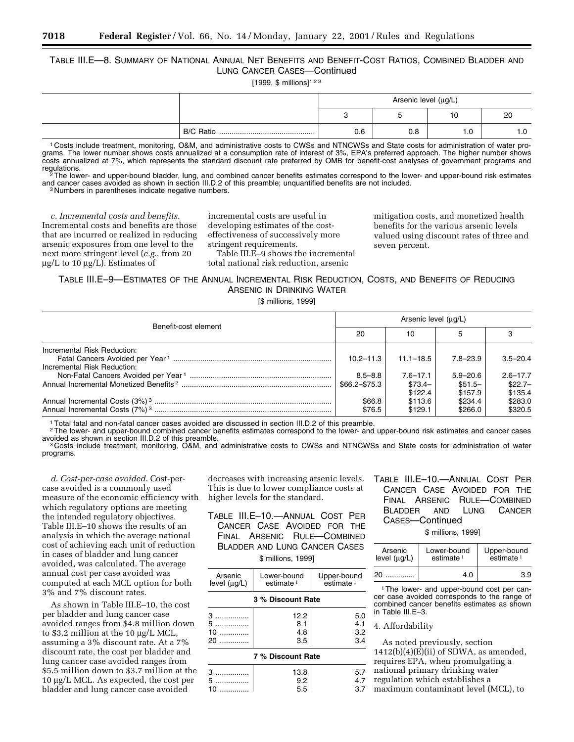TABLE III.E—8. SUMMARY OF NATIONAL ANNUAL NET BENEFITS AND BENEFIT-COST RATIOS, COMBINED BLADDER AND LUNG CANCER CASES—Continued

[1999, $ millions][1 2 3]

| | | Arsenic level (μg/L) | | | |
|---|---|---|---|---|---|
| | | 3 | 5 | 10 | 20 |
| | B/C Ratio | 0.6 | 0.8 | 1.0 | 1.0 |

[1] Costs include treatment, monitoring, O&M, and administrative costs to CWSs and NTNCWSs and State costs for administration of water programs. The lower number shows costs annualized at a consumption rate of interest of 3%, EPA's preferred approach. The higher number shows costs annualized at 7%, which represents the standard discount rate preferred by OMB for benefit-cost analyses of government programs and regulations.

[2] The lower- and upper-bound bladder, lung, and combined cancer benefits estimates correspond to the lower- and upper-bound risk estimates and cancer cases avoided as shown in section III.D.2 of this preamble; unquantified benefits are not included.

[3] Numbers in parentheses indicate negative numbers.

*c. Incremental costs and benefits.* Incremental costs and benefits are those that are incurred or realized in reducing arsenic exposures from one level to the next more stringent level (*e.g.*, from 20 μg/L to 10 μg/L). Estimates of incremental costs are useful in developing estimates of the cost-effectiveness of successively more stringent requirements.

Table III.E–9 shows the incremental total national risk reduction, arsenic mitigation costs, and monetized health benefits for the various arsenic levels valued using discount rates of three and seven percent.

TABLE III.E–9—ESTIMATES OF THE ANNUAL INCREMENTAL RISK REDUCTION, COSTS, AND BENEFITS OF REDUCING ARSENIC IN DRINKING WATER

[$ millions, 1999]

| Benefit-cost element | Arsenic level (μg/L) | | | |
|---|---|---|---|---|
| | 20 | 10 | 5 | 3 |
| Incremental Risk Reduction: | | | | |
| Fatal Cancers Avoided per Year [1] | 10.2–11.3 | 11.1–18.5 | 7.8–23.9 | 3.5–20.4 |
| Incremental Risk Reduction: | | | | |
| Non-Fatal Cancers Avoided per Year [1] | 8.5–8.8 | 7.6–17.1 | 5.9–20.6 | 2.6–17.7 |
| Annual Incremental Monetized Benefits [2] | $66.2–$75.3 | $73.4–$122.4 | $51.5–$157.9 | $22.7–$135.4 |
| Annual Incremental Costs (3%) [3] | $66.8 | $113.6 | $234.4 | $283.0 |
| Annual Incremental Costs (7%) [3] | $76.5 | $129.1 | $266.0 | $320.5 |

[1] Total fatal and non-fatal cancer cases avoided are discussed in section III.D.2 of this preamble.

[2] The lower- and upper-bound combined cancer benefits estimates correspond to the lower- and upper-bound risk estimates and cancer cases avoided as shown in section III.D.2 of this preamble.

[3] Costs include treatment, monitoring, O&M, and administrative costs to CWSs and NTNCWSs and State costs for administration of water programs.

*d. Cost-per-case avoided.* Cost-per-case avoided is a commonly used measure of the economic efficiency with which regulatory options are meeting the intended regulatory objectives. Table III.E–10 shows the results of an analysis in which the average national cost of achieving each unit of reduction in cases of bladder and lung cancer avoided, was calculated. The average annual cost per case avoided was computed at each MCL option for both 3% and 7% discount rates.

As shown in Table III.E–10, the cost per bladder and lung cancer case avoided ranges from $4.8 million down to $3.2 million at the 10 μg/L MCL, assuming a 3% discount rate. At a 7% discount rate, the cost per bladder and lung cancer case avoided ranges from $5.5 million down to $3.7 million at the 10 μg/L MCL. As expected, the cost per bladder and lung cancer case avoided decreases with increasing arsenic levels. This is due to lower compliance costs at higher levels for the standard.

TABLE III.E–10.—ANNUAL COST PER CANCER CASE AVOIDED FOR THE FINAL ARSENIC RULE—COMBINED BLADDER AND LUNG CANCER CASES

$ millions, 1999]

| Arsenic level (μg/L) | Lower-bound estimate [1] | Upper-bound estimate [1] |
|---|---|---|
| **3 % Discount Rate** | | |
| 3 | 12.2 | 5.0 |
| 5 | 8.1 | 4.1 |
| 10 | 4.8 | 3.2 |
| 20 | 3.5 | 3.4 |
| **7 % Discount Rate** | | |
| 3 | 13.8 | 5.7 |
| 5 | 9.2 | 4.7 |
| 10 | 5.5 | 3.7 |
| 20 | 4.0 | 3.9 |

[1] The lower- and upper-bound cost per cancer case avoided corresponds to the range of combined cancer benefits estimates as shown in Table III.E–3.

4. Affordability

As noted previously, section 1412(b)(4)(E)(ii) of SDWA, as amended, requires EPA, when promulgating a national primary drinking water regulation which establishes a maximum contaminant level (MCL), to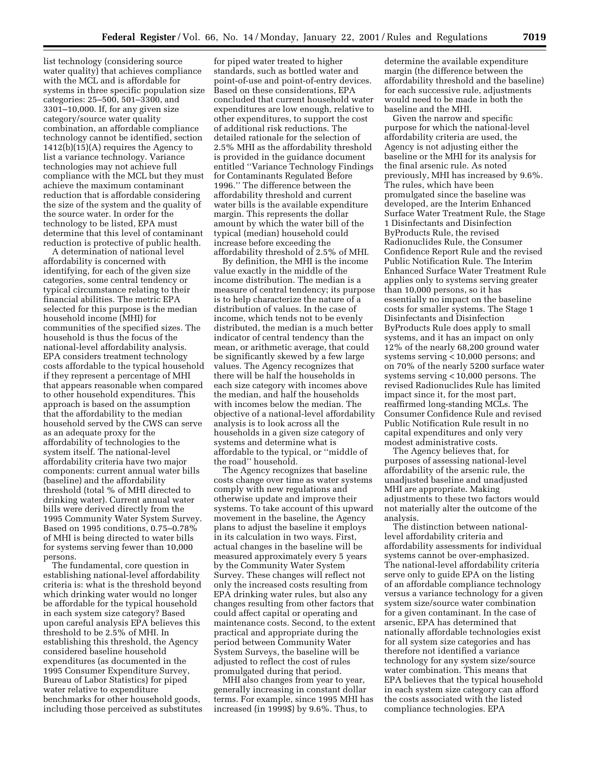list technology (considering source water quality) that achieves compliance with the MCL and is affordable for systems in three specific population size categories: 25–500, 501–3300, and 3301–10,000. If, for any given size category/source water quality combination, an affordable compliance technology cannot be identified, section 1412(b)(15)(A) requires the Agency to list a variance technology. Variance technologies may not achieve full compliance with the MCL but they must achieve the maximum contaminant reduction that is affordable considering the size of the system and the quality of the source water. In order for the technology to be listed, EPA must determine that this level of contaminant reduction is protective of public health.

A determination of national level affordability is concerned with identifying, for each of the given size categories, some central tendency or typical circumstance relating to their financial abilities. The metric EPA selected for this purpose is the median household income (MHI) for communities of the specified sizes. The household is thus the focus of the national-level affordability analysis. EPA considers treatment technology costs affordable to the typical household if they represent a percentage of MHI that appears reasonable when compared to other household expenditures. This approach is based on the assumption that the affordability to the median household served by the CWS can serve as an adequate proxy for the affordability of technologies to the system itself. The national-level affordability criteria have two major components: current annual water bills (baseline) and the affordability threshold (total % of MHI directed to drinking water). Current annual water bills were derived directly from the 1995 Community Water System Survey. Based on 1995 conditions, 0.75–0.78% of MHI is being directed to water bills for systems serving fewer than 10,000 persons.

The fundamental, core question in establishing national-level affordability criteria is: what is the threshold beyond which drinking water would no longer be affordable for the typical household in each system size category? Based upon careful analysis EPA believes this threshold to be 2.5% of MHI. In establishing this threshold, the Agency considered baseline household expenditures (as documented in the 1995 Consumer Expenditure Survey, Bureau of Labor Statistics) for piped water relative to expenditure benchmarks for other household goods, including those perceived as substitutes for piped water treated to higher standards, such as bottled water and point-of-use and point-of-entry devices. Based on these considerations, EPA concluded that current household water expenditures are low enough, relative to other expenditures, to support the cost of additional risk reductions. The detailed rationale for the selection of 2.5% MHI as the affordability threshold is provided in the guidance document entitled ''Variance Technology Findings for Contaminants Regulated Before 1996.'' The difference between the affordability threshold and current water bills is the available expenditure margin. This represents the dollar amount by which the water bill of the typical (median) household could increase before exceeding the affordability threshold of 2.5% of MHI.

By definition, the MHI is the income value exactly in the middle of the income distribution. The median is a measure of central tendency; its purpose is to help characterize the nature of a distribution of values. In the case of income, which tends not to be evenly distributed, the median is a much better indicator of central tendency than the mean, or arithmetic average, that could be significantly skewed by a few large values. The Agency recognizes that there will be half the households in each size category with incomes above the median, and half the households with incomes below the median. The objective of a national-level affordability analysis is to look across all the households in a given size category of systems and determine what is affordable to the typical, or ''middle of the road'' household.

The Agency recognizes that baseline costs change over time as water systems comply with new regulations and otherwise update and improve their systems. To take account of this upward movement in the baseline, the Agency plans to adjust the baseline it employs in its calculation in two ways. First, actual changes in the baseline will be measured approximately every 5 years by the Community Water System Survey. These changes will reflect not only the increased costs resulting from EPA drinking water rules, but also any changes resulting from other factors that could affect capital or operating and maintenance costs. Second, to the extent practical and appropriate during the period between Community Water System Surveys, the baseline will be adjusted to reflect the cost of rules promulgated during that period.

MHI also changes from year to year, generally increasing in constant dollar terms. For example, since 1995 MHI has increased (in 1999$) by 9.6%. Thus, to determine the available expenditure margin (the difference between the affordability threshold and the baseline) for each successive rule, adjustments would need to be made in both the baseline and the MHI.

Given the narrow and specific purpose for which the national-level affordability criteria are used, the Agency is not adjusting either the baseline or the MHI for its analysis for the final arsenic rule. As noted previously, MHI has increased by 9.6%. The rules, which have been promulgated since the baseline was developed, are the Interim Enhanced Surface Water Treatment Rule, the Stage 1 Disinfectants and Disinfection ByProducts Rule, the revised Radionuclides Rule, the Consumer Confidence Report Rule and the revised Public Notification Rule. The Interim Enhanced Surface Water Treatment Rule applies only to systems serving greater than 10,000 persons, so it has essentially no impact on the baseline costs for smaller systems. The Stage 1 Disinfectants and Disinfection ByProducts Rule does apply to small systems, and it has an impact on only 12% of the nearly 68,200 ground water systems serving <10,000 persons; and on 70% of the nearly 5200 surface water systems serving <10,000 persons. The revised Radionuclides Rule has limited impact since it, for the most part, reaffirmed long-standing MCLs. The Consumer Confidence Rule and revised Public Notification Rule result in no capital expenditures and only very modest administrative costs.

The Agency believes that, for purposes of assessing national-level affordability of the arsenic rule, the unadjusted baseline and unadjusted MHI are appropriate. Making adjustments to these two factors would not materially alter the outcome of the analysis.

The distinction between national-level affordability criteria and affordability assessments for individual systems cannot be over-emphasized. The national-level affordability criteria serve only to guide EPA on the listing of an affordable compliance technology versus a variance technology for a given system size/source water combination for a given contaminant. In the case of arsenic, EPA has determined that nationally affordable technologies exist for all system size categories and has therefore not identified a variance technology for any system size/source water combination. This means that EPA believes that the typical household in each system size category can afford the costs associated with the listed compliance technologies. EPA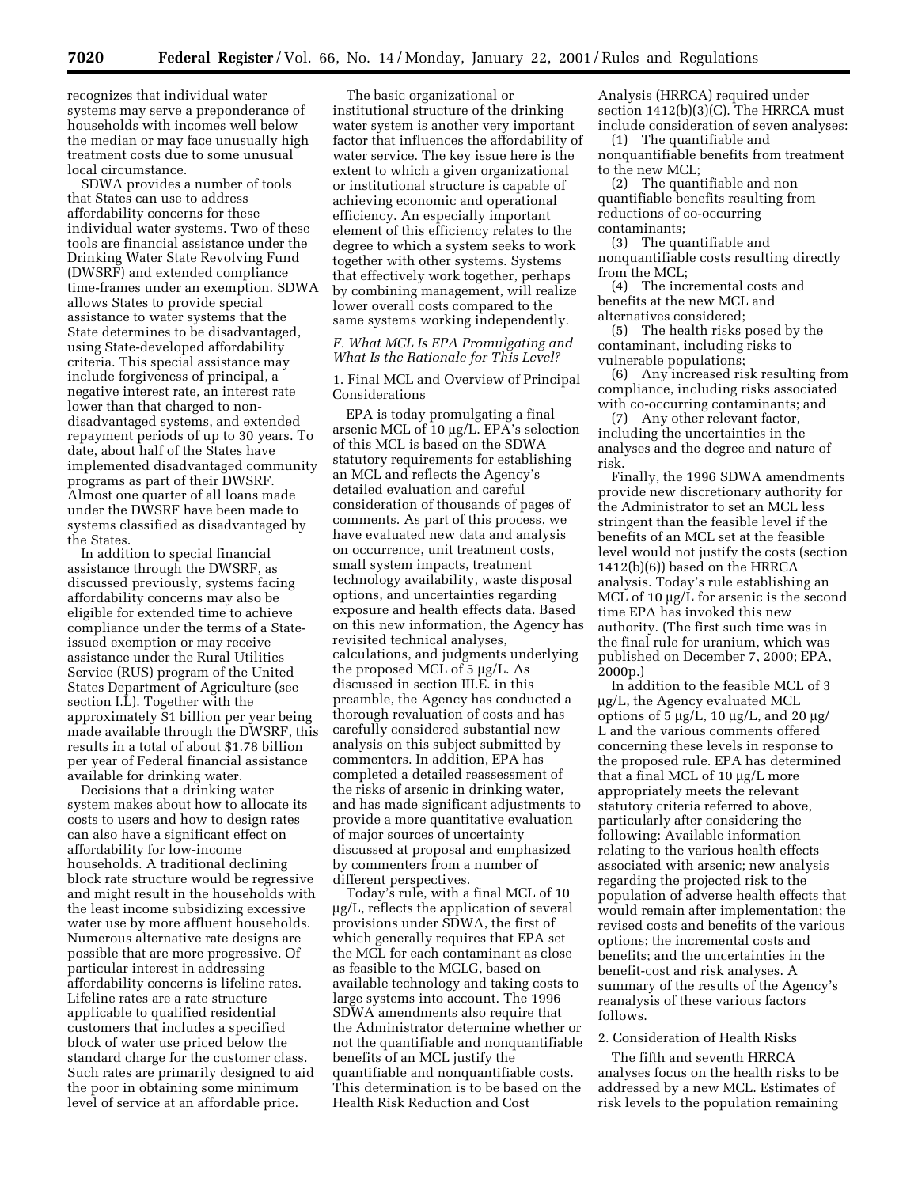recognizes that individual water systems may serve a preponderance of households with incomes well below the median or may face unusually high treatment costs due to some unusual local circumstance.

SDWA provides a number of tools that States can use to address affordability concerns for these individual water systems. Two of these tools are financial assistance under the Drinking Water State Revolving Fund (DWSRF) and extended compliance time-frames under an exemption. SDWA allows States to provide special assistance to water systems that the State determines to be disadvantaged, using State-developed affordability criteria. This special assistance may include forgiveness of principal, a negative interest rate, an interest rate lower than that charged to non-disadvantaged systems, and extended repayment periods of up to 30 years. To date, about half of the States have implemented disadvantaged community programs as part of their DWSRF. Almost one quarter of all loans made under the DWSRF have been made to systems classified as disadvantaged by the States.

In addition to special financial assistance through the DWSRF, as discussed previously, systems facing affordability concerns may also be eligible for extended time to achieve compliance under the terms of a State-issued exemption or may receive assistance under the Rural Utilities Service (RUS) program of the United States Department of Agriculture (see section I.L). Together with the approximately $1 billion per year being made available through the DWSRF, this results in a total of about $1.78 billion per year of Federal financial assistance available for drinking water.

Decisions that a drinking water system makes about how to allocate its costs to users and how to design rates can also have a significant effect on affordability for low-income households. A traditional declining block rate structure would be regressive and might result in the households with the least income subsidizing excessive water use by more affluent households. Numerous alternative rate designs are possible that are more progressive. Of particular interest in addressing affordability concerns is lifeline rates. Lifeline rates are a rate structure applicable to qualified residential customers that includes a specified block of water use priced below the standard charge for the customer class. Such rates are primarily designed to aid the poor in obtaining some minimum level of service at an affordable price.

The basic organizational or institutional structure of the drinking water system is another very important factor that influences the affordability of water service. The key issue here is the extent to which a given organizational or institutional structure is capable of achieving economic and operational efficiency. An especially important element of this efficiency relates to the degree to which a system seeks to work together with other systems. Systems that effectively work together, perhaps by combining management, will realize lower overall costs compared to the same systems working independently.

### *F. What MCL Is EPA Promulgating and What Is the Rationale for This Level?*

#### 1. Final MCL and Overview of Principal Considerations

EPA is today promulgating a final arsenic MCL of 10 μg/L. EPA's selection of this MCL is based on the SDWA statutory requirements for establishing an MCL and reflects the Agency's detailed evaluation and careful consideration of thousands of pages of comments. As part of this process, we have evaluated new data and analysis on occurrence, unit treatment costs, small system impacts, treatment technology availability, waste disposal options, and uncertainties regarding exposure and health effects data. Based on this new information, the Agency has revisited technical analyses, calculations, and judgments underlying the proposed MCL of 5 μg/L. As discussed in section III.E. in this preamble, the Agency has conducted a thorough revaluation of costs and has carefully considered substantial new analysis on this subject submitted by commenters. In addition, EPA has completed a detailed reassessment of the risks of arsenic in drinking water, and has made significant adjustments to provide a more quantitative evaluation of major sources of uncertainty discussed at proposal and emphasized by commenters from a number of different perspectives.

Today's rule, with a final MCL of 10 μg/L, reflects the application of several provisions under SDWA, the first of which generally requires that EPA set the MCL for each contaminant as close as feasible to the MCLG, based on available technology and taking costs to large systems into account. The 1996 SDWA amendments also require that the Administrator determine whether or not the quantifiable and nonquantifiable benefits of an MCL justify the quantifiable and nonquantifiable costs. This determination is to be based on the Health Risk Reduction and Cost Analysis (HRRCA) required under section 1412(b)(3)(C). The HRRCA must include consideration of seven analyses:

(1) The quantifiable and nonquantifiable benefits from treatment to the new MCL;

(2) The quantifiable and non quantifiable benefits resulting from reductions of co-occurring contaminants;

(3) The quantifiable and nonquantifiable costs resulting directly from the MCL;

(4) The incremental costs and benefits at the new MCL and alternatives considered;

(5) The health risks posed by the contaminant, including risks to vulnerable populations;

(6) Any increased risk resulting from compliance, including risks associated with co-occurring contaminants; and

(7) Any other relevant factor, including the uncertainties in the analyses and the degree and nature of risk.

Finally, the 1996 SDWA amendments provide new discretionary authority for the Administrator to set an MCL less stringent than the feasible level if the benefits of an MCL set at the feasible level would not justify the costs (section 1412(b)(6)) based on the HRRCA analysis. Today's rule establishing an MCL of 10 μg/L for arsenic is the second time EPA has invoked this new authority. (The first such time was in the final rule for uranium, which was published on December 7, 2000; EPA, 2000p.)

In addition to the feasible MCL of 3 μg/L, the Agency evaluated MCL options of 5 μg/L, 10 μg/L, and 20 μg/L and the various comments offered concerning these levels in response to the proposed rule. EPA has determined that a final MCL of 10 μg/L more appropriately meets the relevant statutory criteria referred to above, particularly after considering the following: Available information relating to the various health effects associated with arsenic; new analysis regarding the projected risk to the population of adverse health effects that would remain after implementation; the revised costs and benefits of the various options; the incremental costs and benefits; and the uncertainties in the benefit-cost and risk analyses. A summary of the results of the Agency's reanalysis of these various factors follows.

#### 2. Consideration of Health Risks

The fifth and seventh HRRCA analyses focus on the health risks to be addressed by a new MCL. Estimates of risk levels to the population remaining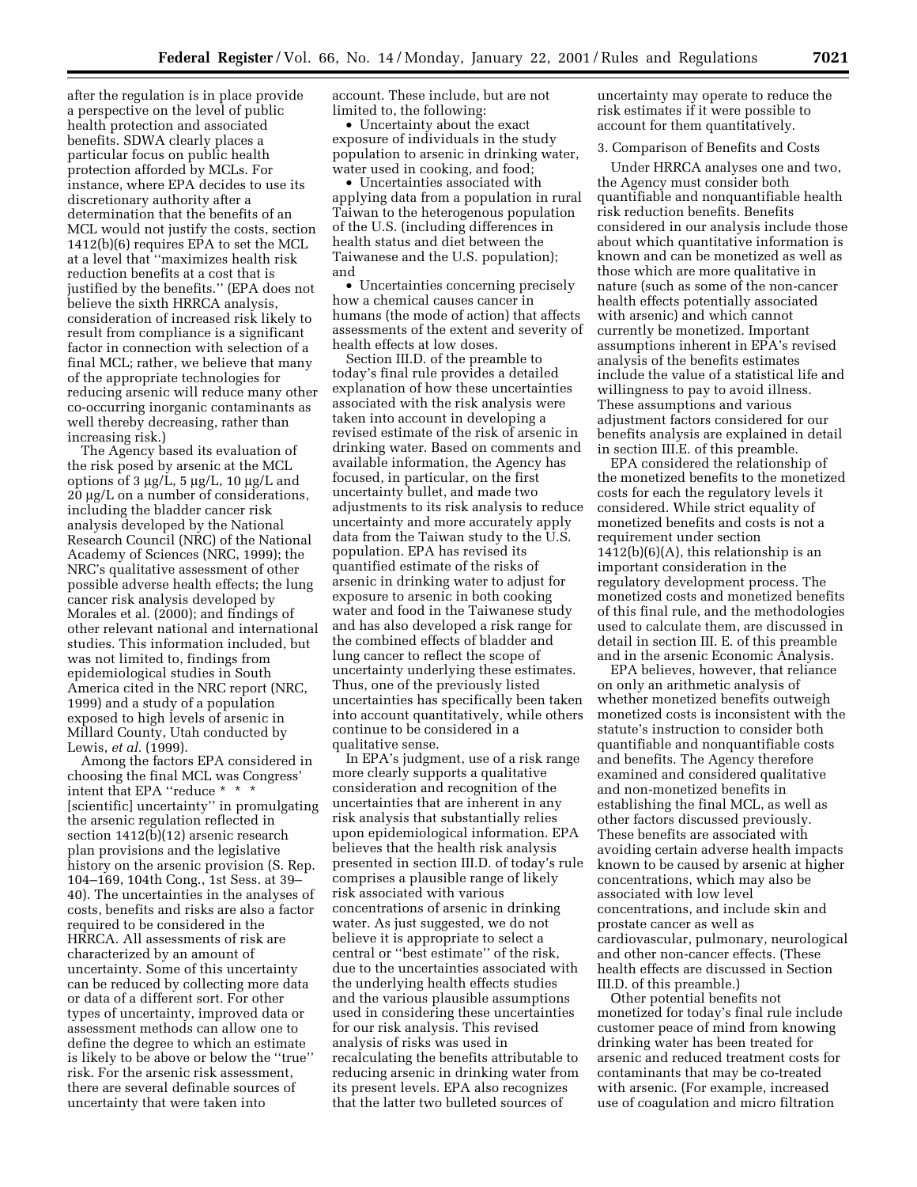after the regulation is in place provide a perspective on the level of public health protection and associated benefits. SDWA clearly places a particular focus on public health protection afforded by MCLs. For instance, where EPA decides to use its discretionary authority after a determination that the benefits of an MCL would not justify the costs, section 1412(b)(6) requires EPA to set the MCL at a level that ''maximizes health risk reduction benefits at a cost that is justified by the benefits.'' (EPA does not believe the sixth HRRCA analysis, consideration of increased risk likely to result from compliance is a significant factor in connection with selection of a final MCL; rather, we believe that many of the appropriate technologies for reducing arsenic will reduce many other co-occurring inorganic contaminants as well thereby decreasing, rather than increasing risk.)

The Agency based its evaluation of the risk posed by arsenic at the MCL options of 3 µg/L, 5 µg/L, 10 µg/L and 20 µg/L on a number of considerations, including the bladder cancer risk analysis developed by the National Research Council (NRC) of the National Academy of Sciences (NRC, 1999); the NRC's qualitative assessment of other possible adverse health effects; the lung cancer risk analysis developed by Morales et al. (2000); and findings of other relevant national and international studies. This information included, but was not limited to, findings from epidemiological studies in South America cited in the NRC report (NRC, 1999) and a study of a population exposed to high levels of arsenic in Millard County, Utah conducted by Lewis, *et al.* (1999).

Among the factors EPA considered in choosing the final MCL was Congress' intent that EPA ''reduce * * * [scientific] uncertainty'' in promulgating the arsenic regulation reflected in section 1412(b)(12) arsenic research plan provisions and the legislative history on the arsenic provision (S. Rep. 104–169, 104th Cong., 1st Sess. at 39–40). The uncertainties in the analyses of costs, benefits and risks are also a factor required to be considered in the HRRCA. All assessments of risk are characterized by an amount of uncertainty. Some of this uncertainty can be reduced by collecting more data or data of a different sort. For other types of uncertainty, improved data or assessment methods can allow one to define the degree to which an estimate is likely to be above or below the ''true'' risk. For the arsenic risk assessment, there are several definable sources of uncertainty that were taken into account. These include, but are not limited to, the following:

- Uncertainty about the exact exposure of individuals in the study population to arsenic in drinking water, water used in cooking, and food;
- Uncertainties associated with applying data from a population in rural Taiwan to the heterogenous population of the U.S. (including differences in health status and diet between the Taiwanese and the U.S. population); and
- Uncertainties concerning precisely how a chemical causes cancer in humans (the mode of action) that affects assessments of the extent and severity of health effects at low doses.

Section III.D. of the preamble to today's final rule provides a detailed explanation of how these uncertainties associated with the risk analysis were taken into account in developing a revised estimate of the risk of arsenic in drinking water. Based on comments and available information, the Agency has focused, in particular, on the first uncertainty bullet, and made two adjustments to its risk analysis to reduce uncertainty and more accurately apply data from the Taiwan study to the U.S. population. EPA has revised its quantified estimate of the risks of arsenic in drinking water to adjust for exposure to arsenic in both cooking water and food in the Taiwanese study and has also developed a risk range for the combined effects of bladder and lung cancer to reflect the scope of uncertainty underlying these estimates. Thus, one of the previously listed uncertainties has specifically been taken into account quantitatively, while others continue to be considered in a qualitative sense.

In EPA's judgment, use of a risk range more clearly supports a qualitative consideration and recognition of the uncertainties that are inherent in any risk analysis that substantially relies upon epidemiological information. EPA believes that the health risk analysis presented in section III.D. of today's rule comprises a plausible range of likely risk associated with various concentrations of arsenic in drinking water. As just suggested, we do not believe it is appropriate to select a central or ''best estimate'' of the risk, due to the uncertainties associated with the underlying health effects studies and the various plausible assumptions used in considering these uncertainties for our risk analysis. This revised analysis of risks was used in recalculating the benefits attributable to reducing arsenic in drinking water from its present levels. EPA also recognizes that the latter two bulleted sources of uncertainty may operate to reduce the risk estimates if it were possible to account for them quantitatively.

3. Comparison of Benefits and Costs

Under HRRCA analyses one and two, the Agency must consider both quantifiable and nonquantifiable health risk reduction benefits. Benefits considered in our analysis include those about which quantitative information is known and can be monetized as well as those which are more qualitative in nature (such as some of the non-cancer health effects potentially associated with arsenic) and which cannot currently be monetized. Important assumptions inherent in EPA's revised analysis of the benefits estimates include the value of a statistical life and willingness to pay to avoid illness. These assumptions and various adjustment factors considered for our benefits analysis are explained in detail in section III.E. of this preamble.

EPA considered the relationship of the monetized benefits to the monetized costs for each the regulatory levels it considered. While strict equality of monetized benefits and costs is not a requirement under section 1412(b)(6)(A), this relationship is an important consideration in the regulatory development process. The monetized costs and monetized benefits of this final rule, and the methodologies used to calculate them, are discussed in detail in section III. E. of this preamble and in the arsenic Economic Analysis.

EPA believes, however, that reliance on only an arithmetic analysis of whether monetized benefits outweigh monetized costs is inconsistent with the statute's instruction to consider both quantifiable and nonquantifiable costs and benefits. The Agency therefore examined and considered qualitative and non-monetized benefits in establishing the final MCL, as well as other factors discussed previously. These benefits are associated with avoiding certain adverse health impacts known to be caused by arsenic at higher concentrations, which may also be associated with low level concentrations, and include skin and prostate cancer as well as cardiovascular, pulmonary, neurological and other non-cancer effects. (These health effects are discussed in Section III.D. of this preamble.)

Other potential benefits not monetized for today's final rule include customer peace of mind from knowing drinking water has been treated for arsenic and reduced treatment costs for contaminants that may be co-treated with arsenic. (For example, increased use of coagulation and micro filtration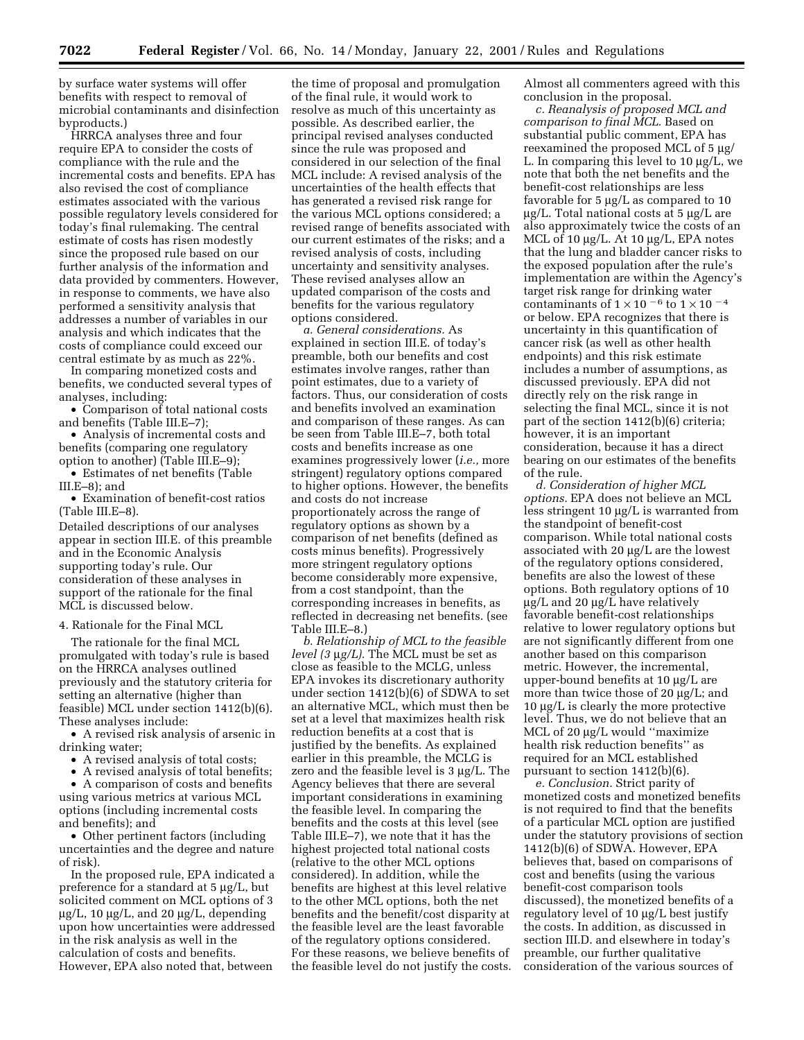by surface water systems will offer benefits with respect to removal of microbial contaminants and disinfection byproducts.)

HRRCA analyses three and four require EPA to consider the costs of compliance with the rule and the incremental costs and benefits. EPA has also revised the cost of compliance estimates associated with the various possible regulatory levels considered for today's final rulemaking. The central estimate of costs has risen modestly since the proposed rule based on our further analysis of the information and data provided by commenters. However, in response to comments, we have also performed a sensitivity analysis that addresses a number of variables in our analysis and which indicates that the costs of compliance could exceed our central estimate by as much as 22%.

In comparing monetized costs and benefits, we conducted several types of analyses, including:

- Comparison of total national costs and benefits (Table III.E–7);
- Analysis of incremental costs and benefits (comparing one regulatory option to another) (Table III.E–9);
- Estimates of net benefits (Table III.E–8); and
- Examination of benefit-cost ratios (Table III.E–8).

Detailed descriptions of our analyses appear in section III.E. of this preamble and in the Economic Analysis supporting today's rule. Our consideration of these analyses in support of the rationale for the final MCL is discussed below.

4. Rationale for the Final MCL

The rationale for the final MCL promulgated with today's rule is based on the HRRCA analyses outlined previously and the statutory criteria for setting an alternative (higher than feasible) MCL under section 1412(b)(6). These analyses include:

- A revised risk analysis of arsenic in drinking water;
- A revised analysis of total costs;
- A revised analysis of total benefits;
- A comparison of costs and benefits using various metrics at various MCL options (including incremental costs and benefits); and
- Other pertinent factors (including uncertainties and the degree and nature of risk).

In the proposed rule, EPA indicated a preference for a standard at 5 µg/L, but solicited comment on MCL options of 3 µg/L, 10 µg/L, and 20 µg/L, depending upon how uncertainties were addressed in the risk analysis as well in the calculation of costs and benefits. However, EPA also noted that, between the time of proposal and promulgation of the final rule, it would work to resolve as much of this uncertainty as possible. As described earlier, the principal revised analyses conducted since the rule was proposed and considered in our selection of the final MCL include: A revised analysis of the uncertainties of the health effects that has generated a revised risk range for the various MCL options considered; a revised range of benefits associated with our current estimates of the risks; and a revised analysis of costs, including uncertainty and sensitivity analyses. These revised analyses allow an updated comparison of the costs and benefits for the various regulatory options considered.

*a. General considerations.* As explained in section III.E. of today's preamble, both our benefits and cost estimates involve ranges, rather than point estimates, due to a variety of factors. Thus, our consideration of costs and benefits involved an examination and comparison of these ranges. As can be seen from Table III.E–7, both total costs and benefits increase as one examines progressively lower (*i.e.,* more stringent) regulatory options compared to higher options. However, the benefits and costs do not increase proportionately across the range of regulatory options as shown by a comparison of net benefits (defined as costs minus benefits). Progressively more stringent regulatory options become considerably more expensive, from a cost standpoint, than the corresponding increases in benefits, as reflected in decreasing net benefits. (see Table III.E–8.)

*b. Relationship of MCL to the feasible level (3 µg/L).* The MCL must be set as close as feasible to the MCLG, unless EPA invokes its discretionary authority under section 1412(b)(6) of SDWA to set an alternative MCL, which must then be set at a level that maximizes health risk reduction benefits at a cost that is justified by the benefits. As explained earlier in this preamble, the MCLG is zero and the feasible level is 3 µg/L. The Agency believes that there are several important considerations in examining the feasible level. In comparing the benefits and the costs at this level (see Table III.E–7), we note that it has the highest projected total national costs (relative to the other MCL options considered). In addition, while the benefits are highest at this level relative to the other MCL options, both the net benefits and the benefit/cost disparity at the feasible level are the least favorable of the regulatory options considered. For these reasons, we believe benefits of the feasible level do not justify the costs. Almost all commenters agreed with this conclusion in the proposal.

*c. Reanalysis of proposed MCL and comparison to final MCL.* Based on substantial public comment, EPA has reexamined the proposed MCL of 5 µg/L. In comparing this level to 10 µg/L, we note that both the net benefits and the benefit-cost relationships are less favorable for 5 µg/L as compared to 10 µg/L. Total national costs at 5 µg/L are also approximately twice the costs of an MCL of 10 µg/L. At 10 µg/L, EPA notes that the lung and bladder cancer risks to the exposed population after the rule's implementation are within the Agency's target risk range for drinking water contaminants of $1 \times 10^{-6}$ to $1 \times 10^{-4}$ or below. EPA recognizes that there is uncertainty in this quantification of cancer risk (as well as other health endpoints) and this risk estimate includes a number of assumptions, as discussed previously. EPA did not directly rely on the risk range in selecting the final MCL, since it is not part of the section 1412(b)(6) criteria; however, it is an important consideration, because it has a direct bearing on our estimates of the benefits of the rule.

*d. Consideration of higher MCL options.* EPA does not believe an MCL less stringent 10 µg/L is warranted from the standpoint of benefit-cost comparison. While total national costs associated with 20 µg/L are the lowest of the regulatory options considered, benefits are also the lowest of these options. Both regulatory options of 10 µg/L and 20 µg/L have relatively favorable benefit-cost relationships relative to lower regulatory options but are not significantly different from one another based on this comparison metric. However, the incremental, upper-bound benefits at 10 µg/L are more than twice those of 20 µg/L; and 10 µg/L is clearly the more protective level. Thus, we do not believe that an MCL of 20 µg/L would "maximize health risk reduction benefits" as required for an MCL established pursuant to section 1412(b)(6).

*e. Conclusion.* Strict parity of monetized costs and monetized benefits is not required to find that the benefits of a particular MCL option are justified under the statutory provisions of section 1412(b)(6) of SDWA. However, EPA believes that, based on comparisons of cost and benefits (using the various benefit-cost comparison tools discussed), the monetized benefits of a regulatory level of 10 µg/L best justify the costs. In addition, as discussed in section III.D. and elsewhere in today's preamble, our further qualitative consideration of the various sources of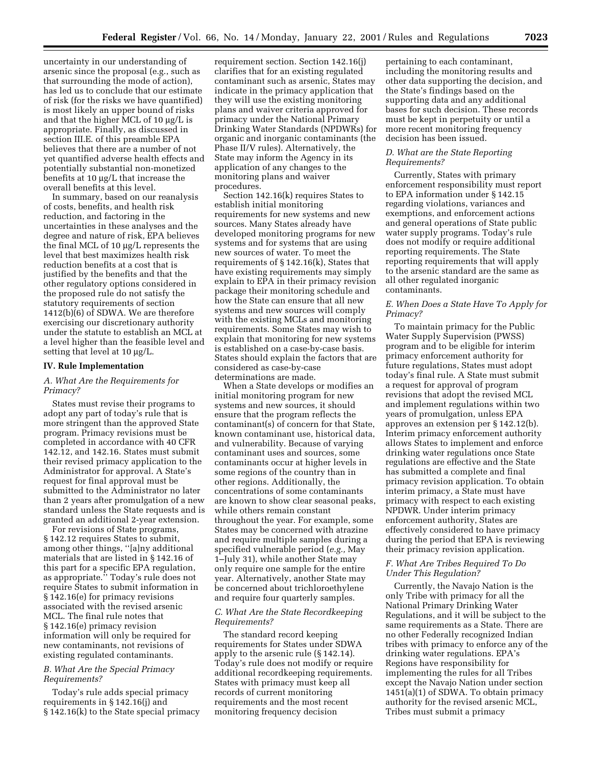uncertainty in our understanding of arsenic since the proposal (e.g., such as that surrounding the mode of action), has led us to conclude that our estimate of risk (for the risks we have quantified) is most likely an upper bound of risks and that the higher MCL of 10 μg/L is appropriate. Finally, as discussed in section III.E. of this preamble EPA believes that there are a number of not yet quantified adverse health effects and potentially substantial non-monetized benefits at 10 μg/L that increase the overall benefits at this level.

In summary, based on our reanalysis of costs, benefits, and health risk reduction, and factoring in the uncertainties in these analyses and the degree and nature of risk, EPA believes the final MCL of 10 μg/L represents the level that best maximizes health risk reduction benefits at a cost that is justified by the benefits and that the other regulatory options considered in the proposed rule do not satisfy the statutory requirements of section 1412(b)(6) of SDWA. We are therefore exercising our discretionary authority under the statute to establish an MCL at a level higher than the feasible level and setting that level at 10 μg/L.

## IV. Rule Implementation

### *A. What Are the Requirements for Primacy?*

States must revise their programs to adopt any part of today's rule that is more stringent than the approved State program. Primacy revisions must be completed in accordance with 40 CFR 142.12, and 142.16. States must submit their revised primacy application to the Administrator for approval. A State's request for final approval must be submitted to the Administrator no later than 2 years after promulgation of a new standard unless the State requests and is granted an additional 2-year extension.

For revisions of State programs, § 142.12 requires States to submit, among other things, ''[a]ny additional materials that are listed in § 142.16 of this part for a specific EPA regulation, as appropriate.'' Today's rule does not require States to submit information in § 142.16(e) for primacy revisions associated with the revised arsenic MCL. The final rule notes that § 142.16(e) primacy revision information will only be required for new contaminants, not revisions of existing regulated contaminants.

### *B. What Are the Special Primacy Requirements?*

Today's rule adds special primacy requirements in § 142.16(j) and § 142.16(k) to the State special primacy requirement section. Section 142.16(j) clarifies that for an existing regulated contaminant such as arsenic, States may indicate in the primacy application that they will use the existing monitoring plans and waiver criteria approved for primacy under the National Primary Drinking Water Standards (NPDWRs) for organic and inorganic contaminants (the Phase II/V rules). Alternatively, the State may inform the Agency in its application of any changes to the monitoring plans and waiver procedures.

Section 142.16(k) requires States to establish initial monitoring requirements for new systems and new sources. Many States already have developed monitoring programs for new systems and for systems that are using new sources of water. To meet the requirements of § 142.16(k), States that have existing requirements may simply explain to EPA in their primacy revision package their monitoring schedule and how the State can ensure that all new systems and new sources will comply with the existing MCLs and monitoring requirements. Some States may wish to explain that monitoring for new systems is established on a case-by-case basis. States should explain the factors that are considered as case-by-case determinations are made.

When a State develops or modifies an initial monitoring program for new systems and new sources, it should ensure that the program reflects the contaminant(s) of concern for that State, known contaminant use, historical data, and vulnerability. Because of varying contaminant uses and sources, some contaminants occur at higher levels in some regions of the country than in other regions. Additionally, the concentrations of some contaminants are known to show clear seasonal peaks, while others remain constant throughout the year. For example, some States may be concerned with atrazine and require multiple samples during a specified vulnerable period (*e.g.,* May 1–July 31), while another State may only require one sample for the entire year. Alternatively, another State may be concerned about trichloroethylene and require four quarterly samples.

### *C. What Are the State Recordkeeping Requirements?*

The standard record keeping requirements for States under SDWA apply to the arsenic rule (§ 142.14). Today's rule does not modify or require additional recordkeeping requirements. States with primacy must keep all records of current monitoring requirements and the most recent monitoring frequency decision pertaining to each contaminant, including the monitoring results and other data supporting the decision, and the State's findings based on the supporting data and any additional bases for such decision. These records must be kept in perpetuity or until a more recent monitoring frequency decision has been issued.

### *D. What are the State Reporting Requirements?*

Currently, States with primary enforcement responsibility must report to EPA information under § 142.15 regarding violations, variances and exemptions, and enforcement actions and general operations of State public water supply programs. Today's rule does not modify or require additional reporting requirements. The State reporting requirements that will apply to the arsenic standard are the same as all other regulated inorganic contaminants.

### *E. When Does a State Have To Apply for Primacy?*

To maintain primacy for the Public Water Supply Supervision (PWSS) program and to be eligible for interim primacy enforcement authority for future regulations, States must adopt today's final rule. A State must submit a request for approval of program revisions that adopt the revised MCL and implement regulations within two years of promulgation, unless EPA approves an extension per § 142.12(b). Interim primacy enforcement authority allows States to implement and enforce drinking water regulations once State regulations are effective and the State has submitted a complete and final primacy revision application. To obtain interim primacy, a State must have primacy with respect to each existing NPDWR. Under interim primacy enforcement authority, States are effectively considered to have primacy during the period that EPA is reviewing their primacy revision application.

### *F. What Are Tribes Required To Do Under This Regulation?*

Currently, the Navajo Nation is the only Tribe with primacy for all the National Primary Drinking Water Regulations, and it will be subject to the same requirements as a State. There are no other Federally recognized Indian tribes with primacy to enforce any of the drinking water regulations. EPA's Regions have responsibility for implementing the rules for all Tribes except the Navajo Nation under section 1451(a)(1) of SDWA. To obtain primacy authority for the revised arsenic MCL, Tribes must submit a primacy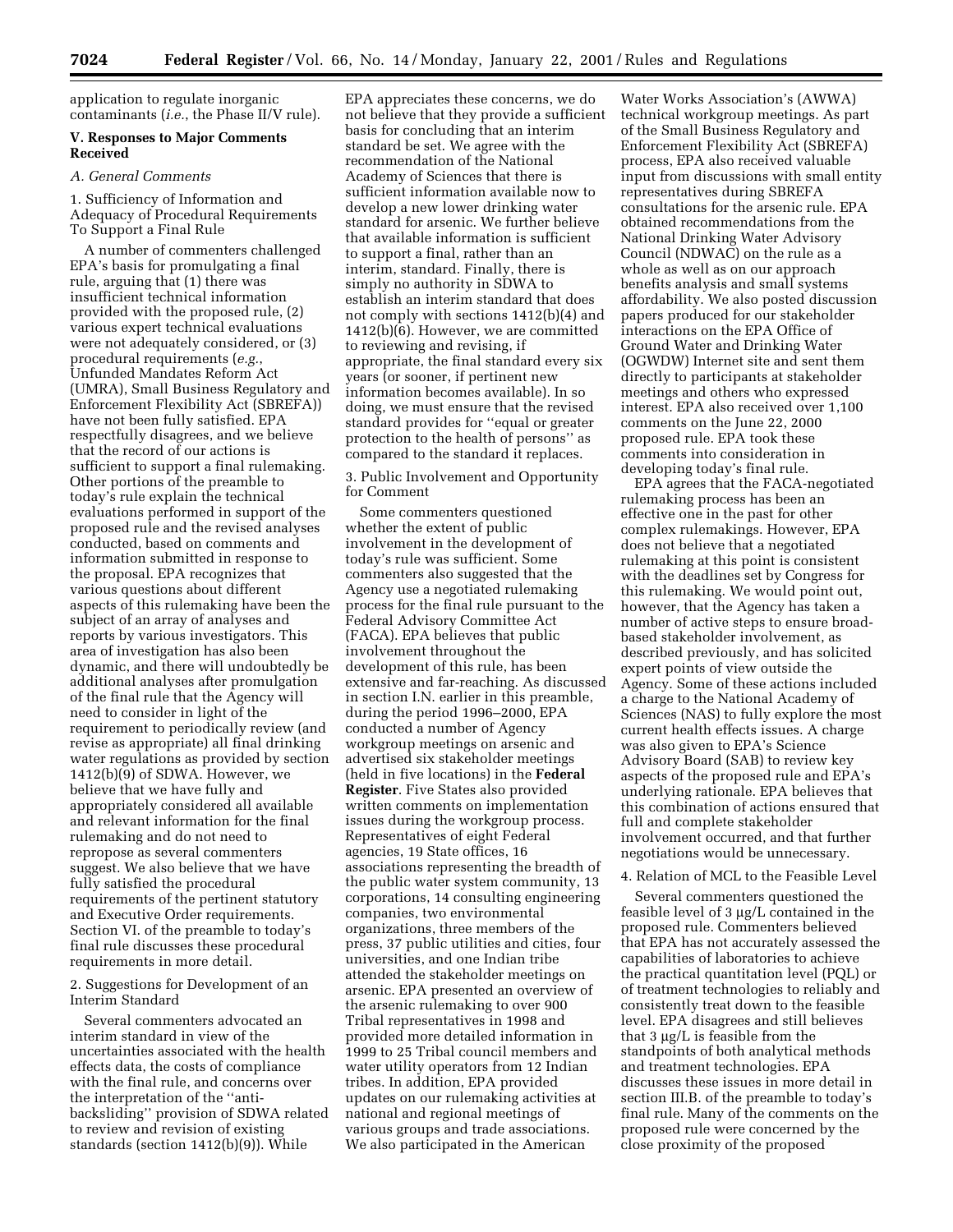application to regulate inorganic contaminants (*i.e.*, the Phase II/V rule).

## V. Responses to Major Comments Received

### *A. General Comments*

1. Sufficiency of Information and Adequacy of Procedural Requirements To Support a Final Rule

A number of commenters challenged EPA's basis for promulgating a final rule, arguing that (1) there was insufficient technical information provided with the proposed rule, (2) various expert technical evaluations were not adequately considered, or (3) procedural requirements (*e.g.*, Unfunded Mandates Reform Act (UMRA), Small Business Regulatory and Enforcement Flexibility Act (SBREFA)) have not been fully satisfied. EPA respectfully disagrees, and we believe that the record of our actions is sufficient to support a final rulemaking. Other portions of the preamble to today's rule explain the technical evaluations performed in support of the proposed rule and the revised analyses conducted, based on comments and information submitted in response to the proposal. EPA recognizes that various questions about different aspects of this rulemaking have been the subject of an array of analyses and reports by various investigators. This area of investigation has also been dynamic, and there will undoubtedly be additional analyses after promulgation of the final rule that the Agency will need to consider in light of the requirement to periodically review (and revise as appropriate) all final drinking water regulations as provided by section 1412(b)(9) of SDWA. However, we believe that we have fully and appropriately considered all available and relevant information for the final rulemaking and do not need to repropose as several commenters suggest. We also believe that we have fully satisfied the procedural requirements of the pertinent statutory and Executive Order requirements. Section VI. of the preamble to today's final rule discusses these procedural requirements in more detail.

2. Suggestions for Development of an Interim Standard

Several commenters advocated an interim standard in view of the uncertainties associated with the health effects data, the costs of compliance with the final rule, and concerns over the interpretation of the "anti-backsliding" provision of SDWA related to review and revision of existing standards (section 1412(b)(9)). While EPA appreciates these concerns, we do not believe that they provide a sufficient basis for concluding that an interim standard be set. We agree with the recommendation of the National Academy of Sciences that there is sufficient information available now to develop a new lower drinking water standard for arsenic. We further believe that available information is sufficient to support a final, rather than an interim, standard. Finally, there is simply no authority in SDWA to establish an interim standard that does not comply with sections 1412(b)(4) and 1412(b)(6). However, we are committed to reviewing and revising, if appropriate, the final standard every six years (or sooner, if pertinent new information becomes available). In so doing, we must ensure that the revised standard provides for "equal or greater protection to the health of persons" as compared to the standard it replaces.

3. Public Involvement and Opportunity for Comment

Some commenters questioned whether the extent of public involvement in the development of today's rule was sufficient. Some commenters also suggested that the Agency use a negotiated rulemaking process for the final rule pursuant to the Federal Advisory Committee Act (FACA). EPA believes that public involvement throughout the development of this rule, has been extensive and far-reaching. As discussed in section I.N. earlier in this preamble, during the period 1996–2000, EPA conducted a number of Agency workgroup meetings on arsenic and advertised six stakeholder meetings (held in five locations) in the **Federal Register**. Five States also provided written comments on implementation issues during the workgroup process. Representatives of eight Federal agencies, 19 State offices, 16 associations representing the breadth of the public water system community, 13 corporations, 14 consulting engineering companies, two environmental organizations, three members of the press, 37 public utilities and cities, four universities, and one Indian tribe attended the stakeholder meetings on arsenic. EPA presented an overview of the arsenic rulemaking to over 900 Tribal representatives in 1998 and provided more detailed information in 1999 to 25 Tribal council members and water utility operators from 12 Indian tribes. In addition, EPA provided updates on our rulemaking activities at national and regional meetings of various groups and trade associations. We also participated in the American Water Works Association's (AWWA) technical workgroup meetings. As part of the Small Business Regulatory and Enforcement Flexibility Act (SBREFA) process, EPA also received valuable input from discussions with small entity representatives during SBREFA consultations for the arsenic rule. EPA obtained recommendations from the National Drinking Water Advisory Council (NDWAC) on the rule as a whole as well as on our approach benefits analysis and small systems affordability. We also posted discussion papers produced for our stakeholder interactions on the EPA Office of Ground Water and Drinking Water (OGWDW) Internet site and sent them directly to participants at stakeholder meetings and others who expressed interest. EPA also received over 1,100 comments on the June 22, 2000 proposed rule. EPA took these comments into consideration in developing today's final rule.

EPA agrees that the FACA-negotiated rulemaking process has been an effective one in the past for other complex rulemakings. However, EPA does not believe that a negotiated rulemaking at this point is consistent with the deadlines set by Congress for this rulemaking. We would point out, however, that the Agency has taken a number of active steps to ensure broad-based stakeholder involvement, as described previously, and has solicited expert points of view outside the Agency. Some of these actions included a charge to the National Academy of Sciences (NAS) to fully explore the most current health effects issues. A charge was also given to EPA's Science Advisory Board (SAB) to review key aspects of the proposed rule and EPA's underlying rationale. EPA believes that this combination of actions ensured that full and complete stakeholder involvement occurred, and that further negotiations would be unnecessary.

4. Relation of MCL to the Feasible Level

Several commenters questioned the feasible level of 3 µg/L contained in the proposed rule. Commenters believed that EPA has not accurately assessed the capabilities of laboratories to achieve the practical quantitation level (PQL) or of treatment technologies to reliably and consistently treat down to the feasible level. EPA disagrees and still believes that 3 µg/L is feasible from the standpoints of both analytical methods and treatment technologies. EPA discusses these issues in more detail in section III.B. of the preamble to today's final rule. Many of the comments on the proposed rule were concerned by the close proximity of the proposed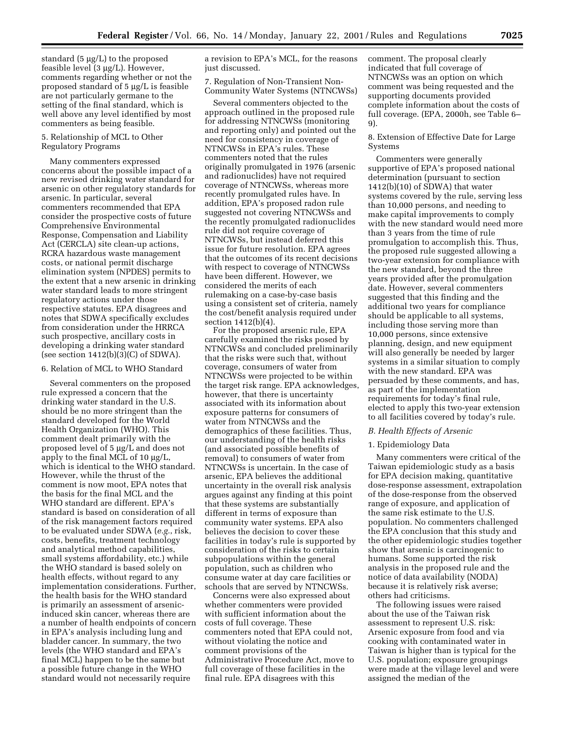standard (5 μg/L) to the proposed feasible level (3 μg/L). However, comments regarding whether or not the proposed standard of 5 μg/L is feasible are not particularly germane to the setting of the final standard, which is well above any level identified by most commenters as being feasible.

5. Relationship of MCL to Other Regulatory Programs

Many commenters expressed concerns about the possible impact of a new revised drinking water standard for arsenic on other regulatory standards for arsenic. In particular, several commenters recommended that EPA consider the prospective costs of future Comprehensive Environmental Response, Compensation and Liability Act (CERCLA) site clean-up actions, RCRA hazardous waste management costs, or national permit discharge elimination system (NPDES) permits to the extent that a new arsenic in drinking water standard leads to more stringent regulatory actions under those respective statutes. EPA disagrees and notes that SDWA specifically excludes from consideration under the HRRCA such prospective, ancillary costs in developing a drinking water standard (see section 1412(b)(3)(C) of SDWA).

6. Relation of MCL to WHO Standard

Several commenters on the proposed rule expressed a concern that the drinking water standard in the U.S. should be no more stringent than the standard developed for the World Health Organization (WHO). This comment dealt primarily with the proposed level of 5 μg/L and does not apply to the final MCL of 10 μg/L, which is identical to the WHO standard. However, while the thrust of the comment is now moot, EPA notes that the basis for the final MCL and the WHO standard are different. EPA's standard is based on consideration of all of the risk management factors required to be evaluated under SDWA (*e.g.*, risk, costs, benefits, treatment technology and analytical method capabilities, small systems affordability, etc.) while the WHO standard is based solely on health effects, without regard to any implementation considerations. Further, the health basis for the WHO standard is primarily an assessment of arsenic-induced skin cancer, whereas there are a number of health endpoints of concern in EPA's analysis including lung and bladder cancer. In summary, the two levels (the WHO standard and EPA's final MCL) happen to be the same but a possible future change in the WHO standard would not necessarily require a revision to EPA's MCL, for the reasons just discussed.

7. Regulation of Non-Transient Non-Community Water Systems (NTNCWSs)

Several commenters objected to the approach outlined in the proposed rule for addressing NTNCWSs (monitoring and reporting only) and pointed out the need for consistency in coverage of NTNCWSs in EPA's rules. These commenters noted that the rules originally promulgated in 1976 (arsenic and radionuclides) have not required coverage of NTNCWSs, whereas more recently promulgated rules have. In addition, EPA's proposed radon rule suggested not covering NTNCWSs and the recently promulgated radionuclides rule did not require coverage of NTNCWSs, but instead deferred this issue for future resolution. EPA agrees that the outcomes of its recent decisions with respect to coverage of NTNCWSs have been different. However, we considered the merits of each rulemaking on a case-by-case basis using a consistent set of criteria, namely the cost/benefit analysis required under section 1412(b)(4).

For the proposed arsenic rule, EPA carefully examined the risks posed by NTNCWSs and concluded preliminarily that the risks were such that, without coverage, consumers of water from NTNCWSs were projected to be within the target risk range. EPA acknowledges, however, that there is uncertainty associated with its information about exposure patterns for consumers of water from NTNCWSs and the demographics of these facilities. Thus, our understanding of the health risks (and associated possible benefits of removal) to consumers of water from NTNCWSs is uncertain. In the case of arsenic, EPA believes the additional uncertainty in the overall risk analysis argues against any finding at this point that these systems are substantially different in terms of exposure than community water systems. EPA also believes the decision to cover these facilities in today's rule is supported by consideration of the risks to certain subpopulations within the general population, such as children who consume water at day care facilities or schools that are served by NTNCWSs.

Concerns were also expressed about whether commenters were provided with sufficient information about the costs of full coverage. These commenters noted that EPA could not, without violating the notice and comment provisions of the Administrative Procedure Act, move to full coverage of these facilities in the final rule. EPA disagrees with this comment. The proposal clearly indicated that full coverage of NTNCWSs was an option on which comment was being requested and the supporting documents provided complete information about the costs of full coverage. (EPA, 2000h, see Table 6–9).

8. Extension of Effective Date for Large Systems

Commenters were generally supportive of EPA's proposed national determination (pursuant to section 1412(b)(10) of SDWA) that water systems covered by the rule, serving less than 10,000 persons, and needing to make capital improvements to comply with the new standard would need more than 3 years from the time of rule promulgation to accomplish this. Thus, the proposed rule suggested allowing a two-year extension for compliance with the new standard, beyond the three years provided after the promulgation date. However, several commenters suggested that this finding and the additional two years for compliance should be applicable to all systems, including those serving more than 10,000 persons, since extensive planning, design, and new equipment will also generally be needed by larger systems in a similar situation to comply with the new standard. EPA was persuaded by these comments, and has, as part of the implementation requirements for today's final rule, elected to apply this two-year extension to all facilities covered by today's rule.

*B. Health Effects of Arsenic*

1. Epidemiology Data

Many commenters were critical of the Taiwan epidemiologic study as a basis for EPA decision making, quantitative dose-response assessment, extrapolation of the dose-response from the observed range of exposure, and application of the same risk estimate to the U.S. population. No commenters challenged the EPA conclusion that this study and the other epidemiologic studies together show that arsenic is carcinogenic to humans. Some supported the risk analysis in the proposed rule and the notice of data availability (NODA) because it is relatively risk averse; others had criticisms.

The following issues were raised about the use of the Taiwan risk assessment to represent U.S. risk: Arsenic exposure from food and via cooking with contaminated water in Taiwan is higher than is typical for the U.S. population; exposure groupings were made at the village level and were assigned the median of the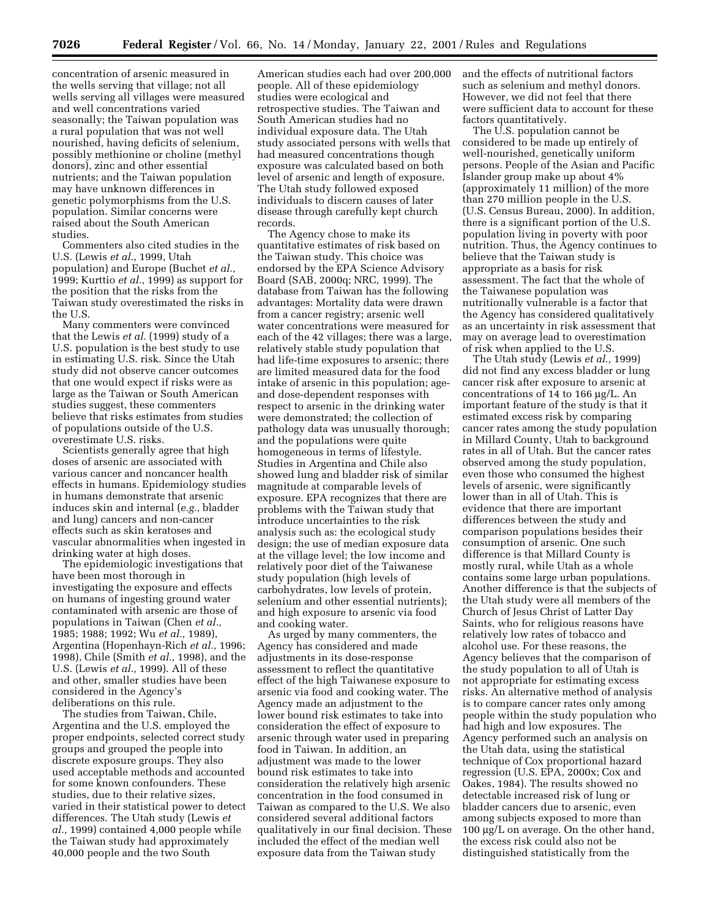concentration of arsenic measured in the wells serving that village; not all wells serving all villages were measured and well concentrations varied seasonally; the Taiwan population was a rural population that was not well nourished, having deficits of selenium, possibly methionine or choline (methyl donors), zinc and other essential nutrients; and the Taiwan population may have unknown differences in genetic polymorphisms from the U.S. population. Similar concerns were raised about the South American studies.

Commenters also cited studies in the U.S. (Lewis *et al.*, 1999, Utah population) and Europe (Buchet *et al.*, 1999; Kurttio *et al.*, 1999) as support for the position that the risks from the Taiwan study overestimated the risks in the U.S.

Many commenters were convinced that the Lewis *et al.* (1999) study of a U.S. population is the best study to use in estimating U.S. risk. Since the Utah study did not observe cancer outcomes that one would expect if risks were as large as the Taiwan or South American studies suggest, these commenters believe that risks estimates from studies of populations outside of the U.S. overestimate U.S. risks.

Scientists generally agree that high doses of arsenic are associated with various cancer and noncancer health effects in humans. Epidemiology studies in humans demonstrate that arsenic induces skin and internal (*e.g.,* bladder and lung) cancers and non-cancer effects such as skin keratoses and vascular abnormalities when ingested in drinking water at high doses.

The epidemiologic investigations that have been most thorough in investigating the exposure and effects on humans of ingesting ground water contaminated with arsenic are those of populations in Taiwan (Chen *et al.,* 1985; 1988; 1992; Wu *et al.,* 1989), Argentina (Hopenhayn-Rich *et al.,* 1996; 1998), Chile (Smith *et al.,* 1998), and the U.S. (Lewis *et al.,* 1999). All of these and other, smaller studies have been considered in the Agency's deliberations on this rule.

The studies from Taiwan, Chile, Argentina and the U.S. employed the proper endpoints, selected correct study groups and grouped the people into discrete exposure groups. They also used acceptable methods and accounted for some known confounders. These studies, due to their relative sizes, varied in their statistical power to detect differences. The Utah study (Lewis *et al.,* 1999) contained 4,000 people while the Taiwan study had approximately 40,000 people and the two South American studies each had over 200,000 people. All of these epidemiology studies were ecological and retrospective studies. The Taiwan and South American studies had no individual exposure data. The Utah study associated persons with wells that had measured concentrations though exposure was calculated based on both level of arsenic and length of exposure. The Utah study followed exposed individuals to discern causes of later disease through carefully kept church records.

The Agency chose to make its quantitative estimates of risk based on the Taiwan study. This choice was endorsed by the EPA Science Advisory Board (SAB, 2000q; NRC, 1999). The database from Taiwan has the following advantages: Mortality data were drawn from a cancer registry; arsenic well water concentrations were measured for each of the 42 villages; there was a large, relatively stable study population that had life-time exposures to arsenic; there are limited measured data for the food intake of arsenic in this population; age- and dose-dependent responses with respect to arsenic in the drinking water were demonstrated; the collection of pathology data was unusually thorough; and the populations were quite homogeneous in terms of lifestyle. Studies in Argentina and Chile also showed lung and bladder risk of similar magnitude at comparable levels of exposure. EPA recognizes that there are problems with the Taiwan study that introduce uncertainties to the risk analysis such as: the ecological study design; the use of median exposure data at the village level; the low income and relatively poor diet of the Taiwanese study population (high levels of carbohydrates, low levels of protein, selenium and other essential nutrients); and high exposure to arsenic via food and cooking water.

As urged by many commenters, the Agency has considered and made adjustments in its dose-response assessment to reflect the quantitative effect of the high Taiwanese exposure to arsenic via food and cooking water. The Agency made an adjustment to the lower bound risk estimates to take into consideration the effect of exposure to arsenic through water used in preparing food in Taiwan. In addition, an adjustment was made to the lower bound risk estimates to take into consideration the relatively high arsenic concentration in the food consumed in Taiwan as compared to the U.S. We also considered several additional factors qualitatively in our final decision. These included the effect of the median well exposure data from the Taiwan study and the effects of nutritional factors such as selenium and methyl donors. However, we did not feel that there were sufficient data to account for these factors quantitatively.

The U.S. population cannot be considered to be made up entirely of well-nourished, genetically uniform persons. People of the Asian and Pacific Islander group make up about 4% (approximately 11 million) of the more than 270 million people in the U.S. (U.S. Census Bureau, 2000). In addition, there is a significant portion of the U.S. population living in poverty with poor nutrition. Thus, the Agency continues to believe that the Taiwan study is appropriate as a basis for risk assessment. The fact that the whole of the Taiwanese population was nutritionally vulnerable is a factor that the Agency has considered qualitatively as an uncertainty in risk assessment that may on average lead to overestimation of risk when applied to the U.S.

The Utah study (Lewis *et al.,* 1999) did not find any excess bladder or lung cancer risk after exposure to arsenic at concentrations of 14 to 166 µg/L. An important feature of the study is that it estimated excess risk by comparing cancer rates among the study population in Millard County, Utah to background rates in all of Utah. But the cancer rates observed among the study population, even those who consumed the highest levels of arsenic, were significantly lower than in all of Utah. This is evidence that there are important differences between the study and comparison populations besides their consumption of arsenic. One such difference is that Millard County is mostly rural, while Utah as a whole contains some large urban populations. Another difference is that the subjects of the Utah study were all members of the Church of Jesus Christ of Latter Day Saints, who for religious reasons have relatively low rates of tobacco and alcohol use. For these reasons, the Agency believes that the comparison of the study population to all of Utah is not appropriate for estimating excess risks. An alternative method of analysis is to compare cancer rates only among people within the study population who had high and low exposures. The Agency performed such an analysis on the Utah data, using the statistical technique of Cox proportional hazard regression (U.S. EPA, 2000x; Cox and Oakes, 1984). The results showed no detectable increased risk of lung or bladder cancers due to arsenic, even among subjects exposed to more than 100 µg/L on average. On the other hand, the excess risk could also not be distinguished statistically from the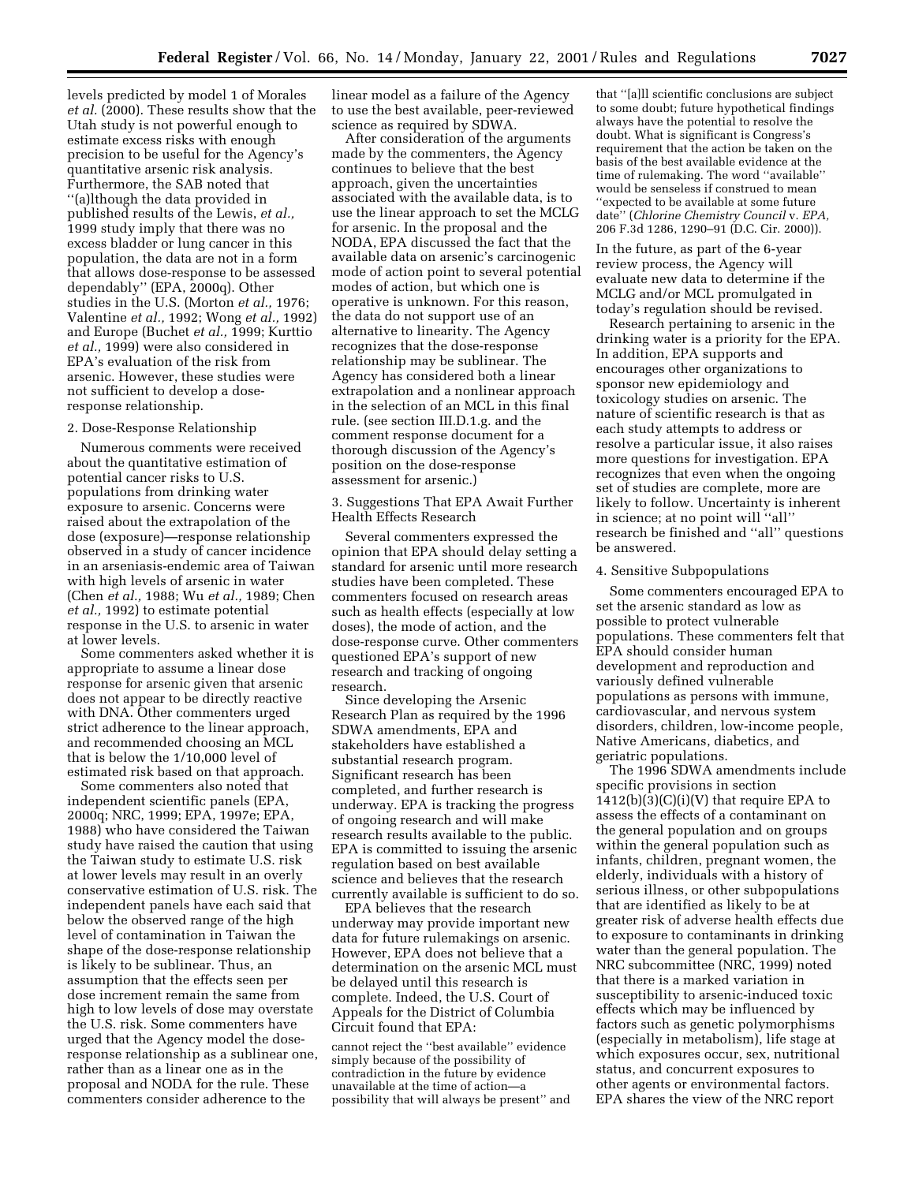levels predicted by model 1 of Morales *et al.* (2000). These results show that the Utah study is not powerful enough to estimate excess risks with enough precision to be useful for the Agency's quantitative arsenic risk analysis. Furthermore, the SAB noted that "(a)lthough the data provided in published results of the Lewis, *et al.,* 1999 study imply that there was no excess bladder or lung cancer in this population, the data are not in a form that allows dose-response to be assessed dependably" (EPA, 2000q). Other studies in the U.S. (Morton *et al.,* 1976; Valentine *et al.,* 1992; Wong *et al.,* 1992) and Europe (Buchet *et al.,* 1999; Kurttio *et al.,* 1999) were also considered in EPA's evaluation of the risk from arsenic. However, these studies were not sufficient to develop a dose-response relationship.

2. Dose-Response Relationship

Numerous comments were received about the quantitative estimation of potential cancer risks to U.S. populations from drinking water exposure to arsenic. Concerns were raised about the extrapolation of the dose (exposure)—response relationship observed in a study of cancer incidence in an arseniasis-endemic area of Taiwan with high levels of arsenic in water (Chen *et al.,* 1988; Wu *et al.,* 1989; Chen *et al.,* 1992) to estimate potential response in the U.S. to arsenic in water at lower levels.

Some commenters asked whether it is appropriate to assume a linear dose response for arsenic given that arsenic does not appear to be directly reactive with DNA. Other commenters urged strict adherence to the linear approach, and recommended choosing an MCL that is below the 1/10,000 level of estimated risk based on that approach.

Some commenters also noted that independent scientific panels (EPA, 2000q; NRC, 1999; EPA, 1997e; EPA, 1988) who have considered the Taiwan study have raised the caution that using the Taiwan study to estimate U.S. risk at lower levels may result in an overly conservative estimation of U.S. risk. The independent panels have each said that below the observed range of the high level of contamination in Taiwan the shape of the dose-response relationship is likely to be sublinear. Thus, an assumption that the effects seen per dose increment remain the same from high to low levels of dose may overstate the U.S. risk. Some commenters have urged that the Agency model the dose-response relationship as a sublinear one, rather than as a linear one as in the proposal and NODA for the rule. These commenters consider adherence to the linear model as a failure of the Agency to use the best available, peer-reviewed science as required by SDWA.

After consideration of the arguments made by the commenters, the Agency continues to believe that the best approach, given the uncertainties associated with the available data, is to use the linear approach to set the MCLG for arsenic. In the proposal and the NODA, EPA discussed the fact that the available data on arsenic's carcinogenic mode of action point to several potential modes of action, but which one is operative is unknown. For this reason, the data do not support use of an alternative to linearity. The Agency recognizes that the dose-response relationship may be sublinear. The Agency has considered both a linear extrapolation and a nonlinear approach in the selection of an MCL in this final rule. (see section III.D.1.g. and the comment response document for a thorough discussion of the Agency's position on the dose-response assessment for arsenic.)

3. Suggestions That EPA Await Further Health Effects Research

Several commenters expressed the opinion that EPA should delay setting a standard for arsenic until more research studies have been completed. These commenters focused on research areas such as health effects (especially at low doses), the mode of action, and the dose-response curve. Other commenters questioned EPA's support of new research and tracking of ongoing research.

Since developing the Arsenic Research Plan as required by the 1996 SDWA amendments, EPA and stakeholders have established a substantial research program. Significant research has been completed, and further research is underway. EPA is tracking the progress of ongoing research and will make research results available to the public. EPA is committed to issuing the arsenic regulation based on best available science and believes that the research currently available is sufficient to do so.

EPA believes that the research underway may provide important new data for future rulemakings on arsenic. However, EPA does not believe that a determination on the arsenic MCL must be delayed until this research is complete. Indeed, the U.S. Court of Appeals for the District of Columbia Circuit found that EPA:

> cannot reject the "best available" evidence simply because of the possibility of contradiction in the future by evidence unavailable at the time of action—a possibility that will always be present" and that "[a]ll scientific conclusions are subject to some doubt; future hypothetical findings always have the potential to resolve the doubt. What is significant is Congress's requirement that the action be taken on the basis of the best available evidence at the time of rulemaking. The word "available" would be senseless if construed to mean "expected to be available at some future date" (*Chlorine Chemistry Council* v. *EPA,* 206 F.3d 1286, 1290–91 (D.C. Cir. 2000)).

In the future, as part of the 6-year review process, the Agency will evaluate new data to determine if the MCLG and/or MCL promulgated in today's regulation should be revised.

Research pertaining to arsenic in the drinking water is a priority for the EPA. In addition, EPA supports and encourages other organizations to sponsor new epidemiology and toxicology studies on arsenic. The nature of scientific research is that as each study attempts to address or resolve a particular issue, it also raises more questions for investigation. EPA recognizes that even when the ongoing set of studies are complete, more are likely to follow. Uncertainty is inherent in science; at no point will "all" research be finished and "all" questions be answered.

4. Sensitive Subpopulations

Some commenters encouraged EPA to set the arsenic standard as low as possible to protect vulnerable populations. These commenters felt that EPA should consider human development and reproduction and variously defined vulnerable populations as persons with immune, cardiovascular, and nervous system disorders, children, low-income people, Native Americans, diabetics, and geriatric populations.

The 1996 SDWA amendments include specific provisions in section 1412(b)(3)(C)(i)(V) that require EPA to assess the effects of a contaminant on the general population and on groups within the general population such as infants, children, pregnant women, the elderly, individuals with a history of serious illness, or other subpopulations that are identified as likely to be at greater risk of adverse health effects due to exposure to contaminants in drinking water than the general population. The NRC subcommittee (NRC, 1999) noted that there is a marked variation in susceptibility to arsenic-induced toxic effects which may be influenced by factors such as genetic polymorphisms (especially in metabolism), life stage at which exposures occur, sex, nutritional status, and concurrent exposures to other agents or environmental factors. EPA shares the view of the NRC report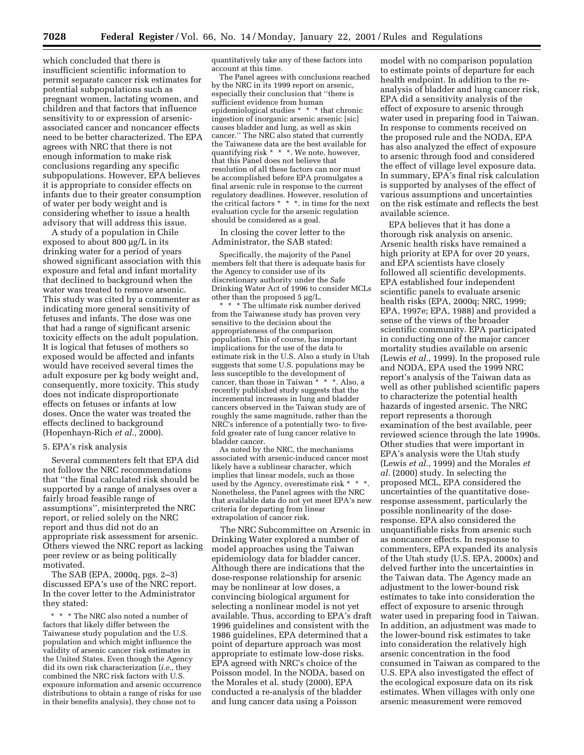which concluded that there is insufficient scientific information to permit separate cancer risk estimates for potential subpopulations such as pregnant women, lactating women, and children and that factors that influence sensitivity to or expression of arsenic-associated cancer and noncancer effects need to be better characterized. The EPA agrees with NRC that there is not enough information to make risk conclusions regarding any specific subpopulations. However, EPA believes it is appropriate to consider effects on infants due to their greater consumption of water per body weight and is considering whether to issue a health advisory that will address this issue.

A study of a population in Chile exposed to about 800 µg/L in its drinking water for a period of years showed significant association with this exposure and fetal and infant mortality that declined to background when the water was treated to remove arsenic. This study was cited by a commenter as indicating more general sensitivity of fetuses and infants. The dose was one that had a range of significant arsenic toxicity effects on the adult population. It is logical that fetuses of mothers so exposed would be affected and infants would have received several times the adult exposure per kg body weight and, consequently, more toxicity. This study does not indicate disproportionate effects on fetuses or infants at low doses. Once the water was treated the effects declined to background (Hopenhayn-Rich *et al.,* 2000).

5. EPA's risk analysis

Several commenters felt that EPA did not follow the NRC recommendations that ''the final calculated risk should be supported by a range of analyses over a fairly broad feasible range of assumptions'', misinterpreted the NRC report, or relied solely on the NRC report and thus did not do an appropriate risk assessment for arsenic. Others viewed the NRC report as lacking peer review or as being politically motivated.

The SAB (EPA, 2000q, pgs. 2–3) discussed EPA's use of the NRC report. In the cover letter to the Administrator they stated:

> * * * The NRC also noted a number of factors that likely differ between the Taiwanese study population and the U.S. population and which might influence the validity of arsenic cancer risk estimates in the United States. Even though the Agency did its own risk characterization (*i.e.,* they combined the NRC risk factors with U.S. exposure information and arsenic occurrence distributions to obtain a range of risks for use in their benefits analysis), they chose not to quantitatively take any of these factors into account at this time.
>
> The Panel agrees with conclusions reached by the NRC in its 1999 report on arsenic, especially their conclusion that ''there is sufficient evidence from human epidemiological studies * * * that chronic ingestion of inorganic arsenic arsenic [sic] causes bladder and lung, as well as skin cancer.'' The NRC also stated that currently the Taiwanese data are the best available for quantifying risk * * *. We note, however, that this Panel does not believe that resolution of all these factors can nor must be accomplished before EPA promulgates a final arsenic rule in response to the current regulatory deadlines. However, resolution of the critical factors * * *. in time for the next evaluation cycle for the arsenic regulation should be considered as a goal.

In closing the cover letter to the Administrator, the SAB stated:

> Specifically, the majority of the Panel members felt that there is adequate basis for the Agency to consider use of its discretionary authority under the Safe Drinking Water Act of 1996 to consider MCLs other than the proposed 5 µg/L.
>
> * * * The ultimate risk number derived from the Taiwanese study has proven very sensitive to the decision about the appropriateness of the comparison population. This of course, has important implications for the use of the data to estimate risk in the U.S. Also a study in Utah suggests that some U.S. populations may be less susceptible to the development of cancer, than those in Taiwan * * *. Also, a recently published study suggests that the incremental increases in lung and bladder cancers observed in the Taiwan study are of roughly the same magnitude, rather than the NRC's inference of a potentially two- to five-fold greater rate of lung cancer relative to bladder cancer.
>
> As noted by the NRC, the mechanisms associated with arsenic-induced cancer most likely have a sublinear character, which implies that linear models, such as those used by the Agency, overestimate risk * * *. Nonetheless, the Panel agrees with the NRC that available data do not yet meet EPA's new criteria for departing from linear extrapolation of cancer risk.

The NRC Subcommittee on Arsenic in Drinking Water explored a number of model approaches using the Taiwan epidemiology data for bladder cancer. Although there are indications that the dose-response relationship for arsenic may be nonlinear at low doses, a convincing biological argument for selecting a nonlinear model is not yet available. Thus, according to EPA's draft 1996 guidelines and consistent with the 1986 guidelines, EPA determined that a point of departure approach was most appropriate to estimate low-dose risks. EPA agreed with NRC's choice of the Poisson model. In the NODA, based on the Morales et al. study (2000), EPA conducted a re-analysis of the bladder and lung cancer data using a Poisson model with no comparison population to estimate points of departure for each health endpoint. In addition to the re-analysis of bladder and lung cancer risk, EPA did a sensitivity analysis of the effect of exposure to arsenic through water used in preparing food in Taiwan. In response to comments received on the proposed rule and the NODA, EPA has also analyzed the effect of exposure to arsenic through food and considered the effect of village level exposure data. In summary, EPA's final risk calculation is supported by analyses of the effect of various assumptions and uncertainties on the risk estimate and reflects the best available science.

EPA believes that it has done a thorough risk analysis on arsenic. Arsenic health risks have remained a high priority at EPA for over 20 years, and EPA scientists have closely followed all scientific developments. EPA established four independent scientific panels to evaluate arsenic health risks (EPA, 2000q; NRC, 1999; EPA, 1997e; EPA, 1988) and provided a sense of the views of the broader scientific community. EPA participated in conducting one of the major cancer mortality studies available on arsenic (Lewis *et al.,* 1999). In the proposed rule and NODA, EPA used the 1999 NRC report's analysis of the Taiwan data as well as other published scientific papers to characterize the potential health hazards of ingested arsenic. The NRC report represents a thorough examination of the best available, peer reviewed science through the late 1990s. Other studies that were important in EPA's analysis were the Utah study (Lewis *et al.,* 1999) and the Morales *et al.* (2000) study. In selecting the proposed MCL, EPA considered the uncertainties of the quantitative dose-response assessment, particularly the possible nonlinearity of the dose-response. EPA also considered the unquantifiable risks from arsenic such as noncancer effects. In response to commenters, EPA expanded its analysis of the Utah study (U.S. EPA, 2000x) and delved further into the uncertainties in the Taiwan data. The Agency made an adjustment to the lower-bound risk estimates to take into consideration the effect of exposure to arsenic through water used in preparing food in Taiwan. In addition, an adjustment was made to the lower-bound risk estimates to take into consideration the relatively high arsenic concentration in the food consumed in Taiwan as compared to the U.S. EPA also investigated the effect of the ecological exposure data on its risk estimates. When villages with only one arsenic measurement were removed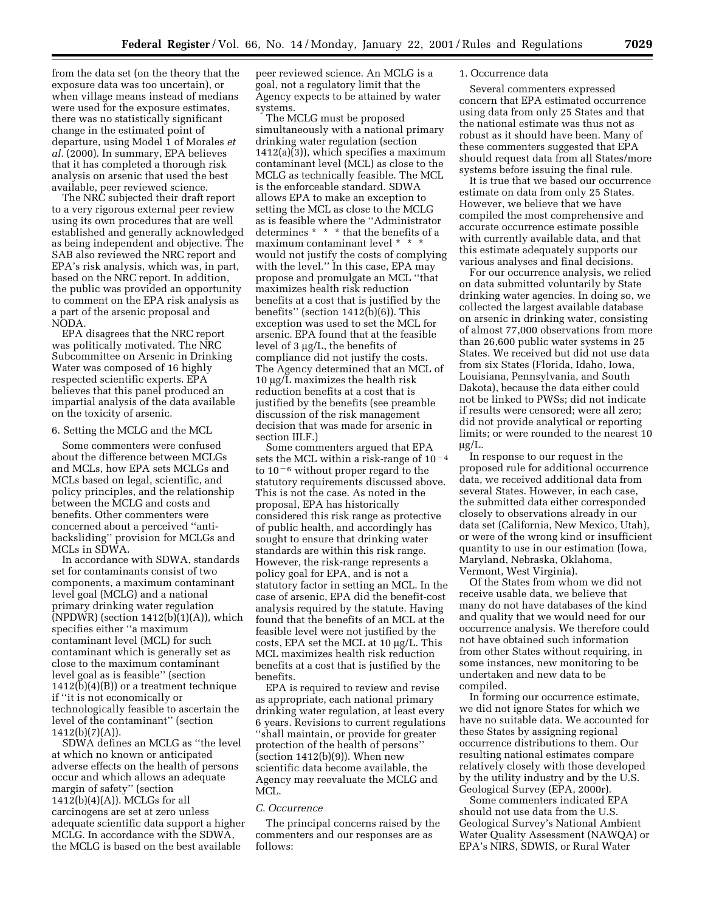from the data set (on the theory that the exposure data was too uncertain), or when village means instead of medians were used for the exposure estimates, there was no statistically significant change in the estimated point of departure, using Model 1 of Morales *et al.* (2000). In summary, EPA believes that it has completed a thorough risk analysis on arsenic that used the best available, peer reviewed science.

The NRC subjected their draft report to a very rigorous external peer review using its own procedures that are well established and generally acknowledged as being independent and objective. The SAB also reviewed the NRC report and EPA's risk analysis, which was, in part, based on the NRC report. In addition, the public was provided an opportunity to comment on the EPA risk analysis as a part of the arsenic proposal and NODA.

EPA disagrees that the NRC report was politically motivated. The NRC Subcommittee on Arsenic in Drinking Water was composed of 16 highly respected scientific experts. EPA believes that this panel produced an impartial analysis of the data available on the toxicity of arsenic.

6. Setting the MCLG and the MCL

Some commenters were confused about the difference between MCLGs and MCLs, how EPA sets MCLGs and MCLs based on legal, scientific, and policy principles, and the relationship between the MCLG and costs and benefits. Other commenters were concerned about a perceived ''anti-backsliding'' provision for MCLGs and MCLs in SDWA.

In accordance with SDWA, standards set for contaminants consist of two components, a maximum contaminant level goal (MCLG) and a national primary drinking water regulation (NPDWR) (section 1412(b)(1)(A)), which specifies either ''a maximum contaminant level (MCL) for such contaminant which is generally set as close to the maximum contaminant level goal as is feasible'' (section 1412(b)(4)(B)) or a treatment technique if ''it is not economically or technologically feasible to ascertain the level of the contaminant'' (section 1412(b)(7)(A)).

SDWA defines an MCLG as ''the level at which no known or anticipated adverse effects on the health of persons occur and which allows an adequate margin of safety'' (section 1412(b)(4)(A)). MCLGs for all carcinogens are set at zero unless adequate scientific data support a higher MCLG. In accordance with the SDWA, the MCLG is based on the best available peer reviewed science. An MCLG is a goal, not a regulatory limit that the Agency expects to be attained by water systems.

The MCLG must be proposed simultaneously with a national primary drinking water regulation (section 1412(a)(3)), which specifies a maximum contaminant level (MCL) as close to the MCLG as technically feasible. The MCL is the enforceable standard. SDWA allows EPA to make an exception to setting the MCL as close to the MCLG as is feasible where the ''Administrator determines * * * that the benefits of a maximum contaminant level * * * would not justify the costs of complying with the level.'' In this case, EPA may propose and promulgate an MCL ''that maximizes health risk reduction benefits at a cost that is justified by the benefits'' (section 1412(b)(6)). This exception was used to set the MCL for arsenic. EPA found that at the feasible level of 3 μg/L, the benefits of compliance did not justify the costs. The Agency determined that an MCL of 10 μg/L maximizes the health risk reduction benefits at a cost that is justified by the benefits (see preamble discussion of the risk management decision that was made for arsenic in section III.F.)

Some commenters argued that EPA sets the MCL within a risk-range of $10^{-4}$ to $10^{-6}$ without proper regard to the statutory requirements discussed above. This is not the case. As noted in the proposal, EPA has historically considered this risk range as protective of public health, and accordingly has sought to ensure that drinking water standards are within this risk range. However, the risk-range represents a policy goal for EPA, and is not a statutory factor in setting an MCL. In the case of arsenic, EPA did the benefit-cost analysis required by the statute. Having found that the benefits of an MCL at the feasible level were not justified by the costs, EPA set the MCL at 10 μg/L. This MCL maximizes health risk reduction benefits at a cost that is justified by the benefits.

EPA is required to review and revise as appropriate, each national primary drinking water regulation, at least every 6 years. Revisions to current regulations ''shall maintain, or provide for greater protection of the health of persons'' (section 1412(b)(9)). When new scientific data become available, the Agency may reevaluate the MCLG and MCL.

### *C. Occurrence*

The principal concerns raised by the commenters and our responses are as follows:

1. Occurrence data

Several commenters expressed concern that EPA estimated occurrence using data from only 25 States and that the national estimate was thus not as robust as it should have been. Many of these commenters suggested that EPA should request data from all States/more systems before issuing the final rule.

It is true that we based our occurrence estimate on data from only 25 States. However, we believe that we have compiled the most comprehensive and accurate occurrence estimate possible with currently available data, and that this estimate adequately supports our various analyses and final decisions.

For our occurrence analysis, we relied on data submitted voluntarily by State drinking water agencies. In doing so, we collected the largest available database on arsenic in drinking water, consisting of almost 77,000 observations from more than 26,600 public water systems in 25 States. We received but did not use data from six States (Florida, Idaho, Iowa, Louisiana, Pennsylvania, and South Dakota), because the data either could not be linked to PWSs; did not indicate if results were censored; were all zero; did not provide analytical or reporting limits; or were rounded to the nearest 10 μg/L.

In response to our request in the proposed rule for additional occurrence data, we received additional data from several States. However, in each case, the submitted data either corresponded closely to observations already in our data set (California, New Mexico, Utah), or were of the wrong kind or insufficient quantity to use in our estimation (Iowa, Maryland, Nebraska, Oklahoma, Vermont, West Virginia).

Of the States from whom we did not receive usable data, we believe that many do not have databases of the kind and quality that we would need for our occurrence analysis. We therefore could not have obtained such information from other States without requiring, in some instances, new monitoring to be undertaken and new data to be compiled.

In forming our occurrence estimate, we did not ignore States for which we have no suitable data. We accounted for these States by assigning regional occurrence distributions to them. Our resulting national estimates compare relatively closely with those developed by the utility industry and by the U.S. Geological Survey (EPA, 2000r).

Some commenters indicated EPA should not use data from the U.S. Geological Survey's National Ambient Water Quality Assessment (NAWQA) or EPA's NIRS, SDWIS, or Rural Water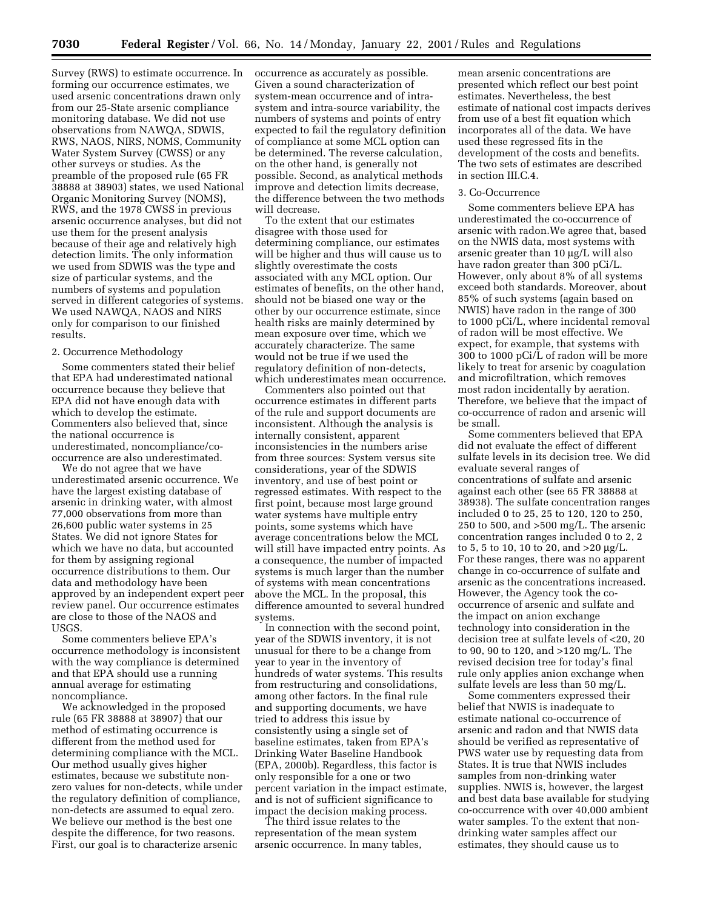Survey (RWS) to estimate occurrence. In forming our occurrence estimates, we used arsenic concentrations drawn only from our 25-State arsenic compliance monitoring database. We did not use observations from NAWQA, SDWIS, RWS, NAOS, NIRS, NOMS, Community Water System Survey (CWSS) or any other surveys or studies. As the preamble of the proposed rule (65 FR 38888 at 38903) states, we used National Organic Monitoring Survey (NOMS), RWS, and the 1978 CWSS in previous arsenic occurrence analyses, but did not use them for the present analysis because of their age and relatively high detection limits. The only information we used from SDWIS was the type and size of particular systems, and the numbers of systems and population served in different categories of systems. We used NAWQA, NAOS and NIRS only for comparison to our finished results.

### 2. Occurrence Methodology

Some commenters stated their belief that EPA had underestimated national occurrence because they believe that EPA did not have enough data with which to develop the estimate. Commenters also believed that, since the national occurrence is underestimated, noncompliance/co-occurrence are also underestimated.

We do not agree that we have underestimated arsenic occurrence. We have the largest existing database of arsenic in drinking water, with almost 77,000 observations from more than 26,600 public water systems in 25 States. We did not ignore States for which we have no data, but accounted for them by assigning regional occurrence distributions to them. Our data and methodology have been approved by an independent expert peer review panel. Our occurrence estimates are close to those of the NAOS and USGS.

Some commenters believe EPA's occurrence methodology is inconsistent with the way compliance is determined and that EPA should use a running annual average for estimating noncompliance.

We acknowledged in the proposed rule (65 FR 38888 at 38907) that our method of estimating occurrence is different from the method used for determining compliance with the MCL. Our method usually gives higher estimates, because we substitute non-zero values for non-detects, while under the regulatory definition of compliance, non-detects are assumed to equal zero. We believe our method is the best one despite the difference, for two reasons. First, our goal is to characterize arsenic occurrence as accurately as possible. Given a sound characterization of system-mean occurrence and of intra-system and intra-source variability, the numbers of systems and points of entry expected to fail the regulatory definition of compliance at some MCL option can be determined. The reverse calculation, on the other hand, is generally not possible. Second, as analytical methods improve and detection limits decrease, the difference between the two methods will decrease.

To the extent that our estimates disagree with those used for determining compliance, our estimates will be higher and thus will cause us to slightly overestimate the costs associated with any MCL option. Our estimates of benefits, on the other hand, should not be biased one way or the other by our occurrence estimate, since health risks are mainly determined by mean exposure over time, which we accurately characterize. The same would not be true if we used the regulatory definition of non-detects, which underestimates mean occurrence.

Commenters also pointed out that occurrence estimates in different parts of the rule and support documents are inconsistent. Although the analysis is internally consistent, apparent inconsistencies in the numbers arise from three sources: System versus site considerations, year of the SDWIS inventory, and use of best point or regressed estimates. With respect to the first point, because most large ground water systems have multiple entry points, some systems which have average concentrations below the MCL will still have impacted entry points. As a consequence, the number of impacted systems is much larger than the number of systems with mean concentrations above the MCL. In the proposal, this difference amounted to several hundred systems.

In connection with the second point, year of the SDWIS inventory, it is not unusual for there to be a change from year to year in the inventory of hundreds of water systems. This results from restructuring and consolidations, among other factors. In the final rule and supporting documents, we have tried to address this issue by consistently using a single set of baseline estimates, taken from EPA's Drinking Water Baseline Handbook (EPA, 2000b). Regardless, this factor is only responsible for a one or two percent variation in the impact estimate, and is not of sufficient significance to impact the decision making process.

The third issue relates to the representation of the mean system arsenic occurrence. In many tables, mean arsenic concentrations are presented which reflect our best point estimates. Nevertheless, the best estimate of national cost impacts derives from use of a best fit equation which incorporates all of the data. We have used these regressed fits in the development of the costs and benefits. The two sets of estimates are described in section III.C.4.

### 3. Co-Occurrence

Some commenters believe EPA has underestimated the co-occurrence of arsenic with radon.We agree that, based on the NWIS data, most systems with arsenic greater than 10 μg/L will also have radon greater than 300 pCi/L. However, only about 8% of all systems exceed both standards. Moreover, about 85% of such systems (again based on NWIS) have radon in the range of 300 to 1000 pCi/L, where incidental removal of radon will be most effective. We expect, for example, that systems with 300 to 1000 pCi/L of radon will be more likely to treat for arsenic by coagulation and microfiltration, which removes most radon incidentally by aeration. Therefore, we believe that the impact of co-occurrence of radon and arsenic will be small.

Some commenters believed that EPA did not evaluate the effect of different sulfate levels in its decision tree. We did evaluate several ranges of concentrations of sulfate and arsenic against each other (see 65 FR 38888 at 38938). The sulfate concentration ranges included 0 to 25, 25 to 120, 120 to 250, 250 to 500, and >500 mg/L. The arsenic concentration ranges included 0 to 2, 2 to 5, 5 to 10, 10 to 20, and >20 μg/L. For these ranges, there was no apparent change in co-occurrence of sulfate and arsenic as the concentrations increased. However, the Agency took the co-occurrence of arsenic and sulfate and the impact on anion exchange technology into consideration in the decision tree at sulfate levels of <20, 20 to 90, 90 to 120, and >120 mg/L. The revised decision tree for today's final rule only applies anion exchange when sulfate levels are less than 50 mg/L.

Some commenters expressed their belief that NWIS is inadequate to estimate national co-occurrence of arsenic and radon and that NWIS data should be verified as representative of PWS water use by requesting data from States. It is true that NWIS includes samples from non-drinking water supplies. NWIS is, however, the largest and best data base available for studying co-occurrence with over 40,000 ambient water samples. To the extent that non-drinking water samples affect our estimates, they should cause us to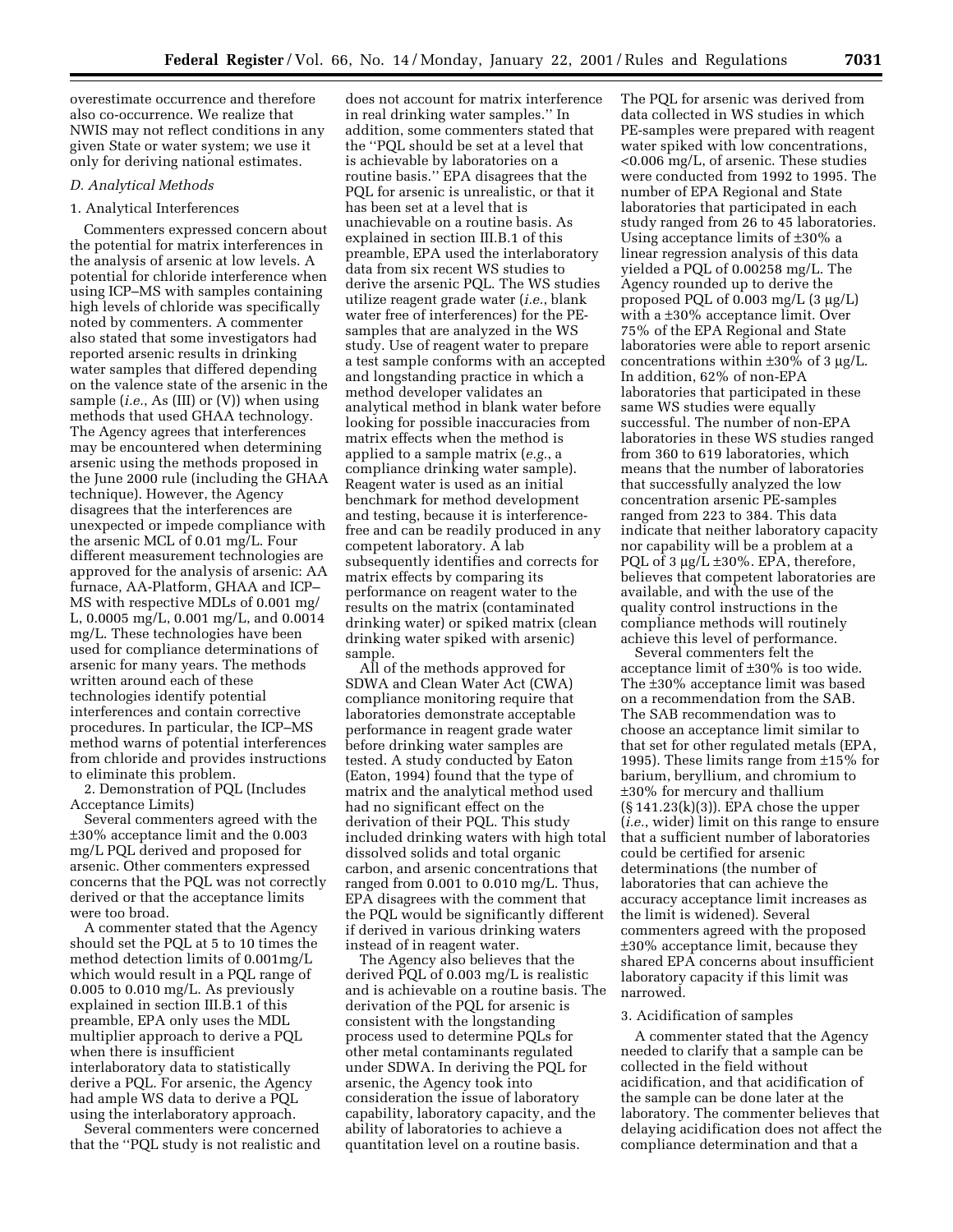overestimate occurrence and therefore also co-occurrence. We realize that NWIS may not reflect conditions in any given State or water system; we use it only for deriving national estimates.

### *D. Analytical Methods*

1. Analytical Interferences

Commenters expressed concern about the potential for matrix interferences in the analysis of arsenic at low levels. A potential for chloride interference when using ICP–MS with samples containing high levels of chloride was specifically noted by commenters. A commenter also stated that some investigators had reported arsenic results in drinking water samples that differed depending on the valence state of the arsenic in the sample (*i.e.*, As (III) or (V)) when using methods that used GHAA technology. The Agency agrees that interferences may be encountered when determining arsenic using the methods proposed in the June 2000 rule (including the GHAA technique). However, the Agency disagrees that the interferences are unexpected or impede compliance with the arsenic MCL of 0.01 mg/L. Four different measurement technologies are approved for the analysis of arsenic: AA furnace, AA-Platform, GHAA and ICP–MS with respective MDLs of 0.001 mg/L, 0.0005 mg/L, 0.001 mg/L, and 0.0014 mg/L. These technologies have been used for compliance determinations of arsenic for many years. The methods written around each of these technologies identify potential interferences and contain corrective procedures. In particular, the ICP–MS method warns of potential interferences from chloride and provides instructions to eliminate this problem.

2. Demonstration of PQL (Includes Acceptance Limits)

Several commenters agreed with the ±30% acceptance limit and the 0.003 mg/L PQL derived and proposed for arsenic. Other commenters expressed concerns that the PQL was not correctly derived or that the acceptance limits were too broad.

A commenter stated that the Agency should set the PQL at 5 to 10 times the method detection limits of 0.001mg/L which would result in a PQL range of 0.005 to 0.010 mg/L. As previously explained in section III.B.1 of this preamble, EPA only uses the MDL multiplier approach to derive a PQL when there is insufficient interlaboratory data to statistically derive a PQL. For arsenic, the Agency had ample WS data to derive a PQL using the interlaboratory approach.

Several commenters were concerned that the "PQL study is not realistic and does not account for matrix interference in real drinking water samples." In addition, some commenters stated that the "PQL should be set at a level that is achievable by laboratories on a routine basis." EPA disagrees that the PQL for arsenic is unrealistic, or that it has been set at a level that is unachievable on a routine basis. As explained in section III.B.1 of this preamble, EPA used the interlaboratory data from six recent WS studies to derive the arsenic PQL. The WS studies utilize reagent grade water (*i.e.*, blank water free of interferences) for the PE-samples that are analyzed in the WS study. Use of reagent water to prepare a test sample conforms with an accepted and longstanding practice in which a method developer validates an analytical method in blank water before looking for possible inaccuracies from matrix effects when the method is applied to a sample matrix (*e.g.*, a compliance drinking water sample). Reagent water is used as an initial benchmark for method development and testing, because it is interference-free and can be readily produced in any competent laboratory. A lab subsequently identifies and corrects for matrix effects by comparing its performance on reagent water to the results on the matrix (contaminated drinking water) or spiked matrix (clean drinking water spiked with arsenic) sample.

All of the methods approved for SDWA and Clean Water Act (CWA) compliance monitoring require that laboratories demonstrate acceptable performance in reagent grade water before drinking water samples are tested. A study conducted by Eaton (Eaton, 1994) found that the type of matrix and the analytical method used had no significant effect on the derivation of their PQL. This study included drinking waters with high total dissolved solids and total organic carbon, and arsenic concentrations that ranged from 0.001 to 0.010 mg/L. Thus, EPA disagrees with the comment that the PQL would be significantly different if derived in various drinking waters instead of in reagent water.

The Agency also believes that the derived PQL of 0.003 mg/L is realistic and is achievable on a routine basis. The derivation of the PQL for arsenic is consistent with the longstanding process used to determine PQLs for other metal contaminants regulated under SDWA. In deriving the PQL for arsenic, the Agency took into consideration the issue of laboratory capability, laboratory capacity, and the ability of laboratories to achieve a quantitation level on a routine basis. The PQL for arsenic was derived from data collected in WS studies in which PE-samples were prepared with reagent water spiked with low concentrations, <0.006 mg/L, of arsenic. These studies were conducted from 1992 to 1995. The number of EPA Regional and State laboratories that participated in each study ranged from 26 to 45 laboratories. Using acceptance limits of ±30% a linear regression analysis of this data yielded a PQL of 0.00258 mg/L. The Agency rounded up to derive the proposed PQL of 0.003 mg/L (3 μg/L) with a ±30% acceptance limit. Over 75% of the EPA Regional and State laboratories were able to report arsenic concentrations within ±30% of 3 μg/L. In addition, 62% of non-EPA laboratories that participated in these same WS studies were equally successful. The number of non-EPA laboratories in these WS studies ranged from 360 to 619 laboratories, which means that the number of laboratories that successfully analyzed the low concentration arsenic PE-samples ranged from 223 to 384. This data indicate that neither laboratory capacity nor capability will be a problem at a PQL of 3 μg/L ±30%. EPA, therefore, believes that competent laboratories are available, and with the use of the quality control instructions in the compliance methods will routinely achieve this level of performance.

Several commenters felt the acceptance limit of ±30% is too wide. The ±30% acceptance limit was based on a recommendation from the SAB. The SAB recommendation was to choose an acceptance limit similar to that set for other regulated metals (EPA, 1995). These limits range from ±15% for barium, beryllium, and chromium to ±30% for mercury and thallium (§ 141.23(k)(3)). EPA chose the upper (*i.e.*, wider) limit on this range to ensure that a sufficient number of laboratories could be certified for arsenic determinations (the number of laboratories that can achieve the accuracy acceptance limit increases as the limit is widened). Several commenters agreed with the proposed ±30% acceptance limit, because they shared EPA concerns about insufficient laboratory capacity if this limit was narrowed.

3. Acidification of samples

A commenter stated that the Agency needed to clarify that a sample can be collected in the field without acidification, and that acidification of the sample can be done later at the laboratory. The commenter believes that delaying acidification does not affect the compliance determination and that a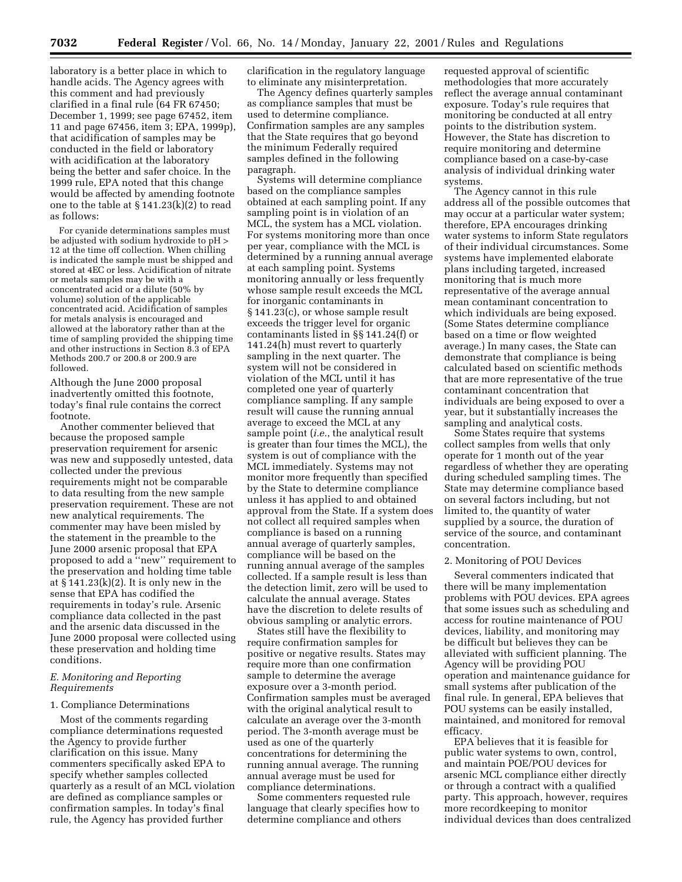laboratory is a better place in which to handle acids. The Agency agrees with this comment and had previously clarified in a final rule (64 FR 67450; December 1, 1999; see page 67452, item 11 and page 67456, item 3; EPA, 1999p), that acidification of samples may be conducted in the field or laboratory with acidification at the laboratory being the better and safer choice. In the 1999 rule, EPA noted that this change would be affected by amending footnote one to the table at § 141.23(k)(2) to read as follows:

> For cyanide determinations samples must be adjusted with sodium hydroxide to pH > 12 at the time off collection. When chilling is indicated the sample must be shipped and stored at 4EC or less. Acidification of nitrate or metals samples may be with a concentrated acid or a dilute (50% by volume) solution of the applicable concentrated acid. Acidification of samples for metals analysis is encouraged and allowed at the laboratory rather than at the time of sampling provided the shipping time and other instructions in Section 8.3 of EPA Methods 200.7 or 200.8 or 200.9 are followed.

Although the June 2000 proposal inadvertently omitted this footnote, today's final rule contains the correct footnote.

Another commenter believed that because the proposed sample preservation requirement for arsenic was new and supposedly untested, data collected under the previous requirements might not be comparable to data resulting from the new sample preservation requirement. These are not new analytical requirements. The commenter may have been misled by the statement in the preamble to the June 2000 arsenic proposal that EPA proposed to add a ''new'' requirement to the preservation and holding time table at § 141.23(k)(2). It is only new in the sense that EPA has codified the requirements in today's rule. Arsenic compliance data collected in the past and the arsenic data discussed in the June 2000 proposal were collected using these preservation and holding time conditions.

### *E. Monitoring and Reporting Requirements*

#### 1. Compliance Determinations

Most of the comments regarding compliance determinations requested the Agency to provide further clarification on this issue. Many commenters specifically asked EPA to specify whether samples collected quarterly as a result of an MCL violation are defined as compliance samples or confirmation samples. In today's final rule, the Agency has provided further clarification in the regulatory language to eliminate any misinterpretation.

The Agency defines quarterly samples as compliance samples that must be used to determine compliance. Confirmation samples are any samples that the State requires that go beyond the minimum Federally required samples defined in the following paragraph.

Systems will determine compliance based on the compliance samples obtained at each sampling point. If any sampling point is in violation of an MCL, the system has a MCL violation. For systems monitoring more than once per year, compliance with the MCL is determined by a running annual average at each sampling point. Systems monitoring annually or less frequently whose sample result exceeds the MCL for inorganic contaminants in § 141.23(c), or whose sample result exceeds the trigger level for organic contaminants listed in §§ 141.24(f) or 141.24(h) must revert to quarterly sampling in the next quarter. The system will not be considered in violation of the MCL until it has completed one year of quarterly compliance sampling. If any sample result will cause the running annual average to exceed the MCL at any sample point (*i.e.*, the analytical result is greater than four times the MCL), the system is out of compliance with the MCL immediately. Systems may not monitor more frequently than specified by the State to determine compliance unless it has applied to and obtained approval from the State. If a system does not collect all required samples when compliance is based on a running annual average of quarterly samples, compliance will be based on the running annual average of the samples collected. If a sample result is less than the detection limit, zero will be used to calculate the annual average. States have the discretion to delete results of obvious sampling or analytic errors.

States still have the flexibility to require confirmation samples for positive or negative results. States may require more than one confirmation sample to determine the average exposure over a 3-month period. Confirmation samples must be averaged with the original analytical result to calculate an average over the 3-month period. The 3-month average must be used as one of the quarterly concentrations for determining the running annual average. The running annual average must be used for compliance determinations.

Some commenters requested rule language that clearly specifies how to determine compliance and others requested approval of scientific methodologies that more accurately reflect the average annual contaminant exposure. Today's rule requires that monitoring be conducted at all entry points to the distribution system. However, the State has discretion to require monitoring and determine compliance based on a case-by-case analysis of individual drinking water systems.

The Agency cannot in this rule address all of the possible outcomes that may occur at a particular water system; therefore, EPA encourages drinking water systems to inform State regulators of their individual circumstances. Some systems have implemented elaborate plans including targeted, increased monitoring that is much more representative of the average annual mean contaminant concentration to which individuals are being exposed. (Some States determine compliance based on a time or flow weighted average.) In many cases, the State can demonstrate that compliance is being calculated based on scientific methods that are more representative of the true contaminant concentration that individuals are being exposed to over a year, but it substantially increases the sampling and analytical costs.

Some States require that systems collect samples from wells that only operate for 1 month out of the year regardless of whether they are operating during scheduled sampling times. The State may determine compliance based on several factors including, but not limited to, the quantity of water supplied by a source, the duration of service of the source, and contaminant concentration.

#### 2. Monitoring of POU Devices

Several commenters indicated that there will be many implementation problems with POU devices. EPA agrees that some issues such as scheduling and access for routine maintenance of POU devices, liability, and monitoring may be difficult but believes they can be alleviated with sufficient planning. The Agency will be providing POU operation and maintenance guidance for small systems after publication of the final rule. In general, EPA believes that POU systems can be easily installed, maintained, and monitored for removal efficacy.

EPA believes that it is feasible for public water systems to own, control, and maintain POE/POU devices for arsenic MCL compliance either directly or through a contract with a qualified party. This approach, however, requires more recordkeeping to monitor individual devices than does centralized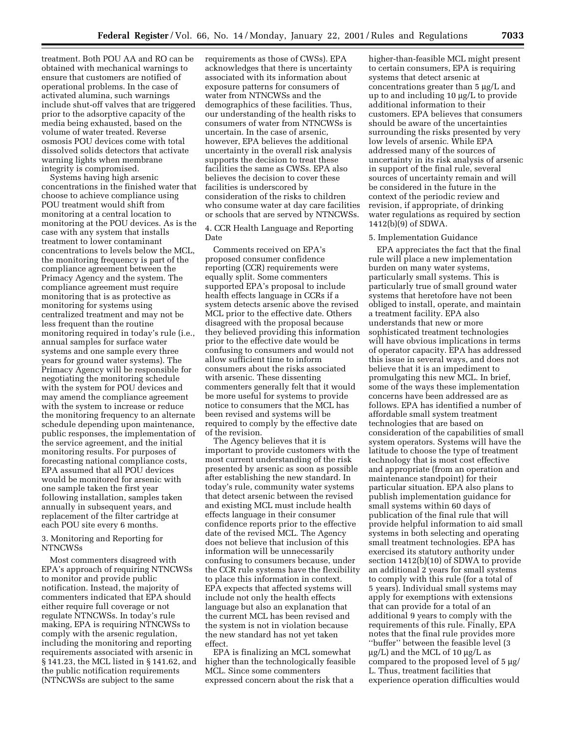treatment. Both POU AA and RO can be obtained with mechanical warnings to ensure that customers are notified of operational problems. In the case of activated alumina, such warnings include shut-off valves that are triggered prior to the adsorptive capacity of the media being exhausted, based on the volume of water treated. Reverse osmosis POU devices come with total dissolved solids detectors that activate warning lights when membrane integrity is compromised.

Systems having high arsenic concentrations in the finished water that choose to achieve compliance using POU treatment would shift from monitoring at a central location to monitoring at the POU devices. As is the case with any system that installs treatment to lower contaminant concentrations to levels below the MCL, the monitoring frequency is part of the compliance agreement between the Primacy Agency and the system. The compliance agreement must require monitoring that is as protective as monitoring for systems using centralized treatment and may not be less frequent than the routine monitoring required in today's rule (i.e., annual samples for surface water systems and one sample every three years for ground water systems). The Primacy Agency will be responsible for negotiating the monitoring schedule with the system for POU devices and may amend the compliance agreement with the system to increase or reduce the monitoring frequency to an alternate schedule depending upon maintenance, public responses, the implementation of the service agreement, and the initial monitoring results. For purposes of forecasting national compliance costs, EPA assumed that all POU devices would be monitored for arsenic with one sample taken the first year following installation, samples taken annually in subsequent years, and replacement of the filter cartridge at each POU site every 6 months.

3. Monitoring and Reporting for NTNCWSs

Most commenters disagreed with EPA's approach of requiring NTNCWSs to monitor and provide public notification. Instead, the majority of commenters indicated that EPA should either require full coverage or not regulate NTNCWSs. In today's rule making, EPA is requiring NTNCWSs to comply with the arsenic regulation, including the monitoring and reporting requirements associated with arsenic in § 141.23, the MCL listed in § 141.62, and the public notification requirements (NTNCWSs are subject to the same requirements as those of CWSs). EPA acknowledges that there is uncertainty associated with its information about exposure patterns for consumers of water from NTNCWSs and the demographics of these facilities. Thus, our understanding of the health risks to consumers of water from NTNCWSs is uncertain. In the case of arsenic, however, EPA believes the additional uncertainty in the overall risk analysis supports the decision to treat these facilities the same as CWSs. EPA also believes the decision to cover these facilities is underscored by consideration of the risks to children who consume water at day care facilities or schools that are served by NTNCWSs.

4. CCR Health Language and Reporting Date

Comments received on EPA's proposed consumer confidence reporting (CCR) requirements were equally split. Some commenters supported EPA's proposal to include health effects language in CCRs if a system detects arsenic above the revised MCL prior to the effective date. Others disagreed with the proposal because they believed providing this information prior to the effective date would be confusing to consumers and would not allow sufficient time to inform consumers about the risks associated with arsenic. These dissenting commenters generally felt that it would be more useful for systems to provide notice to consumers that the MCL has been revised and systems will be required to comply by the effective date of the revision.

The Agency believes that it is important to provide customers with the most current understanding of the risk presented by arsenic as soon as possible after establishing the new standard. In today's rule, community water systems that detect arsenic between the revised and existing MCL must include health effects language in their consumer confidence reports prior to the effective date of the revised MCL. The Agency does not believe that inclusion of this information will be unnecessarily confusing to consumers because, under the CCR rule systems have the flexibility to place this information in context. EPA expects that affected systems will include not only the health effects language but also an explanation that the current MCL has been revised and the system is not in violation because the new standard has not yet taken effect.

EPA is finalizing an MCL somewhat higher than the technologically feasible MCL. Since some commenters expressed concern about the risk that a higher-than-feasible MCL might present to certain consumers, EPA is requiring systems that detect arsenic at concentrations greater than 5 μg/L and up to and including 10 μg/L to provide additional information to their customers. EPA believes that consumers should be aware of the uncertainties surrounding the risks presented by very low levels of arsenic. While EPA addressed many of the sources of uncertainty in its risk analysis of arsenic in support of the final rule, several sources of uncertainty remain and will be considered in the future in the context of the periodic review and revision, if appropriate, of drinking water regulations as required by section 1412(b)(9) of SDWA.

5. Implementation Guidance

EPA appreciates the fact that the final rule will place a new implementation burden on many water systems, particularly small systems. This is particularly true of small ground water systems that heretofore have not been obliged to install, operate, and maintain a treatment facility. EPA also understands that new or more sophisticated treatment technologies will have obvious implications in terms of operator capacity. EPA has addressed this issue in several ways, and does not believe that it is an impediment to promulgating this new MCL. In brief, some of the ways these implementation concerns have been addressed are as follows. EPA has identified a number of affordable small system treatment technologies that are based on consideration of the capabilities of small system operators. Systems will have the latitude to choose the type of treatment technology that is most cost effective and appropriate (from an operation and maintenance standpoint) for their particular situation. EPA also plans to publish implementation guidance for small systems within 60 days of publication of the final rule that will provide helpful information to aid small systems in both selecting and operating small treatment technologies. EPA has exercised its statutory authority under section 1412(b)(10) of SDWA to provide an additional 2 years for small systems to comply with this rule (for a total of 5 years). Individual small systems may apply for exemptions with extensions that can provide for a total of an additional 9 years to comply with the requirements of this rule. Finally, EPA notes that the final rule provides more "buffer" between the feasible level (3 μg/L) and the MCL of 10 μg/L as compared to the proposed level of 5 μg/L. Thus, treatment facilities that experience operation difficulties would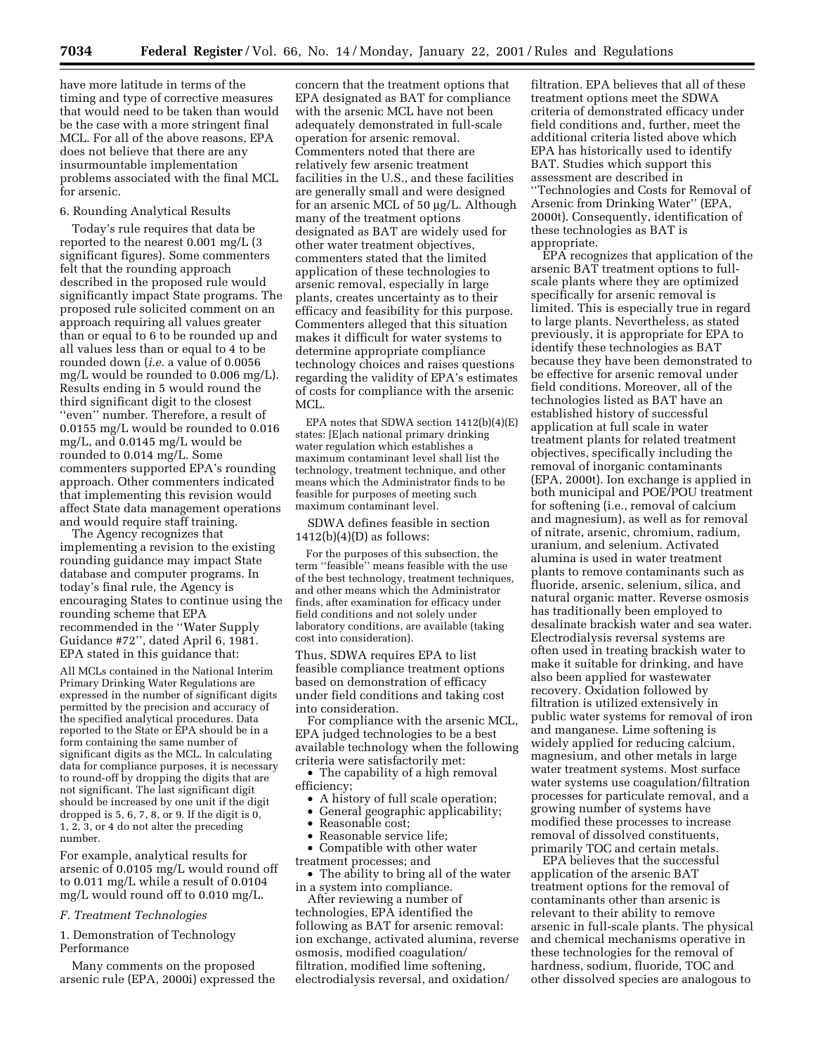have more latitude in terms of the timing and type of corrective measures that would need to be taken than would be the case with a more stringent final MCL. For all of the above reasons, EPA does not believe that there are any insurmountable implementation problems associated with the final MCL for arsenic.

6. Rounding Analytical Results

Today's rule requires that data be reported to the nearest 0.001 mg/L (3 significant figures). Some commenters felt that the rounding approach described in the proposed rule would significantly impact State programs. The proposed rule solicited comment on an approach requiring all values greater than or equal to 6 to be rounded up and all values less than or equal to 4 to be rounded down (*i.e.* a value of 0.0056 mg/L would be rounded to 0.006 mg/L). Results ending in 5 would round the third significant digit to the closest ''even'' number. Therefore, a result of 0.0155 mg/L would be rounded to 0.016 mg/L, and 0.0145 mg/L would be rounded to 0.014 mg/L. Some commenters supported EPA's rounding approach. Other commenters indicated that implementing this revision would affect State data management operations and would require staff training.

The Agency recognizes that implementing a revision to the existing rounding guidance may impact State database and computer programs. In today's final rule, the Agency is encouraging States to continue using the rounding scheme that EPA recommended in the ''Water Supply Guidance #72'', dated April 6, 1981. EPA stated in this guidance that:

> All MCLs contained in the National Interim Primary Drinking Water Regulations are expressed in the number of significant digits permitted by the precision and accuracy of the specified analytical procedures. Data reported to the State or EPA should be in a form containing the same number of significant digits as the MCL. In calculating data for compliance purposes, it is necessary to round-off by dropping the digits that are not significant. The last significant digit should be increased by one unit if the digit dropped is 5, 6, 7, 8, or 9. If the digit is 0, 1, 2, 3, or 4 do not alter the preceding number.

For example, analytical results for arsenic of 0.0105 mg/L would round off to 0.011 mg/L while a result of 0.0104 mg/L would round off to 0.010 mg/L.

## *F. Treatment Technologies*

### 1. Demonstration of Technology Performance

Many comments on the proposed arsenic rule (EPA, 2000i) expressed the concern that the treatment options that EPA designated as BAT for compliance with the arsenic MCL have not been adequately demonstrated in full-scale operation for arsenic removal. Commenters noted that there are relatively few arsenic treatment facilities in the U.S., and these facilities are generally small and were designed for an arsenic MCL of 50 µg/L. Although many of the treatment options designated as BAT are widely used for other water treatment objectives, commenters stated that the limited application of these technologies to arsenic removal, especially in large plants, creates uncertainty as to their efficacy and feasibility for this purpose. Commenters alleged that this situation makes it difficult for water systems to determine appropriate compliance technology choices and raises questions regarding the validity of EPA's estimates of costs for compliance with the arsenic MCL.

> EPA notes that SDWA section 1412(b)(4)(E) states: [E]ach national primary drinking water regulation which establishes a maximum contaminant level shall list the technology, treatment technique, and other means which the Administrator finds to be feasible for purposes of meeting such maximum contaminant level.

SDWA defines feasible in section 1412(b)(4)(D) as follows:

> For the purposes of this subsection, the term ''feasible'' means feasible with the use of the best technology, treatment techniques, and other means which the Administrator finds, after examination for efficacy under field conditions and not solely under laboratory conditions, are available (taking cost into consideration).

Thus, SDWA requires EPA to list feasible compliance treatment options based on demonstration of efficacy under field conditions and taking cost into consideration.

For compliance with the arsenic MCL, EPA judged technologies to be a best available technology when the following criteria were satisfactorily met:

- The capability of a high removal efficiency;
- A history of full scale operation;
- General geographic applicability;
- Reasonable cost;
- Reasonable service life;
- Compatible with other water treatment processes; and
- The ability to bring all of the water in a system into compliance.

After reviewing a number of technologies, EPA identified the following as BAT for arsenic removal: ion exchange, activated alumina, reverse osmosis, modified coagulation/filtration, modified lime softening, electrodialysis reversal, and oxidation/filtration. EPA believes that all of these treatment options meet the SDWA criteria of demonstrated efficacy under field conditions and, further, meet the additional criteria listed above which EPA has historically used to identify BAT. Studies which support this assessment are described in ''Technologies and Costs for Removal of Arsenic from Drinking Water'' (EPA, 2000t). Consequently, identification of these technologies as BAT is appropriate.

EPA recognizes that application of the arsenic BAT treatment options to full-scale plants where they are optimized specifically for arsenic removal is limited. This is especially true in regard to large plants. Nevertheless, as stated previously, it is appropriate for EPA to identify these technologies as BAT because they have been demonstrated to be effective for arsenic removal under field conditions. Moreover, all of the technologies listed as BAT have an established history of successful application at full scale in water treatment plants for related treatment objectives, specifically including the removal of inorganic contaminants (EPA, 2000t). Ion exchange is applied in both municipal and POE/POU treatment for softening (i.e., removal of calcium and magnesium), as well as for removal of nitrate, arsenic, chromium, radium, uranium, and selenium. Activated alumina is used in water treatment plants to remove contaminants such as fluoride, arsenic, selenium, silica, and natural organic matter. Reverse osmosis has traditionally been employed to desalinate brackish water and sea water. Electrodialysis reversal systems are often used in treating brackish water to make it suitable for drinking, and have also been applied for wastewater recovery. Oxidation followed by filtration is utilized extensively in public water systems for removal of iron and manganese. Lime softening is widely applied for reducing calcium, magnesium, and other metals in large water treatment systems. Most surface water systems use coagulation/filtration processes for particulate removal, and a growing number of systems have modified these processes to increase removal of dissolved constituents, primarily TOC and certain metals.

EPA believes that the successful application of the arsenic BAT treatment options for the removal of contaminants other than arsenic is relevant to their ability to remove arsenic in full-scale plants. The physical and chemical mechanisms operative in these technologies for the removal of hardness, sodium, fluoride, TOC and other dissolved species are analogous to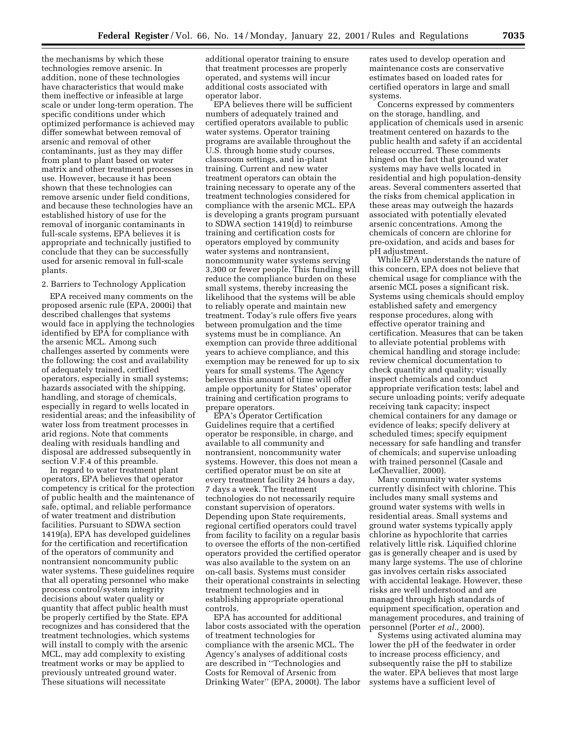the mechanisms by which these technologies remove arsenic. In addition, none of these technologies have characteristics that would make them ineffective or infeasible at large scale or under long-term operation. The specific conditions under which optimized performance is achieved may differ somewhat between removal of arsenic and removal of other contaminants, just as they may differ from plant to plant based on water matrix and other treatment processes in use. However, because it has been shown that these technologies can remove arsenic under field conditions, and because these technologies have an established history of use for the removal of inorganic contaminants in full-scale systems, EPA believes it is appropriate and technically justified to conclude that they can be successfully used for arsenic removal in full-scale plants.

2. Barriers to Technology Application

EPA received many comments on the proposed arsenic rule (EPA, 2000i) that described challenges that systems would face in applying the technologies identified by EPA for compliance with the arsenic MCL. Among such challenges asserted by comments were the following: the cost and availability of adequately trained, certified operators, especially in small systems; hazards associated with the shipping, handling, and storage of chemicals, especially in regard to wells located in residential areas; and the infeasibility of water loss from treatment processes in arid regions. Note that comments dealing with residuals handling and disposal are addressed subsequently in section V.F.4 of this preamble.

In regard to water treatment plant operators, EPA believes that operator competency is critical for the protection of public health and the maintenance of safe, optimal, and reliable performance of water treatment and distribution facilities. Pursuant to SDWA section 1419(a), EPA has developed guidelines for the certification and recertification of the operators of community and nontransient noncommunity public water systems. These guidelines require that all operating personnel who make process control/system integrity decisions about water quality or quantity that affect public health must be properly certified by the State. EPA recognizes and has considered that the treatment technologies, which systems will install to comply with the arsenic MCL, may add complexity to existing treatment works or may be applied to previously untreated ground water. These situations will necessitate additional operator training to ensure that treatment processes are properly operated, and systems will incur additional costs associated with operator labor.

EPA believes there will be sufficient numbers of adequately trained and certified operators available to public water systems. Operator training programs are available throughout the U.S. through home study courses, classroom settings, and in-plant training. Current and new water treatment operators can obtain the training necessary to operate any of the treatment technologies considered for compliance with the arsenic MCL. EPA is developing a grants program pursuant to SDWA section 1419(d) to reimburse training and certification costs for operators employed by community water systems and nontransient, noncommunity water systems serving 3,300 or fewer people. This funding will reduce the compliance burden on these small systems, thereby increasing the likelihood that the systems will be able to reliably operate and maintain new treatment. Today's rule offers five years between promulgation and the time systems must be in compliance. An exemption can provide three additional years to achieve compliance, and this exemption may be renewed for up to six years for small systems. The Agency believes this amount of time will offer ample opportunity for States' operator training and certification programs to prepare operators.

EPA's Operator Certification Guidelines require that a certified operator be responsible, in charge, and available to all community and nontransient, noncommunity water systems. However, this does not mean a certified operator must be on site at every treatment facility 24 hours a day, 7 days a week. The treatment technologies do not necessarily require constant supervision of operators. Depending upon State requirements, regional certified operators could travel from facility to facility on a regular basis to oversee the efforts of the non-certified operators provided the certified operator was also available to the system on an on-call basis. Systems must consider their operational constraints in selecting treatment technologies and in establishing appropriate operational controls.

EPA has accounted for additional labor costs associated with the operation of treatment technologies for compliance with the arsenic MCL. The Agency's analyses of additional costs are described in "Technologies and Costs for Removal of Arsenic from Drinking Water" (EPA, 2000t). The labor rates used to develop operation and maintenance costs are conservative estimates based on loaded rates for certified operators in large and small systems.

Concerns expressed by commenters on the storage, handling, and application of chemicals used in arsenic treatment centered on hazards to the public health and safety if an accidental release occurred. These comments hinged on the fact that ground water systems may have wells located in residential and high population-density areas. Several commenters asserted that the risks from chemical application in these areas may outweigh the hazards associated with potentially elevated arsenic concentrations. Among the chemicals of concern are chlorine for pre-oxidation, and acids and bases for pH adjustment.

While EPA understands the nature of this concern, EPA does not believe that chemical usage for compliance with the arsenic MCL poses a significant risk. Systems using chemicals should employ established safety and emergency response procedures, along with effective operator training and certification. Measures that can be taken to alleviate potential problems with chemical handling and storage include: review chemical documentation to check quantity and quality; visually inspect chemicals and conduct appropriate verification tests; label and secure unloading points; verify adequate receiving tank capacity; inspect chemical containers for any damage or evidence of leaks; specify delivery at scheduled times; specify equipment necessary for safe handling and transfer of chemicals; and supervise unloading with trained personnel (Casale and LeChevallier, 2000).

Many community water systems currently disinfect with chlorine. This includes many small systems and ground water systems with wells in residential areas. Small systems and ground water systems typically apply chlorine as hypochlorite that carries relatively little risk. Liquified chlorine gas is generally cheaper and is used by many large systems. The use of chlorine gas involves certain risks associated with accidental leakage. However, these risks are well understood and are managed through high standards of equipment specification, operation and management procedures, and training of personnel (Porter *et al.,* 2000).

Systems using activated alumina may lower the pH of the feedwater in order to increase process efficiency, and subsequently raise the pH to stabilize the water. EPA believes that most large systems have a sufficient level of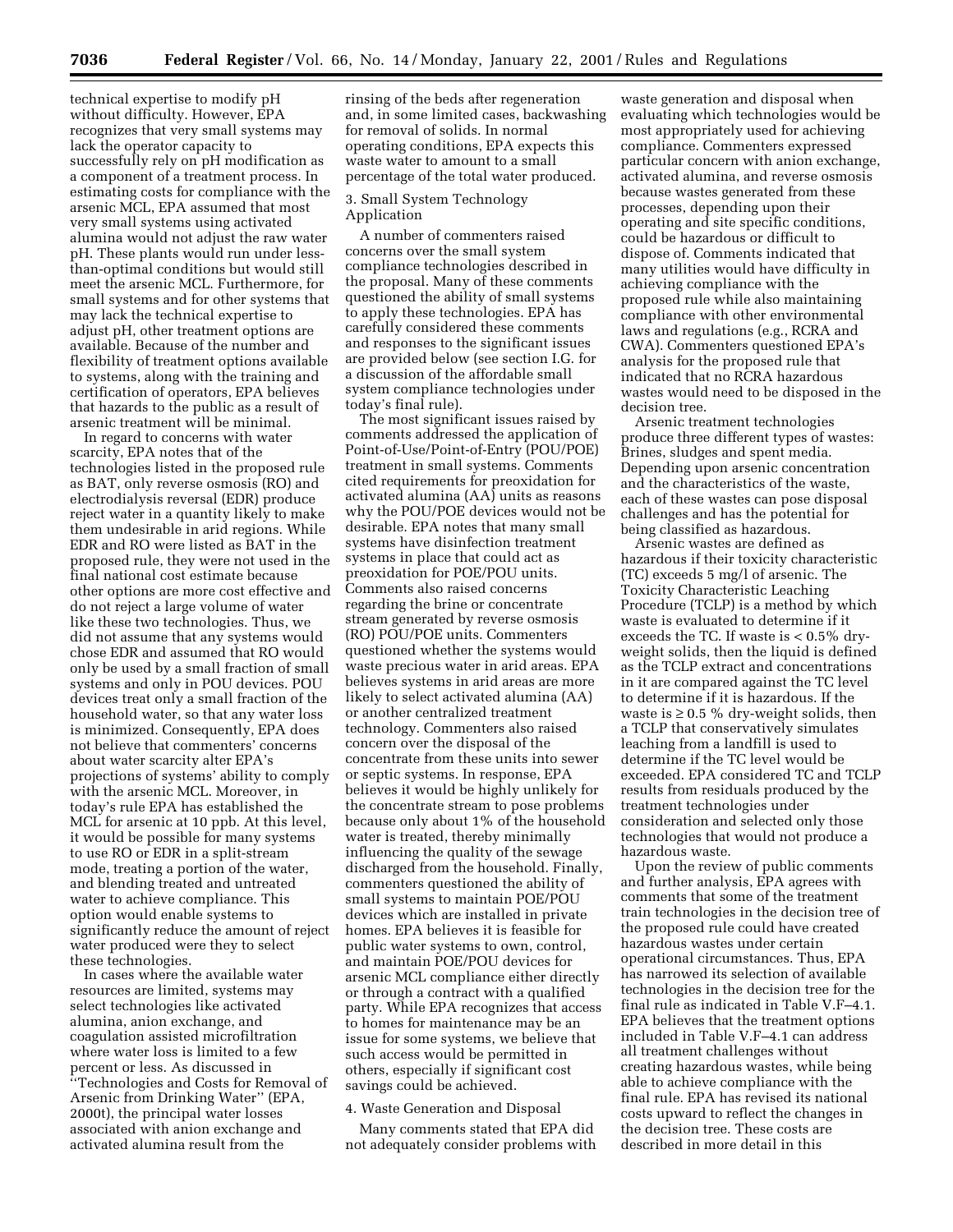technical expertise to modify pH without difficulty. However, EPA recognizes that very small systems may lack the operator capacity to successfully rely on pH modification as a component of a treatment process. In estimating costs for compliance with the arsenic MCL, EPA assumed that most very small systems using activated alumina would not adjust the raw water pH. These plants would run under less-than-optimal conditions but would still meet the arsenic MCL. Furthermore, for small systems and for other systems that may lack the technical expertise to adjust pH, other treatment options are available. Because of the number and flexibility of treatment options available to systems, along with the training and certification of operators, EPA believes that hazards to the public as a result of arsenic treatment will be minimal.

In regard to concerns with water scarcity, EPA notes that of the technologies listed in the proposed rule as BAT, only reverse osmosis (RO) and electrodialysis reversal (EDR) produce reject water in a quantity likely to make them undesirable in arid regions. While EDR and RO were listed as BAT in the proposed rule, they were not used in the final national cost estimate because other options are more cost effective and do not reject a large volume of water like these two technologies. Thus, we did not assume that any systems would chose EDR and assumed that RO would only be used by a small fraction of small systems and only in POU devices. POU devices treat only a small fraction of the household water, so that any water loss is minimized. Consequently, EPA does not believe that commenters' concerns about water scarcity alter EPA's projections of systems' ability to comply with the arsenic MCL. Moreover, in today's rule EPA has established the MCL for arsenic at 10 ppb. At this level, it would be possible for many systems to use RO or EDR in a split-stream mode, treating a portion of the water, and blending treated and untreated water to achieve compliance. This option would enable systems to significantly reduce the amount of reject water produced were they to select these technologies.

In cases where the available water resources are limited, systems may select technologies like activated alumina, anion exchange, and coagulation assisted microfiltration where water loss is limited to a few percent or less. As discussed in "Technologies and Costs for Removal of Arsenic from Drinking Water" (EPA, 2000t), the principal water losses associated with anion exchange and activated alumina result from the rinsing of the beds after regeneration and, in some limited cases, backwashing for removal of solids. In normal operating conditions, EPA expects this waste water to amount to a small percentage of the total water produced.

3. Small System Technology Application

A number of commenters raised concerns over the small system compliance technologies described in the proposal. Many of these comments questioned the ability of small systems to apply these technologies. EPA has carefully considered these comments and responses to the significant issues are provided below (see section I.G. for a discussion of the affordable small system compliance technologies under today's final rule).

The most significant issues raised by comments addressed the application of Point-of-Use/Point-of-Entry (POU/POE) treatment in small systems. Comments cited requirements for preoxidation for activated alumina (AA) units as reasons why the POU/POE devices would not be desirable. EPA notes that many small systems have disinfection treatment systems in place that could act as preoxidation for POE/POU units. Comments also raised concerns regarding the brine or concentrate stream generated by reverse osmosis (RO) POU/POE units. Commenters questioned whether the systems would waste precious water in arid areas. EPA believes systems in arid areas are more likely to select activated alumina (AA) or another centralized treatment technology. Commenters also raised concern over the disposal of the concentrate from these units into sewer or septic systems. In response, EPA believes it would be highly unlikely for the concentrate stream to pose problems because only about 1% of the household water is treated, thereby minimally influencing the quality of the sewage discharged from the household. Finally, commenters questioned the ability of small systems to maintain POE/POU devices which are installed in private homes. EPA believes it is feasible for public water systems to own, control, and maintain POE/POU devices for arsenic MCL compliance either directly or through a contract with a qualified party. While EPA recognizes that access to homes for maintenance may be an issue for some systems, we believe that such access would be permitted in others, especially if significant cost savings could be achieved.

4. Waste Generation and Disposal

Many comments stated that EPA did not adequately consider problems with waste generation and disposal when evaluating which technologies would be most appropriately used for achieving compliance. Commenters expressed particular concern with anion exchange, activated alumina, and reverse osmosis because wastes generated from these processes, depending upon their operating and site specific conditions, could be hazardous or difficult to dispose of. Comments indicated that many utilities would have difficulty in achieving compliance with the proposed rule while also maintaining compliance with other environmental laws and regulations (e.g., RCRA and CWA). Commenters questioned EPA's analysis for the proposed rule that indicated that no RCRA hazardous wastes would need to be disposed in the decision tree.

Arsenic treatment technologies produce three different types of wastes: Brines, sludges and spent media. Depending upon arsenic concentration and the characteristics of the waste, each of these wastes can pose disposal challenges and has the potential for being classified as hazardous.

Arsenic wastes are defined as hazardous if their toxicity characteristic (TC) exceeds 5 mg/l of arsenic. The Toxicity Characteristic Leaching Procedure (TCLP) is a method by which waste is evaluated to determine if it exceeds the TC. If waste is < 0.5% dry-weight solids, then the liquid is defined as the TCLP extract and concentrations in it are compared against the TC level to determine if it is hazardous. If the waste is ≥ 0.5 % dry-weight solids, then a TCLP that conservatively simulates leaching from a landfill is used to determine if the TC level would be exceeded. EPA considered TC and TCLP results from residuals produced by the treatment technologies under consideration and selected only those technologies that would not produce a hazardous waste.

Upon the review of public comments and further analysis, EPA agrees with comments that some of the treatment train technologies in the decision tree of the proposed rule could have created hazardous wastes under certain operational circumstances. Thus, EPA has narrowed its selection of available technologies in the decision tree for the final rule as indicated in Table V.F–4.1. EPA believes that the treatment options included in Table V.F–4.1 can address all treatment challenges without creating hazardous wastes, while being able to achieve compliance with the final rule. EPA has revised its national costs upward to reflect the changes in the decision tree. These costs are described in more detail in this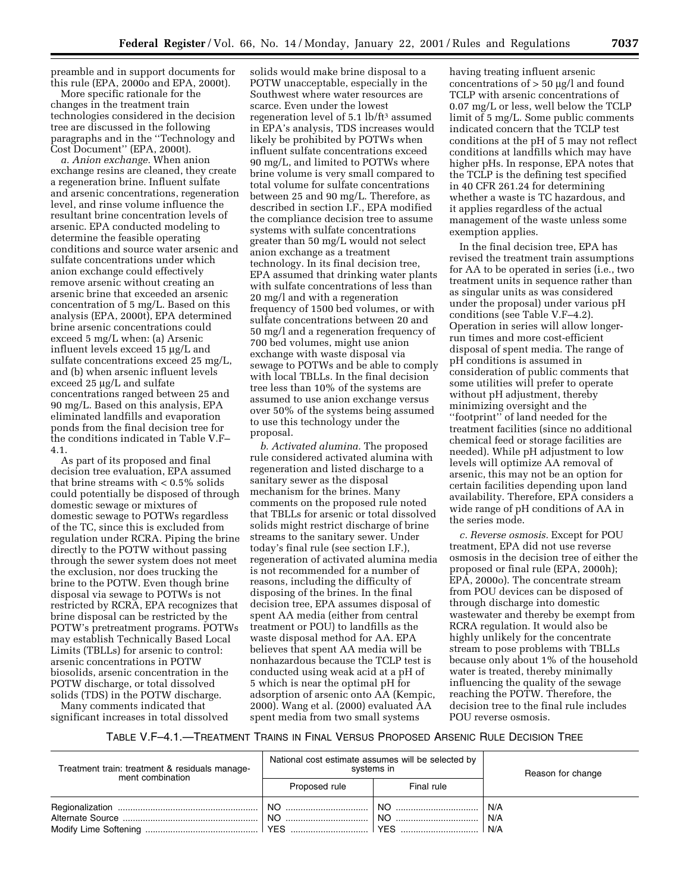preamble and in support documents for this rule (EPA, 2000o and EPA, 2000t).

More specific rationale for the changes in the treatment technologies considered in the decision tree are discussed in the following paragraphs and in the ''Technology and Cost Document'' (EPA, 2000t).

*a. Anion exchange.* When anion exchange resins are cleaned, they create a regeneration brine. Influent sulfate and arsenic concentrations, regeneration level, and rinse volume influence the resultant brine concentration levels of arsenic. EPA conducted modeling to determine the feasible operating conditions and source water arsenic and sulfate concentrations under which anion exchange could effectively remove arsenic without creating an arsenic brine that exceeded an arsenic concentration of 5 mg/L. Based on this analysis (EPA, 2000t), EPA determined brine arsenic concentrations could exceed 5 mg/L when: (a) Arsenic influent levels exceed 15 µg/L and sulfate concentrations exceed 25 mg/L, and (b) when arsenic influent levels exceed 25 µg/L and sulfate concentrations ranged between 25 and 90 mg/L. Based on this analysis, EPA eliminated landfills and evaporation ponds from the final decision tree for the conditions indicated in Table V.F–4.1.

As part of its proposed and final decision tree evaluation, EPA assumed that brine streams with < 0.5% solids could potentially be disposed of through domestic sewage or mixtures of domestic sewage to POTWs regardless of the TC, since this is excluded from regulation under RCRA. Piping the brine directly to the POTW without passing through the sewer system does not meet the exclusion, nor does trucking the brine to the POTW. Even though brine disposal via sewage to POTWs is not restricted by RCRA, EPA recognizes that brine disposal can be restricted by the POTW's pretreatment programs. POTWs may establish Technically Based Local Limits (TBLLs) for arsenic to control: arsenic concentrations in POTW biosolids, arsenic concentration in the POTW discharge, or total dissolved solids (TDS) in the POTW discharge.

Many comments indicated that significant increases in total dissolved solids would make brine disposal to a POTW unacceptable, especially in the Southwest where water resources are scarce. Even under the lowest regeneration level of 5.1 lb/ft$^3$ assumed in EPA's analysis, TDS increases would likely be prohibited by POTWs when influent sulfate concentrations exceed 90 mg/L, and limited to POTWs where brine volume is very small compared to total volume for sulfate concentrations between 25 and 90 mg/L. Therefore, as described in section I.F., EPA modified the compliance decision tree to assume systems with sulfate concentrations greater than 50 mg/L would not select anion exchange as a treatment technology. In its final decision tree, EPA assumed that drinking water plants with sulfate concentrations of less than 20 mg/l and with a regeneration frequency of 1500 bed volumes, or with sulfate concentrations between 20 and 50 mg/l and a regeneration frequency of 700 bed volumes, might use anion exchange with waste disposal via sewage to POTWs and be able to comply with local TBLLs. In the final decision tree less than 10% of the systems are assumed to use anion exchange versus over 50% of the systems being assumed to use this technology under the proposal.

*b. Activated alumina.* The proposed rule considered activated alumina with regeneration and listed discharge to a sanitary sewer as the disposal mechanism for the brines. Many comments on the proposed rule noted that TBLLs for arsenic or total dissolved solids might restrict discharge of brine streams to the sanitary sewer. Under today's final rule (see section I.F.), regeneration of activated alumina media is not recommended for a number of reasons, including the difficulty of disposing of the brines. In the final decision tree, EPA assumes disposal of spent AA media (either from central treatment or POU) to landfills as the waste disposal method for AA. EPA believes that spent AA media will be nonhazardous because the TCLP test is conducted using weak acid at a pH of 5 which is near the optimal pH for adsorption of arsenic onto AA (Kempic, 2000). Wang et al. (2000) evaluated AA spent media from two small systems having treating influent arsenic concentrations of > 50 µg/l and found TCLP with arsenic concentrations of 0.07 mg/l or less, well below the TCLP limit of 5 mg/L. Some public comments indicated concern that the TCLP test conditions at the pH of 5 may not reflect conditions at landfills which may have higher pHs. In response, EPA notes that the TCLP is the defining test specified in 40 CFR 261.24 for determining whether a waste is TC hazardous, and it applies regardless of the actual management of the waste unless some exemption applies.

In the final decision tree, EPA has revised the treatment train assumptions for AA to be operated in series (i.e., two treatment units in sequence rather than as singular units as was considered under the proposal) under various pH conditions (see Table V.F–4.2). Operation in series will allow longer-run times and more cost-efficient disposal of spent media. The range of pH conditions is assumed in consideration of public comments that some utilities will prefer to operate without pH adjustment, thereby minimizing oversight and the ''footprint'' of land needed for the treatment facilities (since no additional chemical feed or storage facilities are needed). While pH adjustment to low levels will optimize AA removal of arsenic, this may not be an option for certain facilities depending upon land availability. Therefore, EPA considers a wide range of pH conditions of AA in the series mode.

*c. Reverse osmosis.* Except for POU treatment, EPA did not use reverse osmosis in the decision tree of either the proposed or final rule (EPA, 2000h); EPA, 2000o). The concentrate stream from POU devices can be disposed of through discharge into domestic wastewater and thereby be exempt from RCRA regulation. It would also be highly unlikely for the concentrate stream to pose problems with TBLLs because only about 1% of the household water is treated, thereby minimally influencing the quality of the sewage reaching the POTW. Therefore, the decision tree to the final rule includes POU reverse osmosis.

TABLE V.F–4.1.—TREATMENT TRAINS IN FINAL VERSUS PROPOSED ARSENIC RULE DECISION TREE

| Treatment train: treatment & residuals management combination | National cost estimate assumes will be selected by systems in | | Reason for change |
|---|---|---|---|
| | Proposed rule | Final rule | |
| Regionalization | NO | NO | N/A |
| Alternate Source | NO | NO | N/A |
| Modify Lime Softening | YES | YES | N/A |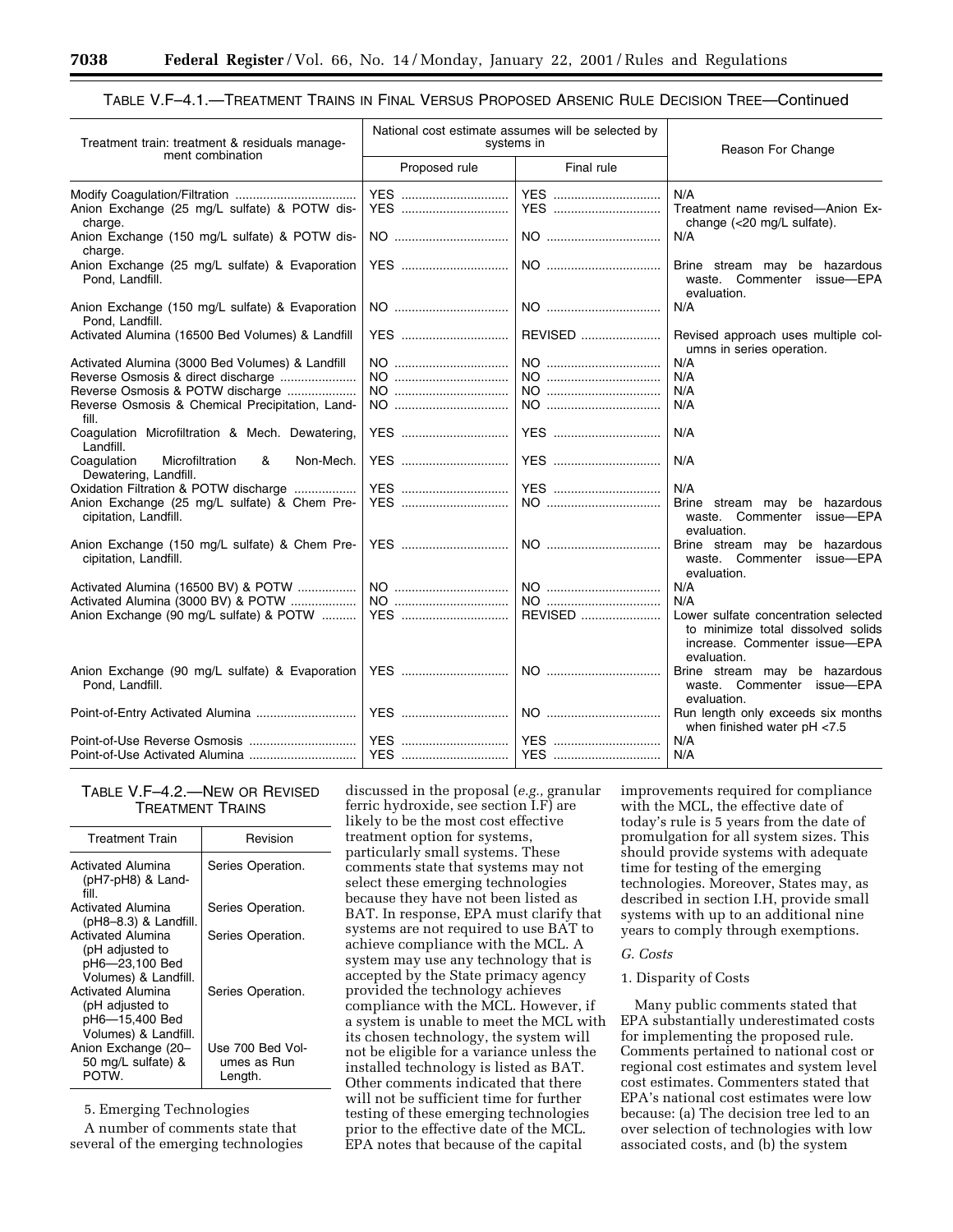TABLE V.F–4.1.—TREATMENT TRAINS IN FINAL VERSUS PROPOSED ARSENIC RULE DECISION TREE—Continued

| Treatment train: treatment & residuals management combination | National cost estimate assumes will be selected by systems in | | Reason For Change |
|---|---|---|---|
| | Proposed rule | Final rule | |
| Modify Coagulation/Filtration | YES | YES | N/A |
| Anion Exchange (25 mg/L sulfate) & POTW discharge. | YES | YES | Treatment name revised—Anion Exchange (<20 mg/L sulfate). |
| Anion Exchange (150 mg/L sulfate) & POTW discharge. | NO | NO | N/A |
| Anion Exchange (25 mg/L sulfate) & Evaporation Pond, Landfill. | YES | NO | Brine stream may be hazardous waste. Commenter issue—EPA evaluation. |
| Anion Exchange (150 mg/L sulfate) & Evaporation Pond, Landfill. | NO | NO | N/A |
| Activated Alumina (16500 Bed Volumes) & Landfill | YES | REVISED | Revised approach uses multiple columns in series operation. |
| Activated Alumina (3000 Bed Volumes) & Landfill | NO | NO | N/A |
| Reverse Osmosis & direct discharge | NO | NO | N/A |
| Reverse Osmosis & POTW discharge | NO | NO | N/A |
| Reverse Osmosis & Chemical Precipitation, Landfill. | NO | NO | N/A |
| Coagulation Microfiltration & Mech. Dewatering, Landfill. | YES | YES | N/A |
| Coagulation Microfiltration & Non-Mech. Dewatering, Landfill. | YES | YES | N/A |
| Oxidation Filtration & POTW discharge | YES | YES | N/A |
| Anion Exchange (25 mg/L sulfate) & Chem Precipitation, Landfill. | YES | NO | Brine stream may be hazardous waste. Commenter issue—EPA evaluation. |
| Anion Exchange (150 mg/L sulfate) & Chem Precipitation, Landfill. | YES | NO | Brine stream may be hazardous waste. Commenter issue—EPA evaluation. |
| Activated Alumina (16500 BV) & POTW | NO | NO | N/A |
| Activated Alumina (3000 BV) & POTW | NO | NO | N/A |
| Anion Exchange (90 mg/L sulfate) & POTW | YES | REVISED | Lower sulfate concentration selected to minimize total dissolved solids increase. Commenter issue—EPA evaluation. |
| Anion Exchange (90 mg/L sulfate) & Evaporation Pond, Landfill. | YES | NO | Brine stream may be hazardous waste. Commenter issue—EPA evaluation. |
| Point-of-Entry Activated Alumina | YES | NO | Run length only exceeds six months when finished water pH <7.5 |
| Point-of-Use Reverse Osmosis | YES | YES | N/A |
| Point-of-Use Activated Alumina | YES | YES | N/A |

TABLE V.F–4.2.—NEW OR REVISED TREATMENT TRAINS

| Treatment Train | Revision |
|---|---|
| Activated Alumina (pH7-pH8) & Landfill. | Series Operation. |
| Activated Alumina (pH8–8.3) & Landfill. | Series Operation. |
| Activated Alumina (pH adjusted to pH6—23,100 Bed Volumes) & Landfill. | Series Operation. |
| Activated Alumina (pH adjusted to pH6—15,400 Bed Volumes) & Landfill. | Series Operation. |
| Anion Exchange (20–50 mg/L sulfate) & POTW. | Use 700 Bed Volumes as Run Length. |

5. Emerging Technologies

A number of comments state that several of the emerging technologies discussed in the proposal (*e.g.*, granular ferric hydroxide, see section I.F) are likely to be the most cost effective treatment option for systems, particularly small systems. These comments state that systems may not select these emerging technologies because they have not been listed as BAT. In response, EPA must clarify that systems are not required to use BAT to achieve compliance with the MCL. A system may use any technology that is accepted by the State primacy agency provided the technology achieves compliance with the MCL. However, if a system is unable to meet the MCL with its chosen technology, the system will not be eligible for a variance unless the installed technology is listed as BAT. Other comments indicated that there will not be sufficient time for further testing of these emerging technologies prior to the effective date of the MCL. EPA notes that because of the capital improvements required for compliance with the MCL, the effective date of today's rule is 5 years from the date of promulgation for all system sizes. This should provide systems with adequate time for testing of the emerging technologies. Moreover, States may, as described in section I.H, provide small systems with up to an additional nine years to comply through exemptions.

*G. Costs*

1. Disparity of Costs

Many public comments stated that EPA substantially underestimated costs for implementing the proposed rule. Comments pertained to national cost or regional cost estimates and system level cost estimates. Commenters stated that EPA's national cost estimates were low because: (a) The decision tree led to an over selection of technologies with low associated costs, and (b) the system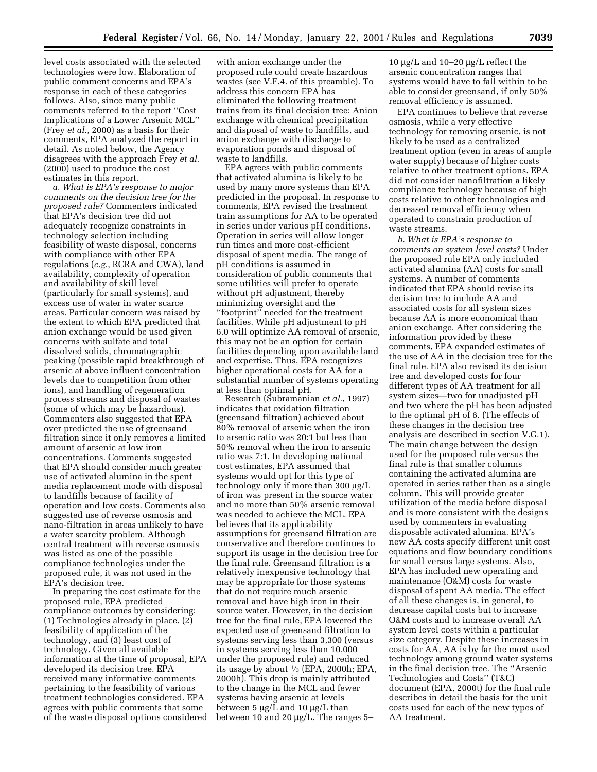level costs associated with the selected technologies were low. Elaboration of public comment concerns and EPA's response in each of these categories follows. Also, since many public comments referred to the report ''Cost Implications of a Lower Arsenic MCL'' (Frey *et al.*, 2000) as a basis for their comments, EPA analyzed the report in detail. As noted below, the Agency disagrees with the approach Frey *et al.* (2000) used to produce the cost estimates in this report.

*a. What is EPA's response to major comments on the decision tree for the proposed rule?* Commenters indicated that EPA's decision tree did not adequately recognize constraints in technology selection including feasibility of waste disposal, concerns with compliance with other EPA regulations (*e.g.*, RCRA and CWA), land availability, complexity of operation and availability of skill level (particularly for small systems), and excess use of water in water scarce areas. Particular concern was raised by the extent to which EPA predicted that anion exchange would be used given concerns with sulfate and total dissolved solids, chromatographic peaking (possible rapid breakthrough of arsenic at above influent concentration levels due to competition from other ions), and handling of regeneration process streams and disposal of wastes (some of which may be hazardous). Commenters also suggested that EPA over predicted the use of greensand filtration since it only removes a limited amount of arsenic at low iron concentrations. Comments suggested that EPA should consider much greater use of activated alumina in the spent media replacement mode with disposal to landfills because of facility of operation and low costs. Comments also suggested use of reverse osmosis and nano-filtration in areas unlikely to have a water scarcity problem. Although central treatment with reverse osmosis was listed as one of the possible compliance technologies under the proposed rule, it was not used in the EPA's decision tree.

In preparing the cost estimate for the proposed rule, EPA predicted compliance outcomes by considering: (1) Technologies already in place, (2) feasibility of application of the technology, and (3) least cost of technology. Given all available information at the time of proposal, EPA developed its decision tree. EPA received many informative comments pertaining to the feasibility of various treatment technologies considered. EPA agrees with public comments that some of the waste disposal options considered with anion exchange under the proposed rule could create hazardous wastes (see V.F.4. of this preamble). To address this concern EPA has eliminated the following treatment trains from its final decision tree: Anion exchange with chemical precipitation and disposal of waste to landfills, and anion exchange with discharge to evaporation ponds and disposal of waste to landfills.

EPA agrees with public comments that activated alumina is likely to be used by many more systems than EPA predicted in the proposal. In response to comments, EPA revised the treatment train assumptions for AA to be operated in series under various pH conditions. Operation in series will allow longer run times and more cost-efficient disposal of spent media. The range of pH conditions is assumed in consideration of public comments that some utilities will prefer to operate without pH adjustment, thereby minimizing oversight and the ''footprint'' needed for the treatment facilities. While pH adjustment to pH 6.0 will optimize AA removal of arsenic, this may not be an option for certain facilities depending upon available land and expertise. Thus, EPA recognizes higher operational costs for AA for a substantial number of systems operating at less than optimal pH.

Research (Subramanian *et al.*, 1997) indicates that oxidation filtration (greensand filtration) achieved about 80% removal of arsenic when the iron to arsenic ratio was 20:1 but less than 50% removal when the iron to arsenic ratio was 7:1. In developing national cost estimates, EPA assumed that systems would opt for this type of technology only if more than 300 μg/L of iron was present in the source water and no more than 50% arsenic removal was needed to achieve the MCL. EPA believes that its applicability assumptions for greensand filtration are conservative and therefore continues to support its usage in the decision tree for the final rule. Greensand filtration is a relatively inexpensive technology that may be appropriate for those systems that do not require much arsenic removal and have high iron in their source water. However, in the decision tree for the final rule, EPA lowered the expected use of greensand filtration to systems serving less than 3,300 (versus in systems serving less than 10,000 under the proposed rule) and reduced its usage by about ⅓ (EPA, 2000h; EPA, 2000h). This drop is mainly attributed to the change in the MCL and fewer systems having arsenic at levels between 5 μg/L and 10 μg/L than between 10 and 20 μg/L. The ranges 5–10 μg/L and 10–20 μg/L reflect the arsenic concentration ranges that systems would have to fall within to be able to consider greensand, if only 50% removal efficiency is assumed.

EPA continues to believe that reverse osmosis, while a very effective technology for removing arsenic, is not likely to be used as a centralized treatment option (even in areas of ample water supply) because of higher costs relative to other treatment options. EPA did not consider nanofiltration a likely compliance technology because of high costs relative to other technologies and decreased removal efficiency when operated to constrain production of waste streams.

*b. What is EPA's response to comments on system level costs?* Under the proposed rule EPA only included activated alumina (AA) costs for small systems. A number of comments indicated that EPA should revise its decision tree to include AA and associated costs for all system sizes because AA is more economical than anion exchange. After considering the information provided by these comments, EPA expanded estimates of the use of AA in the decision tree for the final rule. EPA also revised its decision tree and developed costs for four different types of AA treatment for all system sizes—two for unadjusted pH and two where the pH has been adjusted to the optimal pH of 6. (The effects of these changes in the decision tree analysis are described in section V.G.1). The main change between the design used for the proposed rule versus the final rule is that smaller columns containing the activated alumina are operated in series rather than as a single column. This will provide greater utilization of the media before disposal and is more consistent with the designs used by commenters in evaluating disposable activated alumina. EPA's new AA costs specify different unit cost equations and flow boundary conditions for small versus large systems. Also, EPA has included new operating and maintenance (O&M) costs for waste disposal of spent AA media. The effect of all these changes is, in general, to decrease capital costs but to increase O&M costs and to increase overall AA system level costs within a particular size category. Despite these increases in costs for AA, AA is by far the most used technology among ground water systems in the final decision tree. The ''Arsenic Technologies and Costs'' (T&C) document (EPA, 2000t) for the final rule describes in detail the basis for the unit costs used for each of the new types of AA treatment.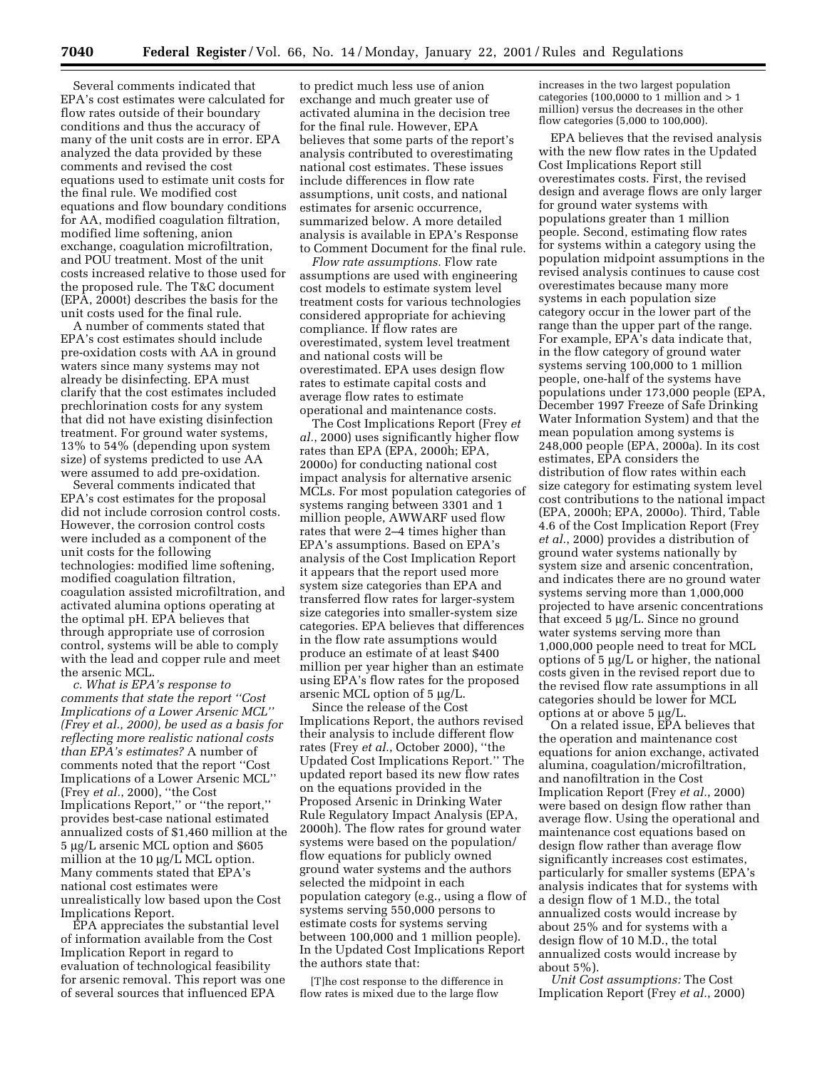Several comments indicated that EPA's cost estimates were calculated for flow rates outside of their boundary conditions and thus the accuracy of many of the unit costs are in error. EPA analyzed the data provided by these comments and revised the cost equations used to estimate unit costs for the final rule. We modified cost equations and flow boundary conditions for AA, modified coagulation filtration, modified lime softening, anion exchange, coagulation microfiltration, and POU treatment. Most of the unit costs increased relative to those used for the proposed rule. The T&C document (EPA, 2000t) describes the basis for the unit costs used for the final rule.

A number of comments stated that EPA's cost estimates should include pre-oxidation costs with AA in ground waters since many systems may not already be disinfecting. EPA must clarify that the cost estimates included prechlorination costs for any system that did not have existing disinfection treatment. For ground water systems, 13% to 54% (depending upon system size) of systems predicted to use AA were assumed to add pre-oxidation.

Several comments indicated that EPA's cost estimates for the proposal did not include corrosion control costs. However, the corrosion control costs were included as a component of the unit costs for the following technologies: modified lime softening, modified coagulation filtration, coagulation assisted microfiltration, and activated alumina options operating at the optimal pH. EPA believes that through appropriate use of corrosion control, systems will be able to comply with the lead and copper rule and meet the arsenic MCL.

*c. What is EPA's response to comments that state the report "Cost Implications of a Lower Arsenic MCL" (Frey et al., 2000), be used as a basis for reflecting more realistic national costs than EPA's estimates?* A number of comments noted that the report "Cost Implications of a Lower Arsenic MCL" (Frey *et al.*, 2000), "the Cost Implications Report," or "the report," provides best-case national estimated annualized costs of $1,460 million at the 5 µg/L arsenic MCL option and $605 million at the 10 µg/L MCL option. Many comments stated that EPA's national cost estimates were unrealistically low based upon the Cost Implications Report.

EPA appreciates the substantial level of information available from the Cost Implication Report in regard to evaluation of technological feasibility for arsenic removal. This report was one of several sources that influenced EPA to predict much less use of anion exchange and much greater use of activated alumina in the decision tree for the final rule. However, EPA believes that some parts of the report's analysis contributed to overestimating national cost estimates. These issues include differences in flow rate assumptions, unit costs, and national estimates for arsenic occurrence, summarized below. A more detailed analysis is available in EPA's Response to Comment Document for the final rule.

*Flow rate assumptions.* Flow rate assumptions are used with engineering cost models to estimate system level treatment costs for various technologies considered appropriate for achieving compliance. If flow rates are overestimated, system level treatment and national costs will be overestimated. EPA uses design flow rates to estimate capital costs and average flow rates to estimate operational and maintenance costs.

The Cost Implications Report (Frey *et al.*, 2000) uses significantly higher flow rates than EPA (EPA, 2000h; EPA, 2000o) for conducting national cost impact analysis for alternative arsenic MCLs. For most population categories of systems ranging between 3301 and 1 million people, AWWARF used flow rates that were 2–4 times higher than EPA's assumptions. Based on EPA's analysis of the Cost Implication Report it appears that the report used more system size categories than EPA and transferred flow rates for larger-system size categories into smaller-system size categories. EPA believes that differences in the flow rate assumptions would produce an estimate of at least $400 million per year higher than an estimate using EPA's flow rates for the proposed arsenic MCL option of 5 µg/L.

Since the release of the Cost Implications Report, the authors revised their analysis to include different flow rates (Frey *et al.*, October 2000), "the Updated Cost Implications Report." The updated report based its new flow rates on the equations provided in the Proposed Arsenic in Drinking Water Rule Regulatory Impact Analysis (EPA, 2000h). The flow rates for ground water systems were based on the population/flow equations for publicly owned ground water systems and the authors selected the midpoint in each population category (e.g., using a flow of systems serving 550,000 persons to estimate costs for systems serving between 100,000 and 1 million people). In the Updated Cost Implications Report the authors state that:

> [T]he cost response to the difference in flow rates is mixed due to the large flow increases in the two largest population categories (100,0000 to 1 million and > 1 million) versus the decreases in the other flow categories (5,000 to 100,000).

EPA believes that the revised analysis with the new flow rates in the Updated Cost Implications Report still overestimates costs. First, the revised design and average flows are only larger for ground water systems with populations greater than 1 million people. Second, estimating flow rates for systems within a category using the population midpoint assumptions in the revised analysis continues to cause cost overestimates because many more systems in each population size category occur in the lower part of the range than the upper part of the range. For example, EPA's data indicate that, in the flow category of ground water systems serving 100,000 to 1 million people, one-half of the systems have populations under 173,000 people (EPA, December 1997 Freeze of Safe Drinking Water Information System) and that the mean population among systems is 248,000 people (EPA, 2000a). In its cost estimates, EPA considers the distribution of flow rates within each size category for estimating system level cost contributions to the national impact (EPA, 2000h; EPA, 2000o). Third, Table 4.6 of the Cost Implication Report (Frey *et al.*, 2000) provides a distribution of ground water systems nationally by system size and arsenic concentration, and indicates there are no ground water systems serving more than 1,000,000 projected to have arsenic concentrations that exceed 5 µg/L. Since no ground water systems serving more than 1,000,000 people need to treat for MCL options of 5 µg/L or higher, the national costs given in the revised report due to the revised flow rate assumptions in all categories should be lower for MCL options at or above 5 µg/L.

On a related issue, EPA believes that the operation and maintenance cost equations for anion exchange, activated alumina, coagulation/microfiltration, and nanofiltration in the Cost Implication Report (Frey *et al.*, 2000) were based on design flow rather than average flow. Using the operational and maintenance cost equations based on design flow rather than average flow significantly increases cost estimates, particularly for smaller systems (EPA's analysis indicates that for systems with a design flow of 1 M.D., the total annualized costs would increase by about 25% and for systems with a design flow of 10 M.D., the total annualized costs would increase by about 5%).

*Unit Cost assumptions:* The Cost Implication Report (Frey *et al.*, 2000)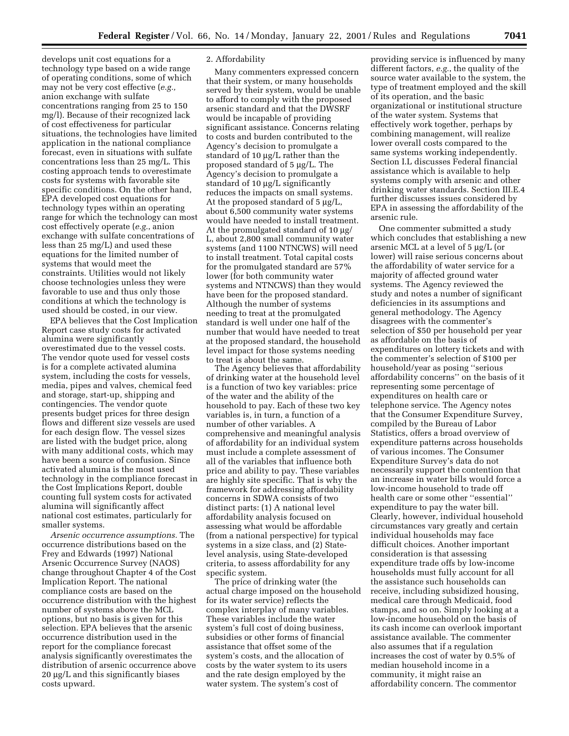develops unit cost equations for a technology type based on a wide range of operating conditions, some of which may not be very cost effective (*e.g.,* anion exchange with sulfate concentrations ranging from 25 to 150 mg/l). Because of their recognized lack of cost effectiveness for particular situations, the technologies have limited application in the national compliance forecast, even in situations with sulfate concentrations less than 25 mg/L. This costing approach tends to overestimate costs for systems with favorable site specific conditions. On the other hand, EPA developed cost equations for technology types within an operating range for which the technology can most cost effectively operate (*e.g.*, anion exchange with sulfate concentrations of less than 25 mg/L) and used these equations for the limited number of systems that would meet the constraints. Utilities would not likely choose technologies unless they were favorable to use and thus only those conditions at which the technology is used should be costed, in our view.

EPA believes that the Cost Implication Report case study costs for activated alumina were significantly overestimated due to the vessel costs. The vendor quote used for vessel costs is for a complete activated alumina system, including the costs for vessels, media, pipes and valves, chemical feed and storage, start-up, shipping and contingencies. The vendor quote presents budget prices for three design flows and different size vessels are used for each design flow. The vessel sizes are listed with the budget price, along with many additional costs, which may have been a source of confusion. Since activated alumina is the most used technology in the compliance forecast in the Cost Implications Report, double counting full system costs for activated alumina will significantly affect national cost estimates, particularly for smaller systems.

*Arsenic occurrence assumptions.* The occurrence distributions based on the Frey and Edwards (1997) National Arsenic Occurrence Survey (NAOS) change throughout Chapter 4 of the Cost Implication Report. The national compliance costs are based on the occurrence distribution with the highest number of systems above the MCL options, but no basis is given for this selection. EPA believes that the arsenic occurrence distribution used in the report for the compliance forecast analysis significantly overestimates the distribution of arsenic occurrence above 20 µg/L and this significantly biases costs upward.

2. Affordability

Many commenters expressed concern that their system, or many households served by their system, would be unable to afford to comply with the proposed arsenic standard and that the DWSRF would be incapable of providing significant assistance. Concerns relating to costs and burden contributed to the Agency's decision to promulgate a standard of 10 µg/L rather than the proposed standard of 5 µg/L. The Agency's decision to promulgate a standard of 10 µg/L significantly reduces the impacts on small systems. At the proposed standard of 5 µg/L, about 6,500 community water systems would have needed to install treatment. At the promulgated standard of 10 µg/L, about 2,800 small community water systems (and 1100 NTNCWS) will need to install treatment. Total capital costs for the promulgated standard are 57% lower (for both community water systems and NTNCWS) than they would have been for the proposed standard. Although the number of systems needing to treat at the promulgated standard is well under one half of the number that would have needed to treat at the proposed standard, the household level impact for those systems needing to treat is about the same.

The Agency believes that affordability of drinking water at the household level is a function of two key variables: price of the water and the ability of the household to pay. Each of these two key variables is, in turn, a function of a number of other variables. A comprehensive and meaningful analysis of affordability for an individual system must include a complete assessment of all of the variables that influence both price and ability to pay. These variables are highly site specific. That is why the framework for addressing affordability concerns in SDWA consists of two distinct parts: (1) A national level affordability analysis focused on assessing what would be affordable (from a national perspective) for typical systems in a size class, and (2) State-level analysis, using State-developed criteria, to assess affordability for any specific system.

The price of drinking water (the actual charge imposed on the household for its water service) reflects the complex interplay of many variables. These variables include the water system's full cost of doing business, subsidies or other forms of financial assistance that offset some of the system's costs, and the allocation of costs by the water system to its users and the rate design employed by the water system. The system's cost of providing service is influenced by many different factors, *e.g.*, the quality of the source water available to the system, the type of treatment employed and the skill of its operation, and the basic organizational or institutional structure of the water system. Systems that effectively work together, perhaps by combining management, will realize lower overall costs compared to the same systems working independently. Section I.L discusses Federal financial assistance which is available to help systems comply with arsenic and other drinking water standards. Section III.E.4 further discusses issues considered by EPA in assessing the affordability of the arsenic rule.

One commenter submitted a study which concludes that establishing a new arsenic MCL at a level of 5 µg/L (or lower) will raise serious concerns about the affordability of water service for a majority of affected ground water systems. The Agency reviewed the study and notes a number of significant deficiencies in its assumptions and general methodology. The Agency disagrees with the commenter's selection of $50 per household per year as affordable on the basis of expenditures on lottery tickets and with the commenter's selection of $100 per household/year as posing ''serious affordability concerns'' on the basis of it representing some percentage of expenditures on health care or telephone service. The Agency notes that the Consumer Expenditure Survey, compiled by the Bureau of Labor Statistics, offers a broad overview of expenditure patterns across households of various incomes. The Consumer Expenditure Survey's data do not necessarily support the contention that an increase in water bills would force a low-income household to trade off health care or some other ''essential'' expenditure to pay the water bill. Clearly, however, individual household circumstances vary greatly and certain individual households may face difficult choices. Another important consideration is that assessing expenditure trade offs by low-income households must fully account for all the assistance such households can receive, including subsidized housing, medical care through Medicaid, food stamps, and so on. Simply looking at a low-income household on the basis of its cash income can overlook important assistance available. The commenter also assumes that if a regulation increases the cost of water by 0.5% of median household income in a community, it might raise an affordability concern. The commentor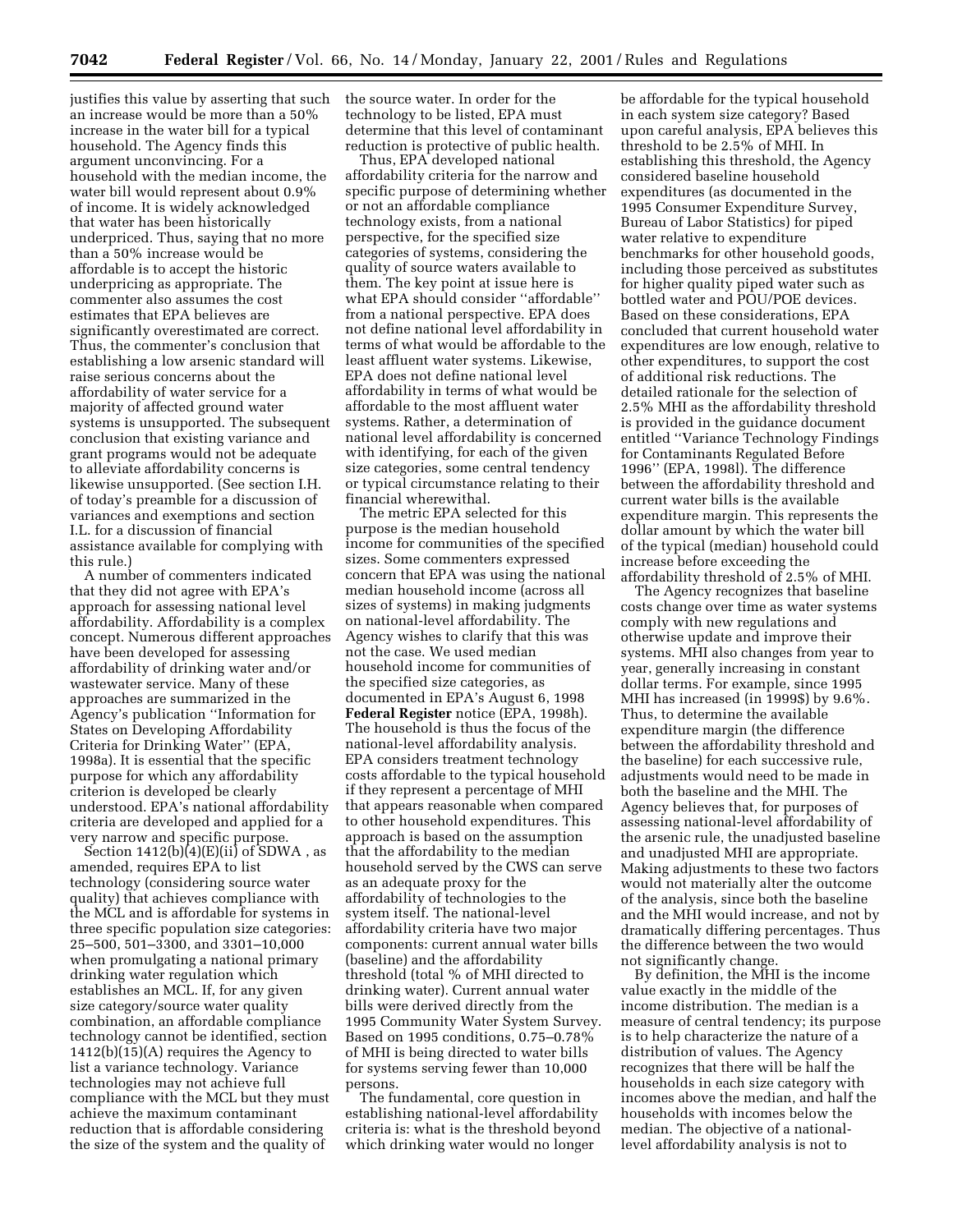justifies this value by asserting that such an increase would be more than a 50% increase in the water bill for a typical household. The Agency finds this argument unconvincing. For a household with the median income, the water bill would represent about 0.9% of income. It is widely acknowledged that water has been historically underpriced. Thus, saying that no more than a 50% increase would be affordable is to accept the historic underpricing as appropriate. The commenter also assumes the cost estimates that EPA believes are significantly overestimated are correct. Thus, the commenter's conclusion that establishing a low arsenic standard will raise serious concerns about the affordability of water service for a majority of affected ground water systems is unsupported. The subsequent conclusion that existing variance and grant programs would not be adequate to alleviate affordability concerns is likewise unsupported. (See section I.H. of today's preamble for a discussion of variances and exemptions and section I.L. for a discussion of financial assistance available for complying with this rule.)

A number of commenters indicated that they did not agree with EPA's approach for assessing national level affordability. Affordability is a complex concept. Numerous different approaches have been developed for assessing affordability of drinking water and/or wastewater service. Many of these approaches are summarized in the Agency's publication ''Information for States on Developing Affordability Criteria for Drinking Water'' (EPA, 1998a). It is essential that the specific purpose for which any affordability criterion is developed be clearly understood. EPA's national affordability criteria are developed and applied for a very narrow and specific purpose.

Section 1412(b)(4)(E)(ii) of SDWA , as amended, requires EPA to list technology (considering source water quality) that achieves compliance with the MCL and is affordable for systems in three specific population size categories: 25–500, 501–3300, and 3301–10,000 when promulgating a national primary drinking water regulation which establishes an MCL. If, for any given size category/source water quality combination, an affordable compliance technology cannot be identified, section 1412(b)(15)(A) requires the Agency to list a variance technology. Variance technologies may not achieve full compliance with the MCL but they must achieve the maximum contaminant reduction that is affordable considering the size of the system and the quality of the source water. In order for the technology to be listed, EPA must determine that this level of contaminant reduction is protective of public health.

Thus, EPA developed national affordability criteria for the narrow and specific purpose of determining whether or not an affordable compliance technology exists, from a national perspective, for the specified size categories of systems, considering the quality of source waters available to them. The key point at issue here is what EPA should consider ''affordable'' from a national perspective. EPA does not define national level affordability in terms of what would be affordable to the least affluent water systems. Likewise, EPA does not define national level affordability in terms of what would be affordable to the most affluent water systems. Rather, a determination of national level affordability is concerned with identifying, for each of the given size categories, some central tendency or typical circumstance relating to their financial wherewithal.

The metric EPA selected for this purpose is the median household income for communities of the specified sizes. Some commenters expressed concern that EPA was using the national median household income (across all sizes of systems) in making judgments on national-level affordability. The Agency wishes to clarify that this was not the case. We used median household income for communities of the specified size categories, as documented in EPA's August 6, 1998 **Federal Register** notice (EPA, 1998h). The household is thus the focus of the national-level affordability analysis. EPA considers treatment technology costs affordable to the typical household if they represent a percentage of MHI that appears reasonable when compared to other household expenditures. This approach is based on the assumption that the affordability to the median household served by the CWS can serve as an adequate proxy for the affordability of technologies to the system itself. The national-level affordability criteria have two major components: current annual water bills (baseline) and the affordability threshold (total % of MHI directed to drinking water). Current annual water bills were derived directly from the 1995 Community Water System Survey. Based on 1995 conditions, 0.75–0.78% of MHI is being directed to water bills for systems serving fewer than 10,000 persons.

The fundamental, core question in establishing national-level affordability criteria is: what is the threshold beyond which drinking water would no longer be affordable for the typical household in each system size category? Based upon careful analysis, EPA believes this threshold to be 2.5% of MHI. In establishing this threshold, the Agency considered baseline household expenditures (as documented in the 1995 Consumer Expenditure Survey, Bureau of Labor Statistics) for piped water relative to expenditure benchmarks for other household goods, including those perceived as substitutes for higher quality piped water such as bottled water and POU/POE devices. Based on these considerations, EPA concluded that current household water expenditures are low enough, relative to other expenditures, to support the cost of additional risk reductions. The detailed rationale for the selection of 2.5% MHI as the affordability threshold is provided in the guidance document entitled ''Variance Technology Findings for Contaminants Regulated Before 1996'' (EPA, 1998l). The difference between the affordability threshold and current water bills is the available expenditure margin. This represents the dollar amount by which the water bill of the typical (median) household could increase before exceeding the affordability threshold of 2.5% of MHI.

The Agency recognizes that baseline costs change over time as water systems comply with new regulations and otherwise update and improve their systems. MHI also changes from year to year, generally increasing in constant dollar terms. For example, since 1995 MHI has increased (in 1999$) by 9.6%. Thus, to determine the available expenditure margin (the difference between the affordability threshold and the baseline) for each successive rule, adjustments would need to be made in both the baseline and the MHI. The Agency believes that, for purposes of assessing national-level affordability of the arsenic rule, the unadjusted baseline and unadjusted MHI are appropriate. Making adjustments to these two factors would not materially alter the outcome of the analysis, since both the baseline and the MHI would increase, and not by dramatically differing percentages. Thus the difference between the two would not significantly change.

By definition, the MHI is the income value exactly in the middle of the income distribution. The median is a measure of central tendency; its purpose is to help characterize the nature of a distribution of values. The Agency recognizes that there will be half the households in each size category with incomes above the median, and half the households with incomes below the median. The objective of a national-level affordability analysis is not to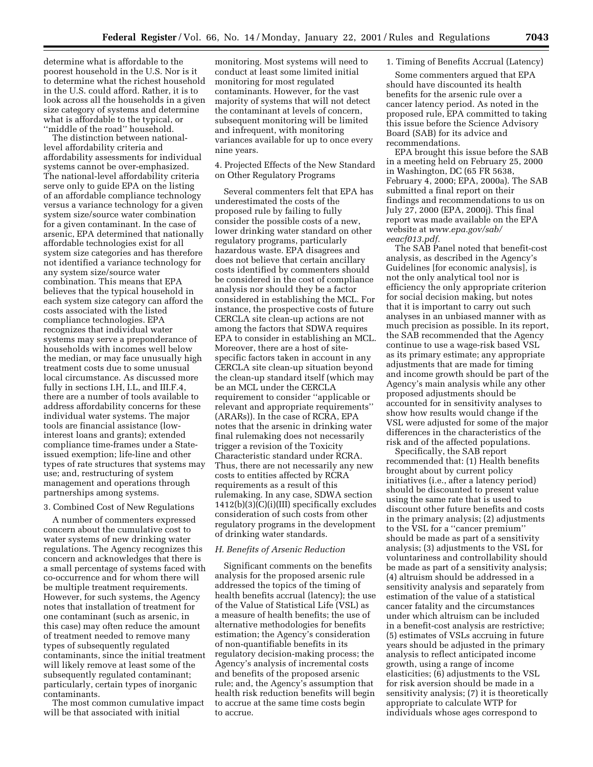determine what is affordable to the poorest household in the U.S. Nor is it to determine what the richest household in the U.S. could afford. Rather, it is to look across all the households in a given size category of systems and determine what is affordable to the typical, or ''middle of the road'' household.

The distinction between national-level affordability criteria and affordability assessments for individual systems cannot be over-emphasized. The national-level affordability criteria serve only to guide EPA on the listing of an affordable compliance technology versus a variance technology for a given system size/source water combination for a given contaminant. In the case of arsenic, EPA determined that nationally affordable technologies exist for all system size categories and has therefore not identified a variance technology for any system size/source water combination. This means that EPA believes that the typical household in each system size category can afford the costs associated with the listed compliance technologies. EPA recognizes that individual water systems may serve a preponderance of households with incomes well below the median, or may face unusually high treatment costs due to some unusual local circumstance. As discussed more fully in sections I.H, I.L, and III.F.4, there are a number of tools available to address affordability concerns for these individual water systems. The major tools are financial assistance (low-interest loans and grants); extended compliance time-frames under a State-issued exemption; life-line and other types of rate structures that systems may use; and, restructuring of system management and operations through partnerships among systems.

3. Combined Cost of New Regulations

A number of commenters expressed concern about the cumulative cost to water systems of new drinking water regulations. The Agency recognizes this concern and acknowledges that there is a small percentage of systems faced with co-occurrence and for whom there will be multiple treatment requirements. However, for such systems, the Agency notes that installation of treatment for one contaminant (such as arsenic, in this case) may often reduce the amount of treatment needed to remove many types of subsequently regulated contaminants, since the initial treatment will likely remove at least some of the subsequently regulated contaminant; particularly, certain types of inorganic contaminants.

The most common cumulative impact will be that associated with initial monitoring. Most systems will need to conduct at least some limited initial monitoring for most regulated contaminants. However, for the vast majority of systems that will not detect the contaminant at levels of concern, subsequent monitoring will be limited and infrequent, with monitoring variances available for up to once every nine years.

4. Projected Effects of the New Standard on Other Regulatory Programs

Several commenters felt that EPA has underestimated the costs of the proposed rule by failing to fully consider the possible costs of a new, lower drinking water standard on other regulatory programs, particularly hazardous waste. EPA disagrees and does not believe that certain ancillary costs identified by commenters should be considered in the cost of compliance analysis nor should they be a factor considered in establishing the MCL. For instance, the prospective costs of future CERCLA site clean-up actions are not among the factors that SDWA requires EPA to consider in establishing an MCL. Moreover, there are a host of site-specific factors taken in account in any CERCLA site clean-up situation beyond the clean-up standard itself (which may be an MCL under the CERCLA requirement to consider ''applicable or relevant and appropriate requirements'' (ARARs)). In the case of RCRA, EPA notes that the arsenic in drinking water final rulemaking does not necessarily trigger a revision of the Toxicity Characteristic standard under RCRA. Thus, there are not necessarily any new costs to entities affected by RCRA requirements as a result of this rulemaking. In any case, SDWA section 1412(b)(3)(C)(i)(III) specifically excludes consideration of such costs from other regulatory programs in the development of drinking water standards.

### H. Benefits of Arsenic Reduction

Significant comments on the benefits analysis for the proposed arsenic rule addressed the topics of the timing of health benefits accrual (latency); the use of the Value of Statistical Life (VSL) as a measure of health benefits; the use of alternative methodologies for benefits estimation; the Agency's consideration of non-quantifiable benefits in its regulatory decision-making process; the Agency's analysis of incremental costs and benefits of the proposed arsenic rule; and, the Agency's assumption that health risk reduction benefits will begin to accrue at the same time costs begin to accrue.

1. Timing of Benefits Accrual (Latency)

Some commenters argued that EPA should have discounted its health benefits for the arsenic rule over a cancer latency period. As noted in the proposed rule, EPA committed to taking this issue before the Science Advisory Board (SAB) for its advice and recommendations.

EPA brought this issue before the SAB in a meeting held on February 25, 2000 in Washington, DC (65 FR 5638, February 4, 2000; EPA, 2000a). The SAB submitted a final report on their findings and recommendations to us on July 27, 2000 (EPA, 2000j). This final report was made available on the EPA website at *www.epa.gov/sab/eeacf013.pdf.*

The SAB Panel noted that benefit-cost analysis, as described in the Agency's Guidelines [for economic analysis], is not the only analytical tool nor is efficiency the only appropriate criterion for social decision making, but notes that it is important to carry out such analyses in an unbiased manner with as much precision as possible. In its report, the SAB recommended that the Agency continue to use a wage-risk based VSL as its primary estimate; any appropriate adjustments that are made for timing and income growth should be part of the Agency's main analysis while any other proposed adjustments should be accounted for in sensitivity analyses to show how results would change if the VSL were adjusted for some of the major differences in the characteristics of the risk and of the affected populations.

Specifically, the SAB report recommended that: (1) Health benefits brought about by current policy initiatives (i.e., after a latency period) should be discounted to present value using the same rate that is used to discount other future benefits and costs in the primary analysis; (2) adjustments to the VSL for a ''cancer premium'' should be made as part of a sensitivity analysis; (3) adjustments to the VSL for voluntariness and controllability should be made as part of a sensitivity analysis; (4) altruism should be addressed in a sensitivity analysis and separately from estimation of the value of a statistical cancer fatality and the circumstances under which altruism can be included in a benefit-cost analysis are restrictive; (5) estimates of VSLs accruing in future years should be adjusted in the primary analysis to reflect anticipated income growth, using a range of income elasticities; (6) adjustments to the VSL for risk aversion should be made in a sensitivity analysis; (7) it is theoretically appropriate to calculate WTP for individuals whose ages correspond to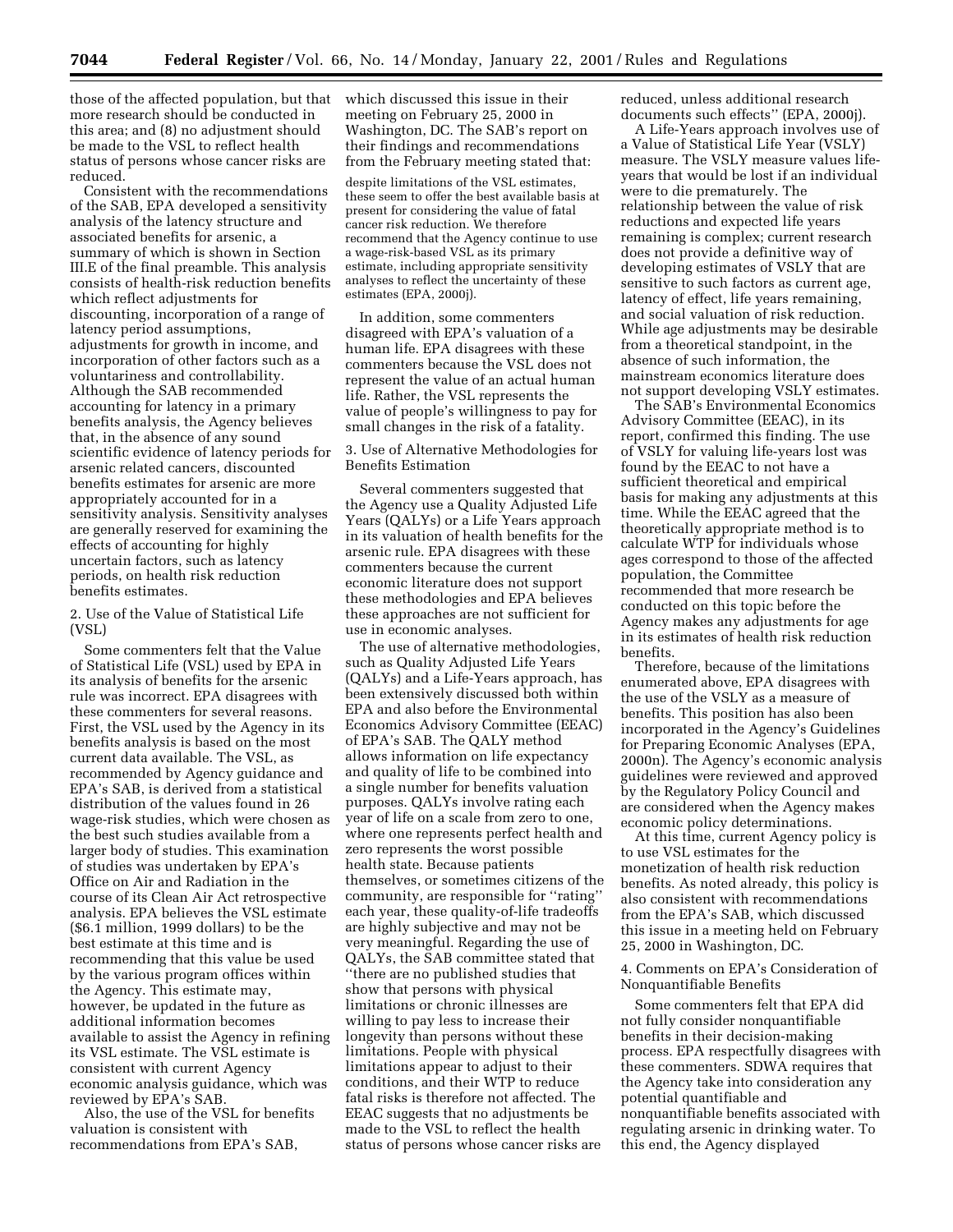those of the affected population, but that more research should be conducted in this area; and (8) no adjustment should be made to the VSL to reflect health status of persons whose cancer risks are reduced.

Consistent with the recommendations of the SAB, EPA developed a sensitivity analysis of the latency structure and associated benefits for arsenic, a summary of which is shown in Section III.E of the final preamble. This analysis consists of health-risk reduction benefits which reflect adjustments for discounting, incorporation of a range of latency period assumptions, adjustments for growth in income, and incorporation of other factors such as a voluntariness and controllability. Although the SAB recommended accounting for latency in a primary benefits analysis, the Agency believes that, in the absence of any sound scientific evidence of latency periods for arsenic related cancers, discounted benefits estimates for arsenic are more appropriately accounted for in a sensitivity analysis. Sensitivity analyses are generally reserved for examining the effects of accounting for highly uncertain factors, such as latency periods, on health risk reduction benefits estimates.

2. Use of the Value of Statistical Life (VSL)

Some commenters felt that the Value of Statistical Life (VSL) used by EPA in its analysis of benefits for the arsenic rule was incorrect. EPA disagrees with these commenters for several reasons. First, the VSL used by the Agency in its benefits analysis is based on the most current data available. The VSL, as recommended by Agency guidance and EPA's SAB, is derived from a statistical distribution of the values found in 26 wage-risk studies, which were chosen as the best such studies available from a larger body of studies. This examination of studies was undertaken by EPA's Office on Air and Radiation in the course of its Clean Air Act retrospective analysis. EPA believes the VSL estimate ($6.1 million, 1999 dollars) to be the best estimate at this time and is recommending that this value be used by the various program offices within the Agency. This estimate may, however, be updated in the future as additional information becomes available to assist the Agency in refining its VSL estimate. The VSL estimate is consistent with current Agency economic analysis guidance, which was reviewed by EPA's SAB.

Also, the use of the VSL for benefits valuation is consistent with recommendations from EPA's SAB, which discussed this issue in their meeting on February 25, 2000 in Washington, DC. The SAB's report on their findings and recommendations from the February meeting stated that:

> despite limitations of the VSL estimates, these seem to offer the best available basis at present for considering the value of fatal cancer risk reduction. We therefore recommend that the Agency continue to use a wage-risk-based VSL as its primary estimate, including appropriate sensitivity analyses to reflect the uncertainty of these estimates (EPA, 2000j).

In addition, some commenters disagreed with EPA's valuation of a human life. EPA disagrees with these commenters because the VSL does not represent the value of an actual human life. Rather, the VSL represents the value of people's willingness to pay for small changes in the risk of a fatality.

3. Use of Alternative Methodologies for Benefits Estimation

Several commenters suggested that the Agency use a Quality Adjusted Life Years (QALYs) or a Life Years approach in its valuation of health benefits for the arsenic rule. EPA disagrees with these commenters because the current economic literature does not support these methodologies and EPA believes these approaches are not sufficient for use in economic analyses.

The use of alternative methodologies, such as Quality Adjusted Life Years (QALYs) and a Life-Years approach, has been extensively discussed both within EPA and also before the Environmental Economics Advisory Committee (EEAC) of EPA's SAB. The QALY method allows information on life expectancy and quality of life to be combined into a single number for benefits valuation purposes. QALYs involve rating each year of life on a scale from zero to one, where one represents perfect health and zero represents the worst possible health state. Because patients themselves, or sometimes citizens of the community, are responsible for "rating" each year, these quality-of-life tradeoffs are highly subjective and may not be very meaningful. Regarding the use of QALYs, the SAB committee stated that "there are no published studies that show that persons with physical limitations or chronic illnesses are willing to pay less to increase their longevity than persons without these limitations. People with physical limitations appear to adjust to their conditions, and their WTP to reduce fatal risks is therefore not affected. The EEAC suggests that no adjustments be made to the VSL to reflect the health status of persons whose cancer risks are reduced, unless additional research documents such effects" (EPA, 2000j).

A Life-Years approach involves use of a Value of Statistical Life Year (VSLY) measure. The VSLY measure values life-years that would be lost if an individual were to die prematurely. The relationship between the value of risk reductions and expected life years remaining is complex; current research does not provide a definitive way of developing estimates of VSLY that are sensitive to such factors as current age, latency of effect, life years remaining, and social valuation of risk reduction. While age adjustments may be desirable from a theoretical standpoint, in the absence of such information, the mainstream economics literature does not support developing VSLY estimates.

The SAB's Environmental Economics Advisory Committee (EEAC), in its report, confirmed this finding. The use of VSLY for valuing life-years lost was found by the EEAC to not have a sufficient theoretical and empirical basis for making any adjustments at this time. While the EEAC agreed that the theoretically appropriate method is to calculate WTP for individuals whose ages correspond to those of the affected population, the Committee recommended that more research be conducted on this topic before the Agency makes any adjustments for age in its estimates of health risk reduction benefits.

Therefore, because of the limitations enumerated above, EPA disagrees with the use of the VSLY as a measure of benefits. This position has also been incorporated in the Agency's Guidelines for Preparing Economic Analyses (EPA, 2000n). The Agency's economic analysis guidelines were reviewed and approved by the Regulatory Policy Council and are considered when the Agency makes economic policy determinations.

At this time, current Agency policy is to use VSL estimates for the monetization of health risk reduction benefits. As noted already, this policy is also consistent with recommendations from the EPA's SAB, which discussed this issue in a meeting held on February 25, 2000 in Washington, DC.

4. Comments on EPA's Consideration of Nonquantifiable Benefits

Some commenters felt that EPA did not fully consider nonquantifiable benefits in their decision-making process. EPA respectfully disagrees with these commenters. SDWA requires that the Agency take into consideration any potential quantifiable and nonquantifiable benefits associated with regulating arsenic in drinking water. To this end, the Agency displayed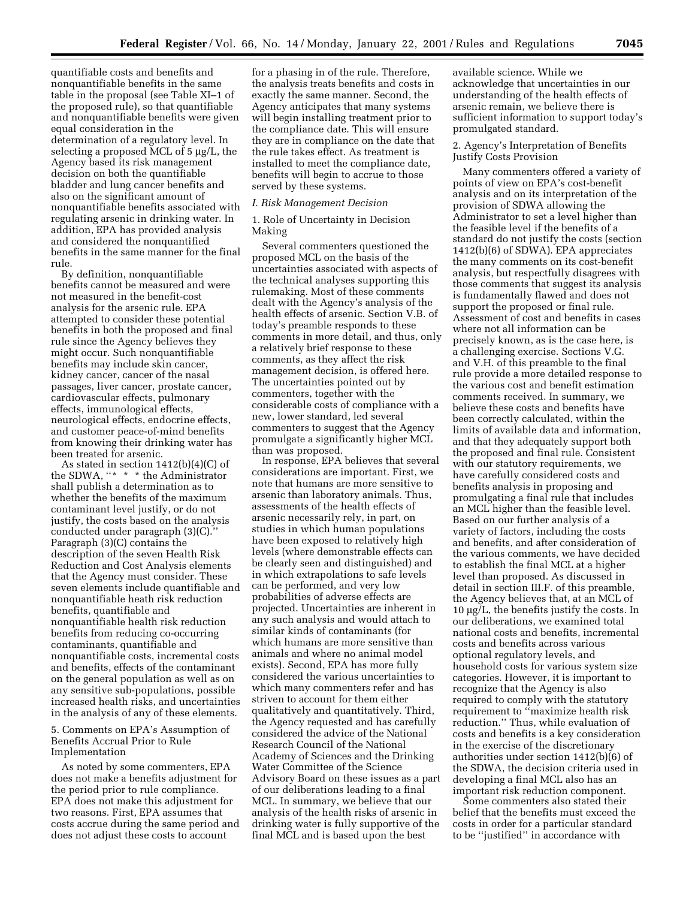quantifiable costs and benefits and nonquantifiable benefits in the same table in the proposal (see Table XI–1 of the proposed rule), so that quantifiable and nonquantifiable benefits were given equal consideration in the determination of a regulatory level. In selecting a proposed MCL of 5 μg/L, the Agency based its risk management decision on both the quantifiable bladder and lung cancer benefits and also on the significant amount of nonquantifiable benefits associated with regulating arsenic in drinking water. In addition, EPA has provided analysis and considered the nonquantified benefits in the same manner for the final rule.

By definition, nonquantifiable benefits cannot be measured and were not measured in the benefit-cost analysis for the arsenic rule. EPA attempted to consider these potential benefits in both the proposed and final rule since the Agency believes they might occur. Such nonquantifiable benefits may include skin cancer, kidney cancer, cancer of the nasal passages, liver cancer, prostate cancer, cardiovascular effects, pulmonary effects, immunological effects, neurological effects, endocrine effects, and customer peace-of-mind benefits from knowing their drinking water has been treated for arsenic.

As stated in section 1412(b)(4)(C) of the SDWA, ''* * * the Administrator shall publish a determination as to whether the benefits of the maximum contaminant level justify, or do not justify, the costs based on the analysis conducted under paragraph (3)(C).'' Paragraph (3)(C) contains the description of the seven Health Risk Reduction and Cost Analysis elements that the Agency must consider. These seven elements include quantifiable and nonquantifiable heath risk reduction benefits, quantifiable and nonquantifiable health risk reduction benefits from reducing co-occurring contaminants, quantifiable and nonquantifiable costs, incremental costs and benefits, effects of the contaminant on the general population as well as on any sensitive sub-populations, possible increased health risks, and uncertainties in the analysis of any of these elements.

5. Comments on EPA's Assumption of Benefits Accrual Prior to Rule Implementation

As noted by some commenters, EPA does not make a benefits adjustment for the period prior to rule compliance. EPA does not make this adjustment for two reasons. First, EPA assumes that costs accrue during the same period and does not adjust these costs to account for a phasing in of the rule. Therefore, the analysis treats benefits and costs in exactly the same manner. Second, the Agency anticipates that many systems will begin installing treatment prior to the compliance date. This will ensure they are in compliance on the date that the rule takes effect. As treatment is installed to meet the compliance date, benefits will begin to accrue to those served by these systems.

*I. Risk Management Decision*

1. Role of Uncertainty in Decision Making

Several commenters questioned the proposed MCL on the basis of the uncertainties associated with aspects of the technical analyses supporting this rulemaking. Most of these comments dealt with the Agency's analysis of the health effects of arsenic. Section V.B. of today's preamble responds to these comments in more detail, and thus, only a relatively brief response to these comments, as they affect the risk management decision, is offered here. The uncertainties pointed out by commenters, together with the considerable costs of compliance with a new, lower standard, led several commenters to suggest that the Agency promulgate a significantly higher MCL than was proposed.

In response, EPA believes that several considerations are important. First, we note that humans are more sensitive to arsenic than laboratory animals. Thus, assessments of the health effects of arsenic necessarily rely, in part, on studies in which human populations have been exposed to relatively high levels (where demonstrable effects can be clearly seen and distinguished) and in which extrapolations to safe levels can be performed, and very low probabilities of adverse effects are projected. Uncertainties are inherent in any such analysis and would attach to similar kinds of contaminants (for which humans are more sensitive than animals and where no animal model exists). Second, EPA has more fully considered the various uncertainties to which many commenters refer and has striven to account for them either qualitatively and quantitatively. Third, the Agency requested and has carefully considered the advice of the National Research Council of the National Academy of Sciences and the Drinking Water Committee of the Science Advisory Board on these issues as a part of our deliberations leading to a final MCL. In summary, we believe that our analysis of the health risks of arsenic in drinking water is fully supportive of the final MCL and is based upon the best available science. While we acknowledge that uncertainties in our understanding of the health effects of arsenic remain, we believe there is sufficient information to support today's promulgated standard.

2. Agency's Interpretation of Benefits Justify Costs Provision

Many commenters offered a variety of points of view on EPA's cost-benefit analysis and on its interpretation of the provision of SDWA allowing the Administrator to set a level higher than the feasible level if the benefits of a standard do not justify the costs (section 1412(b)(6) of SDWA). EPA appreciates the many comments on its cost-benefit analysis, but respectfully disagrees with those comments that suggest its analysis is fundamentally flawed and does not support the proposed or final rule. Assessment of cost and benefits in cases where not all information can be precisely known, as is the case here, is a challenging exercise. Sections V.G. and V.H. of this preamble to the final rule provide a more detailed response to the various cost and benefit estimation comments received. In summary, we believe these costs and benefits have been correctly calculated, within the limits of available data and information, and that they adequately support both the proposed and final rule. Consistent with our statutory requirements, we have carefully considered costs and benefits analysis in proposing and promulgating a final rule that includes an MCL higher than the feasible level. Based on our further analysis of a variety of factors, including the costs and benefits, and after consideration of the various comments, we have decided to establish the final MCL at a higher level than proposed. As discussed in detail in section III.F. of this preamble, the Agency believes that, at an MCL of 10 μg/L, the benefits justify the costs. In our deliberations, we examined total national costs and benefits, incremental costs and benefits across various optional regulatory levels, and household costs for various system size categories. However, it is important to recognize that the Agency is also required to comply with the statutory requirement to ''maximize health risk reduction.'' Thus, while evaluation of costs and benefits is a key consideration in the exercise of the discretionary authorities under section 1412(b)(6) of the SDWA, the decision criteria used in developing a final MCL also has an important risk reduction component.

Some commenters also stated their belief that the benefits must exceed the costs in order for a particular standard to be ''justified'' in accordance with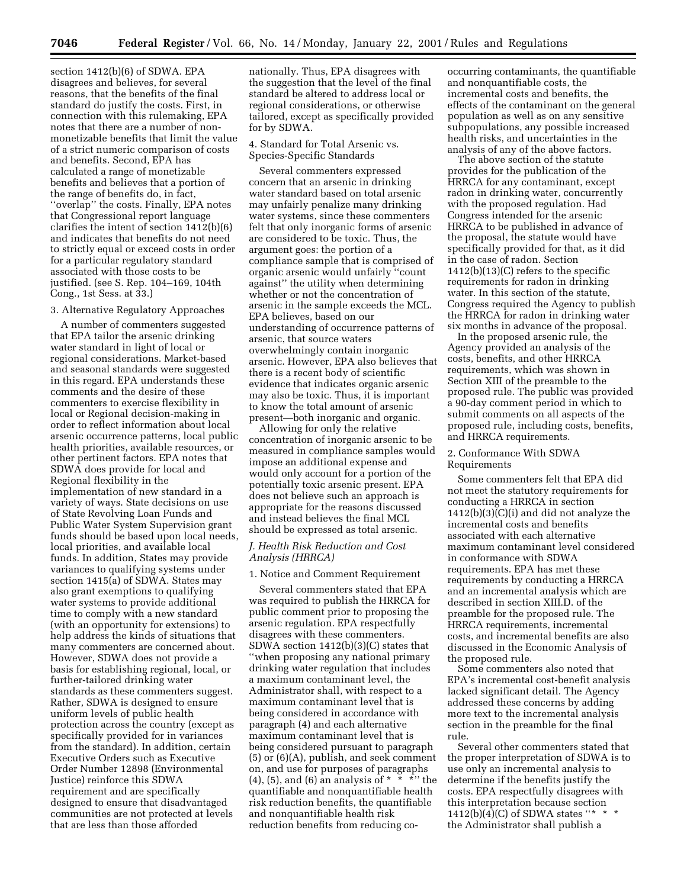section 1412(b)(6) of SDWA. EPA disagrees and believes, for several reasons, that the benefits of the final standard do justify the costs. First, in connection with this rulemaking, EPA notes that there are a number of non-monetizable benefits that limit the value of a strict numeric comparison of costs and benefits. Second, EPA has calculated a range of monetizable benefits and believes that a portion of the range of benefits do, in fact, ''overlap'' the costs. Finally, EPA notes that Congressional report language clarifies the intent of section 1412(b)(6) and indicates that benefits do not need to strictly equal or exceed costs in order for a particular regulatory standard associated with those costs to be justified. (see S. Rep. 104–169, 104th Cong., 1st Sess. at 33.)

3. Alternative Regulatory Approaches

A number of commenters suggested that EPA tailor the arsenic drinking water standard in light of local or regional considerations. Market-based and seasonal standards were suggested in this regard. EPA understands these comments and the desire of these commenters to exercise flexibility in local or Regional decision-making in order to reflect information about local arsenic occurrence patterns, local public health priorities, available resources, or other pertinent factors. EPA notes that SDWA does provide for local and Regional flexibility in the implementation of new standard in a variety of ways. State decisions on use of State Revolving Loan Funds and Public Water System Supervision grant funds should be based upon local needs, local priorities, and available local funds. In addition, States may provide variances to qualifying systems under section 1415(a) of SDWA. States may also grant exemptions to qualifying water systems to provide additional time to comply with a new standard (with an opportunity for extensions) to help address the kinds of situations that many commenters are concerned about. However, SDWA does not provide a basis for establishing regional, local, or further-tailored drinking water standards as these commenters suggest. Rather, SDWA is designed to ensure uniform levels of public health protection across the country (except as specifically provided for in variances from the standard). In addition, certain Executive Orders such as Executive Order Number 12898 (Environmental Justice) reinforce this SDWA requirement and are specifically designed to ensure that disadvantaged communities are not protected at levels that are less than those afforded nationally. Thus, EPA disagrees with the suggestion that the level of the final standard be altered to address local or regional considerations, or otherwise tailored, except as specifically provided for by SDWA.

4. Standard for Total Arsenic vs. Species-Specific Standards

Several commenters expressed concern that an arsenic in drinking water standard based on total arsenic may unfairly penalize many drinking water systems, since these commenters felt that only inorganic forms of arsenic are considered to be toxic. Thus, the argument goes: the portion of a compliance sample that is comprised of organic arsenic would unfairly ''count against'' the utility when determining whether or not the concentration of arsenic in the sample exceeds the MCL. EPA believes, based on our understanding of occurrence patterns of arsenic, that source waters overwhelmingly contain inorganic arsenic. However, EPA also believes that there is a recent body of scientific evidence that indicates organic arsenic may also be toxic. Thus, it is important to know the total amount of arsenic present—both inorganic and organic.

Allowing for only the relative concentration of inorganic arsenic to be measured in compliance samples would impose an additional expense and would only account for a portion of the potentially toxic arsenic present. EPA does not believe such an approach is appropriate for the reasons discussed and instead believes the final MCL should be expressed as total arsenic.

*J. Health Risk Reduction and Cost Analysis (HRRCA)*

1. Notice and Comment Requirement

Several commenters stated that EPA was required to publish the HRRCA for public comment prior to proposing the arsenic regulation. EPA respectfully disagrees with these commenters. SDWA section 1412(b)(3)(C) states that ''when proposing any national primary drinking water regulation that includes a maximum contaminant level, the Administrator shall, with respect to a maximum contaminant level that is being considered in accordance with paragraph (4) and each alternative maximum contaminant level that is being considered pursuant to paragraph (5) or (6)(A), publish, and seek comment on, and use for purposes of paragraphs (4), (5), and (6) an analysis of * * *'' the quantifiable and nonquantifiable health risk reduction benefits, the quantifiable and nonquantifiable health risk reduction benefits from reducing co-occurring contaminants, the quantifiable and nonquantifiable costs, the incremental costs and benefits, the effects of the contaminant on the general population as well as on any sensitive subpopulations, any possible increased health risks, and uncertainties in the analysis of any of the above factors.

The above section of the statute provides for the publication of the HRRCA for any contaminant, except radon in drinking water, concurrently with the proposed regulation. Had Congress intended for the arsenic HRRCA to be published in advance of the proposal, the statute would have specifically provided for that, as it did in the case of radon. Section 1412(b)(13)(C) refers to the specific requirements for radon in drinking water. In this section of the statute, Congress required the Agency to publish the HRRCA for radon in drinking water six months in advance of the proposal.

In the proposed arsenic rule, the Agency provided an analysis of the costs, benefits, and other HRRCA requirements, which was shown in Section XIII of the preamble to the proposed rule. The public was provided a 90-day comment period in which to submit comments on all aspects of the proposed rule, including costs, benefits, and HRRCA requirements.

2. Conformance With SDWA Requirements

Some commenters felt that EPA did not meet the statutory requirements for conducting a HRRCA in section 1412(b)(3)(C)(i) and did not analyze the incremental costs and benefits associated with each alternative maximum contaminant level considered in conformance with SDWA requirements. EPA has met these requirements by conducting a HRRCA and an incremental analysis which are described in section XIII.D. of the preamble for the proposed rule. The HRRCA requirements, incremental costs, and incremental benefits are also discussed in the Economic Analysis of the proposed rule.

Some commenters also noted that EPA's incremental cost-benefit analysis lacked significant detail. The Agency addressed these concerns by adding more text to the incremental analysis section in the preamble for the final rule.

Several other commenters stated that the proper interpretation of SDWA is to use only an incremental analysis to determine if the benefits justify the costs. EPA respectfully disagrees with this interpretation because section 1412(b)(4)(C) of SDWA states ''* * * the Administrator shall publish a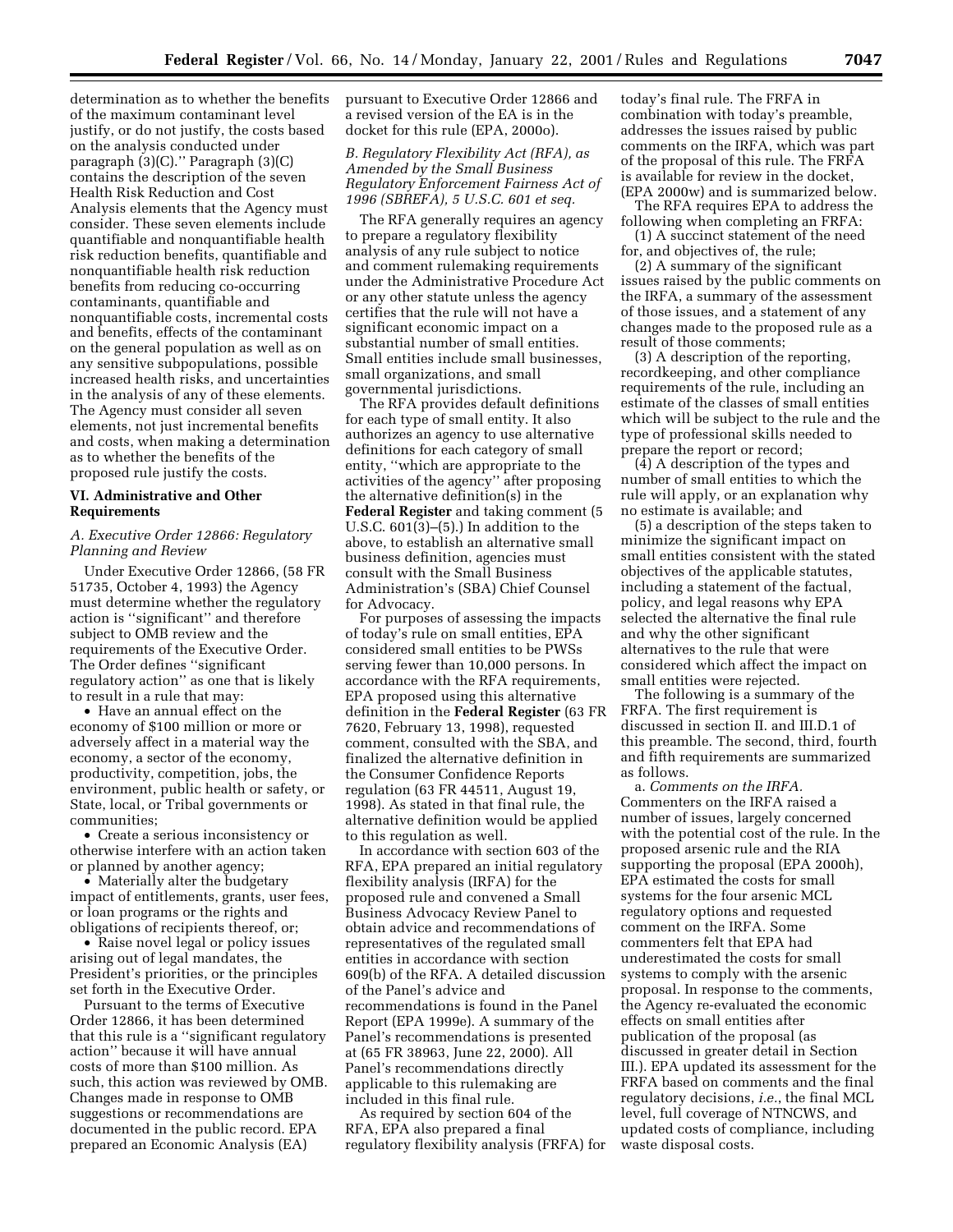determination as to whether the benefits of the maximum contaminant level justify, or do not justify, the costs based on the analysis conducted under paragraph (3)(C).'' Paragraph (3)(C) contains the description of the seven Health Risk Reduction and Cost Analysis elements that the Agency must consider. These seven elements include quantifiable and nonquantifiable health risk reduction benefits, quantifiable and nonquantifiable health risk reduction benefits from reducing co-occurring contaminants, quantifiable and nonquantifiable costs, incremental costs and benefits, effects of the contaminant on the general population as well as on any sensitive subpopulations, possible increased health risks, and uncertainties in the analysis of any of these elements. The Agency must consider all seven elements, not just incremental benefits and costs, when making a determination as to whether the benefits of the proposed rule justify the costs.

## VI. Administrative and Other Requirements

### *A. Executive Order 12866: Regulatory Planning and Review*

Under Executive Order 12866, (58 FR 51735, October 4, 1993) the Agency must determine whether the regulatory action is ''significant'' and therefore subject to OMB review and the requirements of the Executive Order. The Order defines ''significant regulatory action'' as one that is likely to result in a rule that may:

- Have an annual effect on the economy of $100 million or more or adversely affect in a material way the economy, a sector of the economy, productivity, competition, jobs, the environment, public health or safety, or State, local, or Tribal governments or communities;
- Create a serious inconsistency or otherwise interfere with an action taken or planned by another agency;
- Materially alter the budgetary impact of entitlements, grants, user fees, or loan programs or the rights and obligations of recipients thereof, or;
- Raise novel legal or policy issues arising out of legal mandates, the President's priorities, or the principles set forth in the Executive Order.

Pursuant to the terms of Executive Order 12866, it has been determined that this rule is a ''significant regulatory action'' because it will have annual costs of more than $100 million. As such, this action was reviewed by OMB. Changes made in response to OMB suggestions or recommendations are documented in the public record. EPA prepared an Economic Analysis (EA) pursuant to Executive Order 12866 and a revised version of the EA is in the docket for this rule (EPA, 2000o).

### *B. Regulatory Flexibility Act (RFA), as Amended by the Small Business Regulatory Enforcement Fairness Act of 1996 (SBREFA), 5 U.S.C. 601 et seq.*

The RFA generally requires an agency to prepare a regulatory flexibility analysis of any rule subject to notice and comment rulemaking requirements under the Administrative Procedure Act or any other statute unless the agency certifies that the rule will not have a significant economic impact on a substantial number of small entities. Small entities include small businesses, small organizations, and small governmental jurisdictions.

The RFA provides default definitions for each type of small entity. It also authorizes an agency to use alternative definitions for each category of small entity, ''which are appropriate to the activities of the agency'' after proposing the alternative definition(s) in the **Federal Register** and taking comment (5 U.S.C. 601(3)–(5).) In addition to the above, to establish an alternative small business definition, agencies must consult with the Small Business Administration's (SBA) Chief Counsel for Advocacy.

For purposes of assessing the impacts of today's rule on small entities, EPA considered small entities to be PWSs serving fewer than 10,000 persons. In accordance with the RFA requirements, EPA proposed using this alternative definition in the **Federal Register** (63 FR 7620, February 13, 1998), requested comment, consulted with the SBA, and finalized the alternative definition in the Consumer Confidence Reports regulation (63 FR 44511, August 19, 1998). As stated in that final rule, the alternative definition would be applied to this regulation as well.

In accordance with section 603 of the RFA, EPA prepared an initial regulatory flexibility analysis (IRFA) for the proposed rule and convened a Small Business Advocacy Review Panel to obtain advice and recommendations of representatives of the regulated small entities in accordance with section 609(b) of the RFA. A detailed discussion of the Panel's advice and recommendations is found in the Panel Report (EPA 1999e). A summary of the Panel's recommendations is presented at (65 FR 38963, June 22, 2000). All Panel's recommendations directly applicable to this rulemaking are included in this final rule.

As required by section 604 of the RFA, EPA also prepared a final regulatory flexibility analysis (FRFA) for today's final rule. The FRFA in combination with today's preamble, addresses the issues raised by public comments on the IRFA, which was part of the proposal of this rule. The FRFA is available for review in the docket, (EPA 2000w) and is summarized below.

The RFA requires EPA to address the following when completing an FRFA:

(1) A succinct statement of the need for, and objectives of, the rule;

(2) A summary of the significant issues raised by the public comments on the IRFA, a summary of the assessment of those issues, and a statement of any changes made to the proposed rule as a result of those comments;

(3) A description of the reporting, recordkeeping, and other compliance requirements of the rule, including an estimate of the classes of small entities which will be subject to the rule and the type of professional skills needed to prepare the report or record;

(4) A description of the types and number of small entities to which the rule will apply, or an explanation why no estimate is available; and

(5) a description of the steps taken to minimize the significant impact on small entities consistent with the stated objectives of the applicable statutes, including a statement of the factual, policy, and legal reasons why EPA selected the alternative the final rule and why the other significant alternatives to the rule that were considered which affect the impact on small entities were rejected.

The following is a summary of the FRFA. The first requirement is discussed in section II. and III.D.1 of this preamble. The second, third, fourth and fifth requirements are summarized as follows.

a. *Comments on the IRFA.* Commenters on the IRFA raised a number of issues, largely concerned with the potential cost of the rule. In the proposed arsenic rule and the RIA supporting the proposal (EPA 2000h), EPA estimated the costs for small systems for the four arsenic MCL regulatory options and requested comment on the IRFA. Some commenters felt that EPA had underestimated the costs for small systems to comply with the arsenic proposal. In response to the comments, the Agency re-evaluated the economic effects on small entities after publication of the proposal (as discussed in greater detail in Section III.). EPA updated its assessment for the FRFA based on comments and the final regulatory decisions, *i.e.,* the final MCL level, full coverage of NTNCWS, and updated costs of compliance, including waste disposal costs.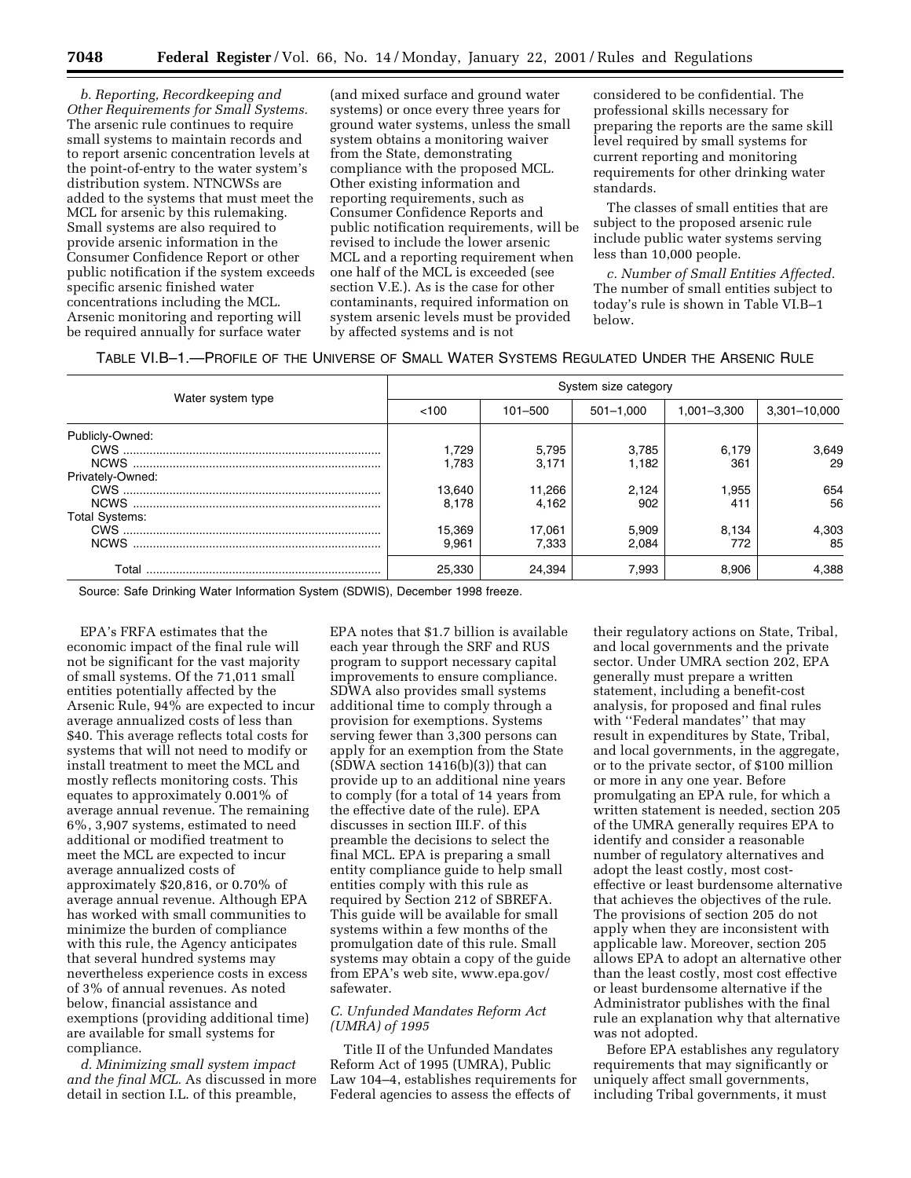*b. Reporting, Recordkeeping and Other Requirements for Small Systems.* The arsenic rule continues to require small systems to maintain records and to report arsenic concentration levels at the point-of-entry to the water system's distribution system. NTNCWSs are added to the systems that must meet the MCL for arsenic by this rulemaking. Small systems are also required to provide arsenic information in the Consumer Confidence Report or other public notification if the system exceeds specific arsenic finished water concentrations including the MCL. Arsenic monitoring and reporting will be required annually for surface water (and mixed surface and ground water systems) or once every three years for ground water systems, unless the small system obtains a monitoring waiver from the State, demonstrating compliance with the proposed MCL. Other existing information and reporting requirements, such as Consumer Confidence Reports and public notification requirements, will be revised to include the lower arsenic MCL and a reporting requirement when one half of the MCL is exceeded (see section V.E.). As is the case for other contaminants, required information on system arsenic levels must be provided by affected systems and is not considered to be confidential. The professional skills necessary for preparing the reports are the same skill level required by small systems for current reporting and monitoring requirements for other drinking water standards.

The classes of small entities that are subject to the proposed arsenic rule include public water systems serving less than 10,000 people.

*c. Number of Small Entities Affected.* The number of small entities subject to today's rule is shown in Table VI.B–1 below.

TABLE VI.B–1.—PROFILE OF THE UNIVERSE OF SMALL WATER SYSTEMS REGULATED UNDER THE ARSENIC RULE

| Water system type | System size category | | | | |
|---|---|---|---|---|---|
| | <100 | 101–500 | 501–1,000 | 1,001–3,300 | 3,301–10,000 |
| Publicly-Owned: | | | | | |
| CWS | 1,729 | 5,795 | 3,785 | 6,179 | 3,649 |
| NCWS | 1,783 | 3,171 | 1,182 | 361 | 29 |
| Privately-Owned: | | | | | |
| CWS | 13,640 | 11,266 | 2,124 | 1,955 | 654 |
| NCWS | 8,178 | 4,162 | 902 | 411 | 56 |
| Total Systems: | | | | | |
| CWS | 15,369 | 17,061 | 5,909 | 8,134 | 4,303 |
| NCWS | 9,961 | 7,333 | 2,084 | 772 | 85 |
| Total | 25,330 | 24,394 | 7,993 | 8,906 | 4,388 |

Source: Safe Drinking Water Information System (SDWIS), December 1998 freeze.

EPA's FRFA estimates that the economic impact of the final rule will not be significant for the vast majority of small systems. Of the 71,011 small entities potentially affected by the Arsenic Rule, 94% are expected to incur average annualized costs of less than $40. This average reflects total costs for systems that will not need to modify or install treatment to meet the MCL and mostly reflects monitoring costs. This equates to approximately 0.001% of average annual revenue. The remaining 6%, 3,907 systems, estimated to need additional or modified treatment to meet the MCL are expected to incur average annualized costs of approximately $20,816, or 0.70% of average annual revenue. Although EPA has worked with small communities to minimize the burden of compliance with this rule, the Agency anticipates that several hundred systems may nevertheless experience costs in excess of 3% of annual revenues. As noted below, financial assistance and exemptions (providing additional time) are available for small systems for compliance.

*d. Minimizing small system impact and the final MCL.* As discussed in more detail in section I.L. of this preamble, EPA notes that $1.7 billion is available each year through the SRF and RUS program to support necessary capital improvements to ensure compliance. SDWA also provides small systems additional time to comply through a provision for exemptions. Systems serving fewer than 3,300 persons can apply for an exemption from the State (SDWA section 1416(b)(3)) that can provide up to an additional nine years to comply (for a total of 14 years from the effective date of the rule). EPA discusses in section III.F. of this preamble the decisions to select the final MCL. EPA is preparing a small entity compliance guide to help small entities comply with this rule as required by Section 212 of SBREFA. This guide will be available for small systems within a few months of the promulgation date of this rule. Small systems may obtain a copy of the guide from EPA's web site, www.epa.gov/safewater.

### *C. Unfunded Mandates Reform Act (UMRA) of 1995*

Title II of the Unfunded Mandates Reform Act of 1995 (UMRA), Public Law 104–4, establishes requirements for Federal agencies to assess the effects of their regulatory actions on State, Tribal, and local governments and the private sector. Under UMRA section 202, EPA generally must prepare a written statement, including a benefit-cost analysis, for proposed and final rules with "Federal mandates" that may result in expenditures by State, Tribal, and local governments, in the aggregate, or to the private sector, of $100 million or more in any one year. Before promulgating an EPA rule, for which a written statement is needed, section 205 of the UMRA generally requires EPA to identify and consider a reasonable number of regulatory alternatives and adopt the least costly, most cost-effective or least burdensome alternative that achieves the objectives of the rule. The provisions of section 205 do not apply when they are inconsistent with applicable law. Moreover, section 205 allows EPA to adopt an alternative other than the least costly, most cost effective or least burdensome alternative if the Administrator publishes with the final rule an explanation why that alternative was not adopted.

Before EPA establishes any regulatory requirements that may significantly or uniquely affect small governments, including Tribal governments, it must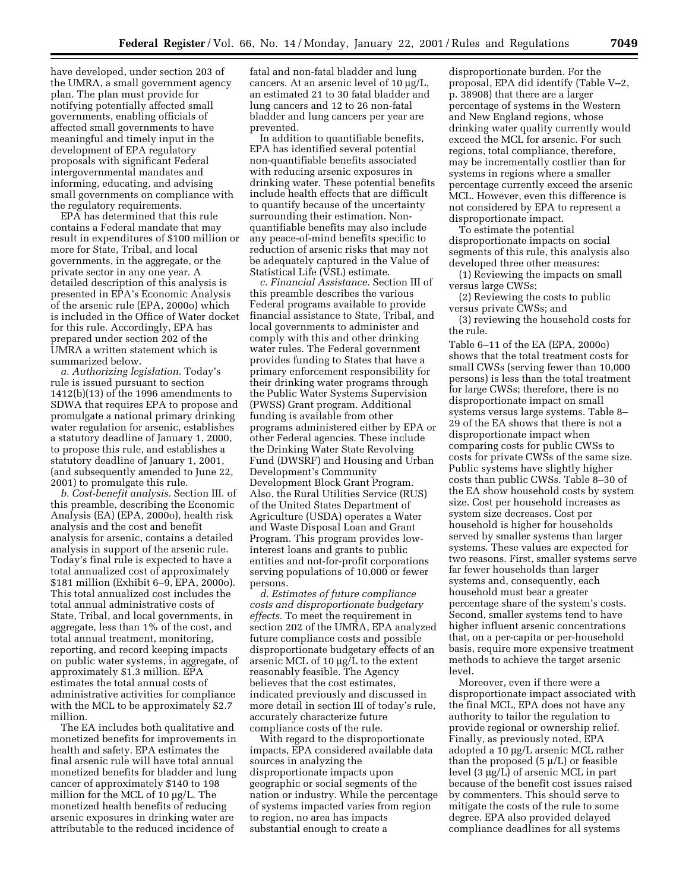have developed, under section 203 of the UMRA, a small government agency plan. The plan must provide for notifying potentially affected small governments, enabling officials of affected small governments to have meaningful and timely input in the development of EPA regulatory proposals with significant Federal intergovernmental mandates and informing, educating, and advising small governments on compliance with the regulatory requirements.

EPA has determined that this rule contains a Federal mandate that may result in expenditures of $100 million or more for State, Tribal, and local governments, in the aggregate, or the private sector in any one year. A detailed description of this analysis is presented in EPA's Economic Analysis of the arsenic rule (EPA, 2000o) which is included in the Office of Water docket for this rule. Accordingly, EPA has prepared under section 202 of the UMRA a written statement which is summarized below.

*a. Authorizing legislation.* Today's rule is issued pursuant to section 1412(b)(13) of the 1996 amendments to SDWA that requires EPA to propose and promulgate a national primary drinking water regulation for arsenic, establishes a statutory deadline of January 1, 2000, to propose this rule, and establishes a statutory deadline of January 1, 2001, (and subsequently amended to June 22, 2001) to promulgate this rule.

*b. Cost-benefit analysis.* Section III. of this preamble, describing the Economic Analysis (EA) (EPA, 2000o), health risk analysis and the cost and benefit analysis for arsenic, contains a detailed analysis in support of the arsenic rule. Today's final rule is expected to have a total annualized cost of approximately $181 million (Exhibit 6–9, EPA, 2000o). This total annualized cost includes the total annual administrative costs of State, Tribal, and local governments, in aggregate, less than 1% of the cost, and total annual treatment, monitoring, reporting, and record keeping impacts on public water systems, in aggregate, of approximately $1.3 million. EPA estimates the total annual costs of administrative activities for compliance with the MCL to be approximately $2.7 million.

The EA includes both qualitative and monetized benefits for improvements in health and safety. EPA estimates the final arsenic rule will have total annual monetized benefits for bladder and lung cancer of approximately $140 to 198 million for the MCL of 10 μg/L. The monetized health benefits of reducing arsenic exposures in drinking water are attributable to the reduced incidence of fatal and non-fatal bladder and lung cancers. At an arsenic level of 10 μg/L, an estimated 21 to 30 fatal bladder and lung cancers and 12 to 26 non-fatal bladder and lung cancers per year are prevented.

In addition to quantifiable benefits, EPA has identified several potential non-quantifiable benefits associated with reducing arsenic exposures in drinking water. These potential benefits include health effects that are difficult to quantify because of the uncertainty surrounding their estimation. Non-quantifiable benefits may also include any peace-of-mind benefits specific to reduction of arsenic risks that may not be adequately captured in the Value of Statistical Life (VSL) estimate.

*c. Financial Assistance.* Section III of this preamble describes the various Federal programs available to provide financial assistance to State, Tribal, and local governments to administer and comply with this and other drinking water rules. The Federal government provides funding to States that have a primary enforcement responsibility for their drinking water programs through the Public Water Systems Supervision (PWSS) Grant program. Additional funding is available from other programs administered either by EPA or other Federal agencies. These include the Drinking Water State Revolving Fund (DWSRF) and Housing and Urban Development's Community Development Block Grant Program. Also, the Rural Utilities Service (RUS) of the United States Department of Agriculture (USDA) operates a Water and Waste Disposal Loan and Grant Program. This program provides low-interest loans and grants to public entities and not-for-profit corporations serving populations of 10,000 or fewer persons.

*d. Estimates of future compliance costs and disproportionate budgetary effects.* To meet the requirement in section 202 of the UMRA, EPA analyzed future compliance costs and possible disproportionate budgetary effects of an arsenic MCL of 10 μg/L to the extent reasonably feasible. The Agency believes that the cost estimates, indicated previously and discussed in more detail in section III of today's rule, accurately characterize future compliance costs of the rule.

With regard to the disproportionate impacts, EPA considered available data sources in analyzing the disproportionate impacts upon geographic or social segments of the nation or industry. While the percentage of systems impacted varies from region to region, no area has impacts substantial enough to create a disproportionate burden. For the proposal, EPA did identify (Table V–2, p. 38908) that there are a larger percentage of systems in the Western and New England regions, whose drinking water quality currently would exceed the MCL for arsenic. For such regions, total compliance, therefore, may be incrementally costlier than for systems in regions where a smaller percentage currently exceed the arsenic MCL. However, even this difference is not considered by EPA to represent a disproportionate impact.

To estimate the potential disproportionate impacts on social segments of this rule, this analysis also developed three other measures:

(1) Reviewing the impacts on small versus large CWSs;

(2) Reviewing the costs to public versus private CWSs; and

(3) reviewing the household costs for the rule.

Table 6–11 of the EA (EPA, 2000o) shows that the total treatment costs for small CWSs (serving fewer than 10,000 persons) is less than the total treatment for large CWSs; therefore, there is no disproportionate impact on small systems versus large systems. Table 8–29 of the EA shows that there is not a disproportionate impact when comparing costs for public CWSs to costs for private CWSs of the same size. Public systems have slightly higher costs than public CWSs. Table 8–30 of the EA show household costs by system size. Cost per household increases as system size decreases. Cost per household is higher for households served by smaller systems than larger systems. These values are expected for two reasons. First, smaller systems serve far fewer households than larger systems and, consequently, each household must bear a greater percentage share of the system's costs. Second, smaller systems tend to have higher influent arsenic concentrations that, on a per-capita or per-household basis, require more expensive treatment methods to achieve the target arsenic level.

Moreover, even if there were a disproportionate impact associated with the final MCL, EPA does not have any authority to tailor the regulation to provide regional or ownership relief. Finally, as previously noted, EPA adopted a 10 μg/L arsenic MCL rather than the proposed (5 μ/L) or feasible level (3 μg/L) of arsenic MCL in part because of the benefit cost issues raised by commenters. This should serve to mitigate the costs of the rule to some degree. EPA also provided delayed compliance deadlines for all systems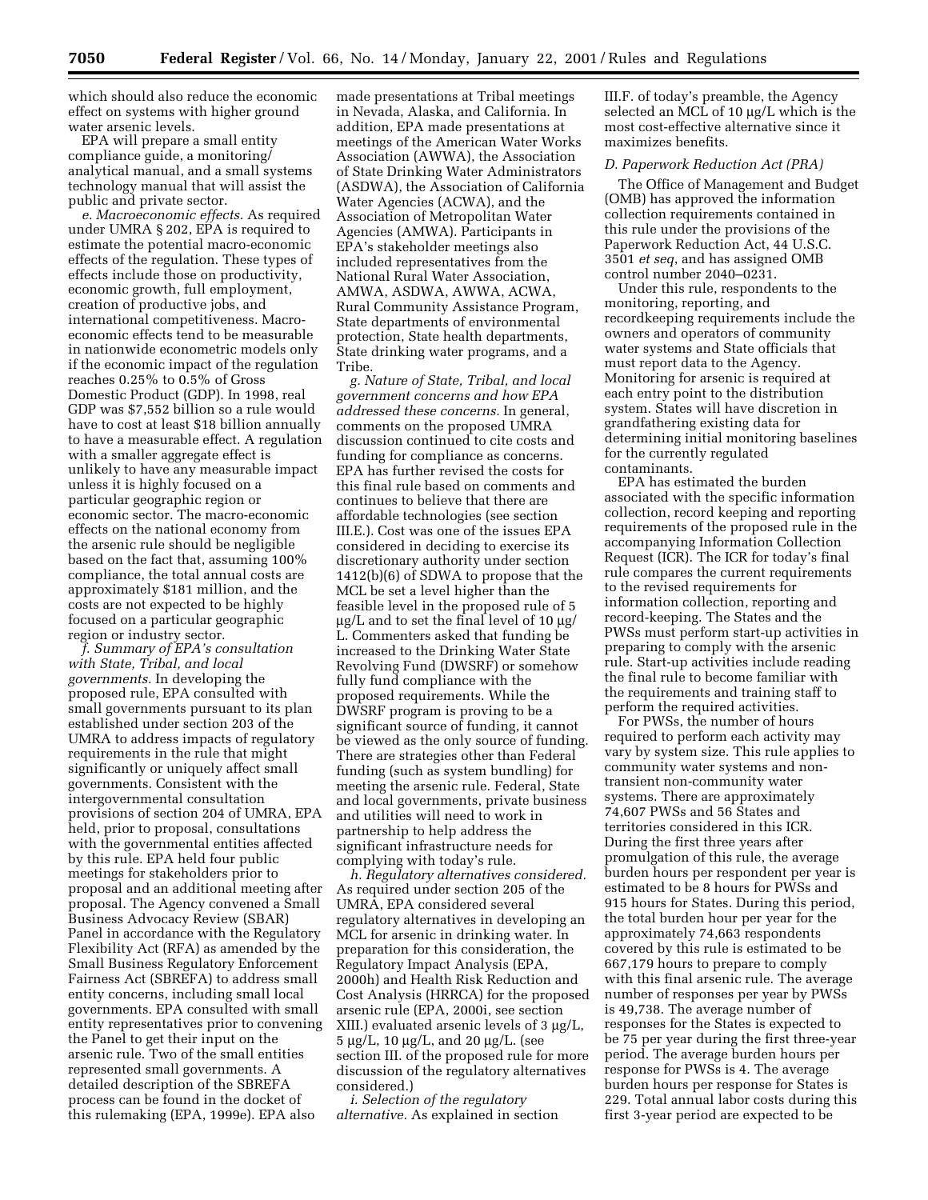which should also reduce the economic effect on systems with higher ground water arsenic levels.

EPA will prepare a small entity compliance guide, a monitoring/analytical manual, and a small systems technology manual that will assist the public and private sector.

*e. Macroeconomic effects.* As required under UMRA § 202, EPA is required to estimate the potential macro-economic effects of the regulation. These types of effects include those on productivity, economic growth, full employment, creation of productive jobs, and international competitiveness. Macro-economic effects tend to be measurable in nationwide econometric models only if the economic impact of the regulation reaches 0.25% to 0.5% of Gross Domestic Product (GDP). In 1998, real GDP was $7,552 billion so a rule would have to cost at least $18 billion annually to have a measurable effect. A regulation with a smaller aggregate effect is unlikely to have any measurable impact unless it is highly focused on a particular geographic region or economic sector. The macro-economic effects on the national economy from the arsenic rule should be negligible based on the fact that, assuming 100% compliance, the total annual costs are approximately $181 million, and the costs are not expected to be highly focused on a particular geographic region or industry sector.

*f. Summary of EPA's consultation with State, Tribal, and local governments.* In developing the proposed rule, EPA consulted with small governments pursuant to its plan established under section 203 of the UMRA to address impacts of regulatory requirements in the rule that might significantly or uniquely affect small governments. Consistent with the intergovernmental consultation provisions of section 204 of UMRA, EPA held, prior to proposal, consultations with the governmental entities affected by this rule. EPA held four public meetings for stakeholders prior to proposal and an additional meeting after proposal. The Agency convened a Small Business Advocacy Review (SBAR) Panel in accordance with the Regulatory Flexibility Act (RFA) as amended by the Small Business Regulatory Enforcement Fairness Act (SBREFA) to address small entity concerns, including small local governments. EPA consulted with small entity representatives prior to convening the Panel to get their input on the arsenic rule. Two of the small entities represented small governments. A detailed description of the SBREFA process can be found in the docket of this rulemaking (EPA, 1999e). EPA also made presentations at Tribal meetings in Nevada, Alaska, and California. In addition, EPA made presentations at meetings of the American Water Works Association (AWWA), the Association of State Drinking Water Administrators (ASDWA), the Association of California Water Agencies (ACWA), and the Association of Metropolitan Water Agencies (AMWA). Participants in EPA's stakeholder meetings also included representatives from the National Rural Water Association, AMWA, ASDWA, AWWA, ACWA, Rural Community Assistance Program, State departments of environmental protection, State health departments, State drinking water programs, and a Tribe.

*g. Nature of State, Tribal, and local government concerns and how EPA addressed these concerns.* In general, comments on the proposed UMRA discussion continued to cite costs and funding for compliance as concerns. EPA has further revised the costs for this final rule based on comments and continues to believe that there are affordable technologies (see section III.E.). Cost was one of the issues EPA considered in deciding to exercise its discretionary authority under section 1412(b)(6) of SDWA to propose that the MCL be set a level higher than the feasible level in the proposed rule of 5 µg/L and to set the final level of 10 µg/L. Commenters asked that funding be increased to the Drinking Water State Revolving Fund (DWSRF) or somehow fully fund compliance with the proposed requirements. While the DWSRF program is proving to be a significant source of funding, it cannot be viewed as the only source of funding. There are strategies other than Federal funding (such as system bundling) for meeting the arsenic rule. Federal, State and local governments, private business and utilities will need to work in partnership to help address the significant infrastructure needs for complying with today's rule.

*h. Regulatory alternatives considered.* As required under section 205 of the UMRA, EPA considered several regulatory alternatives in developing an MCL for arsenic in drinking water. In preparation for this consideration, the Regulatory Impact Analysis (EPA, 2000h) and Health Risk Reduction and Cost Analysis (HRRCA) for the proposed arsenic rule (EPA, 2000i, see section XIII.) evaluated arsenic levels of 3 µg/L, 5 µg/L, 10 µg/L, and 20 µg/L. (see section III. of the proposed rule for more discussion of the regulatory alternatives considered.)

*i. Selection of the regulatory alternative.* As explained in section III.F. of today's preamble, the Agency selected an MCL of 10 µg/L which is the most cost-effective alternative since it maximizes benefits.

### *D. Paperwork Reduction Act (PRA)*

The Office of Management and Budget (OMB) has approved the information collection requirements contained in this rule under the provisions of the Paperwork Reduction Act, 44 U.S.C. 3501 *et seq*, and has assigned OMB control number 2040–0231.

Under this rule, respondents to the monitoring, reporting, and recordkeeping requirements include the owners and operators of community water systems and State officials that must report data to the Agency. Monitoring for arsenic is required at each entry point to the distribution system. States will have discretion in grandfathering existing data for determining initial monitoring baselines for the currently regulated contaminants.

EPA has estimated the burden associated with the specific information collection, record keeping and reporting requirements of the proposed rule in the accompanying Information Collection Request (ICR). The ICR for today's final rule compares the current requirements to the revised requirements for information collection, reporting and record-keeping. The States and the PWSs must perform start-up activities in preparing to comply with the arsenic rule. Start-up activities include reading the final rule to become familiar with the requirements and training staff to perform the required activities.

For PWSs, the number of hours required to perform each activity may vary by system size. This rule applies to community water systems and non-transient non-community water systems. There are approximately 74,607 PWSs and 56 States and territories considered in this ICR. During the first three years after promulgation of this rule, the average burden hours per respondent per year is estimated to be 8 hours for PWSs and 915 hours for States. During this period, the total burden hour per year for the approximately 74,663 respondents covered by this rule is estimated to be 667,179 hours to prepare to comply with this final arsenic rule. The average number of responses per year by PWSs is 49,738. The average number of responses for the States is expected to be 75 per year during the first three-year period. The average burden hours per response for PWSs is 4. The average burden hours per response for States is 229. Total annual labor costs during this first 3-year period are expected to be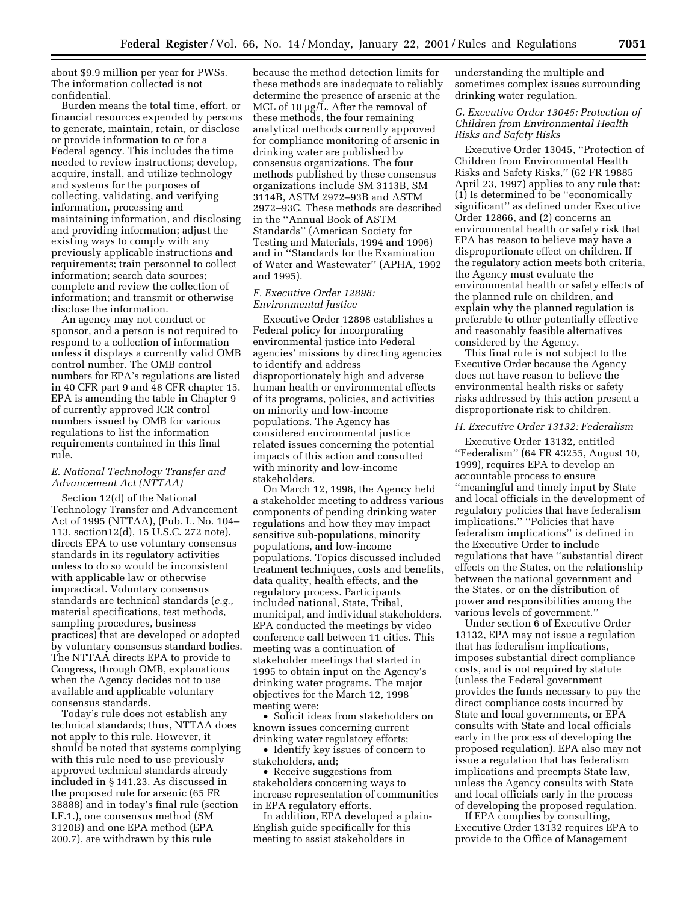about $9.9 million per year for PWSs. The information collected is not confidential.

Burden means the total time, effort, or financial resources expended by persons to generate, maintain, retain, or disclose or provide information to or for a Federal agency. This includes the time needed to review instructions; develop, acquire, install, and utilize technology and systems for the purposes of collecting, validating, and verifying information, processing and maintaining information, and disclosing and providing information; adjust the existing ways to comply with any previously applicable instructions and requirements; train personnel to collect information; search data sources; complete and review the collection of information; and transmit or otherwise disclose the information.

An agency may not conduct or sponsor, and a person is not required to respond to a collection of information unless it displays a currently valid OMB control number. The OMB control numbers for EPA's regulations are listed in 40 CFR part 9 and 48 CFR chapter 15. EPA is amending the table in Chapter 9 of currently approved ICR control numbers issued by OMB for various regulations to list the information requirements contained in this final rule.

### *E. National Technology Transfer and Advancement Act (NTTAA)*

Section 12(d) of the National Technology Transfer and Advancement Act of 1995 (NTTAA), (Pub. L. No. 104–113, section12(d), 15 U.S.C. 272 note), directs EPA to use voluntary consensus standards in its regulatory activities unless to do so would be inconsistent with applicable law or otherwise impractical. Voluntary consensus standards are technical standards (*e.g.*, material specifications, test methods, sampling procedures, business practices) that are developed or adopted by voluntary consensus standard bodies. The NTTAA directs EPA to provide to Congress, through OMB, explanations when the Agency decides not to use available and applicable voluntary consensus standards.

Today's rule does not establish any technical standards; thus, NTTAA does not apply to this rule. However, it should be noted that systems complying with this rule need to use previously approved technical standards already included in § 141.23. As discussed in the proposed rule for arsenic (65 FR 38888) and in today's final rule (section I.F.1.), one consensus method (SM 3120B) and one EPA method (EPA 200.7), are withdrawn by this rule because the method detection limits for these methods are inadequate to reliably determine the presence of arsenic at the MCL of 10 µg/L. After the removal of these methods, the four remaining analytical methods currently approved for compliance monitoring of arsenic in drinking water are published by consensus organizations. The four methods published by these consensus organizations include SM 3113B, SM 3114B, ASTM 2972–93B and ASTM 2972–93C. These methods are described in the ''Annual Book of ASTM Standards'' (American Society for Testing and Materials, 1994 and 1996) and in ''Standards for the Examination of Water and Wastewater'' (APHA, 1992 and 1995).

### *F. Executive Order 12898: Environmental Justice*

Executive Order 12898 establishes a Federal policy for incorporating environmental justice into Federal agencies' missions by directing agencies to identify and address disproportionately high and adverse human health or environmental effects of its programs, policies, and activities on minority and low-income populations. The Agency has considered environmental justice related issues concerning the potential impacts of this action and consulted with minority and low-income stakeholders.

On March 12, 1998, the Agency held a stakeholder meeting to address various components of pending drinking water regulations and how they may impact sensitive sub-populations, minority populations, and low-income populations. Topics discussed included treatment techniques, costs and benefits, data quality, health effects, and the regulatory process. Participants included national, State, Tribal, municipal, and individual stakeholders. EPA conducted the meetings by video conference call between 11 cities. This meeting was a continuation of stakeholder meetings that started in 1995 to obtain input on the Agency's drinking water programs. The major objectives for the March 12, 1998 meeting were:

- Solicit ideas from stakeholders on known issues concerning current drinking water regulatory efforts;
- Identify key issues of concern to stakeholders, and;
- Receive suggestions from stakeholders concerning ways to increase representation of communities in EPA regulatory efforts.

In addition, EPA developed a plain-English guide specifically for this meeting to assist stakeholders in understanding the multiple and sometimes complex issues surrounding drinking water regulation.

### *G. Executive Order 13045: Protection of Children from Environmental Health Risks and Safety Risks*

Executive Order 13045, ''Protection of Children from Environmental Health Risks and Safety Risks,'' (62 FR 19885 April 23, 1997) applies to any rule that: (1) Is determined to be ''economically significant'' as defined under Executive Order 12866, and (2) concerns an environmental health or safety risk that EPA has reason to believe may have a disproportionate effect on children. If the regulatory action meets both criteria, the Agency must evaluate the environmental health or safety effects of the planned rule on children, and explain why the planned regulation is preferable to other potentially effective and reasonably feasible alternatives considered by the Agency.

This final rule is not subject to the Executive Order because the Agency does not have reason to believe the environmental health risks or safety risks addressed by this action present a disproportionate risk to children.

### *H. Executive Order 13132: Federalism*

Executive Order 13132, entitled ''Federalism'' (64 FR 43255, August 10, 1999), requires EPA to develop an accountable process to ensure ''meaningful and timely input by State and local officials in the development of regulatory policies that have federalism implications.'' ''Policies that have federalism implications'' is defined in the Executive Order to include regulations that have ''substantial direct effects on the States, on the relationship between the national government and the States, or on the distribution of power and responsibilities among the various levels of government.''

Under section 6 of Executive Order 13132, EPA may not issue a regulation that has federalism implications, imposes substantial direct compliance costs, and is not required by statute (unless the Federal government provides the funds necessary to pay the direct compliance costs incurred by State and local governments, or EPA consults with State and local officials early in the process of developing the proposed regulation). EPA also may not issue a regulation that has federalism implications and preempts State law, unless the Agency consults with State and local officials early in the process of developing the proposed regulation.

If EPA complies by consulting, Executive Order 13132 requires EPA to provide to the Office of Management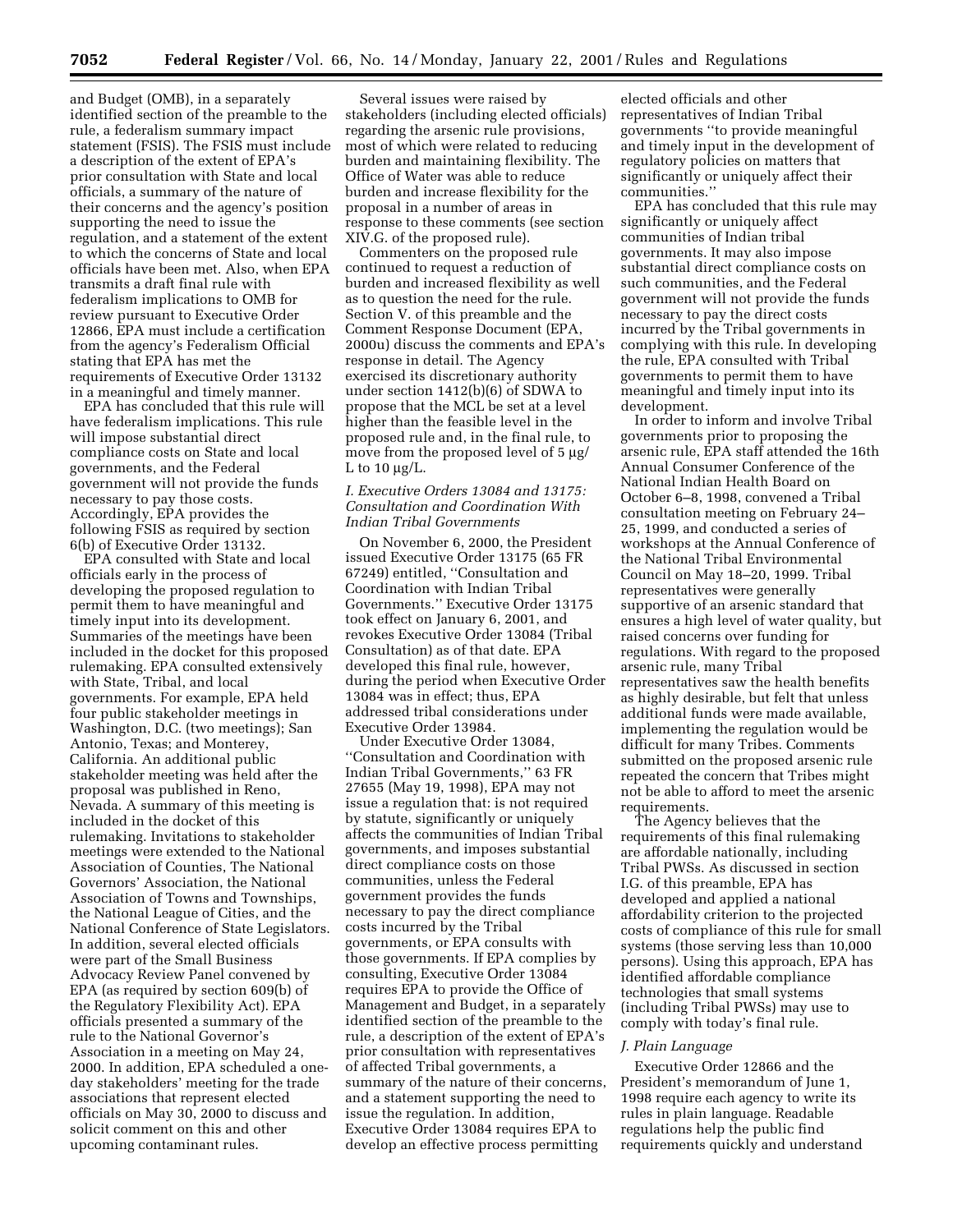and Budget (OMB), in a separately identified section of the preamble to the rule, a federalism summary impact statement (FSIS). The FSIS must include a description of the extent of EPA's prior consultation with State and local officials, a summary of the nature of their concerns and the agency's position supporting the need to issue the regulation, and a statement of the extent to which the concerns of State and local officials have been met. Also, when EPA transmits a draft final rule with federalism implications to OMB for review pursuant to Executive Order 12866, EPA must include a certification from the agency's Federalism Official stating that EPA has met the requirements of Executive Order 13132 in a meaningful and timely manner.

EPA has concluded that this rule will have federalism implications. This rule will impose substantial direct compliance costs on State and local governments, and the Federal government will not provide the funds necessary to pay those costs. Accordingly, EPA provides the following FSIS as required by section 6(b) of Executive Order 13132.

EPA consulted with State and local officials early in the process of developing the proposed regulation to permit them to have meaningful and timely input into its development. Summaries of the meetings have been included in the docket for this proposed rulemaking. EPA consulted extensively with State, Tribal, and local governments. For example, EPA held four public stakeholder meetings in Washington, D.C. (two meetings); San Antonio, Texas; and Monterey, California. An additional public stakeholder meeting was held after the proposal was published in Reno, Nevada. A summary of this meeting is included in the docket of this rulemaking. Invitations to stakeholder meetings were extended to the National Association of Counties, The National Governors' Association, the National Association of Towns and Townships, the National League of Cities, and the National Conference of State Legislators. In addition, several elected officials were part of the Small Business Advocacy Review Panel convened by EPA (as required by section 609(b) of the Regulatory Flexibility Act). EPA officials presented a summary of the rule to the National Governor's Association in a meeting on May 24, 2000. In addition, EPA scheduled a one-day stakeholders' meeting for the trade associations that represent elected officials on May 30, 2000 to discuss and solicit comment on this and other upcoming contaminant rules.

Several issues were raised by stakeholders (including elected officials) regarding the arsenic rule provisions, most of which were related to reducing burden and maintaining flexibility. The Office of Water was able to reduce burden and increase flexibility for the proposal in a number of areas in response to these comments (see section XIV.G. of the proposed rule).

Commenters on the proposed rule continued to request a reduction of burden and increased flexibility as well as to question the need for the rule. Section V. of this preamble and the Comment Response Document (EPA, 2000u) discuss the comments and EPA's response in detail. The Agency exercised its discretionary authority under section 1412(b)(6) of SDWA to propose that the MCL be set at a level higher than the feasible level in the proposed rule and, in the final rule, to move from the proposed level of 5 μg/L to 10 μg/L.

### *I. Executive Orders 13084 and 13175: Consultation and Coordination With Indian Tribal Governments*

On November 6, 2000, the President issued Executive Order 13175 (65 FR 67249) entitled, "Consultation and Coordination with Indian Tribal Governments." Executive Order 13175 took effect on January 6, 2001, and revokes Executive Order 13084 (Tribal Consultation) as of that date. EPA developed this final rule, however, during the period when Executive Order 13084 was in effect; thus, EPA addressed tribal considerations under Executive Order 13984.

Under Executive Order 13084, "Consultation and Coordination with Indian Tribal Governments," 63 FR 27655 (May 19, 1998), EPA may not issue a regulation that: is not required by statute, significantly or uniquely affects the communities of Indian Tribal governments, and imposes substantial direct compliance costs on those communities, unless the Federal government provides the funds necessary to pay the direct compliance costs incurred by the Tribal governments, or EPA consults with those governments. If EPA complies by consulting, Executive Order 13084 requires EPA to provide the Office of Management and Budget, in a separately identified section of the preamble to the rule, a description of the extent of EPA's prior consultation with representatives of affected Tribal governments, a summary of the nature of their concerns, and a statement supporting the need to issue the regulation. In addition, Executive Order 13084 requires EPA to develop an effective process permitting elected officials and other representatives of Indian Tribal governments "to provide meaningful and timely input in the development of regulatory policies on matters that significantly or uniquely affect their communities."

EPA has concluded that this rule may significantly or uniquely affect communities of Indian tribal governments. It may also impose substantial direct compliance costs on such communities, and the Federal government will not provide the funds necessary to pay the direct costs incurred by the Tribal governments in complying with this rule. In developing the rule, EPA consulted with Tribal governments to permit them to have meaningful and timely input into its development.

In order to inform and involve Tribal governments prior to proposing the arsenic rule, EPA staff attended the 16th Annual Consumer Conference of the National Indian Health Board on October 6–8, 1998, convened a Tribal consultation meeting on February 24–25, 1999, and conducted a series of workshops at the Annual Conference of the National Tribal Environmental Council on May 18–20, 1999. Tribal representatives were generally supportive of an arsenic standard that ensures a high level of water quality, but raised concerns over funding for regulations. With regard to the proposed arsenic rule, many Tribal representatives saw the health benefits as highly desirable, but felt that unless additional funds were made available, implementing the regulation would be difficult for many Tribes. Comments submitted on the proposed arsenic rule repeated the concern that Tribes might not be able to afford to meet the arsenic requirements.

The Agency believes that the requirements of this final rulemaking are affordable nationally, including Tribal PWSs. As discussed in section I.G. of this preamble, EPA has developed and applied a national affordability criterion to the projected costs of compliance of this rule for small systems (those serving less than 10,000 persons). Using this approach, EPA has identified affordable compliance technologies that small systems (including Tribal PWSs) may use to comply with today's final rule.

### *J. Plain Language*

Executive Order 12866 and the President's memorandum of June 1, 1998 require each agency to write its rules in plain language. Readable regulations help the public find requirements quickly and understand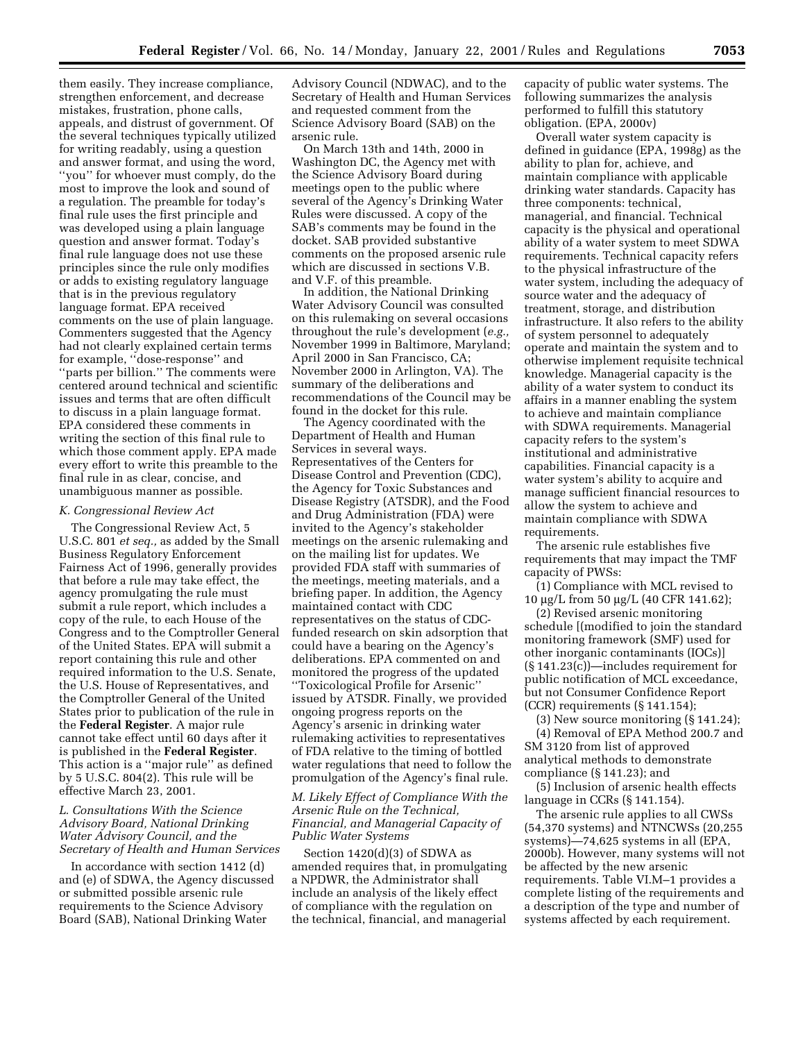them easily. They increase compliance, strengthen enforcement, and decrease mistakes, frustration, phone calls, appeals, and distrust of government. Of the several techniques typically utilized for writing readably, using a question and answer format, and using the word, ''you'' for whoever must comply, do the most to improve the look and sound of a regulation. The preamble for today's final rule uses the first principle and was developed using a plain language question and answer format. Today's final rule language does not use these principles since the rule only modifies or adds to existing regulatory language that is in the previous regulatory language format. EPA received comments on the use of plain language. Commenters suggested that the Agency had not clearly explained certain terms for example, ''dose-response'' and ''parts per billion.'' The comments were centered around technical and scientific issues and terms that are often difficult to discuss in a plain language format. EPA considered these comments in writing the section of this final rule to which those comment apply. EPA made every effort to write this preamble to the final rule in as clear, concise, and unambiguous manner as possible.

### K. Congressional Review Act

The Congressional Review Act, 5 U.S.C. 801 *et seq.,* as added by the Small Business Regulatory Enforcement Fairness Act of 1996, generally provides that before a rule may take effect, the agency promulgating the rule must submit a rule report, which includes a copy of the rule, to each House of the Congress and to the Comptroller General of the United States. EPA will submit a report containing this rule and other required information to the U.S. Senate, the U.S. House of Representatives, and the Comptroller General of the United States prior to publication of the rule in the **Federal Register**. A major rule cannot take effect until 60 days after it is published in the **Federal Register**. This action is a ''major rule'' as defined by 5 U.S.C. 804(2). This rule will be effective March 23, 2001.

### L. Consultations With the Science Advisory Board, National Drinking Water Advisory Council, and the Secretary of Health and Human Services

In accordance with section 1412 (d) and (e) of SDWA, the Agency discussed or submitted possible arsenic rule requirements to the Science Advisory Board (SAB), National Drinking Water Advisory Council (NDWAC), and to the Secretary of Health and Human Services and requested comment from the Science Advisory Board (SAB) on the arsenic rule.

On March 13th and 14th, 2000 in Washington DC, the Agency met with the Science Advisory Board during meetings open to the public where several of the Agency's Drinking Water Rules were discussed. A copy of the SAB's comments may be found in the docket. SAB provided substantive comments on the proposed arsenic rule which are discussed in sections V.B. and V.F. of this preamble.

In addition, the National Drinking Water Advisory Council was consulted on this rulemaking on several occasions throughout the rule's development (*e.g.,* November 1999 in Baltimore, Maryland; April 2000 in San Francisco, CA; November 2000 in Arlington, VA). The summary of the deliberations and recommendations of the Council may be found in the docket for this rule.

The Agency coordinated with the Department of Health and Human Services in several ways. Representatives of the Centers for Disease Control and Prevention (CDC), the Agency for Toxic Substances and Disease Registry (ATSDR), and the Food and Drug Administration (FDA) were invited to the Agency's stakeholder meetings on the arsenic rulemaking and on the mailing list for updates. We provided FDA staff with summaries of the meetings, meeting materials, and a briefing paper. In addition, the Agency maintained contact with CDC representatives on the status of CDC-funded research on skin adsorption that could have a bearing on the Agency's deliberations. EPA commented on and monitored the progress of the updated ''Toxicological Profile for Arsenic'' issued by ATSDR. Finally, we provided ongoing progress reports on the Agency's arsenic in drinking water rulemaking activities to representatives of FDA relative to the timing of bottled water regulations that need to follow the promulgation of the Agency's final rule.

### M. Likely Effect of Compliance With the Arsenic Rule on the Technical, Financial, and Managerial Capacity of Public Water Systems

Section 1420(d)(3) of SDWA as amended requires that, in promulgating a NPDWR, the Administrator shall include an analysis of the likely effect of compliance with the regulation on the technical, financial, and managerial capacity of public water systems. The following summarizes the analysis performed to fulfill this statutory obligation. (EPA, 2000v)

Overall water system capacity is defined in guidance (EPA, 1998g) as the ability to plan for, achieve, and maintain compliance with applicable drinking water standards. Capacity has three components: technical, managerial, and financial. Technical capacity is the physical and operational ability of a water system to meet SDWA requirements. Technical capacity refers to the physical infrastructure of the water system, including the adequacy of source water and the adequacy of treatment, storage, and distribution infrastructure. It also refers to the ability of system personnel to adequately operate and maintain the system and to otherwise implement requisite technical knowledge. Managerial capacity is the ability of a water system to conduct its affairs in a manner enabling the system to achieve and maintain compliance with SDWA requirements. Managerial capacity refers to the system's institutional and administrative capabilities. Financial capacity is a water system's ability to acquire and manage sufficient financial resources to allow the system to achieve and maintain compliance with SDWA requirements.

The arsenic rule establishes five requirements that may impact the TMF capacity of PWSs:

(1) Compliance with MCL revised to 10 μg/L from 50 μg/L (40 CFR 141.62);

(2) Revised arsenic monitoring schedule [(modified to join the standard monitoring framework (SMF) used for other inorganic contaminants (IOCs)] (§ 141.23(c))—includes requirement for public notification of MCL exceedance, but not Consumer Confidence Report (CCR) requirements (§ 141.154);

(3) New source monitoring (§ 141.24);

(4) Removal of EPA Method 200.7 and SM 3120 from list of approved analytical methods to demonstrate compliance (§ 141.23); and

(5) Inclusion of arsenic health effects language in CCRs (§ 141.154).

The arsenic rule applies to all CWSs (54,370 systems) and NTNCWSs (20,255 systems)—74,625 systems in all (EPA, 2000b). However, many systems will not be affected by the new arsenic requirements. Table VI.M–1 provides a complete listing of the requirements and a description of the type and number of systems affected by each requirement.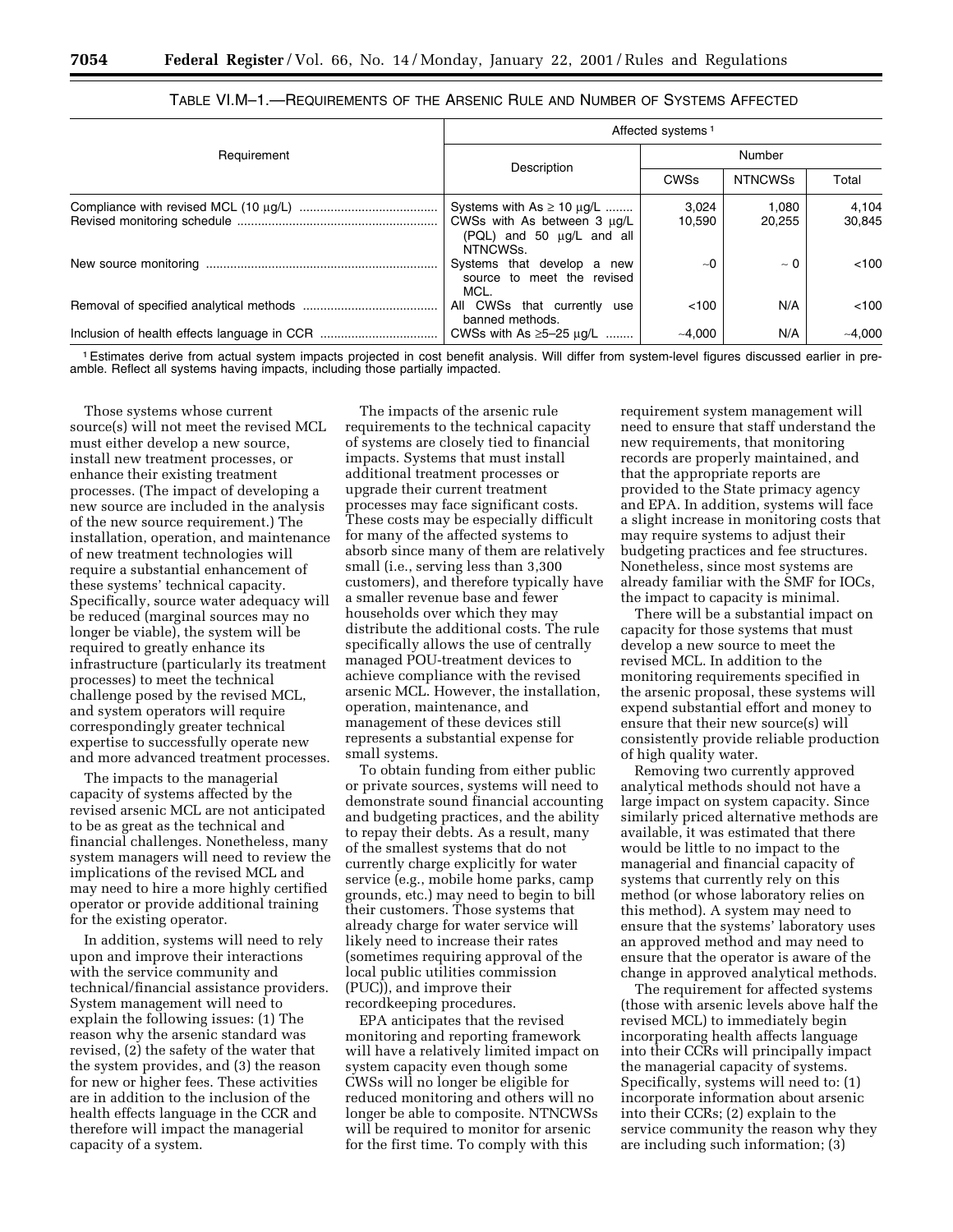TABLE VI.M–1.—REQUIREMENTS OF THE ARSENIC RULE AND NUMBER OF SYSTEMS AFFECTED

| Requirement | Affected systems [1] | | | |
|---|---|---|---|---|
| | Description | Number | | |
| | | CWSs | NTNCWSs | Total |
| Compliance with revised MCL (10 µg/L) | Systems with As ≥ 10 µg/L | 3,024 | 1,080 | 4,104 |
| Revised monitoring schedule | CWSs with As between 3 µg/L (PQL) and 50 µg/L and all NTNCWSs. | 10,590 | 20,255 | 30,845 |
| New source monitoring | Systems that develop a new source to meet the revised MCL. | ~0 | ~ 0 | <100 |
| Removal of specified analytical methods | All CWSs that currently use banned methods. | <100 | N/A | <100 |
| Inclusion of health effects language in CCR | CWSs with As ≥5–25 µg/L | ~4,000 | N/A | ~4,000 |

[1] Estimates derive from actual system impacts projected in cost benefit analysis. Will differ from system-level figures discussed earlier in preamble. Reflect all systems having impacts, including those partially impacted.

Those systems whose current source(s) will not meet the revised MCL must either develop a new source, install new treatment processes, or enhance their existing treatment processes. (The impact of developing a new source are included in the analysis of the new source requirement.) The installation, operation, and maintenance of new treatment technologies will require a substantial enhancement of these systems' technical capacity. Specifically, source water adequacy will be reduced (marginal sources may no longer be viable), the system will be required to greatly enhance its infrastructure (particularly its treatment processes) to meet the technical challenge posed by the revised MCL, and system operators will require correspondingly greater technical expertise to successfully operate new and more advanced treatment processes.

The impacts to the managerial capacity of systems affected by the revised arsenic MCL are not anticipated to be as great as the technical and financial challenges. Nonetheless, many system managers will need to review the implications of the revised MCL and may need to hire a more highly certified operator or provide additional training for the existing operator.

In addition, systems will need to rely upon and improve their interactions with the service community and technical/financial assistance providers. System management will need to explain the following issues: (1) The reason why the arsenic standard was revised, (2) the safety of the water that the system provides, and (3) the reason for new or higher fees. These activities are in addition to the inclusion of the health effects language in the CCR and therefore will impact the managerial capacity of a system.

The impacts of the arsenic rule requirements to the technical capacity of systems are closely tied to financial impacts. Systems that must install additional treatment processes or upgrade their current treatment processes may face significant costs. These costs may be especially difficult for many of the affected systems to absorb since many of them are relatively small (i.e., serving less than 3,300 customers), and therefore typically have a smaller revenue base and fewer households over which they may distribute the additional costs. The rule specifically allows the use of centrally managed POU-treatment devices to achieve compliance with the revised arsenic MCL. However, the installation, operation, maintenance, and management of these devices still represents a substantial expense for small systems.

To obtain funding from either public or private sources, systems will need to demonstrate sound financial accounting and budgeting practices, and the ability to repay their debts. As a result, many of the smallest systems that do not currently charge explicitly for water service (e.g., mobile home parks, camp grounds, etc.) may need to begin to bill their customers. Those systems that already charge for water service will likely need to increase their rates (sometimes requiring approval of the local public utilities commission (PUC)), and improve their recordkeeping procedures.

EPA anticipates that the revised monitoring and reporting framework will have a relatively limited impact on system capacity even though some CWSs will no longer be eligible for reduced monitoring and others will no longer be able to composite. NTNCWSs will be required to monitor for arsenic for the first time. To comply with this requirement system management will need to ensure that staff understand the new requirements, that monitoring records are properly maintained, and that the appropriate reports are provided to the State primacy agency and EPA. In addition, systems will face a slight increase in monitoring costs that may require systems to adjust their budgeting practices and fee structures. Nonetheless, since most systems are already familiar with the SMF for IOCs, the impact to capacity is minimal.

There will be a substantial impact on capacity for those systems that must develop a new source to meet the revised MCL. In addition to the monitoring requirements specified in the arsenic proposal, these systems will expend substantial effort and money to ensure that their new source(s) will consistently provide reliable production of high quality water.

Removing two currently approved analytical methods should not have a large impact on system capacity. Since similarly priced alternative methods are available, it was estimated that there would be little to no impact to the managerial and financial capacity of systems that currently rely on this method (or whose laboratory relies on this method). A system may need to ensure that the systems' laboratory uses an approved method and may need to ensure that the operator is aware of the change in approved analytical methods.

The requirement for affected systems (those with arsenic levels above half the revised MCL) to immediately begin incorporating health affects language into their CCRs will principally impact the managerial capacity of systems. Specifically, systems will need to: (1) incorporate information about arsenic into their CCRs; (2) explain to the service community the reason why they are including such information; (3)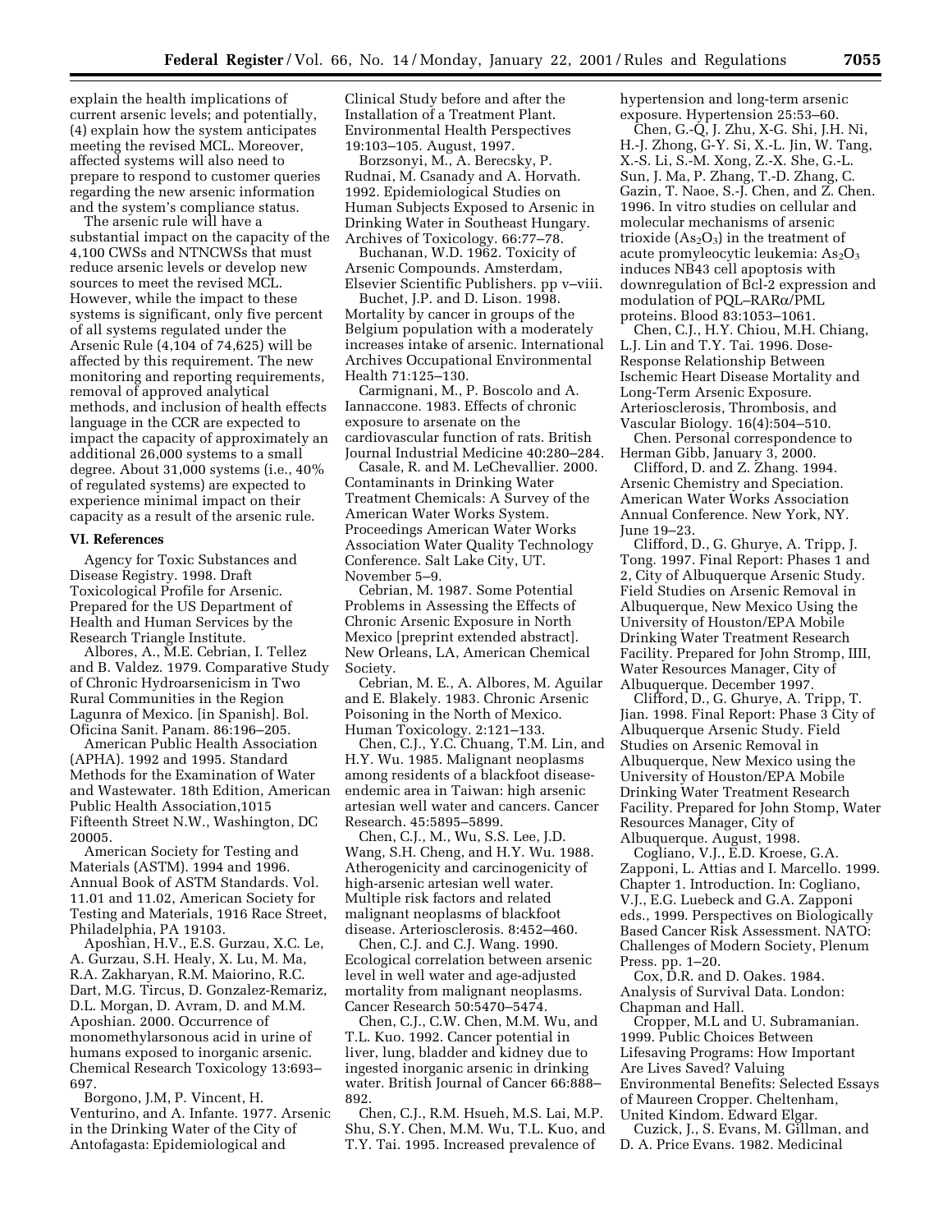explain the health implications of current arsenic levels; and potentially, (4) explain how the system anticipates meeting the revised MCL. Moreover, affected systems will also need to prepare to respond to customer queries regarding the new arsenic information and the system's compliance status.

The arsenic rule will have a substantial impact on the capacity of the 4,100 CWSs and NTNCWSs that must reduce arsenic levels or develop new sources to meet the revised MCL. However, while the impact to these systems is significant, only five percent of all systems regulated under the Arsenic Rule (4,104 of 74,625) will be affected by this requirement. The new monitoring and reporting requirements, removal of approved analytical methods, and inclusion of health effects language in the CCR are expected to impact the capacity of approximately an additional 26,000 systems to a small degree. About 31,000 systems (i.e., 40% of regulated systems) are expected to experience minimal impact on their capacity as a result of the arsenic rule.

## VI. References

Agency for Toxic Substances and Disease Registry. 1998. Draft Toxicological Profile for Arsenic. Prepared for the US Department of Health and Human Services by the Research Triangle Institute.

Albores, A., M.E. Cebrian, I. Tellez and B. Valdez. 1979. Comparative Study of Chronic Hydroarsenicism in Two Rural Communities in the Region Lagunra of Mexico. [in Spanish]. Bol. Oficina Sanit. Panam. 86:196–205.

American Public Health Association (APHA). 1992 and 1995. Standard Methods for the Examination of Water and Wastewater. 18th Edition, American Public Health Association,1015 Fifteenth Street N.W., Washington, DC 20005.

American Society for Testing and Materials (ASTM). 1994 and 1996. Annual Book of ASTM Standards. Vol. 11.01 and 11.02, American Society for Testing and Materials, 1916 Race Street, Philadelphia, PA 19103.

Aposhian, H.V., E.S. Gurzau, X.C. Le, A. Gurzau, S.H. Healy, X. Lu, M. Ma, R.A. Zakharyan, R.M. Maiorino, R.C. Dart, M.G. Tircus, D. Gonzalez-Remariz, D.L. Morgan, D. Avram, D. and M.M. Aposhian. 2000. Occurrence of monomethylarsonous acid in urine of humans exposed to inorganic arsenic. Chemical Research Toxicology 13:693–697.

Borgono, J.M, P. Vincent, H. Venturino, and A. Infante. 1977. Arsenic in the Drinking Water of the City of Antofagasta: Epidemiological and Clinical Study before and after the Installation of a Treatment Plant. Environmental Health Perspectives 19:103–105. August, 1997.

Borzsonyi, M., A. Berecsky, P. Rudnai, M. Csanady and A. Horvath. 1992. Epidemiological Studies on Human Subjects Exposed to Arsenic in Drinking Water in Southeast Hungary. Archives of Toxicology. 66:77–78.

Buchanan, W.D. 1962. Toxicity of Arsenic Compounds. Amsterdam, Elsevier Scientific Publishers. pp v–viii.

Buchet, J.P. and D. Lison. 1998. Mortality by cancer in groups of the Belgium population with a moderately increases intake of arsenic. International Archives Occupational Environmental Health 71:125–130.

Carmignani, M., P. Boscolo and A. Iannaccone. 1983. Effects of chronic exposure to arsenate on the cardiovascular function of rats. British Journal Industrial Medicine 40:280–284.

Casale, R. and M. LeChevallier. 2000. Contaminants in Drinking Water Treatment Chemicals: A Survey of the American Water Works System. Proceedings American Water Works Association Water Quality Technology Conference. Salt Lake City, UT. November 5–9.

Cebrian, M. 1987. Some Potential Problems in Assessing the Effects of Chronic Arsenic Exposure in North Mexico [preprint extended abstract]. New Orleans, LA, American Chemical Society.

Cebrian, M. E., A. Albores, M. Aguilar and E. Blakely. 1983. Chronic Arsenic Poisoning in the North of Mexico. Human Toxicology. 2:121–133.

Chen, C.J., Y.C. Chuang, T.M. Lin, and H.Y. Wu. 1985. Malignant neoplasms among residents of a blackfoot disease-endemic area in Taiwan: high arsenic artesian well water and cancers. Cancer Research. 45:5895–5899.

Chen, C.J., M., Wu, S.S. Lee, J.D. Wang, S.H. Cheng, and H.Y. Wu. 1988. Atherogenicity and carcinogenicity of high-arsenic artesian well water. Multiple risk factors and related malignant neoplasms of blackfoot disease. Arteriosclerosis. 8:452–460.

Chen, C.J. and C.J. Wang. 1990. Ecological correlation between arsenic level in well water and age-adjusted mortality from malignant neoplasms. Cancer Research 50:5470–5474.

Chen, C.J., C.W. Chen, M.M. Wu, and T.L. Kuo. 1992. Cancer potential in liver, lung, bladder and kidney due to ingested inorganic arsenic in drinking water. British Journal of Cancer 66:888–892.

Chen, C.J., R.M. Hsueh, M.S. Lai, M.P. Shu, S.Y. Chen, M.M. Wu, T.L. Kuo, and T.Y. Tai. 1995. Increased prevalence of hypertension and long-term arsenic exposure. Hypertension 25:53–60.

Chen, G.-Q, J. Zhu, X-G. Shi, J.H. Ni, H.-J. Zhong, G-Y. Si, X.-L. Jin, W. Tang, X.-S. Li, S.-M. Xong, Z.-X. She, G.-L. Sun, J. Ma, P. Zhang, T.-D. Zhang, C. Gazin, T. Naoe, S.-J. Chen, and Z. Chen. 1996. In vitro studies on cellular and molecular mechanisms of arsenic trioxide ($As_2O_3$) in the treatment of acute promyleocytic leukemia: $As_2O_3$ induces NB43 cell apoptosis with downregulation of Bcl-2 expression and modulation of PQL–RARα/PML proteins. Blood 83:1053–1061.

Chen, C.J., H.Y. Chiou, M.H. Chiang, L.J. Lin and T.Y. Tai. 1996. Dose-Response Relationship Between Ischemic Heart Disease Mortality and Long-Term Arsenic Exposure. Arteriosclerosis, Thrombosis, and Vascular Biology. 16(4):504–510.

Chen. Personal correspondence to Herman Gibb, January 3, 2000.

Clifford, D. and Z. Zhang. 1994. Arsenic Chemistry and Speciation. American Water Works Association Annual Conference. New York, NY. June 19–23.

Clifford, D., G. Ghurye, A. Tripp, J. Tong. 1997. Final Report: Phases 1 and 2, City of Albuquerque Arsenic Study. Field Studies on Arsenic Removal in Albuquerque, New Mexico Using the University of Houston/EPA Mobile Drinking Water Treatment Research Facility. Prepared for John Stromp, IIII, Water Resources Manager, City of Albuquerque. December 1997.

Clifford, D., G. Ghurye, A. Tripp, T. Jian. 1998. Final Report: Phase 3 City of Albuquerque Arsenic Study. Field Studies on Arsenic Removal in Albuquerque, New Mexico using the University of Houston/EPA Mobile Drinking Water Treatment Research Facility. Prepared for John Stomp, Water Resources Manager, City of Albuquerque. August, 1998.

Cogliano, V.J., E.D. Kroese, G.A. Zapponi, L. Attias and I. Marcello. 1999. Chapter 1. Introduction. In: Cogliano, V.J., E.G. Luebeck and G.A. Zapponi eds., 1999. Perspectives on Biologically Based Cancer Risk Assessment. NATO: Challenges of Modern Society, Plenum Press. pp. 1–20.

Cox, D.R. and D. Oakes. 1984. Analysis of Survival Data. London: Chapman and Hall.

Cropper, M.L and U. Subramanian. 1999. Public Choices Between Lifesaving Programs: How Important Are Lives Saved? Valuing Environmental Benefits: Selected Essays of Maureen Cropper. Cheltenham, United Kindom. Edward Elgar.

Cuzick, J., S. Evans, M. Gillman, and D. A. Price Evans. 1982. Medicinal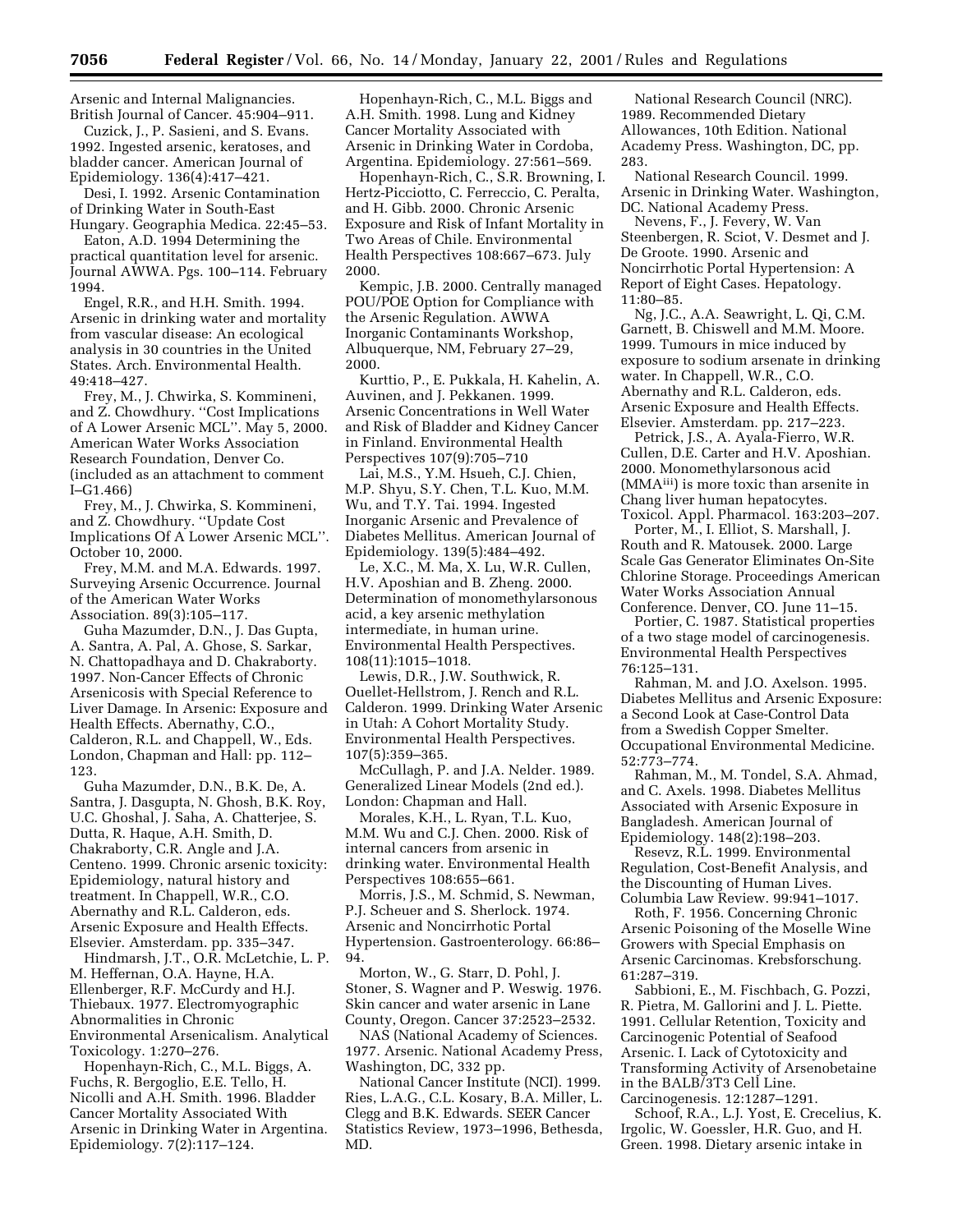Arsenic and Internal Malignancies. British Journal of Cancer. 45:904–911.

Cuzick, J., P. Sasieni, and S. Evans. 1992. Ingested arsenic, keratoses, and bladder cancer. American Journal of Epidemiology. 136(4):417–421.

Desi, I. 1992. Arsenic Contamination of Drinking Water in South-East Hungary. Geographia Medica. 22:45–53.

Eaton, A.D. 1994 Determining the practical quantitation level for arsenic. Journal AWWA. Pgs. 100–114. February 1994.

Engel, R.R., and H.H. Smith. 1994. Arsenic in drinking water and mortality from vascular disease: An ecological analysis in 30 countries in the United States. Arch. Environmental Health. 49:418–427.

Frey, M., J. Chwirka, S. Kommineni, and Z. Chowdhury. ''Cost Implications of A Lower Arsenic MCL''. May 5, 2000. American Water Works Association Research Foundation, Denver Co. (included as an attachment to comment I–G1.466)

Frey, M., J. Chwirka, S. Kommineni, and Z. Chowdhury. ''Update Cost Implications Of A Lower Arsenic MCL''. October 10, 2000.

Frey, M.M. and M.A. Edwards. 1997. Surveying Arsenic Occurrence. Journal of the American Water Works Association. 89(3):105–117.

Guha Mazumder, D.N., J. Das Gupta, A. Santra, A. Pal, A. Ghose, S. Sarkar, N. Chattopadhaya and D. Chakraborty. 1997. Non-Cancer Effects of Chronic Arsenicosis with Special Reference to Liver Damage. In Arsenic: Exposure and Health Effects. Abernathy, C.O., Calderon, R.L. and Chappell, W., Eds. London, Chapman and Hall: pp. 112–123.

Guha Mazumder, D.N., B.K. De, A. Santra, J. Dasgupta, N. Ghosh, B.K. Roy, U.C. Ghoshal, J. Saha, A. Chatterjee, S. Dutta, R. Haque, A.H. Smith, D. Chakraborty, C.R. Angle and J.A. Centeno. 1999. Chronic arsenic toxicity: Epidemiology, natural history and treatment. In Chappell, W.R., C.O. Abernathy and R.L. Calderon, eds. Arsenic Exposure and Health Effects. Elsevier. Amsterdam. pp. 335–347.

Hindmarsh, J.T., O.R. McLetchie, L. P. M. Heffernan, O.A. Hayne, H.A. Ellenberger, R.F. McCurdy and H.J. Thiebaux. 1977. Electromyographic Abnormalities in Chronic Environmental Arsenicalism. Analytical Toxicology. 1:270–276.

Hopenhayn-Rich, C., M.L. Biggs, A. Fuchs, R. Bergoglio, E.E. Tello, H. Nicolli and A.H. Smith. 1996. Bladder Cancer Mortality Associated With Arsenic in Drinking Water in Argentina. Epidemiology. 7(2):117–124.

Hopenhayn-Rich, C., M.L. Biggs and A.H. Smith. 1998. Lung and Kidney Cancer Mortality Associated with Arsenic in Drinking Water in Cordoba, Argentina. Epidemiology. 27:561–569.

Hopenhayn-Rich, C., S.R. Browning, I. Hertz-Picciotto, C. Ferreccio, C. Peralta, and H. Gibb. 2000. Chronic Arsenic Exposure and Risk of Infant Mortality in Two Areas of Chile. Environmental Health Perspectives 108:667–673. July 2000.

Kempic, J.B. 2000. Centrally managed POU/POE Option for Compliance with the Arsenic Regulation. AWWA Inorganic Contaminants Workshop, Albuquerque, NM, February 27–29, 2000.

Kurttio, P., E. Pukkala, H. Kahelin, A. Auvinen, and J. Pekkanen. 1999. Arsenic Concentrations in Well Water and Risk of Bladder and Kidney Cancer in Finland. Environmental Health Perspectives 107(9):705–710

Lai, M.S., Y.M. Hsueh, C.J. Chien, M.P. Shyu, S.Y. Chen, T.L. Kuo, M.M. Wu, and T.Y. Tai. 1994. Ingested Inorganic Arsenic and Prevalence of Diabetes Mellitus. American Journal of Epidemiology. 139(5):484–492.

Le, X.C., M. Ma, X. Lu, W.R. Cullen, H.V. Aposhian and B. Zheng. 2000. Determination of monomethylarsonous acid, a key arsenic methylation intermediate, in human urine. Environmental Health Perspectives. 108(11):1015–1018.

Lewis, D.R., J.W. Southwick, R. Ouellet-Hellstrom, J. Rench and R.L. Calderon. 1999. Drinking Water Arsenic in Utah: A Cohort Mortality Study. Environmental Health Perspectives. 107(5):359–365.

McCullagh, P. and J.A. Nelder. 1989. Generalized Linear Models (2nd ed.). London: Chapman and Hall.

Morales, K.H., L. Ryan, T.L. Kuo, M.M. Wu and C.J. Chen. 2000. Risk of internal cancers from arsenic in drinking water. Environmental Health Perspectives 108:655–661.

Morris, J.S., M. Schmid, S. Newman, P.J. Scheuer and S. Sherlock. 1974. Arsenic and Noncirrhotic Portal Hypertension. Gastroenterology. 66:86–94.

Morton, W., G. Starr, D. Pohl, J. Stoner, S. Wagner and P. Weswig. 1976. Skin cancer and water arsenic in Lane County, Oregon. Cancer 37:2523–2532.

NAS (National Academy of Sciences. 1977. Arsenic. National Academy Press, Washington, DC, 332 pp.

National Cancer Institute (NCI). 1999. Ries, L.A.G., C.L. Kosary, B.A. Miller, L. Clegg and B.K. Edwards. SEER Cancer Statistics Review, 1973–1996, Bethesda, MD.

National Research Council (NRC). 1989. Recommended Dietary Allowances, 10th Edition. National Academy Press. Washington, DC, pp. 283.

National Research Council. 1999. Arsenic in Drinking Water. Washington, DC. National Academy Press.

Nevens, F., J. Fevery, W. Van Steenbergen, R. Sciot, V. Desmet and J. De Groote. 1990. Arsenic and Noncirrhotic Portal Hypertension: A Report of Eight Cases. Hepatology. 11:80–85.

Ng, J.C., A.A. Seawright, L. Qi, C.M. Garnett, B. Chiswell and M.M. Moore. 1999. Tumours in mice induced by exposure to sodium arsenate in drinking water. In Chappell, W.R., C.O. Abernathy and R.L. Calderon, eds. Arsenic Exposure and Health Effects. Elsevier. Amsterdam. pp. 217–223.

Petrick, J.S., A. Ayala-Fierro, W.R. Cullen, D.E. Carter and H.V. Aposhian. 2000. Monomethylarsonous acid ($MMA^{iii}$) is more toxic than arsenite in Chang liver human hepatocytes. Toxicol. Appl. Pharmacol. 163:203–207.

Porter, M., I. Elliot, S. Marshall, J. Routh and R. Matousek. 2000. Large Scale Gas Generator Eliminates On-Site Chlorine Storage. Proceedings American Water Works Association Annual Conference. Denver, CO. June 11–15.

Portier, C. 1987. Statistical properties of a two stage model of carcinogenesis. Environmental Health Perspectives 76:125–131.

Rahman, M. and J.O. Axelson. 1995. Diabetes Mellitus and Arsenic Exposure: a Second Look at Case-Control Data from a Swedish Copper Smelter. Occupational Environmental Medicine. 52:773–774.

Rahman, M., M. Tondel, S.A. Ahmad, and C. Axels. 1998. Diabetes Mellitus Associated with Arsenic Exposure in Bangladesh. American Journal of Epidemiology. 148(2):198–203.

Resevz, R.L. 1999. Environmental Regulation, Cost-Benefit Analysis, and the Discounting of Human Lives. Columbia Law Review. 99:941–1017.

Roth, F. 1956. Concerning Chronic Arsenic Poisoning of the Moselle Wine Growers with Special Emphasis on Arsenic Carcinomas. Krebsforschung. 61:287–319.

Sabbioni, E., M. Fischbach, G. Pozzi, R. Pietra, M. Gallorini and J. L. Piette. 1991. Cellular Retention, Toxicity and Carcinogenic Potential of Seafood Arsenic. I. Lack of Cytotoxicity and Transforming Activity of Arsenobetaine in the BALB/3T3 Cell Line. Carcinogenesis. 12:1287–1291.

Schoof, R.A., L.J. Yost, E. Crecelius, K. Irgolic, W. Goessler, H.R. Guo, and H. Green. 1998. Dietary arsenic intake in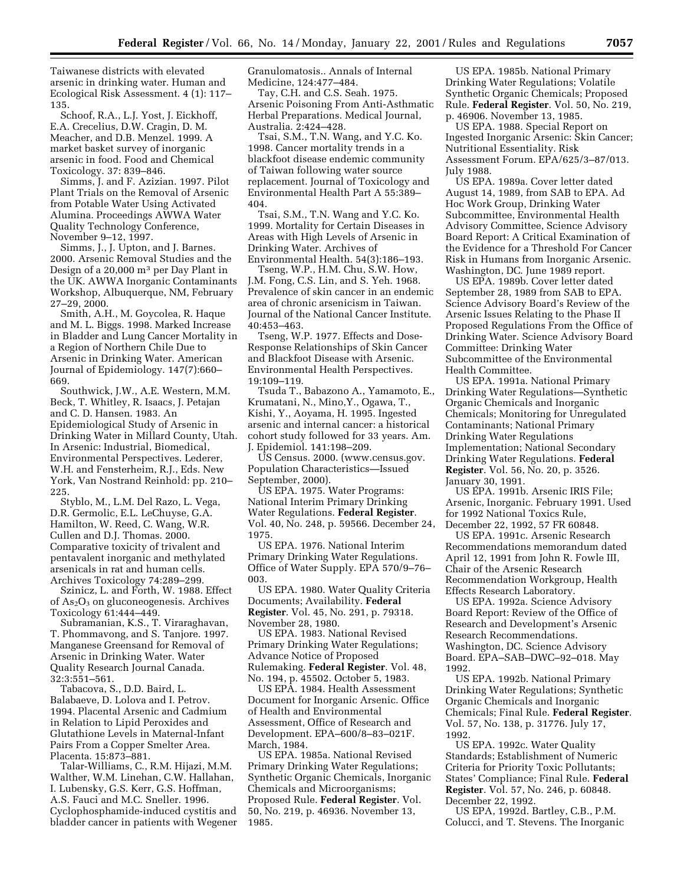Taiwanese districts with elevated arsenic in drinking water. Human and Ecological Risk Assessment. 4 (1): 117–135.

Schoof, R.A., L.J. Yost, J. Eickhoff, E.A. Crecelius, D.W. Cragin, D. M. Meacher, and D.B. Menzel. 1999. A market basket survey of inorganic arsenic in food. Food and Chemical Toxicology. 37: 839–846.

Simms, J. and F. Azizian. 1997. Pilot Plant Trials on the Removal of Arsenic from Potable Water Using Activated Alumina. Proceedings AWWA Water Quality Technology Conference, November 9–12, 1997.

Simms, J., J. Upton, and J. Barnes. 2000. Arsenic Removal Studies and the Design of a 20,000 $m^3$ per Day Plant in the UK. AWWA Inorganic Contaminants Workshop, Albuquerque, NM, February 27–29, 2000.

Smith, A.H., M. Goycolea, R. Haque and M. L. Biggs. 1998. Marked Increase in Bladder and Lung Cancer Mortality in a Region of Northern Chile Due to Arsenic in Drinking Water. American Journal of Epidemiology. 147(7):660–669.

Southwick, J.W., A.E. Western, M.M. Beck, T. Whitley, R. Isaacs, J. Petajan and C. D. Hansen. 1983. An Epidemiological Study of Arsenic in Drinking Water in Millard County, Utah. In Arsenic: Industrial, Biomedical, Environmental Perspectives. Lederer, W.H. and Fensterheim, R.J., Eds. New York, Van Nostrand Reinhold: pp. 210–225.

Styblo, M., L.M. Del Razo, L. Vega, D.R. Germolic, E.L. LeChuyse, G.A. Hamilton, W. Reed, C. Wang, W.R. Cullen and D.J. Thomas. 2000. Comparative toxicity of trivalent and pentavalent inorganic and methylated arsenicals in rat and human cells. Archives Toxicology 74:289–299.

Szinicz, L. and Forth, W. 1988. Effect of $As_2O_3$ on gluconeogenesis. Archives Toxicology 61:444–449.

Subramanian, K.S., T. Viraraghavan, T. Phommavong, and S. Tanjore. 1997. Manganese Greensand for Removal of Arsenic in Drinking Water. Water Quality Research Journal Canada. 32:3:551–561.

Tabacova, S., D.D. Baird, L. Balabaeve, D. Lolova and I. Petrov. 1994. Placental Arsenic and Cadmium in Relation to Lipid Peroxides and Glutathione Levels in Maternal-Infant Pairs From a Copper Smelter Area. Placenta. 15:873–881.

Talar-Williams, C., R.M. Hijazi, M.M. Walther, W.M. Linehan, C.W. Hallahan, I. Lubensky, G.S. Kerr, G.S. Hoffman, A.S. Fauci and M.C. Sneller. 1996. Cyclophosphamide-induced cystitis and bladder cancer in patients with Wegener Granulomatosis.. Annals of Internal Medicine, 124:477–484.

Tay, C.H. and C.S. Seah. 1975. Arsenic Poisoning From Anti-Asthmatic Herbal Preparations. Medical Journal, Australia. 2:424–428.

Tsai, S.M., T.N. Wang, and Y.C. Ko. 1998. Cancer mortality trends in a blackfoot disease endemic community of Taiwan following water source replacement. Journal of Toxicology and Environmental Health Part A 55:389–404.

Tsai, S.M., T.N. Wang and Y.C. Ko. 1999. Mortality for Certain Diseases in Areas with High Levels of Arsenic in Drinking Water. Archives of Environmental Health. 54(3):186–193.

Tseng, W.P., H.M. Chu, S.W. How, J.M. Fong, C.S. Lin, and S. Yeh. 1968. Prevalence of skin cancer in an endemic area of chronic arsenicism in Taiwan. Journal of the National Cancer Institute. 40:453–463.

Tseng, W.P. 1977. Effects and Dose-Response Relationships of Skin Cancer and Blackfoot Disease with Arsenic. Environmental Health Perspectives. 19:109–119.

Tsuda T., Babazono A., Yamamoto, E., Krumatani, N., Mino,Y., Ogawa, T., Kishi, Y., Aoyama, H. 1995. Ingested arsenic and internal cancer: a historical cohort study followed for 33 years. Am. J. Epidemiol. 141:198–209.

US Census. 2000. (www.census.gov. Population Characteristics—Issued September, 2000).

US EPA. 1975. Water Programs: National Interim Primary Drinking Water Regulations. **Federal Register**. Vol. 40, No. 248, p. 59566. December 24, 1975.

US EPA. 1976. National Interim Primary Drinking Water Regulations. Office of Water Supply. EPA 570/9–76–003.

US EPA. 1980. Water Quality Criteria Documents; Availability. **Federal Register**. Vol. 45, No. 291, p. 79318. November 28, 1980.

US EPA. 1983. National Revised Primary Drinking Water Regulations; Advance Notice of Proposed Rulemaking. **Federal Register**. Vol. 48, No. 194, p. 45502. October 5, 1983.

US EPA. 1984. Health Assessment Document for Inorganic Arsenic. Office of Health and Environmental Assessment, Office of Research and Development. EPA–600/8–83–021F. March, 1984.

US EPA. 1985a. National Revised Primary Drinking Water Regulations; Synthetic Organic Chemicals, Inorganic Chemicals and Microorganisms; Proposed Rule. **Federal Register**. Vol. 50, No. 219, p. 46936. November 13, 1985.

US EPA. 1985b. National Primary Drinking Water Regulations; Volatile Synthetic Organic Chemicals; Proposed Rule. **Federal Register**. Vol. 50, No. 219, p. 46906. November 13, 1985.

US EPA. 1988. Special Report on Ingested Inorganic Arsenic: Skin Cancer; Nutritional Essentiality. Risk Assessment Forum. EPA/625/3–87/013. July 1988.

US EPA. 1989a. Cover letter dated August 14, 1989, from SAB to EPA. Ad Hoc Work Group, Drinking Water Subcommittee, Environmental Health Advisory Committee, Science Advisory Board Report: A Critical Examination of the Evidence for a Threshold For Cancer Risk in Humans from Inorganic Arsenic. Washington, DC. June 1989 report.

US EPA. 1989b. Cover letter dated September 28, 1989 from SAB to EPA. Science Advisory Board's Review of the Arsenic Issues Relating to the Phase II Proposed Regulations From the Office of Drinking Water. Science Advisory Board Committee: Drinking Water Subcommittee of the Environmental Health Committee.

US EPA. 1991a. National Primary Drinking Water Regulations—Synthetic Organic Chemicals and Inorganic Chemicals; Monitoring for Unregulated Contaminants; National Primary Drinking Water Regulations Implementation; National Secondary Drinking Water Regulations. **Federal Register**. Vol. 56, No. 20, p. 3526. January 30, 1991.

US EPA. 1991b. Arsenic IRIS File; Arsenic, Inorganic. February 1991. Used for 1992 National Toxics Rule, December 22, 1992, 57 FR 60848.

US EPA. 1991c. Arsenic Research Recommendations memorandum dated April 12, 1991 from John R. Fowle III, Chair of the Arsenic Research Recommendation Workgroup, Health Effects Research Laboratory.

US EPA. 1992a. Science Advisory Board Report: Review of the Office of Research and Development's Arsenic Research Recommendations. Washington, DC. Science Advisory Board. EPA–SAB–DWC–92–018. May 1992.

US EPA. 1992b. National Primary Drinking Water Regulations; Synthetic Organic Chemicals and Inorganic Chemicals; Final Rule. **Federal Register**. Vol. 57, No. 138, p. 31776. July 17, 1992.

US EPA. 1992c. Water Quality Standards; Establishment of Numeric Criteria for Priority Toxic Pollutants; States' Compliance; Final Rule. **Federal Register**. Vol. 57, No. 246, p. 60848. December 22, 1992.

US EPA, 1992d. Bartley, C.B., P.M. Colucci, and T. Stevens. The Inorganic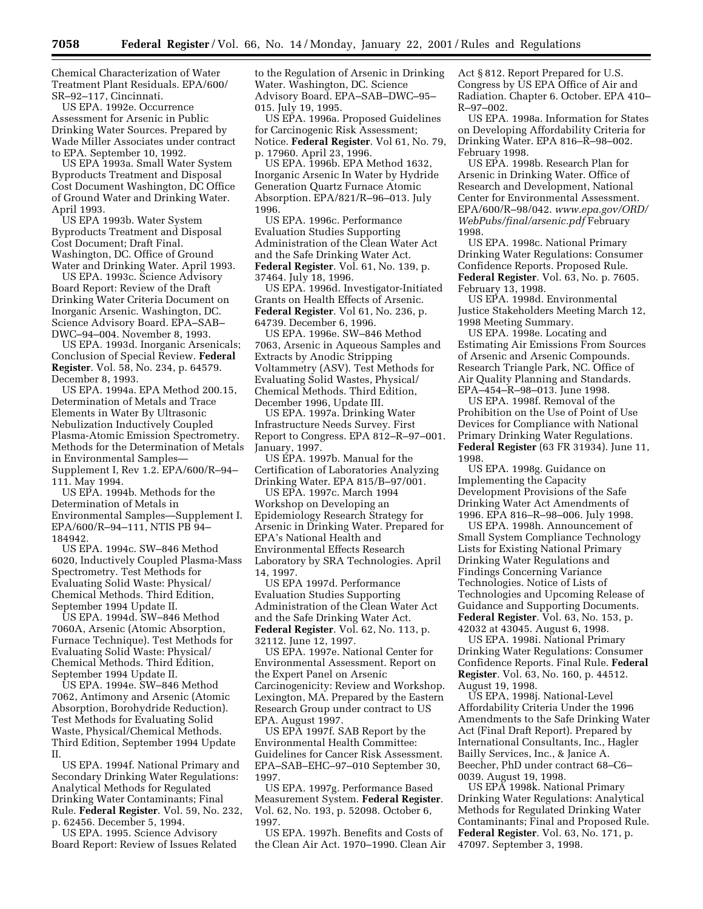Chemical Characterization of Water Treatment Plant Residuals. EPA/600/SR–92–117, Cincinnati.

US EPA. 1992e. Occurrence Assessment for Arsenic in Public Drinking Water Sources. Prepared by Wade Miller Associates under contract to EPA. September 10, 1992.

US EPA 1993a. Small Water System Byproducts Treatment and Disposal Cost Document Washington, DC Office of Ground Water and Drinking Water. April 1993.

US EPA 1993b. Water System Byproducts Treatment and Disposal Cost Document; Draft Final. Washington, DC. Office of Ground Water and Drinking Water. April 1993.

US EPA. 1993c. Science Advisory Board Report: Review of the Draft Drinking Water Criteria Document on Inorganic Arsenic. Washington, DC. Science Advisory Board. EPA–SAB–DWC–94–004. November 8, 1993.

US EPA. 1993d. Inorganic Arsenicals; Conclusion of Special Review. **Federal Register**. Vol. 58, No. 234, p. 64579. December 8, 1993.

US EPA. 1994a. EPA Method 200.15, Determination of Metals and Trace Elements in Water By Ultrasonic Nebulization Inductively Coupled Plasma-Atomic Emission Spectrometry. Methods for the Determination of Metals in Environmental Samples—Supplement I, Rev 1.2. EPA/600/R–94–111. May 1994.

US EPA. 1994b. Methods for the Determination of Metals in Environmental Samples—Supplement I. EPA/600/R–94–111, NTIS PB 94–184942.

US EPA. 1994c. SW–846 Method 6020, Inductively Coupled Plasma-Mass Spectrometry. Test Methods for Evaluating Solid Waste: Physical/Chemical Methods. Third Edition, September 1994 Update II.

US EPA. 1994d. SW–846 Method 7060A, Arsenic (Atomic Absorption, Furnace Technique). Test Methods for Evaluating Solid Waste: Physical/Chemical Methods. Third Edition, September 1994 Update II.

US EPA. 1994e. SW–846 Method 7062, Antimony and Arsenic (Atomic Absorption, Borohydride Reduction). Test Methods for Evaluating Solid Waste, Physical/Chemical Methods. Third Edition, September 1994 Update II.

US EPA. 1994f. National Primary and Secondary Drinking Water Regulations: Analytical Methods for Regulated Drinking Water Contaminants; Final Rule. **Federal Register**. Vol. 59, No. 232, p. 62456. December 5, 1994.

US EPA. 1995. Science Advisory Board Report: Review of Issues Related to the Regulation of Arsenic in Drinking Water. Washington, DC. Science Advisory Board. EPA–SAB–DWC–95–015. July 19, 1995.

US EPA. 1996a. Proposed Guidelines for Carcinogenic Risk Assessment; Notice. **Federal Register**. Vol 61, No. 79, p. 17960. April 23, 1996.

US EPA. 1996b. EPA Method 1632, Inorganic Arsenic In Water by Hydride Generation Quartz Furnace Atomic Absorption. EPA/821/R–96–013. July 1996.

US EPA. 1996c. Performance Evaluation Studies Supporting Administration of the Clean Water Act and the Safe Drinking Water Act. **Federal Register**. Vol. 61, No. 139, p. 37464. July 18, 1996.

US EPA. 1996d. Investigator-Initiated Grants on Health Effects of Arsenic. **Federal Register**. Vol 61, No. 236, p. 64739. December 6, 1996.

US EPA. 1996e. SW–846 Method 7063, Arsenic in Aqueous Samples and Extracts by Anodic Stripping Voltammetry (ASV). Test Methods for Evaluating Solid Wastes, Physical/Chemical Methods. Third Edition, December 1996, Update III.

US EPA. 1997a. Drinking Water Infrastructure Needs Survey. First Report to Congress. EPA 812–R–97–001. January, 1997.

US EPA. 1997b. Manual for the Certification of Laboratories Analyzing Drinking Water. EPA 815/B–97/001.

US EPA. 1997c. March 1994 Workshop on Developing an Epidemiology Research Strategy for Arsenic in Drinking Water. Prepared for EPA's National Health and Environmental Effects Research Laboratory by SRA Technologies. April 14, 1997.

US EPA 1997d. Performance Evaluation Studies Supporting Administration of the Clean Water Act and the Safe Drinking Water Act. **Federal Register**. Vol. 62, No. 113, p. 32112. June 12, 1997.

US EPA. 1997e. National Center for Environmental Assessment. Report on the Expert Panel on Arsenic Carcinogenicity: Review and Workshop. Lexington, MA. Prepared by the Eastern Research Group under contract to US EPA. August 1997.

US EPA 1997f. SAB Report by the Environmental Health Committee: Guidelines for Cancer Risk Assessment. EPA–SAB–EHC–97–010 September 30, 1997.

US EPA. 1997g. Performance Based Measurement System. **Federal Register**. Vol. 62, No. 193, p. 52098. October 6, 1997.

US EPA. 1997h. Benefits and Costs of the Clean Air Act. 1970–1990. Clean Air Act § 812. Report Prepared for U.S. Congress by US EPA Office of Air and Radiation. Chapter 6. October. EPA 410–R–97–002.

US EPA. 1998a. Information for States on Developing Affordability Criteria for Drinking Water. EPA 816–R–98–002. February 1998.

US EPA. 1998b. Research Plan for Arsenic in Drinking Water. Office of Research and Development, National Center for Environmental Assessment. EPA/600/R–98/042. *www.epa.gov/ORD/WebPubs/final/arsenic.pdf* February 1998.

US EPA. 1998c. National Primary Drinking Water Regulations: Consumer Confidence Reports. Proposed Rule. **Federal Register**. Vol. 63, No. p. 7605. February 13, 1998.

US EPA. 1998d. Environmental Justice Stakeholders Meeting March 12, 1998 Meeting Summary.

US EPA. 1998e. Locating and Estimating Air Emissions From Sources of Arsenic and Arsenic Compounds. Research Triangle Park, NC. Office of Air Quality Planning and Standards. EPA–454–R–98–013. June 1998.

US EPA. 1998f. Removal of the Prohibition on the Use of Point of Use Devices for Compliance with National Primary Drinking Water Regulations. **Federal Register** (63 FR 31934). June 11, 1998.

US EPA. 1998g. Guidance on Implementing the Capacity Development Provisions of the Safe Drinking Water Act Amendments of 1996. EPA 816–R–98–006. July 1998.

US EPA. 1998h. Announcement of Small System Compliance Technology Lists for Existing National Primary Drinking Water Regulations and Findings Concerning Variance Technologies. Notice of Lists of Technologies and Upcoming Release of Guidance and Supporting Documents. **Federal Register**. Vol. 63, No. 153, p. 42032 at 43045. August 6, 1998.

US EPA. 1998i. National Primary Drinking Water Regulations: Consumer Confidence Reports. Final Rule. **Federal Register**. Vol. 63, No. 160, p. 44512. August 19, 1998.

US EPA, 1998j. National-Level Affordability Criteria Under the 1996 Amendments to the Safe Drinking Water Act (Final Draft Report). Prepared by International Consultants, Inc., Hagler Bailly Services, Inc., & Janice A. Beecher, PhD under contract 68–C6–0039. August 19, 1998.

US EPA 1998k. National Primary Drinking Water Regulations: Analytical Methods for Regulated Drinking Water Contaminants; Final and Proposed Rule. **Federal Register**. Vol. 63, No. 171, p. 47097. September 3, 1998.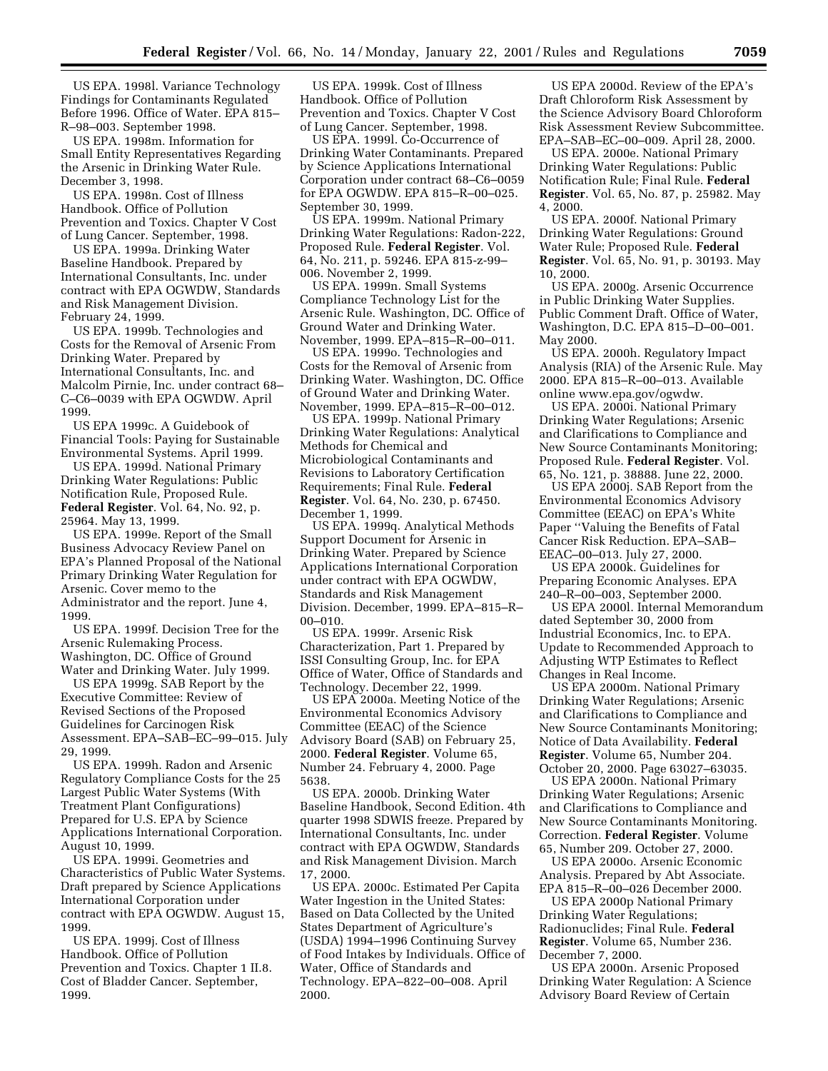US EPA. 1998l. Variance Technology Findings for Contaminants Regulated Before 1996. Office of Water. EPA 815–R–98–003. September 1998.

US EPA. 1998m. Information for Small Entity Representatives Regarding the Arsenic in Drinking Water Rule. December 3, 1998.

US EPA. 1998n. Cost of Illness Handbook. Office of Pollution Prevention and Toxics. Chapter V Cost of Lung Cancer. September, 1998.

US EPA. 1999a. Drinking Water Baseline Handbook. Prepared by International Consultants, Inc. under contract with EPA OGWDW, Standards and Risk Management Division. February 24, 1999.

US EPA. 1999b. Technologies and Costs for the Removal of Arsenic From Drinking Water. Prepared by International Consultants, Inc. and Malcolm Pirnie, Inc. under contract 68–C–C6–0039 with EPA OGWDW. April 1999.

US EPA 1999c. A Guidebook of Financial Tools: Paying for Sustainable Environmental Systems. April 1999.

US EPA. 1999d. National Primary Drinking Water Regulations: Public Notification Rule, Proposed Rule. **Federal Register**. Vol. 64, No. 92, p. 25964. May 13, 1999.

US EPA. 1999e. Report of the Small Business Advocacy Review Panel on EPA's Planned Proposal of the National Primary Drinking Water Regulation for Arsenic. Cover memo to the Administrator and the report. June 4, 1999.

US EPA. 1999f. Decision Tree for the Arsenic Rulemaking Process. Washington, DC. Office of Ground Water and Drinking Water. July 1999.

US EPA 1999g. SAB Report by the Executive Committee: Review of Revised Sections of the Proposed Guidelines for Carcinogen Risk Assessment. EPA–SAB–EC–99–015. July 29, 1999.

US EPA. 1999h. Radon and Arsenic Regulatory Compliance Costs for the 25 Largest Public Water Systems (With Treatment Plant Configurations) Prepared for U.S. EPA by Science Applications International Corporation. August 10, 1999.

US EPA. 1999i. Geometries and Characteristics of Public Water Systems. Draft prepared by Science Applications International Corporation under contract with EPA OGWDW. August 15, 1999.

US EPA. 1999j. Cost of Illness Handbook. Office of Pollution Prevention and Toxics. Chapter 1 II.8. Cost of Bladder Cancer. September, 1999.

US EPA. 1999k. Cost of Illness Handbook. Office of Pollution Prevention and Toxics. Chapter V Cost of Lung Cancer. September, 1998.

US EPA. 1999l. Co-Occurrence of Drinking Water Contaminants. Prepared by Science Applications International Corporation under contract 68–C6–0059 for EPA OGWDW. EPA 815–R–00–025. September 30, 1999.

US EPA. 1999m. National Primary Drinking Water Regulations: Radon-222, Proposed Rule. **Federal Register**. Vol. 64, No. 211, p. 59246. EPA 815-z-99–006. November 2, 1999.

US EPA. 1999n. Small Systems Compliance Technology List for the Arsenic Rule. Washington, DC. Office of Ground Water and Drinking Water. November, 1999. EPA–815–R–00–011.

US EPA. 1999o. Technologies and Costs for the Removal of Arsenic from Drinking Water. Washington, DC. Office of Ground Water and Drinking Water. November, 1999. EPA–815–R–00–012.

US EPA. 1999p. National Primary Drinking Water Regulations: Analytical Methods for Chemical and Microbiological Contaminants and Revisions to Laboratory Certification Requirements; Final Rule. **Federal Register**. Vol. 64, No. 230, p. 67450. December 1, 1999.

US EPA. 1999q. Analytical Methods Support Document for Arsenic in Drinking Water. Prepared by Science Applications International Corporation under contract with EPA OGWDW, Standards and Risk Management Division. December, 1999. EPA–815–R–00–010.

US EPA. 1999r. Arsenic Risk Characterization, Part 1. Prepared by ISSI Consulting Group, Inc. for EPA Office of Water, Office of Standards and Technology. December 22, 1999.

US EPA 2000a. Meeting Notice of the Environmental Economics Advisory Committee (EEAC) of the Science Advisory Board (SAB) on February 25, 2000. **Federal Register**. Volume 65, Number 24. February 4, 2000. Page 5638.

US EPA. 2000b. Drinking Water Baseline Handbook, Second Edition. 4th quarter 1998 SDWIS freeze. Prepared by International Consultants, Inc. under contract with EPA OGWDW, Standards and Risk Management Division. March 17, 2000.

US EPA. 2000c. Estimated Per Capita Water Ingestion in the United States: Based on Data Collected by the United States Department of Agriculture's (USDA) 1994–1996 Continuing Survey of Food Intakes by Individuals. Office of Water, Office of Standards and Technology. EPA–822–00–008. April 2000.

US EPA 2000d. Review of the EPA's Draft Chloroform Risk Assessment by the Science Advisory Board Chloroform Risk Assessment Review Subcommittee. EPA–SAB–EC–00–009. April 28, 2000.

US EPA. 2000e. National Primary Drinking Water Regulations: Public Notification Rule; Final Rule. **Federal Register**. Vol. 65, No. 87, p. 25982. May 4, 2000.

US EPA. 2000f. National Primary Drinking Water Regulations: Ground Water Rule; Proposed Rule. **Federal Register**. Vol. 65, No. 91, p. 30193. May 10, 2000.

US EPA. 2000g. Arsenic Occurrence in Public Drinking Water Supplies. Public Comment Draft. Office of Water, Washington, D.C. EPA 815–D–00–001. May 2000.

US EPA. 2000h. Regulatory Impact Analysis (RIA) of the Arsenic Rule. May 2000. EPA 815–R–00–013. Available online www.epa.gov/ogwdw.

US EPA. 2000i. National Primary Drinking Water Regulations; Arsenic and Clarifications to Compliance and New Source Contaminants Monitoring; Proposed Rule. **Federal Register**. Vol. 65, No. 121, p. 38888. June 22, 2000.

US EPA 2000j. SAB Report from the Environmental Economics Advisory Committee (EEAC) on EPA's White Paper ''Valuing the Benefits of Fatal Cancer Risk Reduction. EPA–SAB–EEAC–00–013. July 27, 2000.

US EPA 2000k. Guidelines for Preparing Economic Analyses. EPA 240–R–00–003, September 2000.

US EPA 2000l. Internal Memorandum dated September 30, 2000 from Industrial Economics, Inc. to EPA. Update to Recommended Approach to Adjusting WTP Estimates to Reflect Changes in Real Income.

US EPA 2000m. National Primary Drinking Water Regulations; Arsenic and Clarifications to Compliance and New Source Contaminants Monitoring; Notice of Data Availability. **Federal Register**. Volume 65, Number 204. October 20, 2000. Page 63027–63035.

US EPA 2000n. National Primary Drinking Water Regulations; Arsenic and Clarifications to Compliance and New Source Contaminants Monitoring. Correction. **Federal Register**. Volume 65, Number 209. October 27, 2000.

US EPA 2000o. Arsenic Economic Analysis. Prepared by Abt Associate. EPA 815–R–00–026 December 2000.

US EPA 2000p National Primary Drinking Water Regulations; Radionuclides; Final Rule. **Federal Register**. Volume 65, Number 236. December 7, 2000.

US EPA 2000n. Arsenic Proposed Drinking Water Regulation: A Science Advisory Board Review of Certain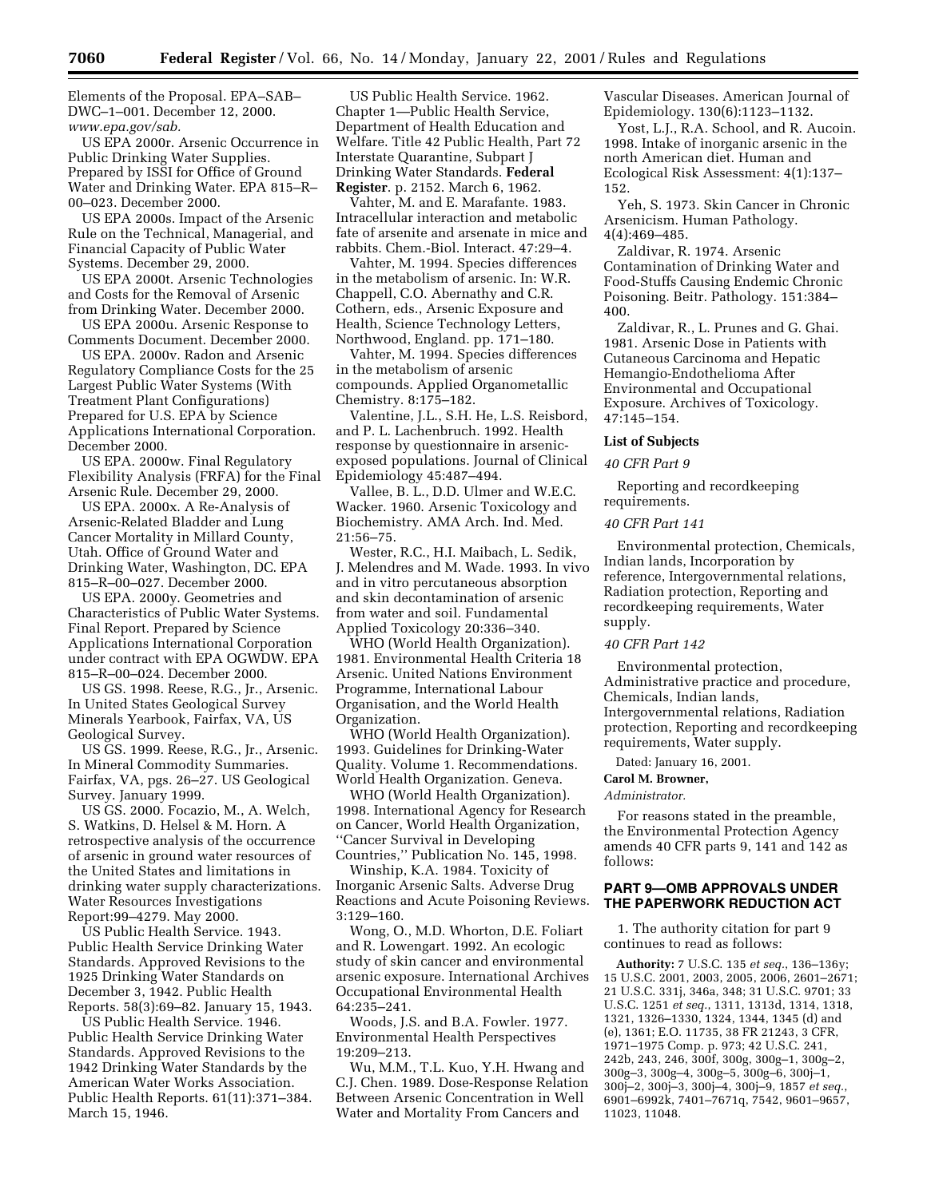Elements of the Proposal. EPA–SAB–DWC–1–001. December 12, 2000. *www.epa.gov/sab.*

US EPA 2000r. Arsenic Occurrence in Public Drinking Water Supplies. Prepared by ISSI for Office of Ground Water and Drinking Water. EPA 815–R–00–023. December 2000.

US EPA 2000s. Impact of the Arsenic Rule on the Technical, Managerial, and Financial Capacity of Public Water Systems. December 29, 2000.

US EPA 2000t. Arsenic Technologies and Costs for the Removal of Arsenic from Drinking Water. December 2000.

US EPA 2000u. Arsenic Response to Comments Document. December 2000.

US EPA. 2000v. Radon and Arsenic Regulatory Compliance Costs for the 25 Largest Public Water Systems (With Treatment Plant Configurations) Prepared for U.S. EPA by Science Applications International Corporation. December 2000.

US EPA. 2000w. Final Regulatory Flexibility Analysis (FRFA) for the Final Arsenic Rule. December 29, 2000.

US EPA. 2000x. A Re-Analysis of Arsenic-Related Bladder and Lung Cancer Mortality in Millard County, Utah. Office of Ground Water and Drinking Water, Washington, DC. EPA 815–R–00–027. December 2000.

US EPA. 2000y. Geometries and Characteristics of Public Water Systems. Final Report. Prepared by Science Applications International Corporation under contract with EPA OGWDW. EPA 815–R–00–024. December 2000.

US GS. 1998. Reese, R.G., Jr., Arsenic. In United States Geological Survey Minerals Yearbook, Fairfax, VA, US Geological Survey.

US GS. 1999. Reese, R.G., Jr., Arsenic. In Mineral Commodity Summaries. Fairfax, VA, pgs. 26–27. US Geological Survey. January 1999.

US GS. 2000. Focazio, M., A. Welch, S. Watkins, D. Helsel & M. Horn. A retrospective analysis of the occurrence of arsenic in ground water resources of the United States and limitations in drinking water supply characterizations. Water Resources Investigations Report:99–4279. May 2000.

US Public Health Service. 1943. Public Health Service Drinking Water Standards. Approved Revisions to the 1925 Drinking Water Standards on December 3, 1942. Public Health Reports. 58(3):69–82. January 15, 1943.

US Public Health Service. 1946. Public Health Service Drinking Water Standards. Approved Revisions to the 1942 Drinking Water Standards by the American Water Works Association. Public Health Reports. 61(11):371–384. March 15, 1946.

US Public Health Service. 1962. Chapter 1—Public Health Service, Department of Health Education and Welfare. Title 42 Public Health, Part 72 Interstate Quarantine, Subpart J Drinking Water Standards. **Federal Register**. p. 2152. March 6, 1962.

Vahter, M. and E. Marafante. 1983. Intracellular interaction and metabolic fate of arsenite and arsenate in mice and rabbits. Chem.-Biol. Interact. 47:29–4.

Vahter, M. 1994. Species differences in the metabolism of arsenic. In: W.R. Chappell, C.O. Abernathy and C.R. Cothern, eds., Arsenic Exposure and Health, Science Technology Letters, Northwood, England. pp. 171–180.

Vahter, M. 1994. Species differences in the metabolism of arsenic compounds. Applied Organometallic Chemistry. 8:175–182.

Valentine, J.L., S.H. He, L.S. Reisbord, and P. L. Lachenbruch. 1992. Health response by questionnaire in arsenic-exposed populations. Journal of Clinical Epidemiology 45:487–494.

Vallee, B. L., D.D. Ulmer and W.E.C. Wacker. 1960. Arsenic Toxicology and Biochemistry. AMA Arch. Ind. Med. 21:56–75.

Wester, R.C., H.I. Maibach, L. Sedik, J. Melendres and M. Wade. 1993. In vivo and in vitro percutaneous absorption and skin decontamination of arsenic from water and soil. Fundamental Applied Toxicology 20:336–340.

WHO (World Health Organization). 1981. Environmental Health Criteria 18 Arsenic. United Nations Environment Programme, International Labour Organisation, and the World Health Organization.

WHO (World Health Organization). 1993. Guidelines for Drinking-Water Quality. Volume 1. Recommendations. World Health Organization. Geneva.

WHO (World Health Organization). 1998. International Agency for Research on Cancer, World Health Organization, ''Cancer Survival in Developing Countries,'' Publication No. 145, 1998.

Winship, K.A. 1984. Toxicity of Inorganic Arsenic Salts. Adverse Drug Reactions and Acute Poisoning Reviews. 3:129–160.

Wong, O., M.D. Whorton, D.E. Foliart and R. Lowengart. 1992. An ecologic study of skin cancer and environmental arsenic exposure. International Archives Occupational Environmental Health 64:235–241.

Woods, J.S. and B.A. Fowler. 1977. Environmental Health Perspectives 19:209–213.

Wu, M.M., T.L. Kuo, Y.H. Hwang and C.J. Chen. 1989. Dose-Response Relation Between Arsenic Concentration in Well Water and Mortality From Cancers and Vascular Diseases. American Journal of Epidemiology. 130(6):1123–1132.

Yost, L.J., R.A. School, and R. Aucoin. 1998. Intake of inorganic arsenic in the north American diet. Human and Ecological Risk Assessment: 4(1):137–152.

Yeh, S. 1973. Skin Cancer in Chronic Arsenicism. Human Pathology. 4(4):469–485.

Zaldivar, R. 1974. Arsenic Contamination of Drinking Water and Food-Stuffs Causing Endemic Chronic Poisoning. Beitr. Pathology. 151:384–400.

Zaldivar, R., L. Prunes and G. Ghai. 1981. Arsenic Dose in Patients with Cutaneous Carcinoma and Hepatic Hemangio-Endothelioma After Environmental and Occupational Exposure. Archives of Toxicology. 47:145–154.

**List of Subjects**

*40 CFR Part 9*

Reporting and recordkeeping requirements.

*40 CFR Part 141*

Environmental protection, Chemicals, Indian lands, Incorporation by reference, Intergovernmental relations, Radiation protection, Reporting and recordkeeping requirements, Water supply.

*40 CFR Part 142*

Environmental protection, Administrative practice and procedure, Chemicals, Indian lands, Intergovernmental relations, Radiation protection, Reporting and recordkeeping requirements, Water supply.

Dated: January 16, 2001.

**Carol M. Browner,**

*Administrator.*

For reasons stated in the preamble, the Environmental Protection Agency amends 40 CFR parts 9, 141 and 142 as follows:

## PART 9—OMB APPROVALS UNDER THE PAPERWORK REDUCTION ACT

1. The authority citation for part 9 continues to read as follows:

**Authority:** 7 U.S.C. 135 *et seq.*, 136–136y; 15 U.S.C. 2001, 2003, 2005, 2006, 2601–2671; 21 U.S.C. 331j, 346a, 348; 31 U.S.C. 9701; 33 U.S.C. 1251 *et seq.*, 1311, 1313d, 1314, 1318, 1321, 1326–1330, 1324, 1344, 1345 (d) and (e), 1361; E.O. 11735, 38 FR 21243, 3 CFR, 1971–1975 Comp. p. 973; 42 U.S.C. 241, 242b, 243, 246, 300f, 300g, 300g–1, 300g–2, 300g–3, 300g–4, 300g–5, 300g–6, 300j–1, 300j–2, 300j–3, 300j–4, 300j–9, 1857 *et seq.*, 6901–6992k, 7401–7671q, 7542, 9601–9657, 11023, 11048.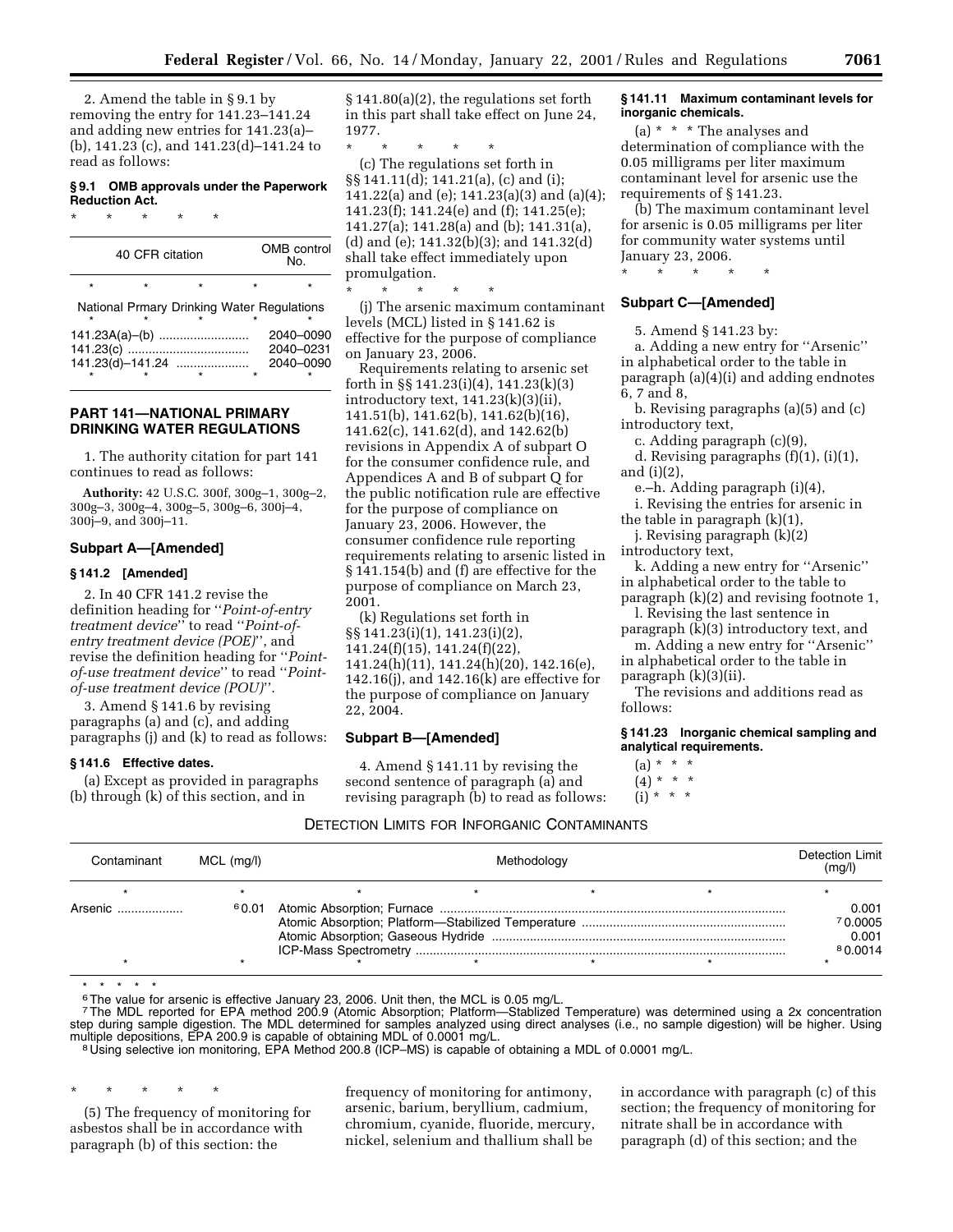2. Amend the table in § 9.1 by removing the entry for 141.23–141.24 and adding new entries for 141.23(a)–(b), 141.23 (c), and 141.23(d)–141.24 to read as follows:

**§ 9.1 OMB approvals under the Paperwork Reduction Act.**

\* \* \* \* \*

| 40 CFR citation | OMB control No. |
|---|---|
| \* \* \* | \* |
| National Prmary Drinking Water Regulations | |
| \* \* \* | \* |
| 141.23A(a)–(b) | 2040–0090 |
| 141.23(c) | 2040–0231 |
| 141.23(d)–141.24 | 2040–0090 |
| \* \* \* | \* |

## PART 141—NATIONAL PRIMARY DRINKING WATER REGULATIONS

1. The authority citation for part 141 continues to read as follows:

**Authority:** 42 U.S.C. 300f, 300g–1, 300g–2, 300g–3, 300g–4, 300g–5, 300g–6, 300j–4, 300j–9, and 300j–11.

### Subpart A—[Amended]

**§ 141.2 [Amended]**

2. In 40 CFR 141.2 revise the definition heading for ''*Point-of-entry treatment device*'' to read ''*Point-of-entry treatment device (POE)*'', and revise the definition heading for ''*Point-of-use treatment device*'' to read ''*Point-of-use treatment device (POU)*''.

3. Amend § 141.6 by revising paragraphs (a) and (c), and adding paragraphs (j) and (k) to read as follows:

**§ 141.6 Effective dates.**

(a) Except as provided in paragraphs (b) through (k) of this section, and in § 141.80(a)(2), the regulations set forth in this part shall take effect on June 24, 1977.

\* \* \* \* \*

(c) The regulations set forth in §§ 141.11(d); 141.21(a), (c) and (i); 141.22(a) and (e); 141.23(a)(3) and (a)(4); 141.23(f); 141.24(e) and (f); 141.25(e); 141.27(a); 141.28(a) and (b); 141.31(a), (d) and (e); 141.32(b)(3); and 141.32(d) shall take effect immediately upon promulgation.

\* \* \* \* \*

(j) The arsenic maximum contaminant levels (MCL) listed in § 141.62 is effective for the purpose of compliance on January 23, 2006.

Requirements relating to arsenic set forth in §§ 141.23(i)(4), 141.23(k)(3) introductory text, 141.23(k)(3)(ii), 141.51(b), 141.62(b), 141.62(b)(16), 141.62(c), 141.62(d), and 142.62(b) revisions in Appendix A of subpart O for the consumer confidence rule, and Appendices A and B of subpart Q for the public notification rule are effective for the purpose of compliance on January 23, 2006. However, the consumer confidence rule reporting requirements relating to arsenic listed in § 141.154(b) and (f) are effective for the purpose of compliance on March 23, 2001.

(k) Regulations set forth in §§ 141.23(i)(1), 141.23(i)(2), 141.24(f)(15), 141.24(f)(22), 141.24(h)(11), 141.24(h)(20), 142.16(e), 142.16(j), and 142.16(k) are effective for the purpose of compliance on January 22, 2004.

### Subpart B—[Amended]

4. Amend § 141.11 by revising the second sentence of paragraph (a) and revising paragraph (b) to read as follows:

**§ 141.11 Maximum contaminant levels for inorganic chemicals.**

(a) \* \* \* The analyses and determination of compliance with the 0.05 milligrams per liter maximum contaminant level for arsenic use the requirements of § 141.23.

(b) The maximum contaminant level for arsenic is 0.05 milligrams per liter for community water systems until January 23, 2006.

\* \* \* \* \*

### Subpart C—[Amended]

5. Amend § 141.23 by:

a. Adding a new entry for ''Arsenic'' in alphabetical order to the table in paragraph (a)(4)(i) and adding endnotes 6, 7 and 8,

b. Revising paragraphs (a)(5) and (c) introductory text,

c. Adding paragraph (c)(9),

d. Revising paragraphs (f)(1), (i)(1), and (i)(2),

e.–h. Adding paragraph (i)(4),

i. Revising the entries for arsenic in the table in paragraph (k)(1),

j. Revising paragraph (k)(2) introductory text,

k. Adding a new entry for ''Arsenic'' in alphabetical order to the table to paragraph (k)(2) and revising footnote 1,

l. Revising the last sentence in paragraph (k)(3) introductory text, and

m. Adding a new entry for ''Arsenic'' in alphabetical order to the table in paragraph (k)(3)(ii).

The revisions and additions read as follows:

**§ 141.23 Inorganic chemical sampling and analytical requirements.**

(a) \* \* \*

(4) \* \* \*

(i) \* \* \*

DETECTION LIMITS FOR INFORGANIC CONTAMINANTS

| Contaminant | MCL (mg/l) | Methodology | Detection Limit (mg/l) |
|---|---|---|---|
| \* | \* | \* \* \* \* | \* |
| Arsenic | [6]0.01 | Atomic Absorption; Furnace | 0.001 |
| | | Atomic Absorption; Platform—Stabilized Temperature | [7]0.0005 |
| | | Atomic Absorption; Gaseous Hydride | 0.001 |
| | | ICP-Mass Spectrometry | [8]0.0014 |
| \* | \* | \* \* \* \* | \* |

\* \* \* \* \*

[6] The value for arsenic is effective January 23, 2006. Unit then, the MCL is 0.05 mg/L.

[7] The MDL reported for EPA method 200.9 (Atomic Absorption; Platform—Stablized Temperature) was determined using a 2x concentration step during sample digestion. The MDL determined for samples analyzed using direct analyses (i.e., no sample digestion) will be higher. Using multiple depositions, EPA 200.9 is capable of obtaining MDL of 0.0001 mg/L.

[8] Using selective ion monitoring, EPA Method 200.8 (ICP–MS) is capable of obtaining a MDL of 0.0001 mg/L.

\* \* \* \* \*

(5) The frequency of monitoring for asbestos shall be in accordance with paragraph (b) of this section: the frequency of monitoring for antimony, arsenic, barium, beryllium, cadmium, chromium, cyanide, fluoride, mercury, nickel, selenium and thallium shall be in accordance with paragraph (c) of this section; the frequency of monitoring for nitrate shall be in accordance with paragraph (d) of this section; and the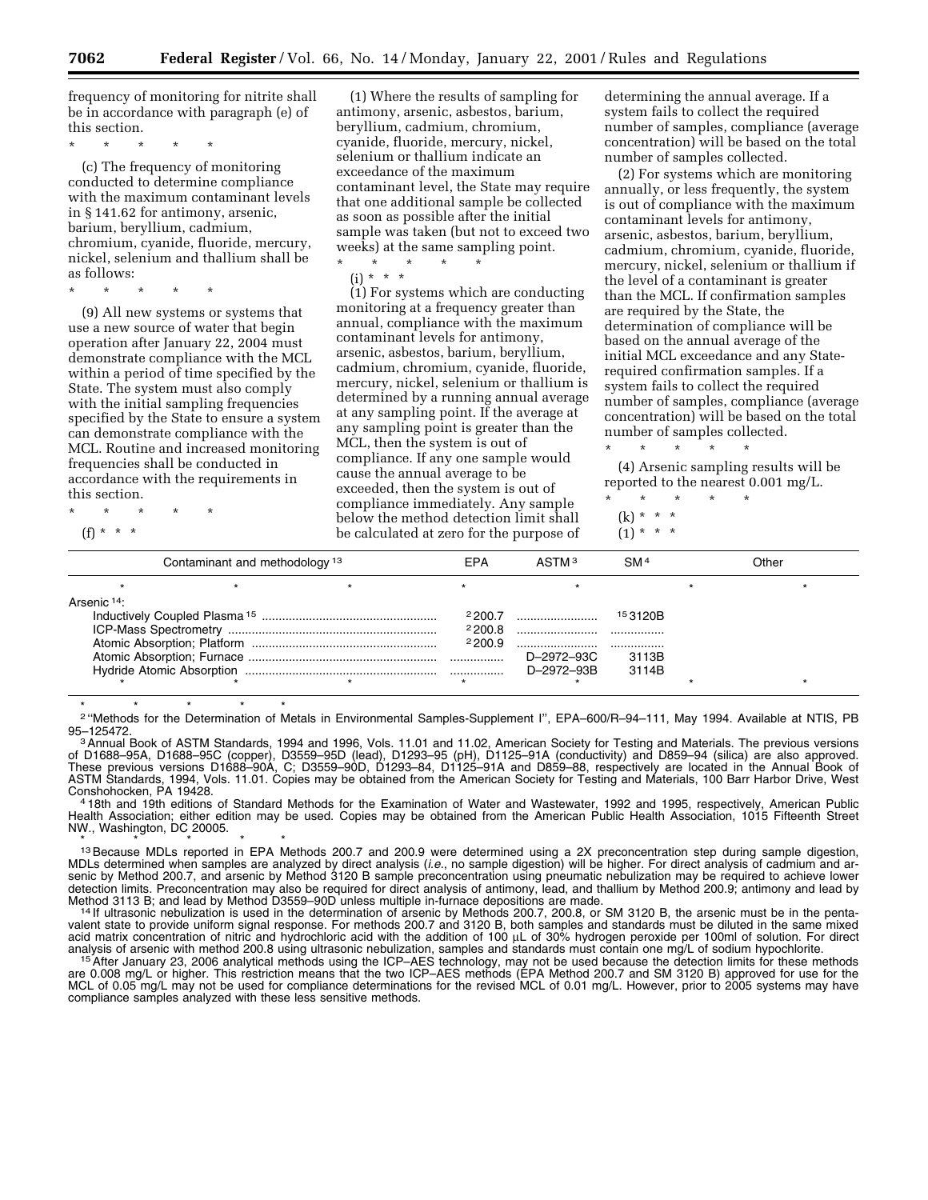frequency of monitoring for nitrite shall be in accordance with paragraph (e) of this section.

\* \* \* \* \*

(c) The frequency of monitoring conducted to determine compliance with the maximum contaminant levels in § 141.62 for antimony, arsenic, barium, beryllium, cadmium, chromium, cyanide, fluoride, mercury, nickel, selenium and thallium shall be as follows:

\* \* \* \* \*

(9) All new systems or systems that use a new source of water that begin operation after January 22, 2004 must demonstrate compliance with the MCL within a period of time specified by the State. The system must also comply with the initial sampling frequencies specified by the State to ensure a system can demonstrate compliance with the MCL. Routine and increased monitoring frequencies shall be conducted in accordance with the requirements in this section.

\* \* \* \* \*

(f) \* \* \*

(1) Where the results of sampling for antimony, arsenic, asbestos, barium, beryllium, cadmium, chromium, cyanide, fluoride, mercury, nickel, selenium or thallium indicate an exceedance of the maximum contaminant level, the State may require that one additional sample be collected as soon as possible after the initial sample was taken (but not to exceed two weeks) at the same sampling point.

\* \* \* \* \*

(i) \* \* \*

(1) For systems which are conducting monitoring at a frequency greater than annual, compliance with the maximum contaminant levels for antimony, arsenic, asbestos, barium, beryllium, cadmium, chromium, cyanide, fluoride, mercury, nickel, selenium or thallium is determined by a running annual average at any sampling point. If the average at any sampling point is greater than the MCL, then the system is out of compliance. If any one sample would cause the annual average to be exceeded, then the system is out of compliance immediately. Any sample below the method detection limit shall be calculated at zero for the purpose of determining the annual average. If a system fails to collect the required number of samples, compliance (average concentration) will be based on the total number of samples collected.

(2) For systems which are monitoring annually, or less frequently, the system is out of compliance with the maximum contaminant levels for antimony, arsenic, asbestos, barium, beryllium, cadmium, chromium, cyanide, fluoride, mercury, nickel, selenium or thallium if the level of a contaminant is greater than the MCL. If confirmation samples are required by the State, the determination of compliance will be based on the annual average of the initial MCL exceedance and any State-required confirmation samples. If a system fails to collect the required number of samples, compliance (average concentration) will be based on the total number of samples collected.

\* \* \* \* \*

(4) Arsenic sampling results will be reported to the nearest 0.001 mg/L.

\* \* \* \* \*

(k) \* \* \*

(1) \* \* \*

| Contaminant and methodology [13] | EPA | ASTM [3] | SM [4] | Other |
|---|---|---|---|---|
| \* \* \* | \* | \* | \* | \* |
| Arsenic [14]: | | | | |
| Inductively Coupled Plasma [15] | [2] 200.7 | | [15] 3120B | |
| ICP-Mass Spectrometry | [2] 200.8 | | | |
| Atomic Absorption; Platform | [2] 200.9 | | | |
| Atomic Absorption; Furnace | | D–2972–93C | 3113B | |
| Hydride Atomic Absorption | | D–2972–93B | 3114B | |
| \* \* \* | \* | \* | \* | \* |

\* \* \* \* \*

[2] "Methods for the Determination of Metals in Environmental Samples-Supplement I", EPA–600/R–94–111, May 1994. Available at NTIS, PB 95–125472.

[3] Annual Book of ASTM Standards, 1994 and 1996, Vols. 11.01 and 11.02, American Society for Testing and Materials. The previous versions of D1688–95A, D1688–95C (copper), D3559–95D (lead), D1293–95 (pH), D1125–91A (conductivity) and D859–94 (silica) are also approved. These previous versions D1688–90A, C; D3559–90D, D1293–84, D1125–91A and D859–88, respectively are located in the Annual Book of ASTM Standards, 1994, Vols. 11.01. Copies may be obtained from the American Society for Testing and Materials, 100 Barr Harbor Drive, West Conshohocken, PA 19428.

[4] 18th and 19th editions of Standard Methods for the Examination of Water and Wastewater, 1992 and 1995, respectively, American Public Health Association; either edition may be used. Copies may be obtained from the American Public Health Association, 1015 Fifteenth Street NW., Washington, DC 20005.

\* \* \* \* \*

[13] Because MDLs reported in EPA Methods 200.7 and 200.9 were determined using a 2X preconcentration step during sample digestion, MDLs determined when samples are analyzed by direct analysis (*i.e.*, no sample digestion) will be higher. For direct analysis of cadmium and arsenic by Method 200.7, and arsenic by Method 3120 B sample preconcentration using pneumatic nebulization may be required to achieve lower detection limits. Preconcentration may also be required for direct analysis of antimony, lead, and thallium by Method 200.9; antimony and lead by Method 3113 B; and lead by Method D3559–90D unless multiple in-furnace depositions are made.

[14] If ultrasonic nebulization is used in the determination of arsenic by Methods 200.7, 200.8, or SM 3120 B, the arsenic must be in the pentavalent state to provide uniform signal response. For methods 200.7 and 3120 B, both samples and standards must be diluted in the same mixed acid matrix concentration of nitric and hydrochloric acid with the addition of 100 µL of 30% hydrogen peroxide per 100ml of solution. For direct analysis of arsenic with method 200.8 using ultrasonic nebulization, samples and standards must contain one mg/L of sodium hypochlorite.

[15] After January 23, 2006 analytical methods using the ICP–AES technology, may not be used because the detection limits for these methods are 0.008 mg/L or higher. This restriction means that the two ICP–AES methods (EPA Method 200.7 and SM 3120 B) approved for use for the MCL of 0.05 mg/L may not be used for compliance determinations for the revised MCL of 0.01 mg/L. However, prior to 2005 systems may have compliance samples analyzed with these less sensitive methods.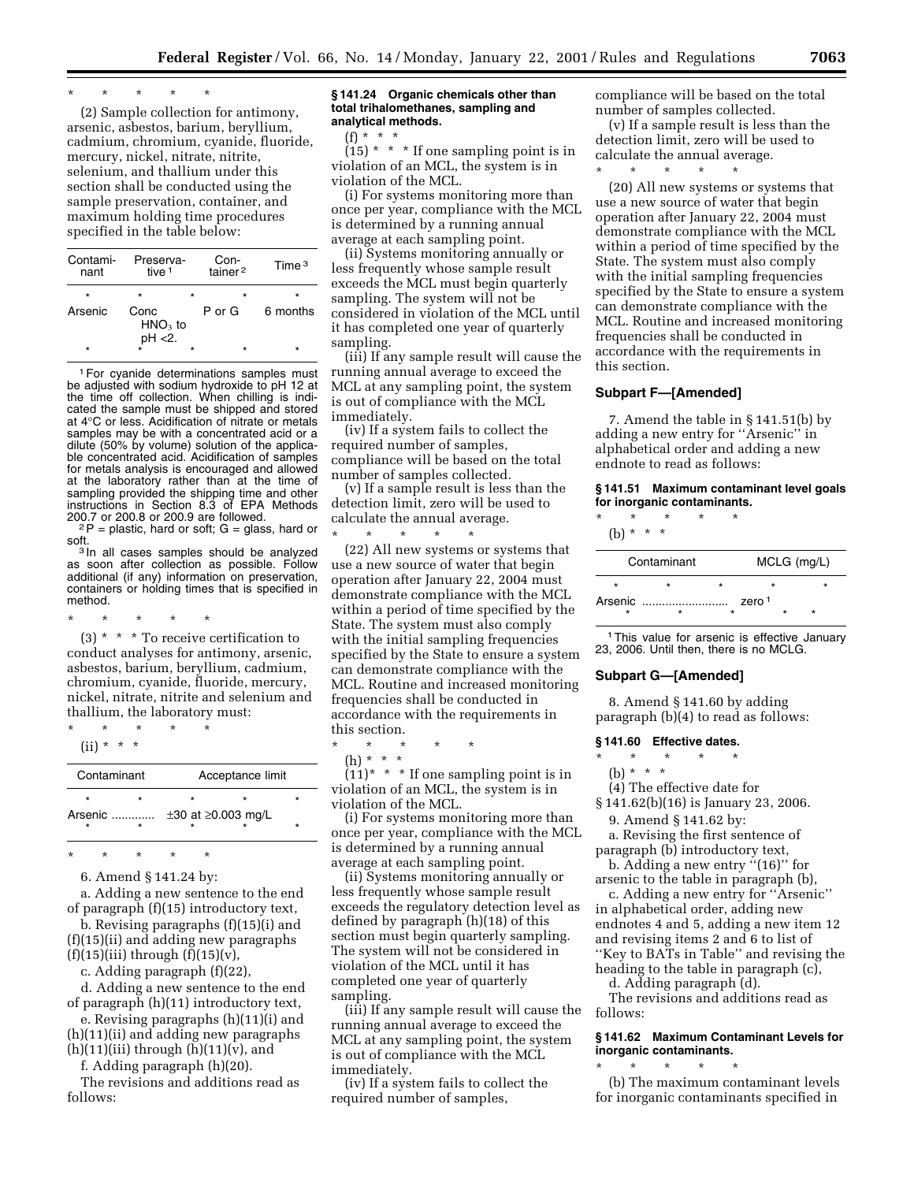\* \* \* \* \*

(2) Sample collection for antimony, arsenic, asbestos, barium, beryllium, cadmium, chromium, cyanide, fluoride, mercury, nickel, nitrate, nitrite, selenium, and thallium under this section shall be conducted using the sample preservation, container, and maximum holding time procedures specified in the table below:

| Contaminant | Preservative [1] | Container [2] | Time [3] |
|---|---|---|---|
| * | * | * | * |
| Arsenic | Conc $HNO_3$ to pH <2. | P or G | 6 months |
| * | * | * | * |

[1] For cyanide determinations samples must be adjusted with sodium hydroxide to pH 12 at the time off collection. When chilling is indicated the sample must be shipped and stored at 4°C or less. Acidification of nitrate or metals samples may be with a concentrated acid or a dilute (50% by volume) solution of the applicable concentrated acid. Acidification of samples for metals analysis is encouraged and allowed at the laboratory rather than at the time of sampling provided the shipping time and other instructions in Section 8.3 of EPA Methods 200.7 or 200.8 or 200.9 are followed.

[2] P = plastic, hard or soft; G = glass, hard or soft.

[3] In all cases samples should be analyzed as soon after collection as possible. Follow additional (if any) information on preservation, containers or holding times that is specified in method.

\* \* \* \* \*

(3) \* \* \* To receive certification to conduct analyses for antimony, arsenic, asbestos, barium, beryllium, cadmium, chromium, cyanide, fluoride, mercury, nickel, nitrate, nitrite and selenium and thallium, the laboratory must:

\* \* \* \* \*

(ii) \* \* \*

| Contaminant | Acceptance limit |
|---|---|
| * | * |
| Arsenic | ±30 at ≥0.003 mg/L |
| * | * |

\* \* \* \* \*

6. Amend § 141.24 by:

a. Adding a new sentence to the end of paragraph (f)(15) introductory text,

b. Revising paragraphs (f)(15)(i) and (f)(15)(ii) and adding new paragraphs (f)(15)(iii) through (f)(15)(v),

c. Adding paragraph (f)(22),

d. Adding a new sentence to the end of paragraph (h)(11) introductory text,

e. Revising paragraphs (h)(11)(i) and (h)(11)(ii) and adding new paragraphs (h)(11)(iii) through (h)(11)(v), and

f. Adding paragraph (h)(20).

The revisions and additions read as follows:

**§ 141.24 Organic chemicals other than total trihalomethanes, sampling and analytical methods.**

(f) \* \* \*

(15) \* \* \* If one sampling point is in violation of an MCL, the system is in violation of the MCL.

(i) For systems monitoring more than once per year, compliance with the MCL is determined by a running annual average at each sampling point.

(ii) Systems monitoring annually or less frequently whose sample result exceeds the MCL must begin quarterly sampling. The system will not be considered in violation of the MCL until it has completed one year of quarterly sampling.

(iii) If any sample result will cause the running annual average to exceed the MCL at any sampling point, the system is out of compliance with the MCL immediately.

(iv) If a system fails to collect the required number of samples, compliance will be based on the total number of samples collected.

(v) If a sample result is less than the detection limit, zero will be used to calculate the annual average.

\* \* \* \* \*

(22) All new systems or systems that use a new source of water that begin operation after January 22, 2004 must demonstrate compliance with the MCL within a period of time specified by the State. The system must also comply with the initial sampling frequencies specified by the State to ensure a system can demonstrate compliance with the MCL. Routine and increased monitoring frequencies shall be conducted in accordance with the requirements in this section.

\* \* \* \* \*

(h) \* \* \*

(11) \* \* \* If one sampling point is in violation of an MCL, the system is in violation of the MCL.

(i) For systems monitoring more than once per year, compliance with the MCL is determined by a running annual average at each sampling point.

(ii) Systems monitoring annually or less frequently whose sample result exceeds the regulatory detection level as defined by paragraph (h)(18) of this section must begin quarterly sampling. The system will not be considered in violation of the MCL until it has completed one year of quarterly sampling.

(iii) If any sample result will cause the running annual average to exceed the MCL at any sampling point, the system is out of compliance with the MCL immediately.

(iv) If a system fails to collect the required number of samples, compliance will be based on the total number of samples collected.

(v) If a sample result is less than the detection limit, zero will be used to calculate the annual average.

\* \* \* \* \*

(20) All new systems or systems that use a new source of water that begin operation after January 22, 2004 must demonstrate compliance with the MCL within a period of time specified by the State. The system must also comply with the initial sampling frequencies specified by the State to ensure a system can demonstrate compliance with the MCL. Routine and increased monitoring frequencies shall be conducted in accordance with the requirements in this section.

## Subpart F—[Amended]

7. Amend the table in § 141.51(b) by adding a new entry for "Arsenic" in alphabetical order and adding a new endnote to read as follows:

**§ 141.51 Maximum contaminant level goals for inorganic contaminants.**

\* \* \* \* \*

(b) \* \* \*

| Contaminant | MCLG (mg/L) |
|---|---|
| * | * |
| Arsenic | zero [1] |
| * | * |

[1] This value for arsenic is effective January 23, 2006. Until then, there is no MCLG.

## Subpart G—[Amended]

8. Amend § 141.60 by adding paragraph (b)(4) to read as follows:

**§ 141.60 Effective dates.**

\* \* \* \* \*

(b) \* \* \*

(4) The effective date for § 141.62(b)(16) is January 23, 2006.

9. Amend § 141.62 by:

a. Revising the first sentence of paragraph (b) introductory text,

b. Adding a new entry "(16)" for arsenic to the table in paragraph (b),

c. Adding a new entry for "Arsenic" in alphabetical order, adding new endnotes 4 and 5, adding a new item 12 and revising items 2 and 6 to list of "Key to BATs in Table" and revising the heading to the table in paragraph (c),

d. Adding paragraph (d).

The revisions and additions read as follows:

**§ 141.62 Maximum Contaminant Levels for inorganic contaminants.**

\* \* \* \* \*

(b) The maximum contaminant levels for inorganic contaminants specified in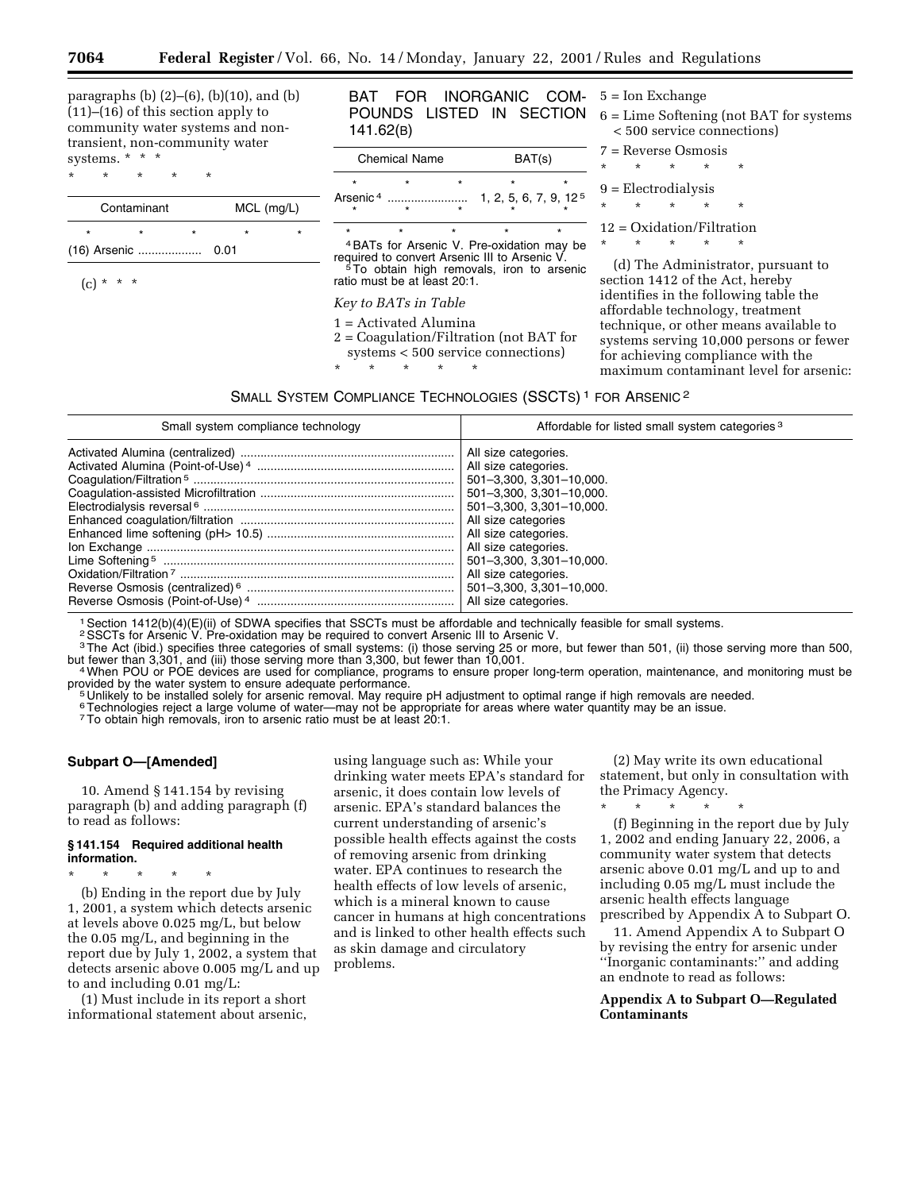paragraphs (b) (2)–(6), (b)(10), and (b) (11)–(16) of this section apply to community water systems and non-transient, non-community water systems. * * *

\* \* \* \* \*

| Contaminant | MCL (mg/L) |
|---|---|
| \* \* \* \* \* | |
| (16) Arsenic ................... | 0.01 |

(c) * * *

BAT FOR INORGANIC COMPOUNDS LISTED IN SECTION 141.62(B)

| Chemical Name | BAT(s) |
|---|---|
| \* \* \* \* \* | |
| Arsenic [4] ........................ | 1, 2, 5, 6, 7, 9, 12 [5] |
| \* \* \* \* \* | |

[4] BATs for Arsenic V. Pre-oxidation may be required to convert Arsenic III to Arsenic V.

[5] To obtain high removals, iron to arsenic ratio must be at least 20:1.

*Key to BATs in Table*

1 = Activated Alumina

2 = Coagulation/Filtration (not BAT for systems < 500 service connections)

\* \* \* \* \*

5 = Ion Exchange

6 = Lime Softening (not BAT for systems < 500 service connections)

7 = Reverse Osmosis

\* \* \* \* \*

9 = Electrodialysis

\* \* \* \* \*

12 = Oxidation/Filtration

\* \* \* \* \*

(d) The Administrator, pursuant to section 1412 of the Act, hereby identifies in the following table the affordable technology, treatment technique, or other means available to systems serving 10,000 persons or fewer for achieving compliance with the maximum contaminant level for arsenic:

SMALL SYSTEM COMPLIANCE TECHNOLOGIES (SSCTS) [1] FOR ARSENIC [2]

| Small system compliance technology | Affordable for listed small system categories [3] |
|---|---|
| Activated Alumina (centralized) ................................................................ | All size categories. |
| Activated Alumina (Point-of-Use) [4] ........................................................... | All size categories. |
| Coagulation/Filtration [5] ............................................................................. | 501–3,300, 3,301–10,000. |
| Coagulation-assisted Microfiltration .......................................................... | 501–3,300, 3,301–10,000. |
| Electrodialysis reversal [6] ........................................................................... | 501–3,300, 3,301–10,000. |
| Enhanced coagulation/filtration ................................................................ | All size categories |
| Enhanced lime softening (pH> 10.5) ........................................................ | All size categories. |
| Ion Exchange ............................................................................................ | All size categories. |
| Lime Softening [5] ....................................................................................... | 501–3,300, 3,301–10,000. |
| Oxidation/Filtration [7] .................................................................................. | All size categories. |
| Reverse Osmosis (centralized) [6] .............................................................. | 501–3,300, 3,301–10,000. |
| Reverse Osmosis (Point-of-Use) [4] ........................................................... | All size categories. |

[1] Section 1412(b)(4)(E)(ii) of SDWA specifies that SSCTs must be affordable and technically feasible for small systems.

[2] SSCTs for Arsenic V. Pre-oxidation may be required to convert Arsenic III to Arsenic V.

[3] The Act (ibid.) specifies three categories of small systems: (i) those serving 25 or more, but fewer than 501, (ii) those serving more than 500, but fewer than 3,301, and (iii) those serving more than 3,300, but fewer than 10,001.

[4] When POU or POE devices are used for compliance, programs to ensure proper long-term operation, maintenance, and monitoring must be provided by the water system to ensure adequate performance.

[5] Unlikely to be installed solely for arsenic removal. May require pH adjustment to optimal range if high removals are needed.

[6] Technologies reject a large volume of water—may not be appropriate for areas where water quantity may be an issue.

[7] To obtain high removals, iron to arsenic ratio must be at least 20:1.

**Subpart O—[Amended]**

10. Amend § 141.154 by revising paragraph (b) and adding paragraph (f) to read as follows:

**§ 141.154 Required additional health information.**

\* \* \* \* \*

(b) Ending in the report due by July 1, 2001, a system which detects arsenic at levels above 0.025 mg/L, but below the 0.05 mg/L, and beginning in the report due by July 1, 2002, a system that detects arsenic above 0.005 mg/L and up to and including 0.01 mg/L:

(1) Must include in its report a short informational statement about arsenic, using language such as: While your drinking water meets EPA's standard for arsenic, it does contain low levels of arsenic. EPA's standard balances the current understanding of arsenic's possible health effects against the costs of removing arsenic from drinking water. EPA continues to research the health effects of low levels of arsenic, which is a mineral known to cause cancer in humans at high concentrations and is linked to other health effects such as skin damage and circulatory problems.

(2) May write its own educational statement, but only in consultation with the Primacy Agency.

\* \* \* \* \*

(f) Beginning in the report due by July 1, 2002 and ending January 22, 2006, a community water system that detects arsenic above 0.01 mg/L and up to and including 0.05 mg/L must include the arsenic health effects language prescribed by Appendix A to Subpart O.

11. Amend Appendix A to Subpart O by revising the entry for arsenic under ''Inorganic contaminants:'' and adding an endnote to read as follows:

**Appendix A to Subpart O—Regulated Contaminants**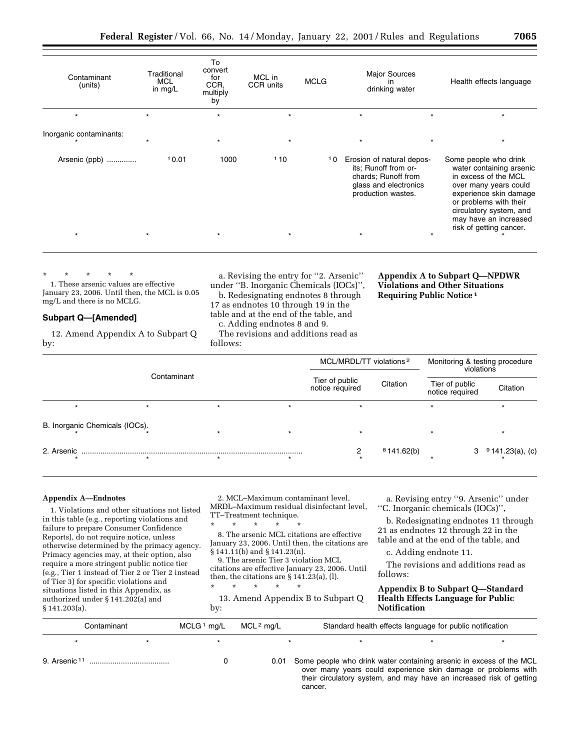| Contaminant (units) | Traditional MCL in mg/L | To convert for CCR, multiply by | MCL in CCR units | MCLG | Major Sources in drinking water | Health effects language |
|---|---|---|---|---|---|---|
| * | * | * | * | * | * | * |
| Inorganic contaminants: | | | | | | |
| * | * | * | * | * | * | * |
| Arsenic (ppb) ............. | [1] 0.01 | 1000 | [1] 10 | [1] 0 | Erosion of natural deposits; Runoff from orchards; Runoff from glass and electronics production wastes. | Some people who drink water containing arsenic in excess of the MCL over many years could experience skin damage or problems with their circulatory system, and may have an increased risk of getting cancer. |
| * | * | * | * | * | * | * |

\* \* \* \* \*

1. These arsenic values are effective January 23, 2006. Until then, the MCL is 0.05 mg/L and there is no MCLG.

**Subpart Q—[Amended]**

12. Amend Appendix A to Subpart Q by:

a. Revising the entry for ''2. Arsenic'' under ''B. Inorganic Chemicals (IOCs)'',

b. Redesignating endnotes 8 through 17 as endnotes 10 through 19 in the table and at the end of the table, and

c. Adding endnotes 8 and 9.

The revisions and additions read as follows:

### Appendix A to Subpart Q—NPDWR Violations and Other Situations Requiring Public Notice [1]

| Contaminant | MCL/MRDL/TT violations [2] | | Monitoring & testing procedure violations | |
|---|---|---|---|---|
| | Tier of public notice required | Citation | Tier of public notice required | Citation |
| * | * | | * | * |
| B. Inorganic Chemicals (IOCs). | | | | |
| * | * | | * | * |
| 2. Arsenic ........................................................................................................ | 2 | [8] 141.62(b) | 3 | [9] 141.23(a), (c) |
| * | * | | * | * |

**Appendix A—Endnotes**

1. Violations and other situations not listed in this table (e.g., reporting violations and failure to prepare Consumer Confidence Reports), do not require notice, unless otherwise determined by the primacy agency. Primacy agencies may, at their option, also require a more stringent public notice tier (e.g., Tier 1 instead of Tier 2 or Tier 2 instead of Tier 3) for specific violations and situations listed in this Appendix, as authorized under § 141.202(a) and § 141.203(a).

2. MCL–Maximum contaminant level, MRDL–Maximum residual disinfectant level, TT–Treatment technique.

\* \* \* \* \*

8. The arsenic MCL citations are effective January 23, 2006. Until then, the citations are § 141.11(b) and § 141.23(n).

9. The arsenic Tier 3 violation MCL citations are effective January 23, 2006. Until then, the citations are § 141.23(a), (l).

\* \* \* \* \*

13. Amend Appendix B to Subpart Q by:

a. Revising entry ''9. Arsenic'' under ''C. Inorganic chemicals (IOCs)'',

b. Redesignating endnotes 11 through 21 as endnotes 12 through 22 in the table and at the end of the table, and

c. Adding endnote 11.

The revisions and additions read as follows:

### Appendix B to Subpart Q—Standard Health Effects Language for Public Notification

| Contaminant | MCLG [1] mg/L | MCL [2] mg/L | Standard health effects language for public notification |
|---|---|---|---|
| * | * | * | * |
| 9. Arsenic [11] ..................................... | 0 | 0.01 | Some people who drink water containing arsenic in excess of the MCL over many years could experience skin damage or problems with their circulatory system, and may have an increased risk of getting cancer. |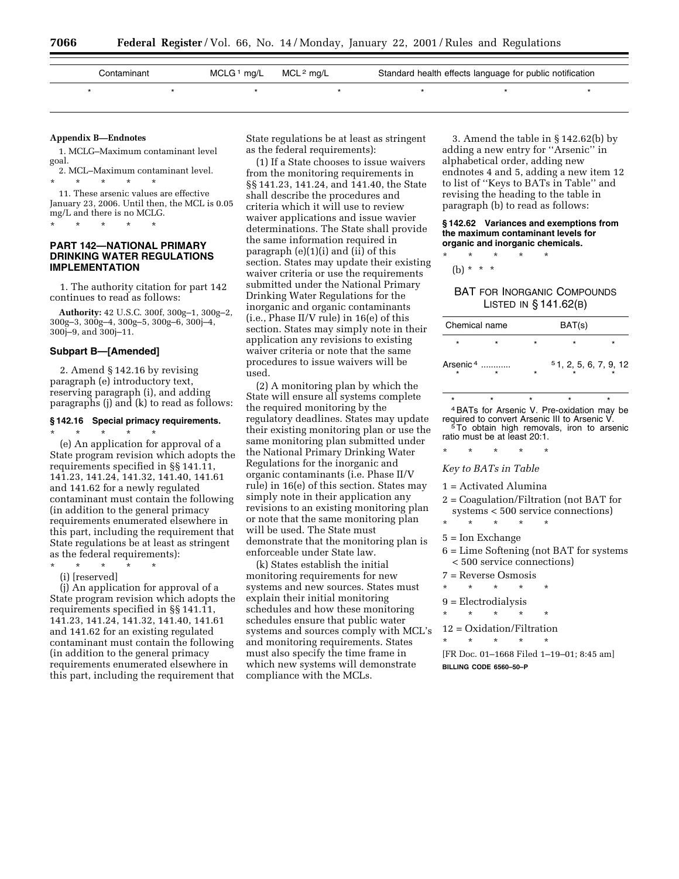| Contaminant | MCLG [1] mg/L | MCL [2] mg/L | Standard health effects language for public notification |
| --- | --- | --- | --- |
| * * | * | * | * * * |

**Appendix B—Endnotes**

1. MCLG–Maximum contaminant level goal.

2. MCL–Maximum contaminant level.

\* \* \* \* \*

11. These arsenic values are effective January 23, 2006. Until then, the MCL is 0.05 mg/L and there is no MCLG.

\* \* \* \* \*

## PART 142—NATIONAL PRIMARY DRINKING WATER REGULATIONS IMPLEMENTATION

1. The authority citation for part 142 continues to read as follows:

**Authority:** 42 U.S.C. 300f, 300g–1, 300g–2, 300g–3, 300g–4, 300g–5, 300g–6, 300j–4, 300j–9, and 300j–11.

### Subpart B—[Amended]

2. Amend § 142.16 by revising paragraph (e) introductory text, reserving paragraph (i), and adding paragraphs (j) and (k) to read as follows:

**§ 142.16 Special primacy requirements.**

\* \* \* \* \*

(e) An application for approval of a State program revision which adopts the requirements specified in §§ 141.11, 141.23, 141.24, 141.32, 141.40, 141.61 and 141.62 for a newly regulated contaminant must contain the following (in addition to the general primacy requirements enumerated elsewhere in this part, including the requirement that State regulations be at least as stringent as the federal requirements):

\* \* \* \* \*

(i) [reserved]

(j) An application for approval of a State program revision which adopts the requirements specified in §§ 141.11, 141.23, 141.24, 141.32, 141.40, 141.61 and 141.62 for an existing regulated contaminant must contain the following (in addition to the general primacy requirements enumerated elsewhere in this part, including the requirement that State regulations be at least as stringent as the federal requirements):

(1) If a State chooses to issue waivers from the monitoring requirements in §§ 141.23, 141.24, and 141.40, the State shall describe the procedures and criteria which it will use to review waiver applications and issue wavier determinations. The State shall provide the same information required in paragraph (e)(1)(i) and (ii) of this section. States may update their existing waiver criteria or use the requirements submitted under the National Primary Drinking Water Regulations for the inorganic and organic contaminants (i.e., Phase II/V rule) in 16(e) of this section. States may simply note in their application any revisions to existing waiver criteria or note that the same procedures to issue waivers will be used.

(2) A monitoring plan by which the State will ensure all systems complete the required monitoring by the regulatory deadlines. States may update their existing monitoring plan or use the same monitoring plan submitted under the National Primary Drinking Water Regulations for the inorganic and organic contaminants (i.e. Phase II/V rule) in 16(e) of this section. States may simply note in their application any revisions to an existing monitoring plan or note that the same monitoring plan will be used. The State must demonstrate that the monitoring plan is enforceable under State law.

(k) States establish the initial monitoring requirements for new systems and new sources. States must explain their initial monitoring schedules and how these monitoring schedules ensure that public water systems and sources comply with MCL's and monitoring requirements. States must also specify the time frame in which new systems will demonstrate compliance with the MCLs.

3. Amend the table in § 142.62(b) by adding a new entry for ''Arsenic'' in alphabetical order, adding new endnotes 4 and 5, adding a new item 12 to list of ''Keys to BATs in Table'' and revising the heading to the table in paragraph (b) to read as follows:

**§ 142.62 Variances and exemptions from the maximum contaminant levels for organic and inorganic chemicals.**

\* \* \* \* \*

(b) \* \* \*

BAT FOR INORGANIC COMPOUNDS LISTED IN § 141.62(B)

| Chemical name | BAT(s) |
| --- | --- |
| * * * | * * |
| Arsenic [4] ............ | [5] 1, 2, 5, 6, 7, 9, 12 |
| * * * | * * |

[4] BATs for Arsenic V. Pre-oxidation may be required to convert Arsenic III to Arsenic V.

[5] To obtain high removals, iron to arsenic ratio must be at least 20:1.

\* \* \* \* \*

*Key to BATs in Table*

1 = Activated Alumina

2 = Coagulation/Filtration (not BAT for systems < 500 service connections)

\* \* \* \* \*

5 = Ion Exchange

6 = Lime Softening (not BAT for systems < 500 service connections)

7 = Reverse Osmosis

\* \* \* \* \*

9 = Electrodialysis

\* \* \* \* \*

12 = Oxidation/Filtration

\* \* \* \* \*

[FR Doc. 01–1668 Filed 1–19–01; 8:45 am]

**BILLING CODE 6560–50–P**